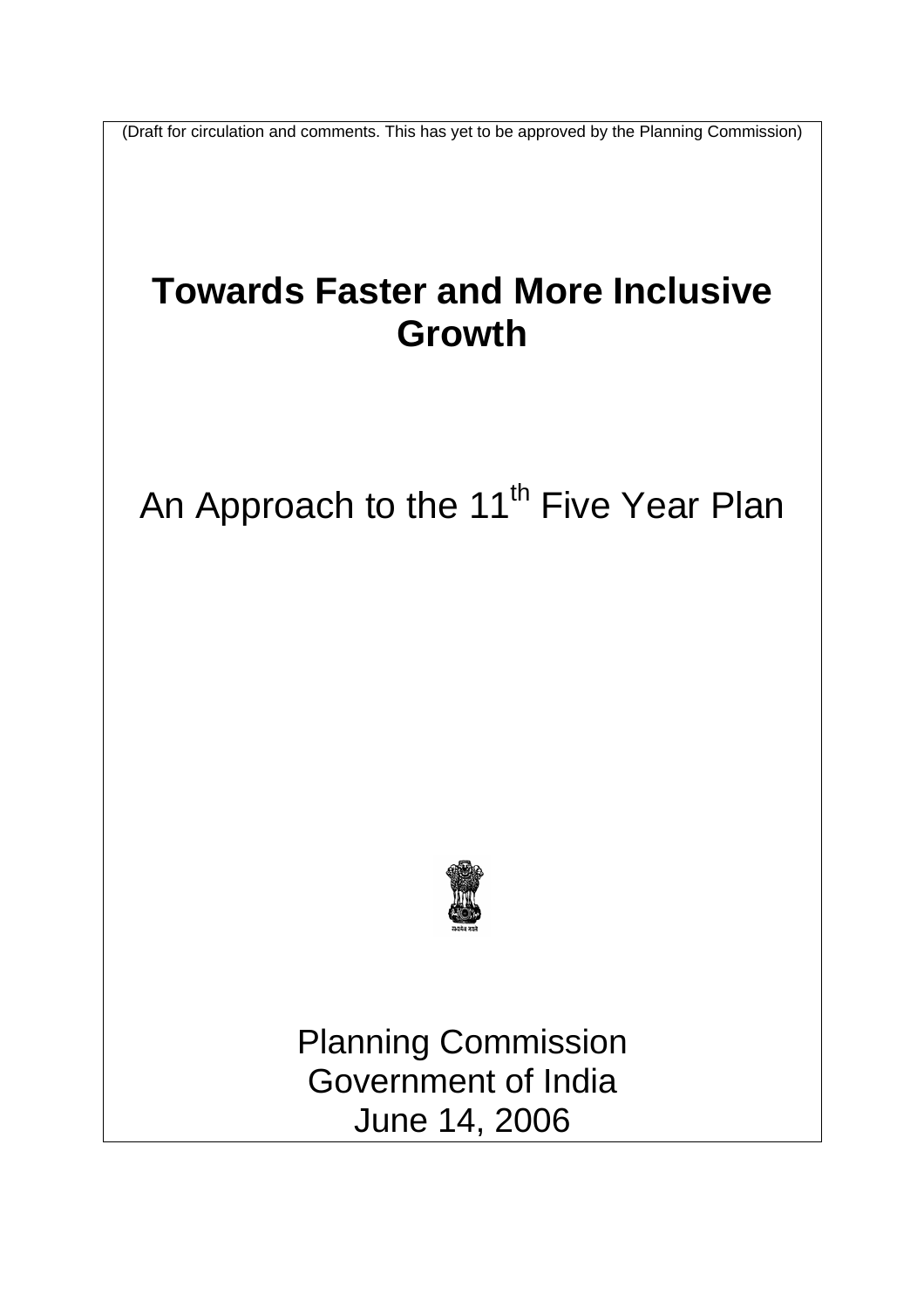(Draft for circulation and comments. This has yet to be approved by the Planning Commission)

# Towards Faster and More Inclusive Growth

An Approach to the 11th Five Year Plan

Planning Commission
Government of India
June 14, 2006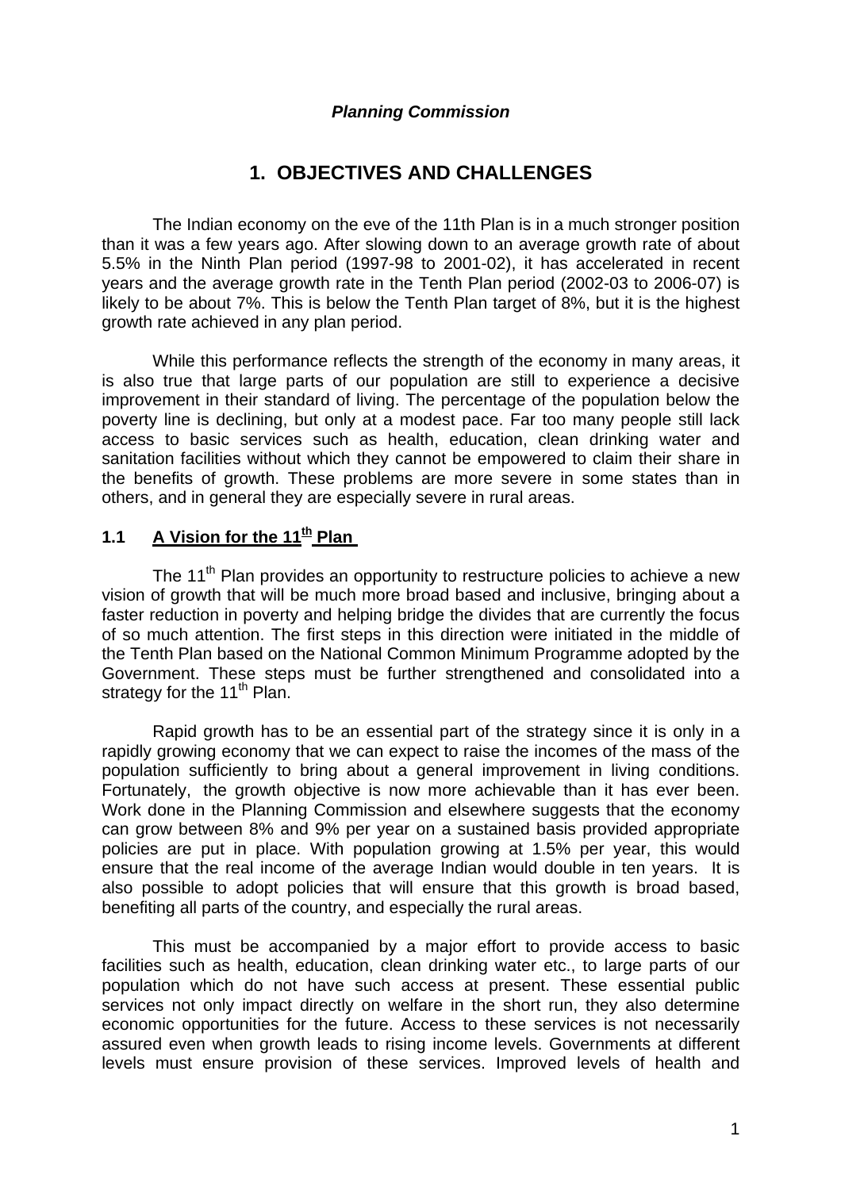*Planning Commission*

# 1. OBJECTIVES AND CHALLENGES

The Indian economy on the eve of the 11th Plan is in a much stronger position than it was a few years ago. After slowing down to an average growth rate of about 5.5% in the Ninth Plan period (1997-98 to 2001-02), it has accelerated in recent years and the average growth rate in the Tenth Plan period (2002-03 to 2006-07) is likely to be about 7%. This is below the Tenth Plan target of 8%, but it is the highest growth rate achieved in any plan period.

While this performance reflects the strength of the economy in many areas, it is also true that large parts of our population are still to experience a decisive improvement in their standard of living. The percentage of the population below the poverty line is declining, but only at a modest pace. Far too many people still lack access to basic services such as health, education, clean drinking water and sanitation facilities without which they cannot be empowered to claim their share in the benefits of growth. These problems are more severe in some states than in others, and in general they are especially severe in rural areas.

## 1.1 A Vision for the 11th Plan

The 11th Plan provides an opportunity to restructure policies to achieve a new vision of growth that will be much more broad based and inclusive, bringing about a faster reduction in poverty and helping bridge the divides that are currently the focus of so much attention. The first steps in this direction were initiated in the middle of the Tenth Plan based on the National Common Minimum Programme adopted by the Government. These steps must be further strengthened and consolidated into a strategy for the 11th Plan.

Rapid growth has to be an essential part of the strategy since it is only in a rapidly growing economy that we can expect to raise the incomes of the mass of the population sufficiently to bring about a general improvement in living conditions. Fortunately, the growth objective is now more achievable than it has ever been. Work done in the Planning Commission and elsewhere suggests that the economy can grow between 8% and 9% per year on a sustained basis provided appropriate policies are put in place. With population growing at 1.5% per year, this would ensure that the real income of the average Indian would double in ten years. It is also possible to adopt policies that will ensure that this growth is broad based, benefiting all parts of the country, and especially the rural areas.

This must be accompanied by a major effort to provide access to basic facilities such as health, education, clean drinking water etc., to large parts of our population which do not have such access at present. These essential public services not only impact directly on welfare in the short run, they also determine economic opportunities for the future. Access to these services is not necessarily assured even when growth leads to rising income levels. Governments at different levels must ensure provision of these services. Improved levels of health and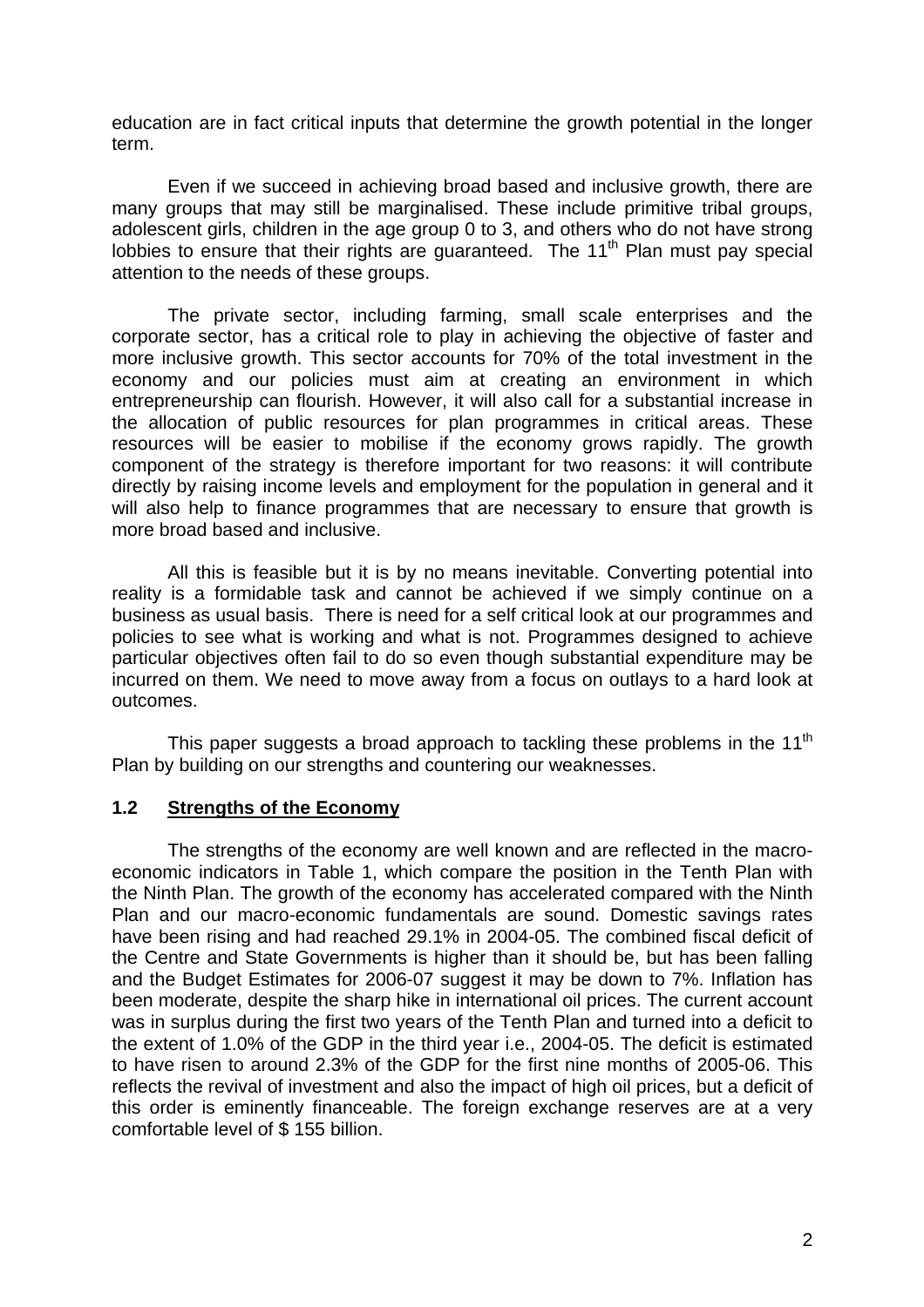education are in fact critical inputs that determine the growth potential in the longer term.

Even if we succeed in achieving broad based and inclusive growth, there are many groups that may still be marginalised. These include primitive tribal groups, adolescent girls, children in the age group 0 to 3, and others who do not have strong lobbies to ensure that their rights are guaranteed. The 11th Plan must pay special attention to the needs of these groups.

The private sector, including farming, small scale enterprises and the corporate sector, has a critical role to play in achieving the objective of faster and more inclusive growth. This sector accounts for 70% of the total investment in the economy and our policies must aim at creating an environment in which entrepreneurship can flourish. However, it will also call for a substantial increase in the allocation of public resources for plan programmes in critical areas. These resources will be easier to mobilise if the economy grows rapidly. The growth component of the strategy is therefore important for two reasons: it will contribute directly by raising income levels and employment for the population in general and it will also help to finance programmes that are necessary to ensure that growth is more broad based and inclusive.

All this is feasible but it is by no means inevitable. Converting potential into reality is a formidable task and cannot be achieved if we simply continue on a business as usual basis. There is need for a self critical look at our programmes and policies to see what is working and what is not. Programmes designed to achieve particular objectives often fail to do so even though substantial expenditure may be incurred on them. We need to move away from a focus on outlays to a hard look at outcomes.

This paper suggests a broad approach to tackling these problems in the 11th Plan by building on our strengths and countering our weaknesses.

## 1.2 Strengths of the Economy

The strengths of the economy are well known and are reflected in the macro-economic indicators in Table 1, which compare the position in the Tenth Plan with the Ninth Plan. The growth of the economy has accelerated compared with the Ninth Plan and our macro-economic fundamentals are sound. Domestic savings rates have been rising and had reached 29.1% in 2004-05. The combined fiscal deficit of the Centre and State Governments is higher than it should be, but has been falling and the Budget Estimates for 2006-07 suggest it may be down to 7%. Inflation has been moderate, despite the sharp hike in international oil prices. The current account was in surplus during the first two years of the Tenth Plan and turned into a deficit to the extent of 1.0% of the GDP in the third year i.e., 2004-05. The deficit is estimated to have risen to around 2.3% of the GDP for the first nine months of 2005-06. This reflects the revival of investment and also the impact of high oil prices, but a deficit of this order is eminently financeable. The foreign exchange reserves are at a very comfortable level of $ 155 billion.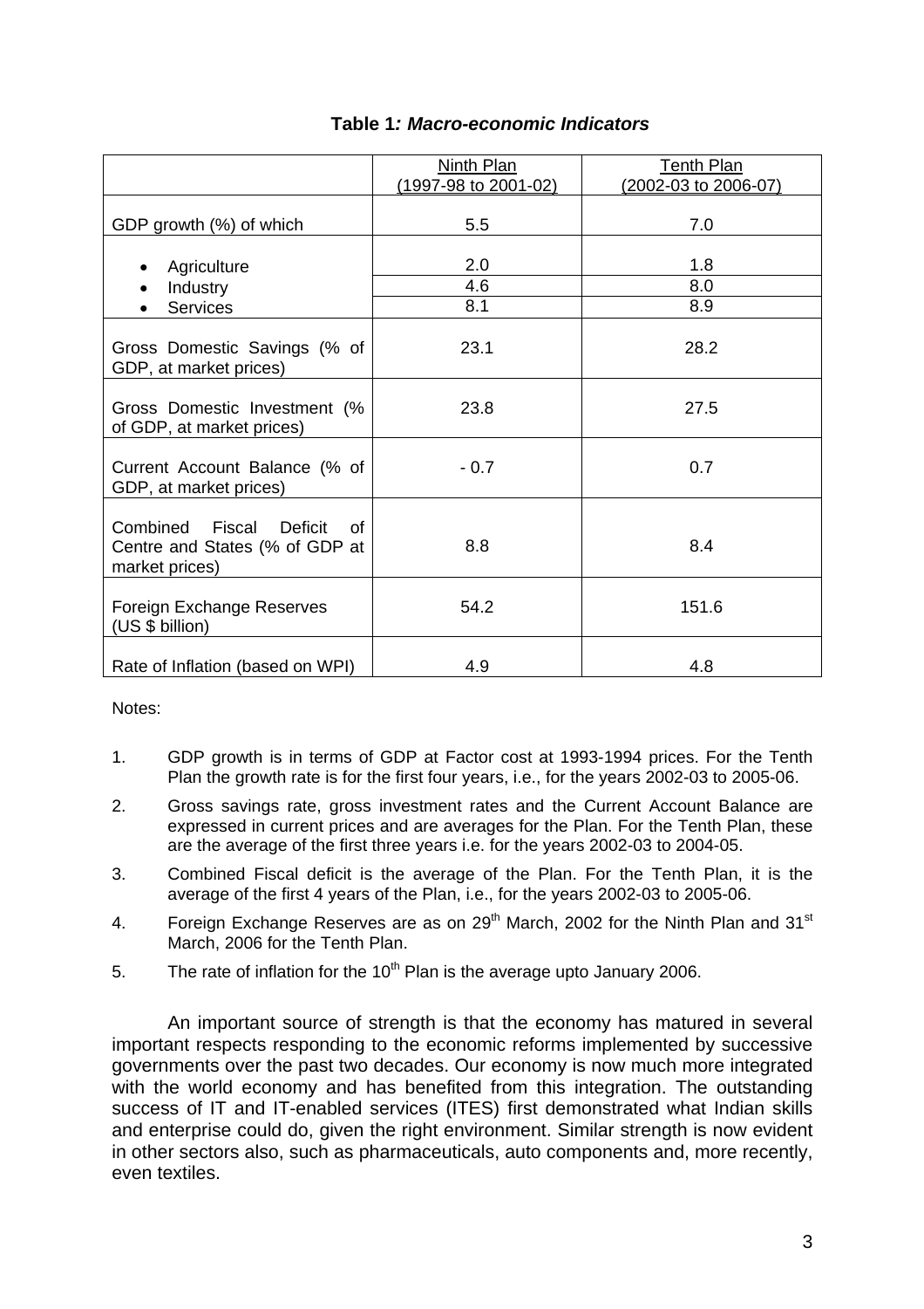**Table 1*: Macro-economic Indicators***

| | Ninth Plan (1997-98 to 2001-02) | Tenth Plan (2002-03 to 2006-07) |
|---|---|---|
| GDP growth (%) of which | 5.5 | 7.0 |
| • Agriculture | 2.0 | 1.8 |
| • Industry | 4.6 | 8.0 |
| • Services | 8.1 | 8.9 |
| Gross Domestic Savings (% of GDP, at market prices) | 23.1 | 28.2 |
| Gross Domestic Investment (% of GDP, at market prices) | 23.8 | 27.5 |
| Current Account Balance (% of GDP, at market prices) | - 0.7 | 0.7 |
| Combined Fiscal Deficit of Centre and States (% of GDP at market prices) | 8.8 | 8.4 |
| Foreign Exchange Reserves (US $ billion) | 54.2 | 151.6 |
| Rate of Inflation (based on WPI) | 4.9 | 4.8 |

Notes:

1. GDP growth is in terms of GDP at Factor cost at 1993-1994 prices. For the Tenth Plan the growth rate is for the first four years, i.e., for the years 2002-03 to 2005-06.
2. Gross savings rate, gross investment rates and the Current Account Balance are expressed in current prices and are averages for the Plan. For the Tenth Plan, these are the average of the first three years i.e. for the years 2002-03 to 2004-05.
3. Combined Fiscal deficit is the average of the Plan. For the Tenth Plan, it is the average of the first 4 years of the Plan, i.e., for the years 2002-03 to 2005-06.
4. Foreign Exchange Reserves are as on 29th March, 2002 for the Ninth Plan and 31st March, 2006 for the Tenth Plan.
5. The rate of inflation for the 10th Plan is the average upto January 2006.

An important source of strength is that the economy has matured in several important respects responding to the economic reforms implemented by successive governments over the past two decades. Our economy is now much more integrated with the world economy and has benefited from this integration. The outstanding success of IT and IT-enabled services (ITES) first demonstrated what Indian skills and enterprise could do, given the right environment. Similar strength is now evident in other sectors also, such as pharmaceuticals, auto components and, more recently, even textiles.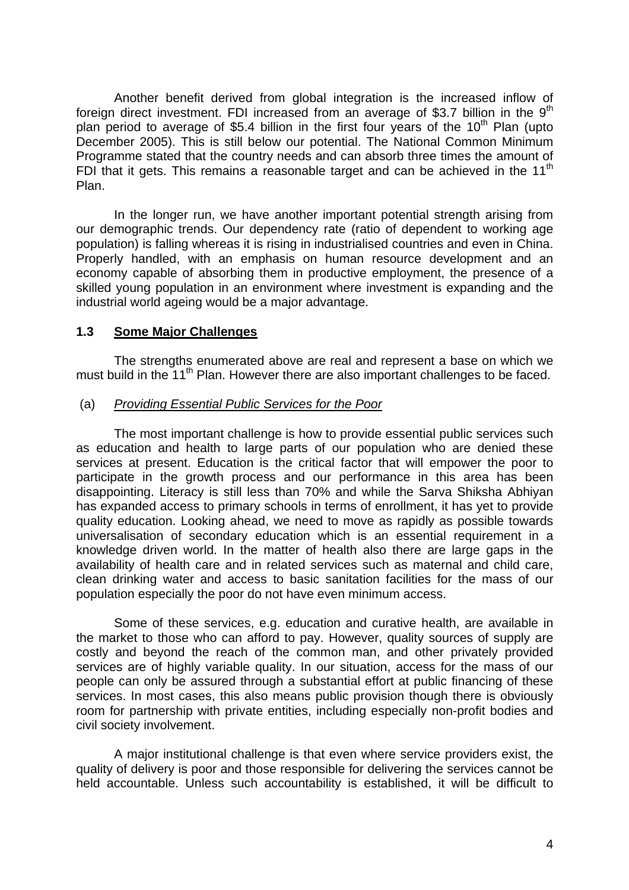Another benefit derived from global integration is the increased inflow of foreign direct investment. FDI increased from an average of \$3.7 billion in the $9^{th}$ plan period to average of \$5.4 billion in the first four years of the $10^{th}$ Plan (upto December 2005). This is still below our potential. The National Common Minimum Programme stated that the country needs and can absorb three times the amount of FDI that it gets. This remains a reasonable target and can be achieved in the $11^{th}$ Plan.

In the longer run, we have another important potential strength arising from our demographic trends. Our dependency rate (ratio of dependent to working age population) is falling whereas it is rising in industrialised countries and even in China. Properly handled, with an emphasis on human resource development and an economy capable of absorbing them in productive employment, the presence of a skilled young population in an environment where investment is expanding and the industrial world ageing would be a major advantage.

### 1.3 Some Major Challenges

The strengths enumerated above are real and represent a base on which we must build in the $11^{th}$ Plan. However there are also important challenges to be faced.

#### (a) *Providing Essential Public Services for the Poor*

The most important challenge is how to provide essential public services such as education and health to large parts of our population who are denied these services at present. Education is the critical factor that will empower the poor to participate in the growth process and our performance in this area has been disappointing. Literacy is still less than 70% and while the Sarva Shiksha Abhiyan has expanded access to primary schools in terms of enrollment, it has yet to provide quality education. Looking ahead, we need to move as rapidly as possible towards universalisation of secondary education which is an essential requirement in a knowledge driven world. In the matter of health also there are large gaps in the availability of health care and in related services such as maternal and child care, clean drinking water and access to basic sanitation facilities for the mass of our population especially the poor do not have even minimum access.

Some of these services, e.g. education and curative health, are available in the market to those who can afford to pay. However, quality sources of supply are costly and beyond the reach of the common man, and other privately provided services are of highly variable quality. In our situation, access for the mass of our people can only be assured through a substantial effort at public financing of these services. In most cases, this also means public provision though there is obviously room for partnership with private entities, including especially non-profit bodies and civil society involvement.

A major institutional challenge is that even where service providers exist, the quality of delivery is poor and those responsible for delivering the services cannot be held accountable. Unless such accountability is established, it will be difficult to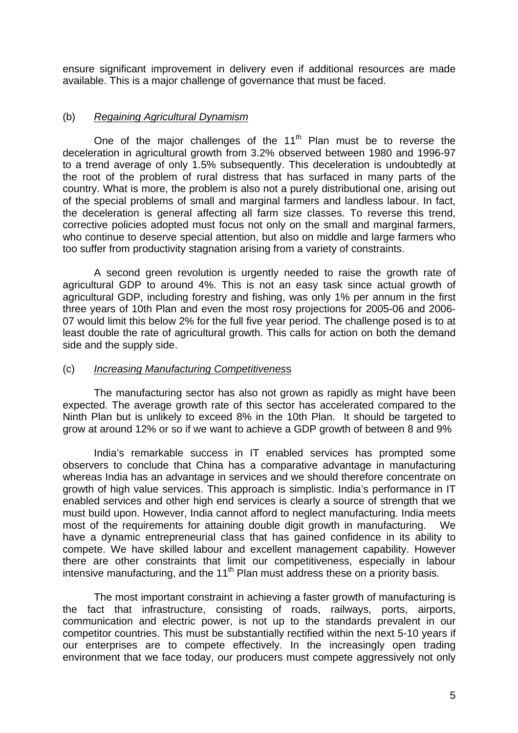ensure significant improvement in delivery even if additional resources are made available. This is a major challenge of governance that must be faced.

### (b) *Regaining Agricultural Dynamism*

One of the major challenges of the 11th Plan must be to reverse the deceleration in agricultural growth from 3.2% observed between 1980 and 1996-97 to a trend average of only 1.5% subsequently. This deceleration is undoubtedly at the root of the problem of rural distress that has surfaced in many parts of the country. What is more, the problem is also not a purely distributional one, arising out of the special problems of small and marginal farmers and landless labour. In fact, the deceleration is general affecting all farm size classes. To reverse this trend, corrective policies adopted must focus not only on the small and marginal farmers, who continue to deserve special attention, but also on middle and large farmers who too suffer from productivity stagnation arising from a variety of constraints.

A second green revolution is urgently needed to raise the growth rate of agricultural GDP to around 4%. This is not an easy task since actual growth of agricultural GDP, including forestry and fishing, was only 1% per annum in the first three years of 10th Plan and even the most rosy projections for 2005-06 and 2006-07 would limit this below 2% for the full five year period. The challenge posed is to at least double the rate of agricultural growth. This calls for action on both the demand side and the supply side.

### (c) *Increasing Manufacturing Competitiveness*

The manufacturing sector has also not grown as rapidly as might have been expected. The average growth rate of this sector has accelerated compared to the Ninth Plan but is unlikely to exceed 8% in the 10th Plan. It should be targeted to grow at around 12% or so if we want to achieve a GDP growth of between 8 and 9%

India's remarkable success in IT enabled services has prompted some observers to conclude that China has a comparative advantage in manufacturing whereas India has an advantage in services and we should therefore concentrate on growth of high value services. This approach is simplistic. India's performance in IT enabled services and other high end services is clearly a source of strength that we must build upon. However, India cannot afford to neglect manufacturing. India meets most of the requirements for attaining double digit growth in manufacturing. We have a dynamic entrepreneurial class that has gained confidence in its ability to compete. We have skilled labour and excellent management capability. However there are other constraints that limit our competitiveness, especially in labour intensive manufacturing, and the 11th Plan must address these on a priority basis.

The most important constraint in achieving a faster growth of manufacturing is the fact that infrastructure, consisting of roads, railways, ports, airports, communication and electric power, is not up to the standards prevalent in our competitor countries. This must be substantially rectified within the next 5-10 years if our enterprises are to compete effectively. In the increasingly open trading environment that we face today, our producers must compete aggressively not only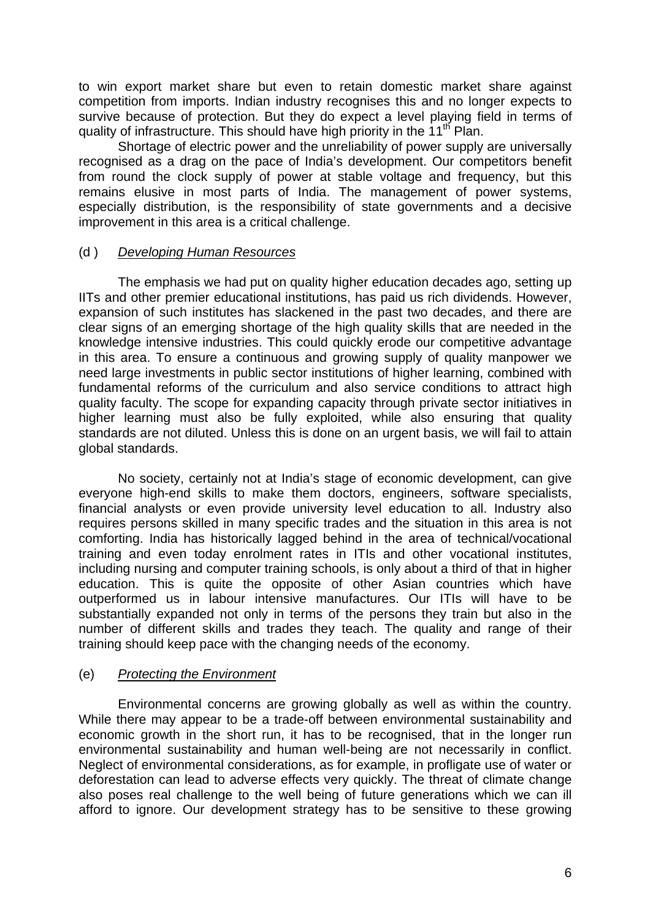to win export market share but even to retain domestic market share against competition from imports. Indian industry recognises this and no longer expects to survive because of protection. But they do expect a level playing field in terms of quality of infrastructure. This should have high priority in the 11th Plan.

Shortage of electric power and the unreliability of power supply are universally recognised as a drag on the pace of India's development. Our competitors benefit from round the clock supply of power at stable voltage and frequency, but this remains elusive in most parts of India. The management of power systems, especially distribution, is the responsibility of state governments and a decisive improvement in this area is a critical challenge.

### (d ) *Developing Human Resources*

The emphasis we had put on quality higher education decades ago, setting up IITs and other premier educational institutions, has paid us rich dividends. However, expansion of such institutes has slackened in the past two decades, and there are clear signs of an emerging shortage of the high quality skills that are needed in the knowledge intensive industries. This could quickly erode our competitive advantage in this area. To ensure a continuous and growing supply of quality manpower we need large investments in public sector institutions of higher learning, combined with fundamental reforms of the curriculum and also service conditions to attract high quality faculty. The scope for expanding capacity through private sector initiatives in higher learning must also be fully exploited, while also ensuring that quality standards are not diluted. Unless this is done on an urgent basis, we will fail to attain global standards.

No society, certainly not at India's stage of economic development, can give everyone high-end skills to make them doctors, engineers, software specialists, financial analysts or even provide university level education to all. Industry also requires persons skilled in many specific trades and the situation in this area is not comforting. India has historically lagged behind in the area of technical/vocational training and even today enrolment rates in ITIs and other vocational institutes, including nursing and computer training schools, is only about a third of that in higher education. This is quite the opposite of other Asian countries which have outperformed us in labour intensive manufactures. Our ITIs will have to be substantially expanded not only in terms of the persons they train but also in the number of different skills and trades they teach. The quality and range of their training should keep pace with the changing needs of the economy.

### (e) *Protecting the Environment*

Environmental concerns are growing globally as well as within the country. While there may appear to be a trade-off between environmental sustainability and economic growth in the short run, it has to be recognised, that in the longer run environmental sustainability and human well-being are not necessarily in conflict. Neglect of environmental considerations, as for example, in profligate use of water or deforestation can lead to adverse effects very quickly. The threat of climate change also poses real challenge to the well being of future generations which we can ill afford to ignore. Our development strategy has to be sensitive to these growing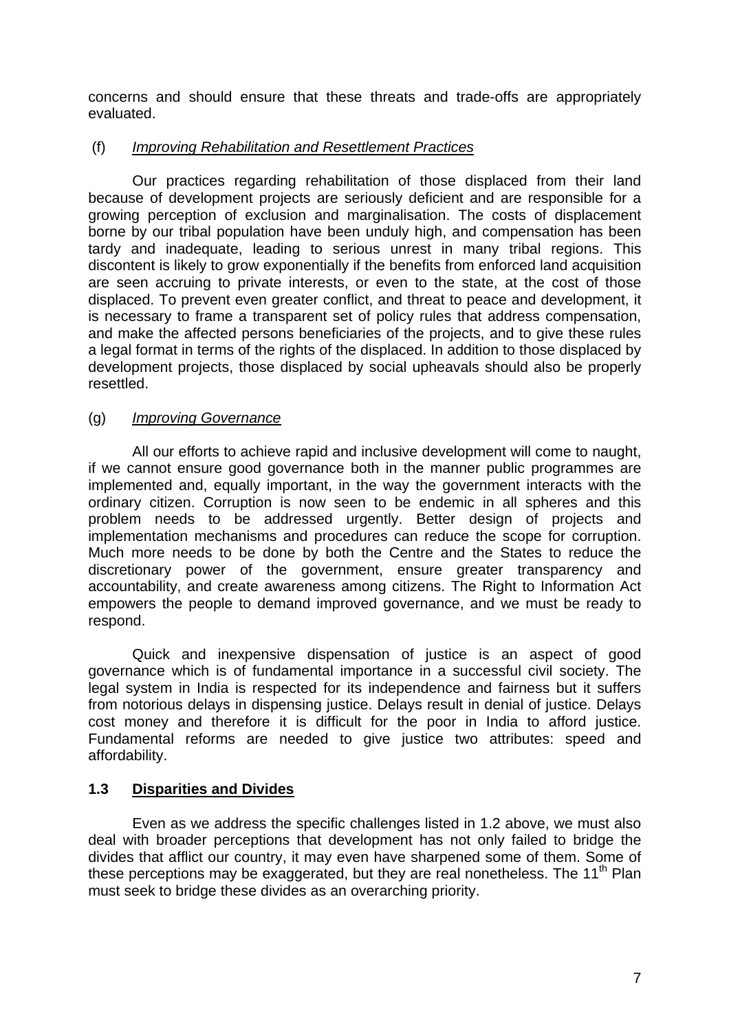concerns and should ensure that these threats and trade-offs are appropriately evaluated.

(f) *Improving Rehabilitation and Resettlement Practices*

Our practices regarding rehabilitation of those displaced from their land because of development projects are seriously deficient and are responsible for a growing perception of exclusion and marginalisation. The costs of displacement borne by our tribal population have been unduly high, and compensation has been tardy and inadequate, leading to serious unrest in many tribal regions. This discontent is likely to grow exponentially if the benefits from enforced land acquisition are seen accruing to private interests, or even to the state, at the cost of those displaced. To prevent even greater conflict, and threat to peace and development, it is necessary to frame a transparent set of policy rules that address compensation, and make the affected persons beneficiaries of the projects, and to give these rules a legal format in terms of the rights of the displaced. In addition to those displaced by development projects, those displaced by social upheavals should also be properly resettled.

(g) *Improving Governance*

All our efforts to achieve rapid and inclusive development will come to naught, if we cannot ensure good governance both in the manner public programmes are implemented and, equally important, in the way the government interacts with the ordinary citizen. Corruption is now seen to be endemic in all spheres and this problem needs to be addressed urgently. Better design of projects and implementation mechanisms and procedures can reduce the scope for corruption. Much more needs to be done by both the Centre and the States to reduce the discretionary power of the government, ensure greater transparency and accountability, and create awareness among citizens. The Right to Information Act empowers the people to demand improved governance, and we must be ready to respond.

Quick and inexpensive dispensation of justice is an aspect of good governance which is of fundamental importance in a successful civil society. The legal system in India is respected for its independence and fairness but it suffers from notorious delays in dispensing justice. Delays result in denial of justice. Delays cost money and therefore it is difficult for the poor in India to afford justice. Fundamental reforms are needed to give justice two attributes: speed and affordability.

## 1.3 Disparities and Divides

Even as we address the specific challenges listed in 1.2 above, we must also deal with broader perceptions that development has not only failed to bridge the divides that afflict our country, it may even have sharpened some of them. Some of these perceptions may be exaggerated, but they are real nonetheless. The 11th Plan must seek to bridge these divides as an overarching priority.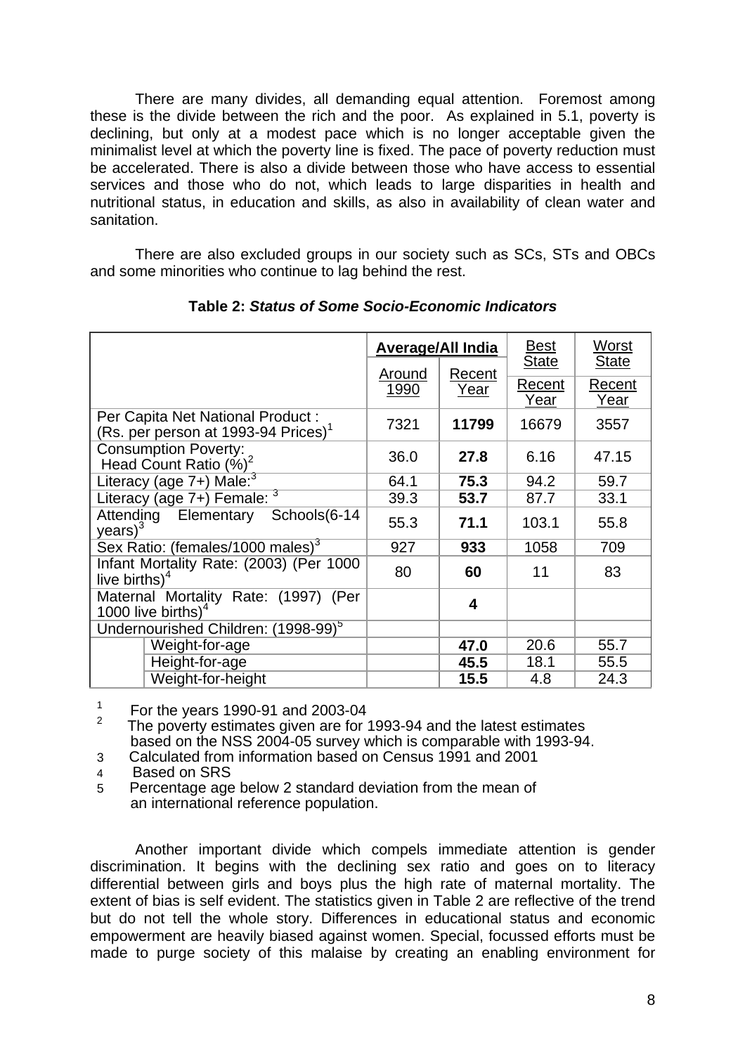There are many divides, all demanding equal attention. Foremost among these is the divide between the rich and the poor. As explained in 5.1, poverty is declining, but only at a modest pace which is no longer acceptable given the minimalist level at which the poverty line is fixed. The pace of poverty reduction must be accelerated. There is also a divide between those who have access to essential services and those who do not, which leads to large disparities in health and nutritional status, in education and skills, as also in availability of clean water and sanitation.

There are also excluded groups in our society such as SCs, STs and OBCs and some minorities who continue to lag behind the rest.

**Table 2: *Status of Some Socio-Economic Indicators***

| | | Average/All India | | Best State | Worst State |
|---|---|---|---|---|---|
| | | Around 1990 | Recent Year | Recent Year | Recent Year |
| Per Capita Net National Product : (Rs. per person at 1993-94 Prices)[1] | | 7321 | **11799** | 16679 | 3557 |
| Consumption Poverty: Head Count Ratio (%)[2] | | 36.0 | **27.8** | 6.16 | 47.15 |
| Literacy (age 7+) Male:[3] | | 64.1 | **75.3** | 94.2 | 59.7 |
| Literacy (age 7+) Female: [3] | | 39.3 | **53.7** | 87.7 | 33.1 |
| Attending Elementary Schools(6-14 years)[3] | | 55.3 | **71.1** | 103.1 | 55.8 |
| Sex Ratio: (females/1000 males)[3] | | 927 | **933** | 1058 | 709 |
| Infant Mortality Rate: (2003) (Per 1000 live births)[4] | | 80 | **60** | 11 | 83 |
| Maternal Mortality Rate: (1997) (Per 1000 live births)[4] | | | **4** | | |
| Undernourished Children: (1998-99)[5] | | | | | |
| | Weight-for-age | | **47.0** | 20.6 | 55.7 |
| | Height-for-age | | **45.5** | 18.1 | 55.5 |
| | Weight-for-height | | **15.5** | 4.8 | 24.3 |

1 For the years 1990-91 and 2003-04

2 The poverty estimates given are for 1993-94 and the latest estimates based on the NSS 2004-05 survey which is comparable with 1993-94.

3 Calculated from information based on Census 1991 and 2001

4 Based on SRS

5 Percentage age below 2 standard deviation from the mean of an international reference population.

Another important divide which compels immediate attention is gender discrimination. It begins with the declining sex ratio and goes on to literacy differential between girls and boys plus the high rate of maternal mortality. The extent of bias is self evident. The statistics given in Table 2 are reflective of the trend but do not tell the whole story. Differences in educational status and economic empowerment are heavily biased against women. Special, focussed efforts must be made to purge society of this malaise by creating an enabling environment for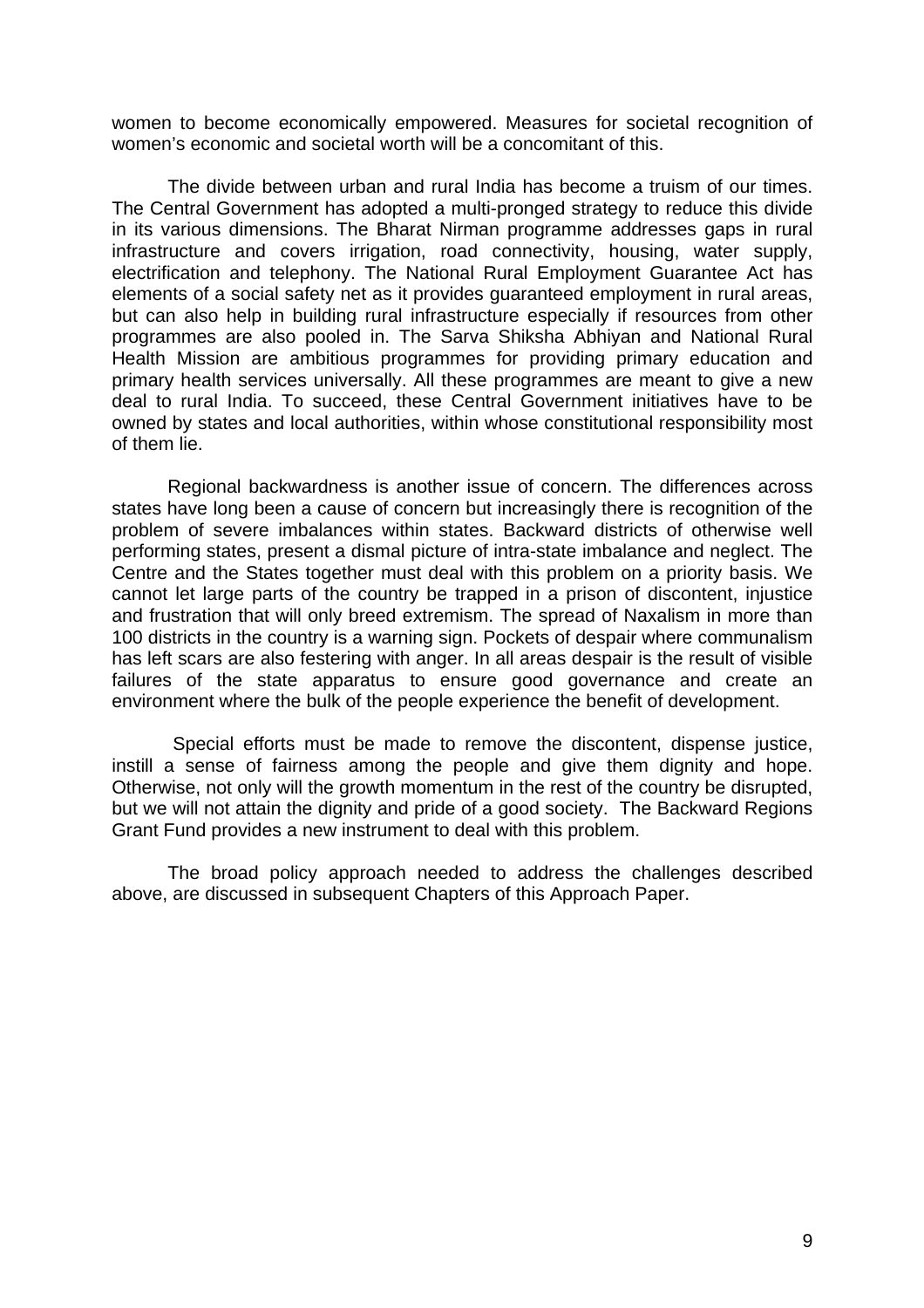women to become economically empowered. Measures for societal recognition of women's economic and societal worth will be a concomitant of this.

The divide between urban and rural India has become a truism of our times. The Central Government has adopted a multi-pronged strategy to reduce this divide in its various dimensions. The Bharat Nirman programme addresses gaps in rural infrastructure and covers irrigation, road connectivity, housing, water supply, electrification and telephony. The National Rural Employment Guarantee Act has elements of a social safety net as it provides guaranteed employment in rural areas, but can also help in building rural infrastructure especially if resources from other programmes are also pooled in. The Sarva Shiksha Abhiyan and National Rural Health Mission are ambitious programmes for providing primary education and primary health services universally. All these programmes are meant to give a new deal to rural India. To succeed, these Central Government initiatives have to be owned by states and local authorities, within whose constitutional responsibility most of them lie.

Regional backwardness is another issue of concern. The differences across states have long been a cause of concern but increasingly there is recognition of the problem of severe imbalances within states. Backward districts of otherwise well performing states, present a dismal picture of intra-state imbalance and neglect. The Centre and the States together must deal with this problem on a priority basis. We cannot let large parts of the country be trapped in a prison of discontent, injustice and frustration that will only breed extremism. The spread of Naxalism in more than 100 districts in the country is a warning sign. Pockets of despair where communalism has left scars are also festering with anger. In all areas despair is the result of visible failures of the state apparatus to ensure good governance and create an environment where the bulk of the people experience the benefit of development.

Special efforts must be made to remove the discontent, dispense justice, instill a sense of fairness among the people and give them dignity and hope. Otherwise, not only will the growth momentum in the rest of the country be disrupted, but we will not attain the dignity and pride of a good society. The Backward Regions Grant Fund provides a new instrument to deal with this problem.

The broad policy approach needed to address the challenges described above, are discussed in subsequent Chapters of this Approach Paper.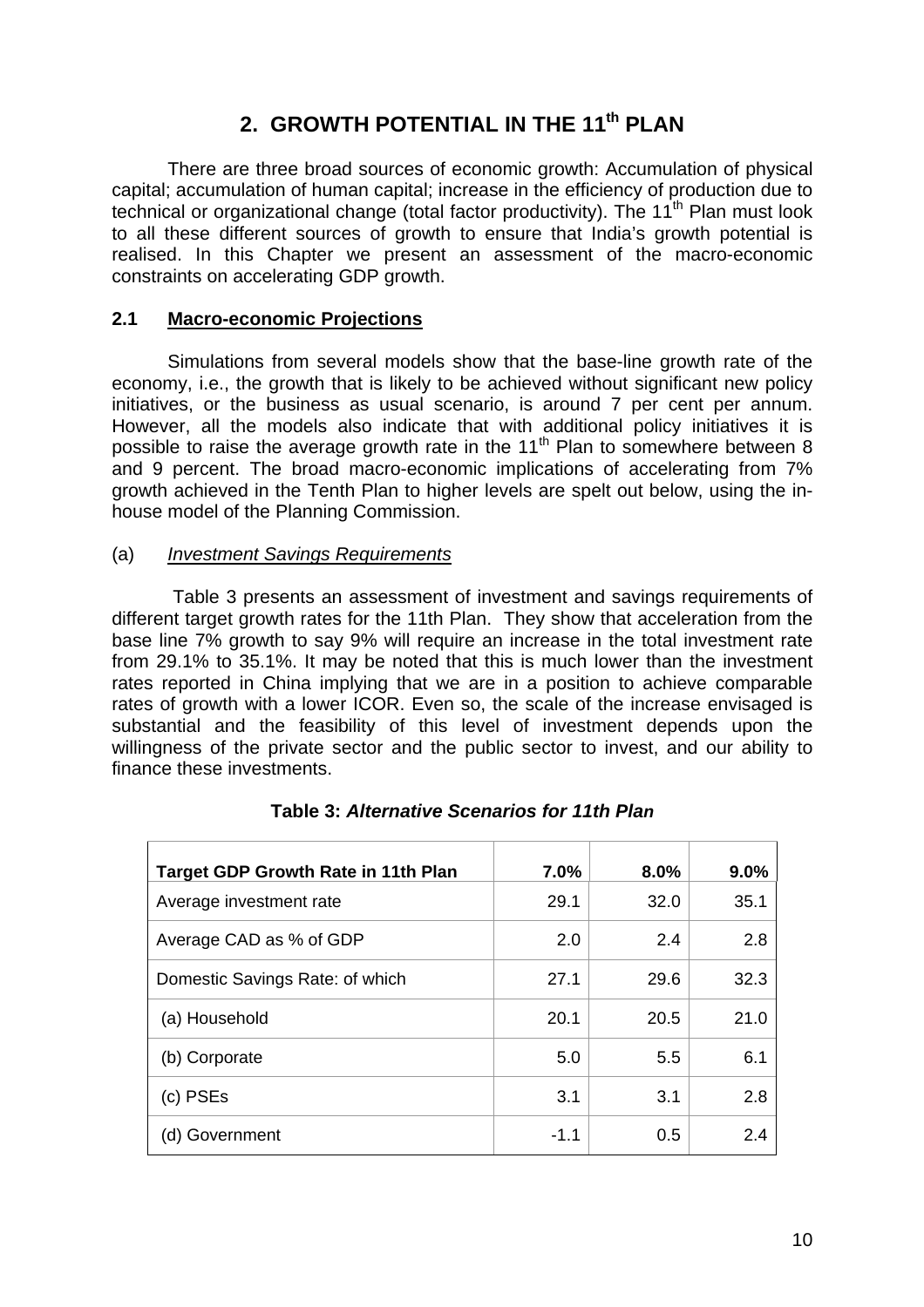# 2. GROWTH POTENTIAL IN THE 11th PLAN

There are three broad sources of economic growth: Accumulation of physical capital; accumulation of human capital; increase in the efficiency of production due to technical or organizational change (total factor productivity). The 11th Plan must look to all these different sources of growth to ensure that India's growth potential is realised. In this Chapter we present an assessment of the macro-economic constraints on accelerating GDP growth.

## 2.1 Macro-economic Projections

Simulations from several models show that the base-line growth rate of the economy, i.e., the growth that is likely to be achieved without significant new policy initiatives, or the business as usual scenario, is around 7 per cent per annum. However, all the models also indicate that with additional policy initiatives it is possible to raise the average growth rate in the 11th Plan to somewhere between 8 and 9 percent. The broad macro-economic implications of accelerating from 7% growth achieved in the Tenth Plan to higher levels are spelt out below, using the in-house model of the Planning Commission.

### (a) *Investment Savings Requirements*

Table 3 presents an assessment of investment and savings requirements of different target growth rates for the 11th Plan. They show that acceleration from the base line 7% growth to say 9% will require an increase in the total investment rate from 29.1% to 35.1%. It may be noted that this is much lower than the investment rates reported in China implying that we are in a position to achieve comparable rates of growth with a lower ICOR. Even so, the scale of the increase envisaged is substantial and the feasibility of this level of investment depends upon the willingness of the private sector and the public sector to invest, and our ability to finance these investments.

**Table 3: *Alternative Scenarios for 11th Plan***

| Target GDP Growth Rate in 11th Plan | 7.0% | 8.0% | 9.0% |
|---|---|---|---|
| Average investment rate | 29.1 | 32.0 | 35.1 |
| Average CAD as % of GDP | 2.0 | 2.4 | 2.8 |
| Domestic Savings Rate: of which | 27.1 | 29.6 | 32.3 |
| (a) Household | 20.1 | 20.5 | 21.0 |
| (b) Corporate | 5.0 | 5.5 | 6.1 |
| (c) PSEs | 3.1 | 3.1 | 2.8 |
| (d) Government | -1.1 | 0.5 | 2.4 |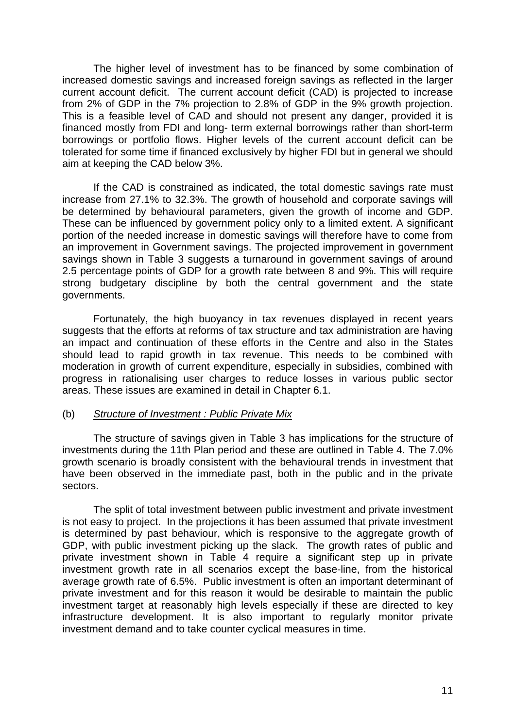The higher level of investment has to be financed by some combination of increased domestic savings and increased foreign savings as reflected in the larger current account deficit. The current account deficit (CAD) is projected to increase from 2% of GDP in the 7% projection to 2.8% of GDP in the 9% growth projection. This is a feasible level of CAD and should not present any danger, provided it is financed mostly from FDI and long- term external borrowings rather than short-term borrowings or portfolio flows. Higher levels of the current account deficit can be tolerated for some time if financed exclusively by higher FDI but in general we should aim at keeping the CAD below 3%.

If the CAD is constrained as indicated, the total domestic savings rate must increase from 27.1% to 32.3%. The growth of household and corporate savings will be determined by behavioural parameters, given the growth of income and GDP. These can be influenced by government policy only to a limited extent. A significant portion of the needed increase in domestic savings will therefore have to come from an improvement in Government savings. The projected improvement in government savings shown in Table 3 suggests a turnaround in government savings of around 2.5 percentage points of GDP for a growth rate between 8 and 9%. This will require strong budgetary discipline by both the central government and the state governments.

Fortunately, the high buoyancy in tax revenues displayed in recent years suggests that the efforts at reforms of tax structure and tax administration are having an impact and continuation of these efforts in the Centre and also in the States should lead to rapid growth in tax revenue. This needs to be combined with moderation in growth of current expenditure, especially in subsidies, combined with progress in rationalising user charges to reduce losses in various public sector areas. These issues are examined in detail in Chapter 6.1.

(b) *Structure of Investment : Public Private Mix*

The structure of savings given in Table 3 has implications for the structure of investments during the 11th Plan period and these are outlined in Table 4. The 7.0% growth scenario is broadly consistent with the behavioural trends in investment that have been observed in the immediate past, both in the public and in the private sectors.

The split of total investment between public investment and private investment is not easy to project. In the projections it has been assumed that private investment is determined by past behaviour, which is responsive to the aggregate growth of GDP, with public investment picking up the slack. The growth rates of public and private investment shown in Table 4 require a significant step up in private investment growth rate in all scenarios except the base-line, from the historical average growth rate of 6.5%. Public investment is often an important determinant of private investment and for this reason it would be desirable to maintain the public investment target at reasonably high levels especially if these are directed to key infrastructure development. It is also important to regularly monitor private investment demand and to take counter cyclical measures in time.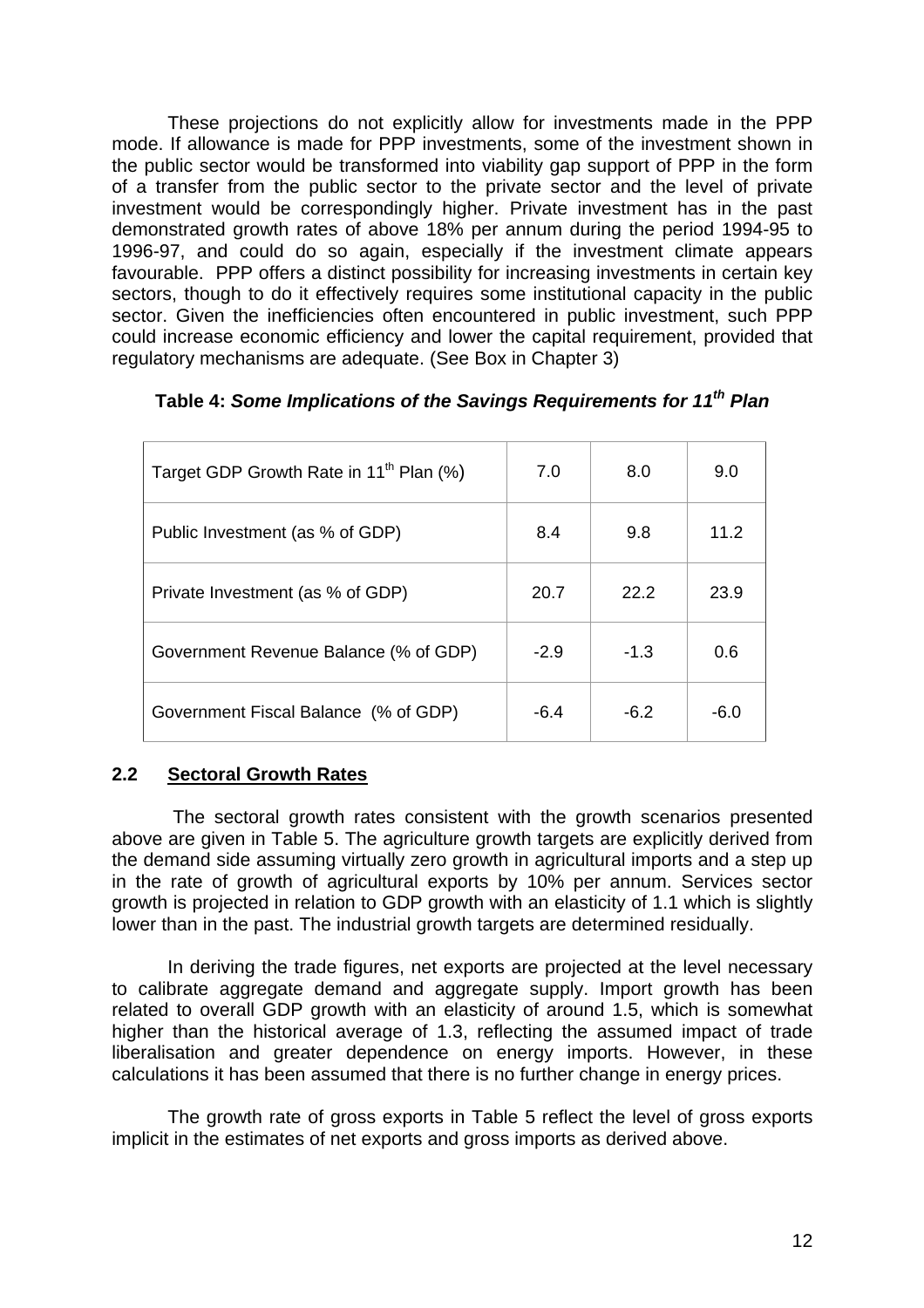These projections do not explicitly allow for investments made in the PPP mode. If allowance is made for PPP investments, some of the investment shown in the public sector would be transformed into viability gap support of PPP in the form of a transfer from the public sector to the private sector and the level of private investment would be correspondingly higher. Private investment has in the past demonstrated growth rates of above 18% per annum during the period 1994-95 to 1996-97, and could do so again, especially if the investment climate appears favourable. PPP offers a distinct possibility for increasing investments in certain key sectors, though to do it effectively requires some institutional capacity in the public sector. Given the inefficiencies often encountered in public investment, such PPP could increase economic efficiency and lower the capital requirement, provided that regulatory mechanisms are adequate. (See Box in Chapter 3)

**Table 4: *Some Implications of the Savings Requirements for 11th Plan***

| Target GDP Growth Rate in 11th Plan (%) | 7.0 | 8.0 | 9.0 |
|---|---|---|---|
| Public Investment (as % of GDP) | 8.4 | 9.8 | 11.2 |
| Private Investment (as % of GDP) | 20.7 | 22.2 | 23.9 |
| Government Revenue Balance (% of GDP) | -2.9 | -1.3 | 0.6 |
| Government Fiscal Balance (% of GDP) | -6.4 | -6.2 | -6.0 |

## 2.2 Sectoral Growth Rates

The sectoral growth rates consistent with the growth scenarios presented above are given in Table 5. The agriculture growth targets are explicitly derived from the demand side assuming virtually zero growth in agricultural imports and a step up in the rate of growth of agricultural exports by 10% per annum. Services sector growth is projected in relation to GDP growth with an elasticity of 1.1 which is slightly lower than in the past. The industrial growth targets are determined residually.

In deriving the trade figures, net exports are projected at the level necessary to calibrate aggregate demand and aggregate supply. Import growth has been related to overall GDP growth with an elasticity of around 1.5, which is somewhat higher than the historical average of 1.3, reflecting the assumed impact of trade liberalisation and greater dependence on energy imports. However, in these calculations it has been assumed that there is no further change in energy prices.

The growth rate of gross exports in Table 5 reflect the level of gross exports implicit in the estimates of net exports and gross imports as derived above.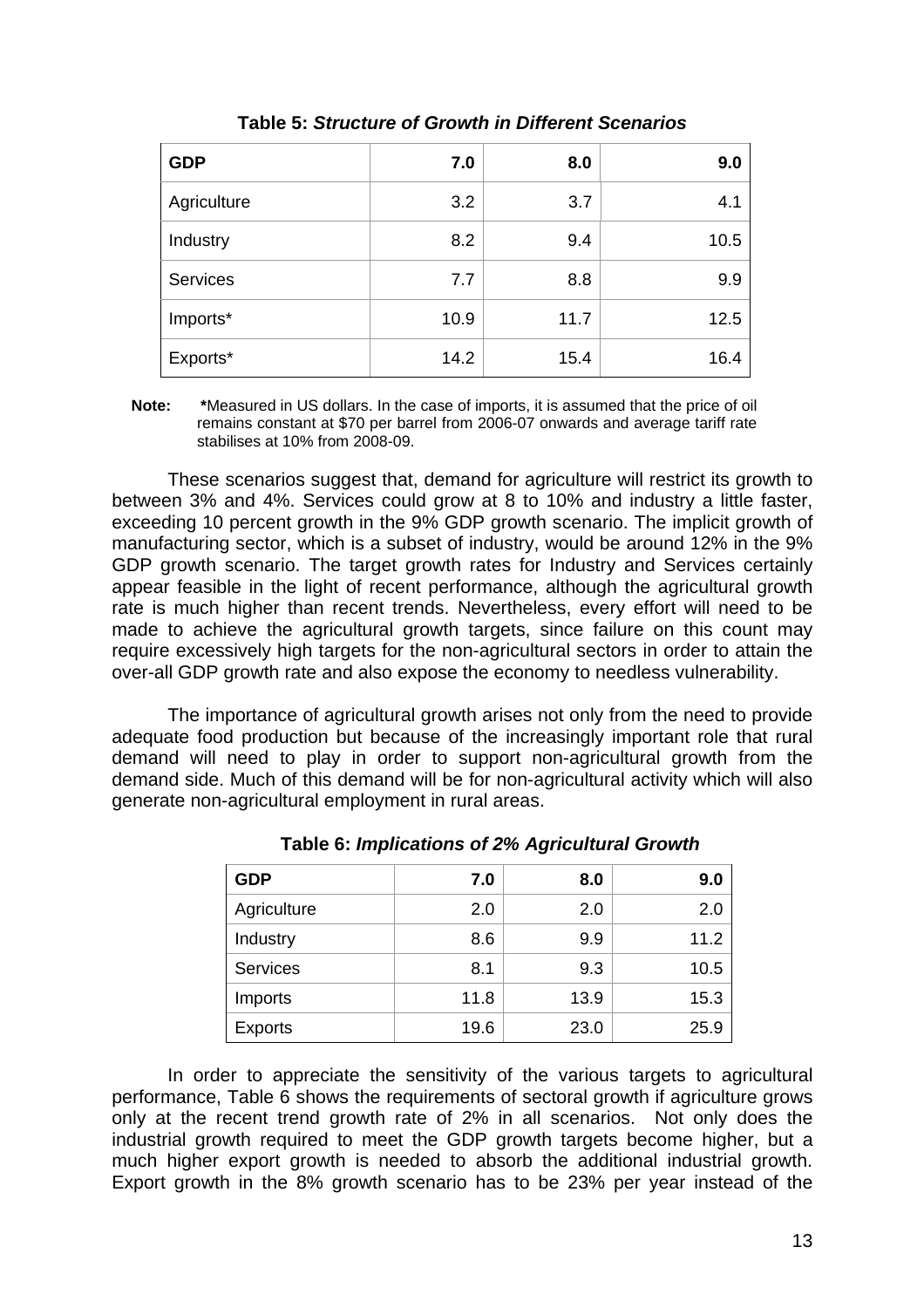**Table 5: *Structure of Growth in Different Scenarios***

| GDP | 7.0 | 8.0 | 9.0 |
|---|---|---|---|
| Agriculture | 3.2 | 3.7 | 4.1 |
| Industry | 8.2 | 9.4 | 10.5 |
| Services | 7.7 | 8.8 | 9.9 |
| Imports* | 10.9 | 11.7 | 12.5 |
| Exports* | 14.2 | 15.4 | 16.4 |

**Note:** *Measured in US dollars. In the case of imports, it is assumed that the price of oil remains constant at $70 per barrel from 2006-07 onwards and average tariff rate stabilises at 10% from 2008-09.

These scenarios suggest that, demand for agriculture will restrict its growth to between 3% and 4%. Services could grow at 8 to 10% and industry a little faster, exceeding 10 percent growth in the 9% GDP growth scenario. The implicit growth of manufacturing sector, which is a subset of industry, would be around 12% in the 9% GDP growth scenario. The target growth rates for Industry and Services certainly appear feasible in the light of recent performance, although the agricultural growth rate is much higher than recent trends. Nevertheless, every effort will need to be made to achieve the agricultural growth targets, since failure on this count may require excessively high targets for the non-agricultural sectors in order to attain the over-all GDP growth rate and also expose the economy to needless vulnerability.

The importance of agricultural growth arises not only from the need to provide adequate food production but because of the increasingly important role that rural demand will need to play in order to support non-agricultural growth from the demand side. Much of this demand will be for non-agricultural activity which will also generate non-agricultural employment in rural areas.

**Table 6: *Implications of 2% Agricultural Growth***

| GDP | 7.0 | 8.0 | 9.0 |
|---|---|---|---|
| Agriculture | 2.0 | 2.0 | 2.0 |
| Industry | 8.6 | 9.9 | 11.2 |
| Services | 8.1 | 9.3 | 10.5 |
| Imports | 11.8 | 13.9 | 15.3 |
| Exports | 19.6 | 23.0 | 25.9 |

In order to appreciate the sensitivity of the various targets to agricultural performance, Table 6 shows the requirements of sectoral growth if agriculture grows only at the recent trend growth rate of 2% in all scenarios. Not only does the industrial growth required to meet the GDP growth targets become higher, but a much higher export growth is needed to absorb the additional industrial growth. Export growth in the 8% growth scenario has to be 23% per year instead of the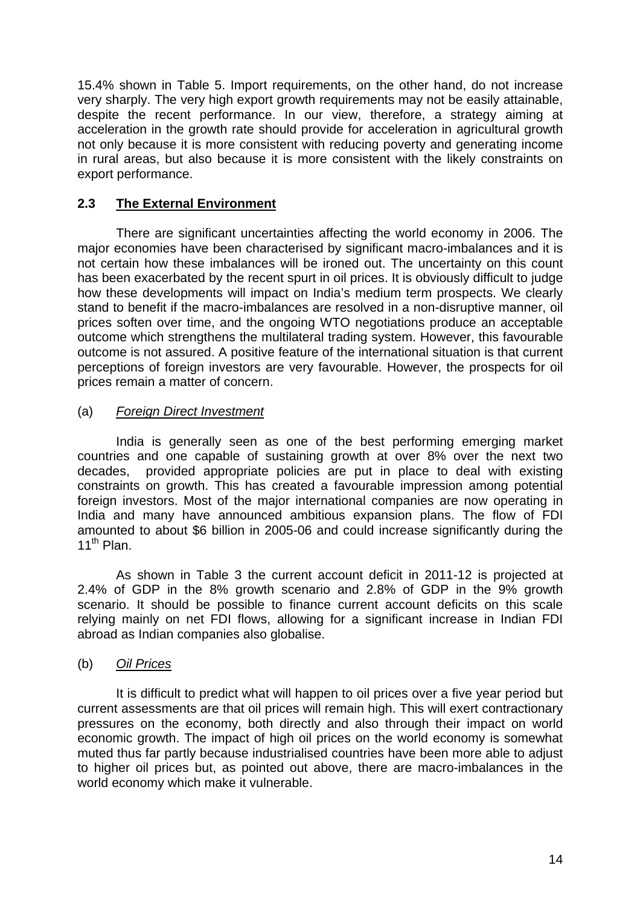15.4% shown in Table 5. Import requirements, on the other hand, do not increase very sharply. The very high export growth requirements may not be easily attainable, despite the recent performance. In our view, therefore, a strategy aiming at acceleration in the growth rate should provide for acceleration in agricultural growth not only because it is more consistent with reducing poverty and generating income in rural areas, but also because it is more consistent with the likely constraints on export performance.

## 2.3 The External Environment

There are significant uncertainties affecting the world economy in 2006. The major economies have been characterised by significant macro-imbalances and it is not certain how these imbalances will be ironed out. The uncertainty on this count has been exacerbated by the recent spurt in oil prices. It is obviously difficult to judge how these developments will impact on India's medium term prospects. We clearly stand to benefit if the macro-imbalances are resolved in a non-disruptive manner, oil prices soften over time, and the ongoing WTO negotiations produce an acceptable outcome which strengthens the multilateral trading system. However, this favourable outcome is not assured. A positive feature of the international situation is that current perceptions of foreign investors are very favourable. However, the prospects for oil prices remain a matter of concern.

### (a) *Foreign Direct Investment*

India is generally seen as one of the best performing emerging market countries and one capable of sustaining growth at over 8% over the next two decades, provided appropriate policies are put in place to deal with existing constraints on growth. This has created a favourable impression among potential foreign investors. Most of the major international companies are now operating in India and many have announced ambitious expansion plans. The flow of FDI amounted to about \$6 billion in 2005-06 and could increase significantly during the 11th Plan.

As shown in Table 3 the current account deficit in 2011-12 is projected at 2.4% of GDP in the 8% growth scenario and 2.8% of GDP in the 9% growth scenario. It should be possible to finance current account deficits on this scale relying mainly on net FDI flows, allowing for a significant increase in Indian FDI abroad as Indian companies also globalise.

### (b) *Oil Prices*

It is difficult to predict what will happen to oil prices over a five year period but current assessments are that oil prices will remain high. This will exert contractionary pressures on the economy, both directly and also through their impact on world economic growth. The impact of high oil prices on the world economy is somewhat muted thus far partly because industrialised countries have been more able to adjust to higher oil prices but, as pointed out above, there are macro-imbalances in the world economy which make it vulnerable.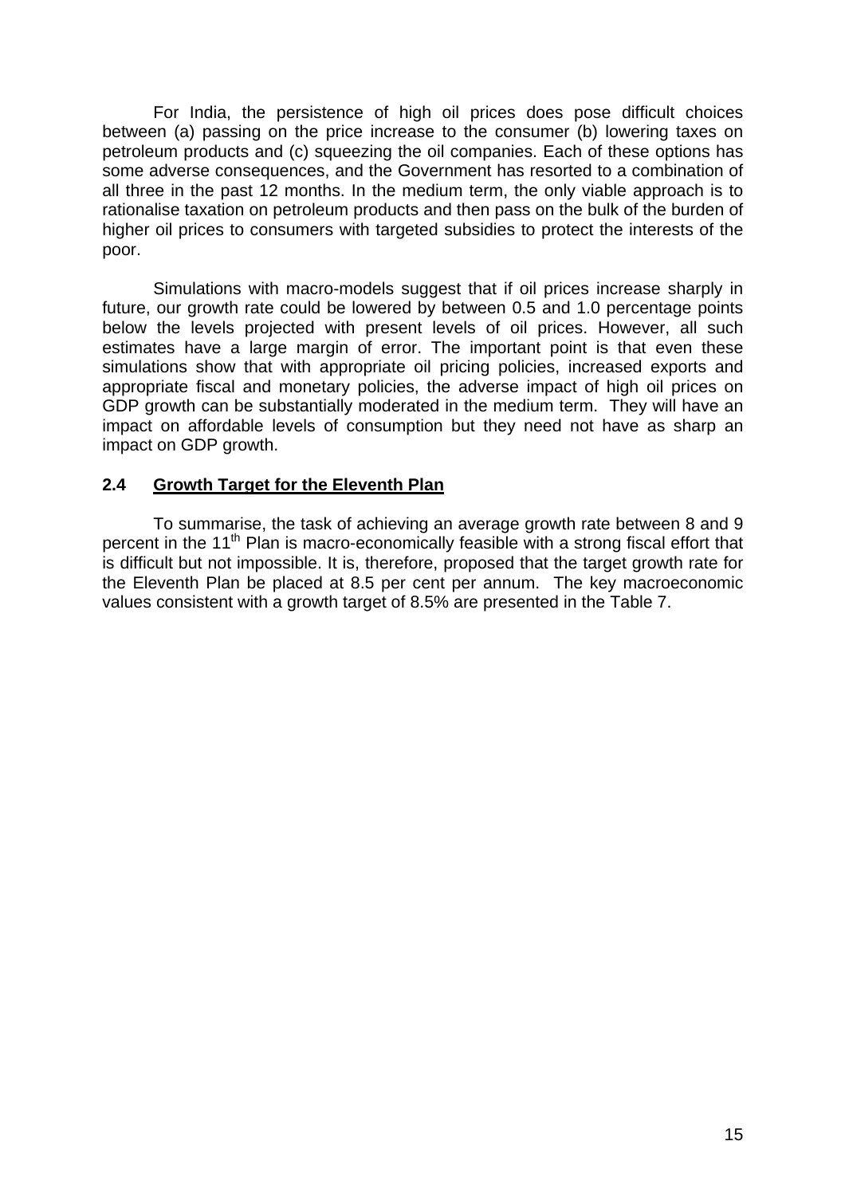For India, the persistence of high oil prices does pose difficult choices between (a) passing on the price increase to the consumer (b) lowering taxes on petroleum products and (c) squeezing the oil companies. Each of these options has some adverse consequences, and the Government has resorted to a combination of all three in the past 12 months. In the medium term, the only viable approach is to rationalise taxation on petroleum products and then pass on the bulk of the burden of higher oil prices to consumers with targeted subsidies to protect the interests of the poor.

Simulations with macro-models suggest that if oil prices increase sharply in future, our growth rate could be lowered by between 0.5 and 1.0 percentage points below the levels projected with present levels of oil prices. However, all such estimates have a large margin of error. The important point is that even these simulations show that with appropriate oil pricing policies, increased exports and appropriate fiscal and monetary policies, the adverse impact of high oil prices on GDP growth can be substantially moderated in the medium term. They will have an impact on affordable levels of consumption but they need not have as sharp an impact on GDP growth.

## 2.4 Growth Target for the Eleventh Plan

To summarise, the task of achieving an average growth rate between 8 and 9 percent in the 11th Plan is macro-economically feasible with a strong fiscal effort that is difficult but not impossible. It is, therefore, proposed that the target growth rate for the Eleventh Plan be placed at 8.5 per cent per annum. The key macroeconomic values consistent with a growth target of 8.5% are presented in the Table 7.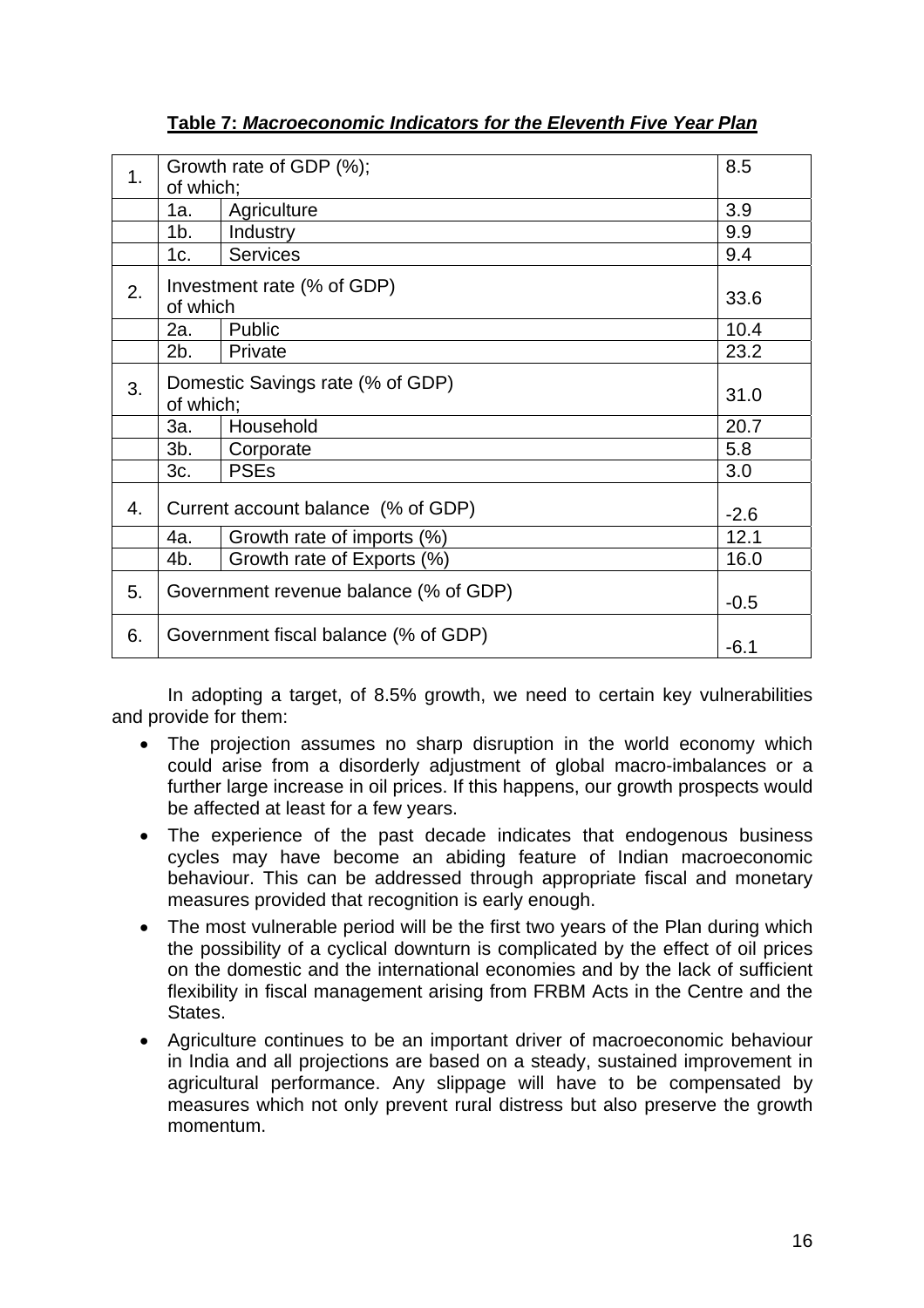**Table 7: *Macroeconomic Indicators for the Eleventh Five Year Plan***

| | | | |
|---|---|---|---|
| 1. | Growth rate of GDP (%); of which; | | 8.5 |
| | 1a. | Agriculture | 3.9 |
| | 1b. | Industry | 9.9 |
| | 1c. | Services | 9.4 |
| 2. | Investment rate (% of GDP) of which | | 33.6 |
| | 2a. | Public | 10.4 |
| | 2b. | Private | 23.2 |
| 3. | Domestic Savings rate (% of GDP) of which; | | 31.0 |
| | 3a. | Household | 20.7 |
| | 3b. | Corporate | 5.8 |
| | 3c. | PSEs | 3.0 |
| 4. | Current account balance (% of GDP) | | -2.6 |
| | 4a. | Growth rate of imports (%) | 12.1 |
| | 4b. | Growth rate of Exports (%) | 16.0 |
| 5. | Government revenue balance (% of GDP) | | -0.5 |
| 6. | Government fiscal balance (% of GDP) | | -6.1 |

In adopting a target, of 8.5% growth, we need to certain key vulnerabilities and provide for them:

- The projection assumes no sharp disruption in the world economy which could arise from a disorderly adjustment of global macro-imbalances or a further large increase in oil prices. If this happens, our growth prospects would be affected at least for a few years.
- The experience of the past decade indicates that endogenous business cycles may have become an abiding feature of Indian macroeconomic behaviour. This can be addressed through appropriate fiscal and monetary measures provided that recognition is early enough.
- The most vulnerable period will be the first two years of the Plan during which the possibility of a cyclical downturn is complicated by the effect of oil prices on the domestic and the international economies and by the lack of sufficient flexibility in fiscal management arising from FRBM Acts in the Centre and the States.
- Agriculture continues to be an important driver of macroeconomic behaviour in India and all projections are based on a steady, sustained improvement in agricultural performance. Any slippage will have to be compensated by measures which not only prevent rural distress but also preserve the growth momentum.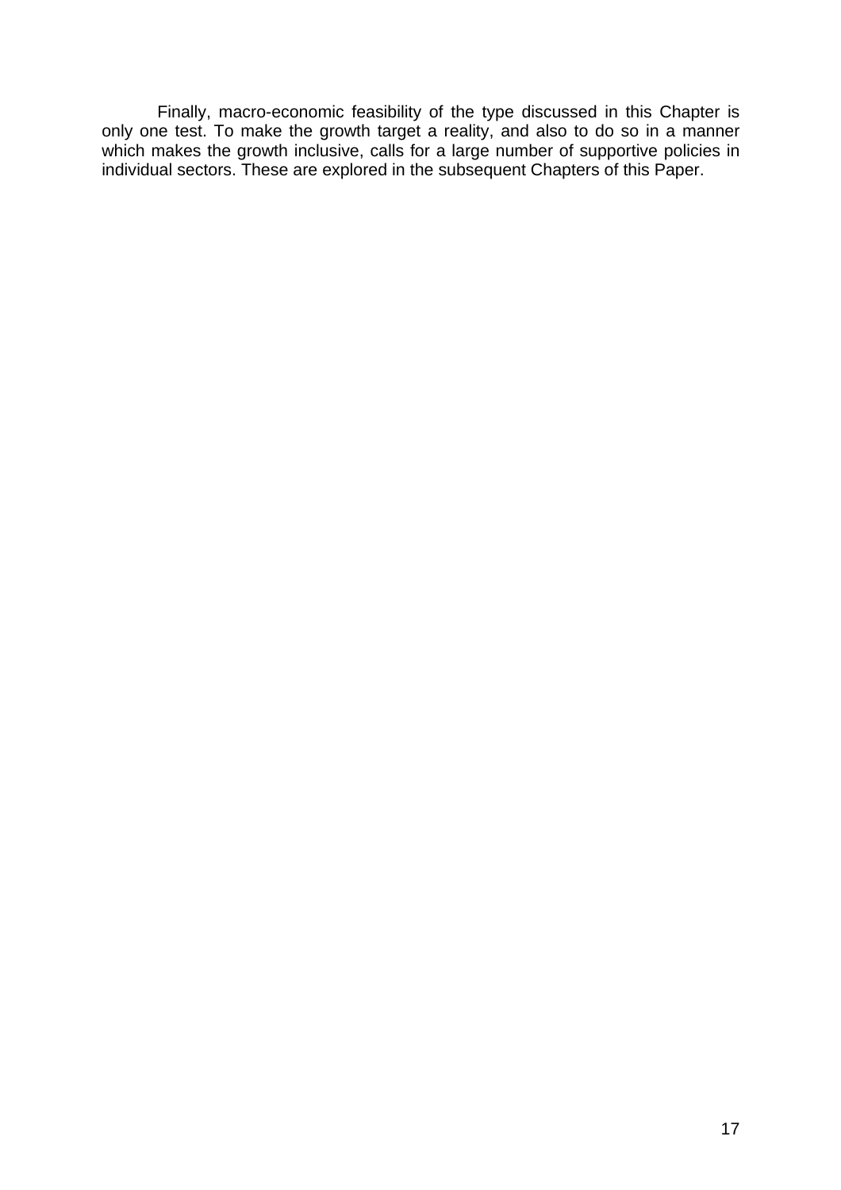Finally, macro-economic feasibility of the type discussed in this Chapter is only one test. To make the growth target a reality, and also to do so in a manner which makes the growth inclusive, calls for a large number of supportive policies in individual sectors. These are explored in the subsequent Chapters of this Paper.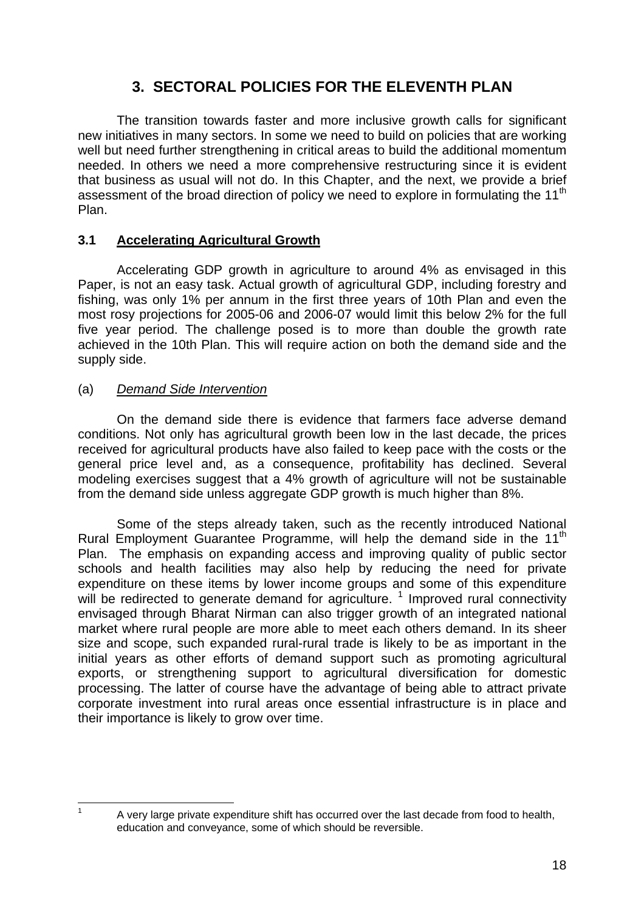# 3. SECTORAL POLICIES FOR THE ELEVENTH PLAN

The transition towards faster and more inclusive growth calls for significant new initiatives in many sectors. In some we need to build on policies that are working well but need further strengthening in critical areas to build the additional momentum needed. In others we need a more comprehensive restructuring since it is evident that business as usual will not do. In this Chapter, and the next, we provide a brief assessment of the broad direction of policy we need to explore in formulating the 11th Plan.

## 3.1 Accelerating Agricultural Growth

Accelerating GDP growth in agriculture to around 4% as envisaged in this Paper, is not an easy task. Actual growth of agricultural GDP, including forestry and fishing, was only 1% per annum in the first three years of 10th Plan and even the most rosy projections for 2005-06 and 2006-07 would limit this below 2% for the full five year period. The challenge posed is to more than double the growth rate achieved in the 10th Plan. This will require action on both the demand side and the supply side.

### (a) *Demand Side Intervention*

On the demand side there is evidence that farmers face adverse demand conditions. Not only has agricultural growth been low in the last decade, the prices received for agricultural products have also failed to keep pace with the costs or the general price level and, as a consequence, profitability has declined. Several modeling exercises suggest that a 4% growth of agriculture will not be sustainable from the demand side unless aggregate GDP growth is much higher than 8%.

Some of the steps already taken, such as the recently introduced National Rural Employment Guarantee Programme, will help the demand side in the 11th Plan. The emphasis on expanding access and improving quality of public sector schools and health facilities may also help by reducing the need for private expenditure on these items by lower income groups and some of this expenditure will be redirected to generate demand for agriculture. [1] Improved rural connectivity envisaged through Bharat Nirman can also trigger growth of an integrated national market where rural people are more able to meet each others demand. In its sheer size and scope, such expanded rural-rural trade is likely to be as important in the initial years as other efforts of demand support such as promoting agricultural exports, or strengthening support to agricultural diversification for domestic processing. The latter of course have the advantage of being able to attract private corporate investment into rural areas once essential infrastructure is in place and their importance is likely to grow over time.

---

[1] A very large private expenditure shift has occurred over the last decade from food to health, education and conveyance, some of which should be reversible.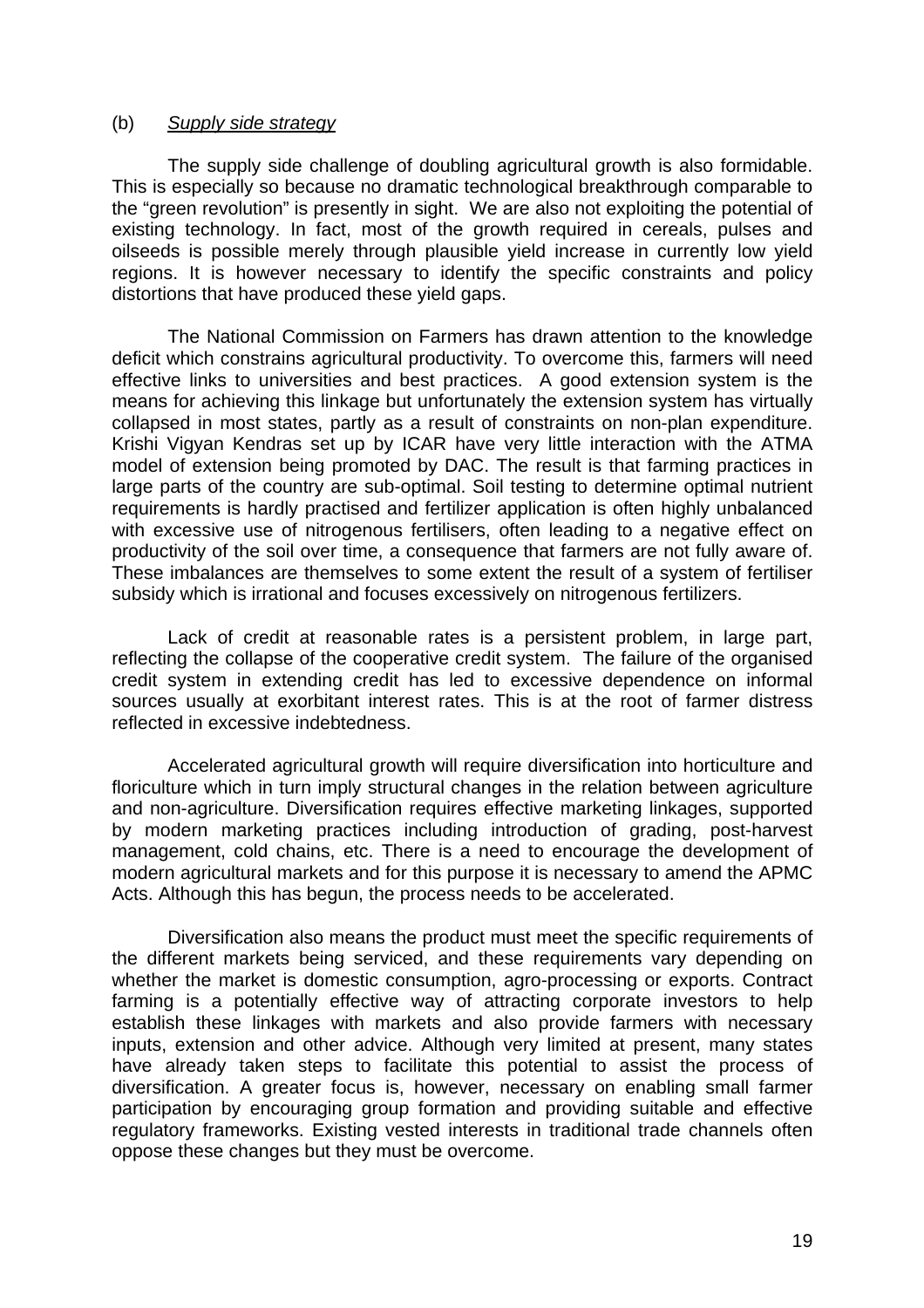(b) *Supply side strategy*

The supply side challenge of doubling agricultural growth is also formidable. This is especially so because no dramatic technological breakthrough comparable to the "green revolution" is presently in sight. We are also not exploiting the potential of existing technology. In fact, most of the growth required in cereals, pulses and oilseeds is possible merely through plausible yield increase in currently low yield regions. It is however necessary to identify the specific constraints and policy distortions that have produced these yield gaps.

The National Commission on Farmers has drawn attention to the knowledge deficit which constrains agricultural productivity. To overcome this, farmers will need effective links to universities and best practices. A good extension system is the means for achieving this linkage but unfortunately the extension system has virtually collapsed in most states, partly as a result of constraints on non-plan expenditure. Krishi Vigyan Kendras set up by ICAR have very little interaction with the ATMA model of extension being promoted by DAC. The result is that farming practices in large parts of the country are sub-optimal. Soil testing to determine optimal nutrient requirements is hardly practised and fertilizer application is often highly unbalanced with excessive use of nitrogenous fertilisers, often leading to a negative effect on productivity of the soil over time, a consequence that farmers are not fully aware of. These imbalances are themselves to some extent the result of a system of fertiliser subsidy which is irrational and focuses excessively on nitrogenous fertilizers.

Lack of credit at reasonable rates is a persistent problem, in large part, reflecting the collapse of the cooperative credit system. The failure of the organised credit system in extending credit has led to excessive dependence on informal sources usually at exorbitant interest rates. This is at the root of farmer distress reflected in excessive indebtedness.

Accelerated agricultural growth will require diversification into horticulture and floriculture which in turn imply structural changes in the relation between agriculture and non-agriculture. Diversification requires effective marketing linkages, supported by modern marketing practices including introduction of grading, post-harvest management, cold chains, etc. There is a need to encourage the development of modern agricultural markets and for this purpose it is necessary to amend the APMC Acts. Although this has begun, the process needs to be accelerated.

Diversification also means the product must meet the specific requirements of the different markets being serviced, and these requirements vary depending on whether the market is domestic consumption, agro-processing or exports. Contract farming is a potentially effective way of attracting corporate investors to help establish these linkages with markets and also provide farmers with necessary inputs, extension and other advice. Although very limited at present, many states have already taken steps to facilitate this potential to assist the process of diversification. A greater focus is, however, necessary on enabling small farmer participation by encouraging group formation and providing suitable and effective regulatory frameworks. Existing vested interests in traditional trade channels often oppose these changes but they must be overcome.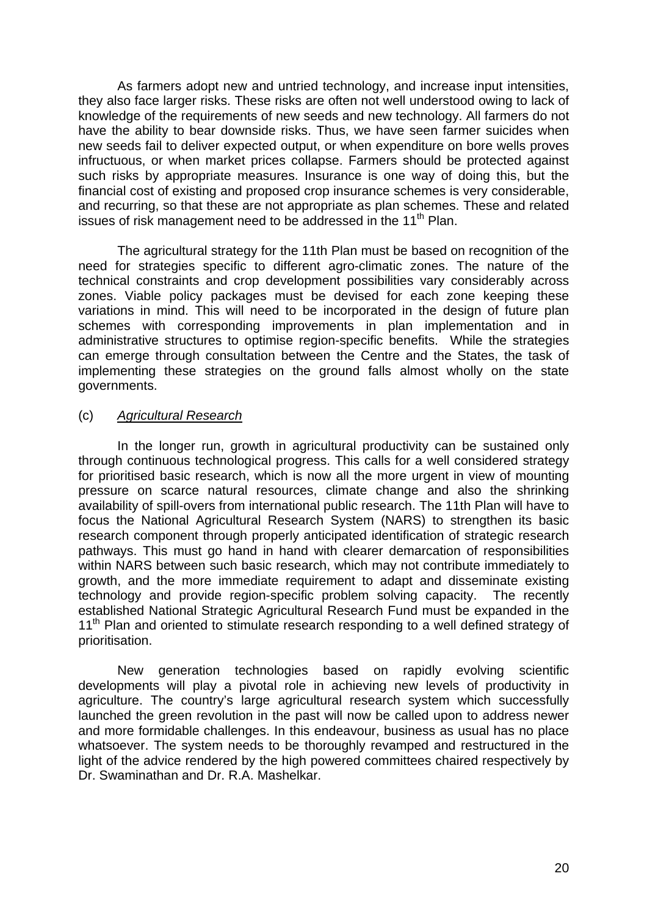As farmers adopt new and untried technology, and increase input intensities, they also face larger risks. These risks are often not well understood owing to lack of knowledge of the requirements of new seeds and new technology. All farmers do not have the ability to bear downside risks. Thus, we have seen farmer suicides when new seeds fail to deliver expected output, or when expenditure on bore wells proves infructuous, or when market prices collapse. Farmers should be protected against such risks by appropriate measures. Insurance is one way of doing this, but the financial cost of existing and proposed crop insurance schemes is very considerable, and recurring, so that these are not appropriate as plan schemes. These and related issues of risk management need to be addressed in the 11th Plan.

The agricultural strategy for the 11th Plan must be based on recognition of the need for strategies specific to different agro-climatic zones. The nature of the technical constraints and crop development possibilities vary considerably across zones. Viable policy packages must be devised for each zone keeping these variations in mind. This will need to be incorporated in the design of future plan schemes with corresponding improvements in plan implementation and in administrative structures to optimise region-specific benefits. While the strategies can emerge through consultation between the Centre and the States, the task of implementing these strategies on the ground falls almost wholly on the state governments.

(c) *Agricultural Research*

In the longer run, growth in agricultural productivity can be sustained only through continuous technological progress. This calls for a well considered strategy for prioritised basic research, which is now all the more urgent in view of mounting pressure on scarce natural resources, climate change and also the shrinking availability of spill-overs from international public research. The 11th Plan will have to focus the National Agricultural Research System (NARS) to strengthen its basic research component through properly anticipated identification of strategic research pathways. This must go hand in hand with clearer demarcation of responsibilities within NARS between such basic research, which may not contribute immediately to growth, and the more immediate requirement to adapt and disseminate existing technology and provide region-specific problem solving capacity. The recently established National Strategic Agricultural Research Fund must be expanded in the 11th Plan and oriented to stimulate research responding to a well defined strategy of prioritisation.

New generation technologies based on rapidly evolving scientific developments will play a pivotal role in achieving new levels of productivity in agriculture. The country's large agricultural research system which successfully launched the green revolution in the past will now be called upon to address newer and more formidable challenges. In this endeavour, business as usual has no place whatsoever. The system needs to be thoroughly revamped and restructured in the light of the advice rendered by the high powered committees chaired respectively by Dr. Swaminathan and Dr. R.A. Mashelkar.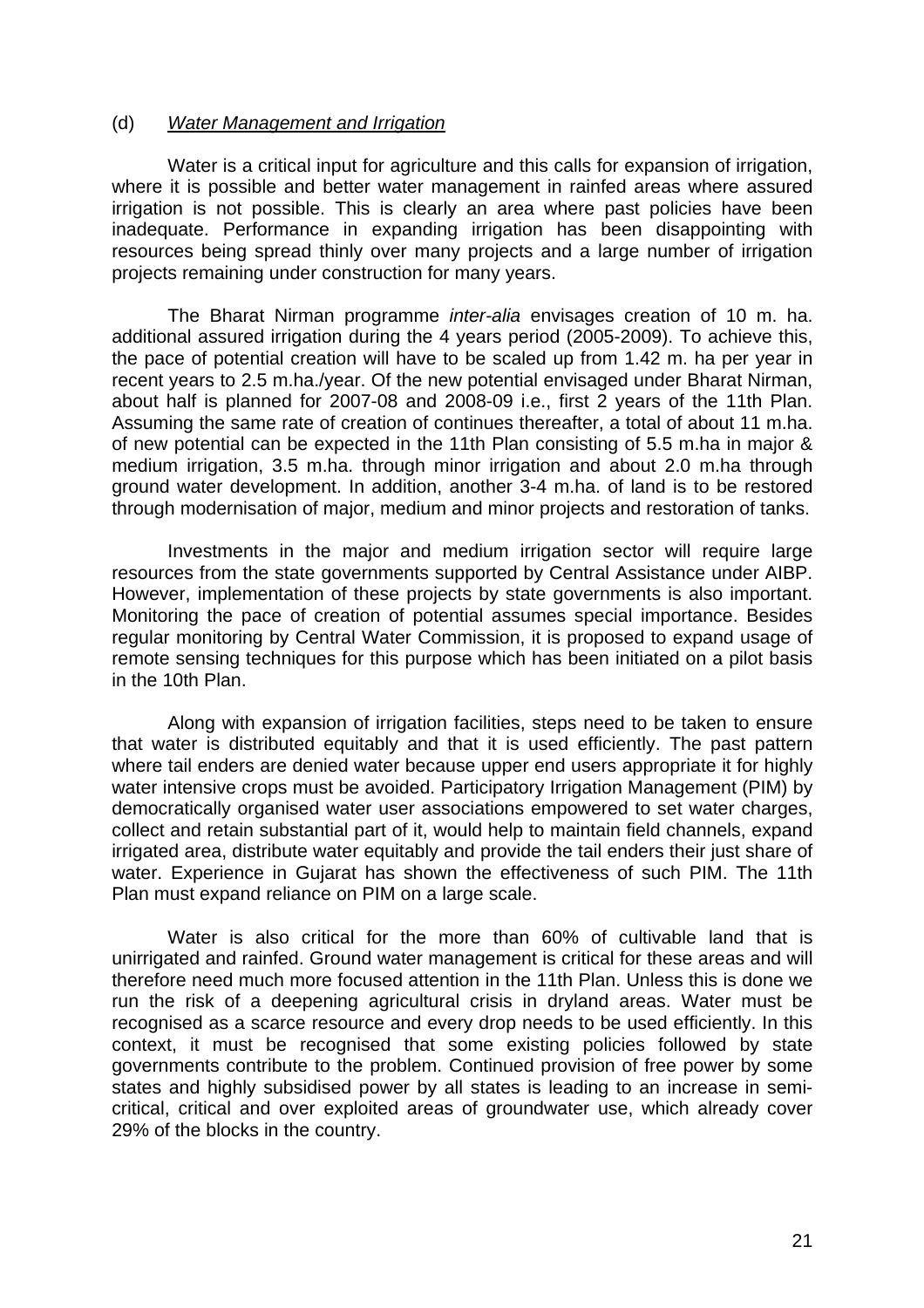(d) *Water Management and Irrigation*

Water is a critical input for agriculture and this calls for expansion of irrigation, where it is possible and better water management in rainfed areas where assured irrigation is not possible. This is clearly an area where past policies have been inadequate. Performance in expanding irrigation has been disappointing with resources being spread thinly over many projects and a large number of irrigation projects remaining under construction for many years.

The Bharat Nirman programme *inter-alia* envisages creation of 10 m. ha. additional assured irrigation during the 4 years period (2005-2009). To achieve this, the pace of potential creation will have to be scaled up from 1.42 m. ha per year in recent years to 2.5 m.ha./year. Of the new potential envisaged under Bharat Nirman, about half is planned for 2007-08 and 2008-09 i.e., first 2 years of the 11th Plan. Assuming the same rate of creation of continues thereafter, a total of about 11 m.ha. of new potential can be expected in the 11th Plan consisting of 5.5 m.ha in major & medium irrigation, 3.5 m.ha. through minor irrigation and about 2.0 m.ha through ground water development. In addition, another 3-4 m.ha. of land is to be restored through modernisation of major, medium and minor projects and restoration of tanks.

Investments in the major and medium irrigation sector will require large resources from the state governments supported by Central Assistance under AIBP. However, implementation of these projects by state governments is also important. Monitoring the pace of creation of potential assumes special importance. Besides regular monitoring by Central Water Commission, it is proposed to expand usage of remote sensing techniques for this purpose which has been initiated on a pilot basis in the 10th Plan.

Along with expansion of irrigation facilities, steps need to be taken to ensure that water is distributed equitably and that it is used efficiently. The past pattern where tail enders are denied water because upper end users appropriate it for highly water intensive crops must be avoided. Participatory Irrigation Management (PIM) by democratically organised water user associations empowered to set water charges, collect and retain substantial part of it, would help to maintain field channels, expand irrigated area, distribute water equitably and provide the tail enders their just share of water. Experience in Gujarat has shown the effectiveness of such PIM. The 11th Plan must expand reliance on PIM on a large scale.

Water is also critical for the more than 60% of cultivable land that is unirrigated and rainfed. Ground water management is critical for these areas and will therefore need much more focused attention in the 11th Plan. Unless this is done we run the risk of a deepening agricultural crisis in dryland areas. Water must be recognised as a scarce resource and every drop needs to be used efficiently. In this context, it must be recognised that some existing policies followed by state governments contribute to the problem. Continued provision of free power by some states and highly subsidised power by all states is leading to an increase in semi-critical, critical and over exploited areas of groundwater use, which already cover 29% of the blocks in the country.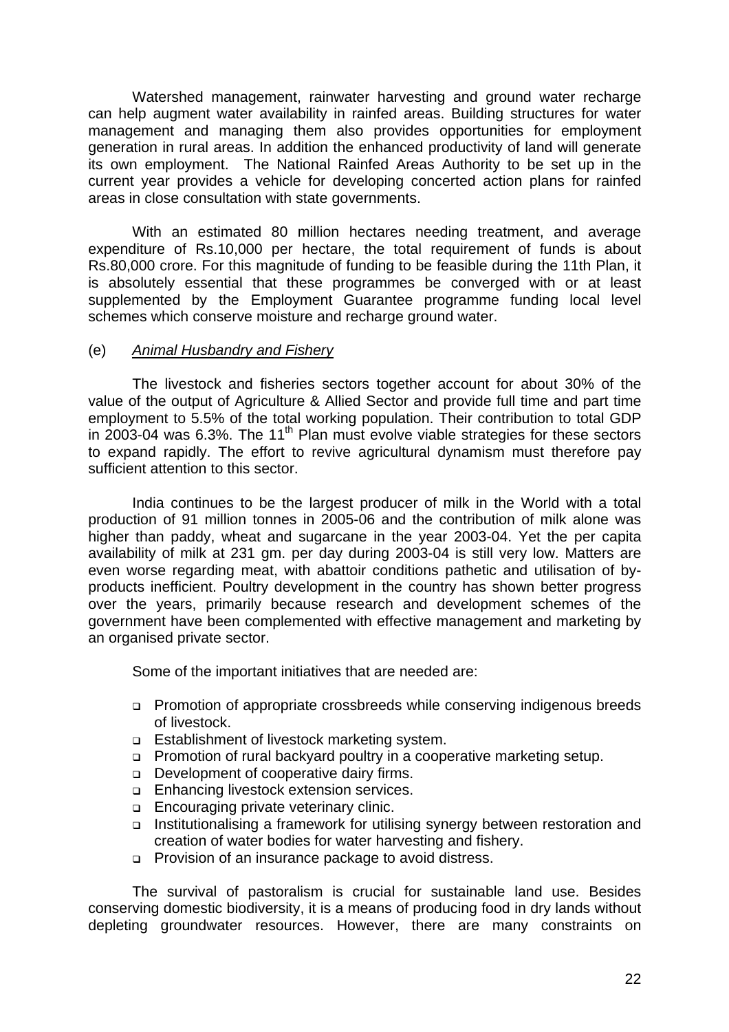Watershed management, rainwater harvesting and ground water recharge can help augment water availability in rainfed areas. Building structures for water management and managing them also provides opportunities for employment generation in rural areas. In addition the enhanced productivity of land will generate its own employment. The National Rainfed Areas Authority to be set up in the current year provides a vehicle for developing concerted action plans for rainfed areas in close consultation with state governments.

With an estimated 80 million hectares needing treatment, and average expenditure of Rs.10,000 per hectare, the total requirement of funds is about Rs.80,000 crore. For this magnitude of funding to be feasible during the 11th Plan, it is absolutely essential that these programmes be converged with or at least supplemented by the Employment Guarantee programme funding local level schemes which conserve moisture and recharge ground water.

(e) *Animal Husbandry and Fishery*

The livestock and fisheries sectors together account for about 30% of the value of the output of Agriculture & Allied Sector and provide full time and part time employment to 5.5% of the total working population. Their contribution to total GDP in 2003-04 was 6.3%. The 11th Plan must evolve viable strategies for these sectors to expand rapidly. The effort to revive agricultural dynamism must therefore pay sufficient attention to this sector.

India continues to be the largest producer of milk in the World with a total production of 91 million tonnes in 2005-06 and the contribution of milk alone was higher than paddy, wheat and sugarcane in the year 2003-04. Yet the per capita availability of milk at 231 gm. per day during 2003-04 is still very low. Matters are even worse regarding meat, with abattoir conditions pathetic and utilisation of by-products inefficient. Poultry development in the country has shown better progress over the years, primarily because research and development schemes of the government have been complemented with effective management and marketing by an organised private sector.

Some of the important initiatives that are needed are:

- Promotion of appropriate crossbreeds while conserving indigenous breeds of livestock.
- Establishment of livestock marketing system.
- Promotion of rural backyard poultry in a cooperative marketing setup.
- Development of cooperative dairy firms.
- Enhancing livestock extension services.
- Encouraging private veterinary clinic.
- Institutionalising a framework for utilising synergy between restoration and creation of water bodies for water harvesting and fishery.
- Provision of an insurance package to avoid distress.

The survival of pastoralism is crucial for sustainable land use. Besides conserving domestic biodiversity, it is a means of producing food in dry lands without depleting groundwater resources. However, there are many constraints on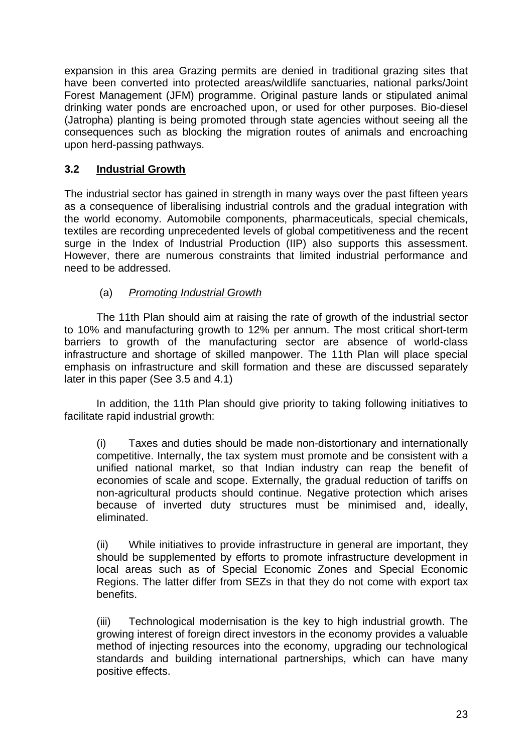expansion in this area Grazing permits are denied in traditional grazing sites that have been converted into protected areas/wildlife sanctuaries, national parks/Joint Forest Management (JFM) programme. Original pasture lands or stipulated animal drinking water ponds are encroached upon, or used for other purposes. Bio-diesel (Jatropha) planting is being promoted through state agencies without seeing all the consequences such as blocking the migration routes of animals and encroaching upon herd-passing pathways.

## 3.2 Industrial Growth

The industrial sector has gained in strength in many ways over the past fifteen years as a consequence of liberalising industrial controls and the gradual integration with the world economy. Automobile components, pharmaceuticals, special chemicals, textiles are recording unprecedented levels of global competitiveness and the recent surge in the Index of Industrial Production (IIP) also supports this assessment. However, there are numerous constraints that limited industrial performance and need to be addressed.

### (a) *Promoting Industrial Growth*

The 11th Plan should aim at raising the rate of growth of the industrial sector to 10% and manufacturing growth to 12% per annum. The most critical short-term barriers to growth of the manufacturing sector are absence of world-class infrastructure and shortage of skilled manpower. The 11th Plan will place special emphasis on infrastructure and skill formation and these are discussed separately later in this paper (See 3.5 and 4.1)

In addition, the 11th Plan should give priority to taking following initiatives to facilitate rapid industrial growth:

(i) Taxes and duties should be made non-distortionary and internationally competitive. Internally, the tax system must promote and be consistent with a unified national market, so that Indian industry can reap the benefit of economies of scale and scope. Externally, the gradual reduction of tariffs on non-agricultural products should continue. Negative protection which arises because of inverted duty structures must be minimised and, ideally, eliminated.

(ii) While initiatives to provide infrastructure in general are important, they should be supplemented by efforts to promote infrastructure development in local areas such as of Special Economic Zones and Special Economic Regions. The latter differ from SEZs in that they do not come with export tax benefits.

(iii) Technological modernisation is the key to high industrial growth. The growing interest of foreign direct investors in the economy provides a valuable method of injecting resources into the economy, upgrading our technological standards and building international partnerships, which can have many positive effects.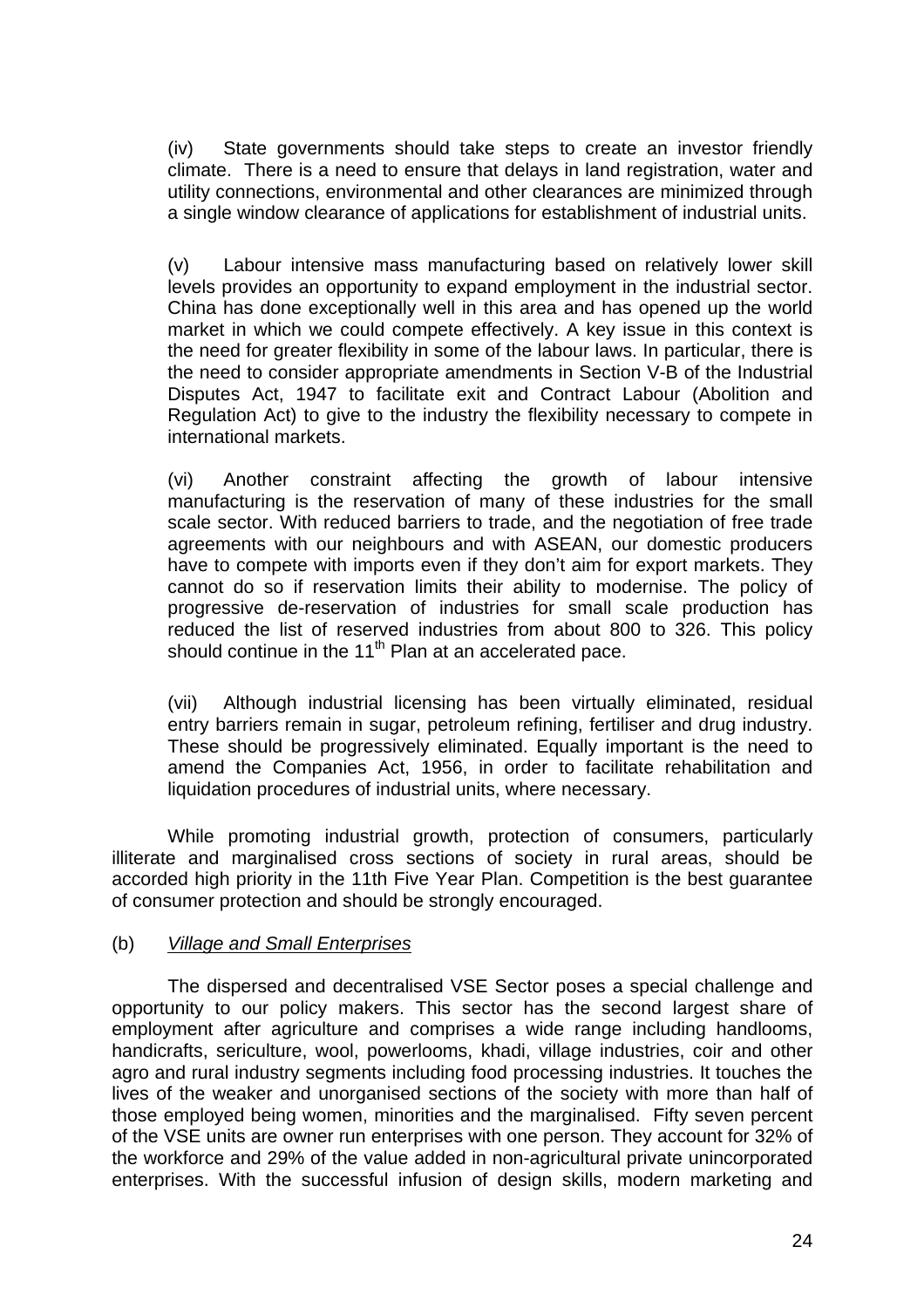(iv) State governments should take steps to create an investor friendly climate. There is a need to ensure that delays in land registration, water and utility connections, environmental and other clearances are minimized through a single window clearance of applications for establishment of industrial units.

(v) Labour intensive mass manufacturing based on relatively lower skill levels provides an opportunity to expand employment in the industrial sector. China has done exceptionally well in this area and has opened up the world market in which we could compete effectively. A key issue in this context is the need for greater flexibility in some of the labour laws. In particular, there is the need to consider appropriate amendments in Section V-B of the Industrial Disputes Act, 1947 to facilitate exit and Contract Labour (Abolition and Regulation Act) to give to the industry the flexibility necessary to compete in international markets.

(vi) Another constraint affecting the growth of labour intensive manufacturing is the reservation of many of these industries for the small scale sector. With reduced barriers to trade, and the negotiation of free trade agreements with our neighbours and with ASEAN, our domestic producers have to compete with imports even if they don't aim for export markets. They cannot do so if reservation limits their ability to modernise. The policy of progressive de-reservation of industries for small scale production has reduced the list of reserved industries from about 800 to 326. This policy should continue in the 11th Plan at an accelerated pace.

(vii) Although industrial licensing has been virtually eliminated, residual entry barriers remain in sugar, petroleum refining, fertiliser and drug industry. These should be progressively eliminated. Equally important is the need to amend the Companies Act, 1956, in order to facilitate rehabilitation and liquidation procedures of industrial units, where necessary.

While promoting industrial growth, protection of consumers, particularly illiterate and marginalised cross sections of society in rural areas, should be accorded high priority in the 11th Five Year Plan. Competition is the best guarantee of consumer protection and should be strongly encouraged.

(b) *Village and Small Enterprises*

The dispersed and decentralised VSE Sector poses a special challenge and opportunity to our policy makers. This sector has the second largest share of employment after agriculture and comprises a wide range including handlooms, handicrafts, sericulture, wool, powerlooms, khadi, village industries, coir and other agro and rural industry segments including food processing industries. It touches the lives of the weaker and unorganised sections of the society with more than half of those employed being women, minorities and the marginalised. Fifty seven percent of the VSE units are owner run enterprises with one person. They account for 32% of the workforce and 29% of the value added in non-agricultural private unincorporated enterprises. With the successful infusion of design skills, modern marketing and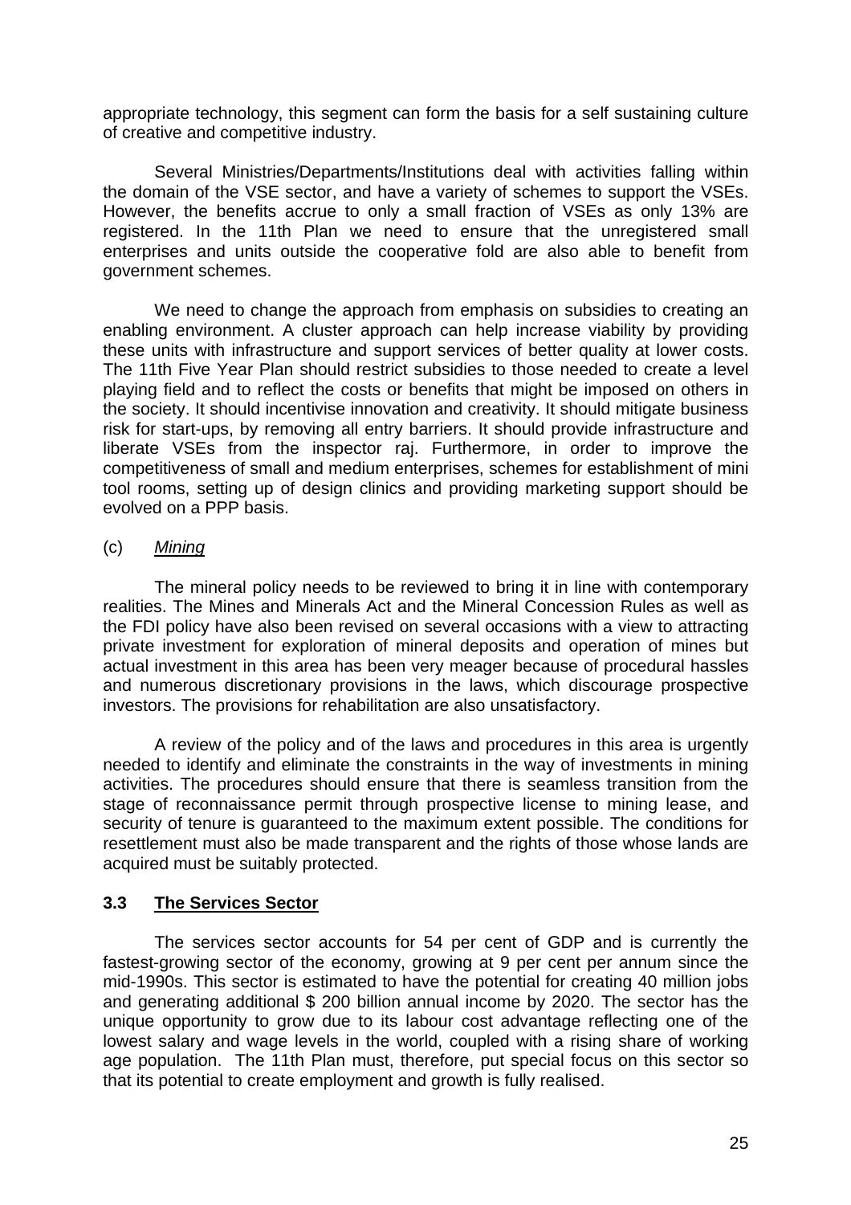appropriate technology, this segment can form the basis for a self sustaining culture of creative and competitive industry.

Several Ministries/Departments/Institutions deal with activities falling within the domain of the VSE sector, and have a variety of schemes to support the VSEs. However, the benefits accrue to only a small fraction of VSEs as only 13% are registered. In the 11th Plan we need to ensure that the unregistered small enterprises and units outside the cooperative fold are also able to benefit from government schemes.

We need to change the approach from emphasis on subsidies to creating an enabling environment. A cluster approach can help increase viability by providing these units with infrastructure and support services of better quality at lower costs. The 11th Five Year Plan should restrict subsidies to those needed to create a level playing field and to reflect the costs or benefits that might be imposed on others in the society. It should incentivise innovation and creativity. It should mitigate business risk for start-ups, by removing all entry barriers. It should provide infrastructure and liberate VSEs from the inspector raj. Furthermore, in order to improve the competitiveness of small and medium enterprises, schemes for establishment of mini tool rooms, setting up of design clinics and providing marketing support should be evolved on a PPP basis.

(c) *Mining*

The mineral policy needs to be reviewed to bring it in line with contemporary realities. The Mines and Minerals Act and the Mineral Concession Rules as well as the FDI policy have also been revised on several occasions with a view to attracting private investment for exploration of mineral deposits and operation of mines but actual investment in this area has been very meager because of procedural hassles and numerous discretionary provisions in the laws, which discourage prospective investors. The provisions for rehabilitation are also unsatisfactory.

A review of the policy and of the laws and procedures in this area is urgently needed to identify and eliminate the constraints in the way of investments in mining activities. The procedures should ensure that there is seamless transition from the stage of reconnaissance permit through prospective license to mining lease, and security of tenure is guaranteed to the maximum extent possible. The conditions for resettlement must also be made transparent and the rights of those whose lands are acquired must be suitably protected.

### 3.3 The Services Sector

The services sector accounts for 54 per cent of GDP and is currently the fastest-growing sector of the economy, growing at 9 per cent per annum since the mid-1990s. This sector is estimated to have the potential for creating 40 million jobs and generating additional $ 200 billion annual income by 2020. The sector has the unique opportunity to grow due to its labour cost advantage reflecting one of the lowest salary and wage levels in the world, coupled with a rising share of working age population. The 11th Plan must, therefore, put special focus on this sector so that its potential to create employment and growth is fully realised.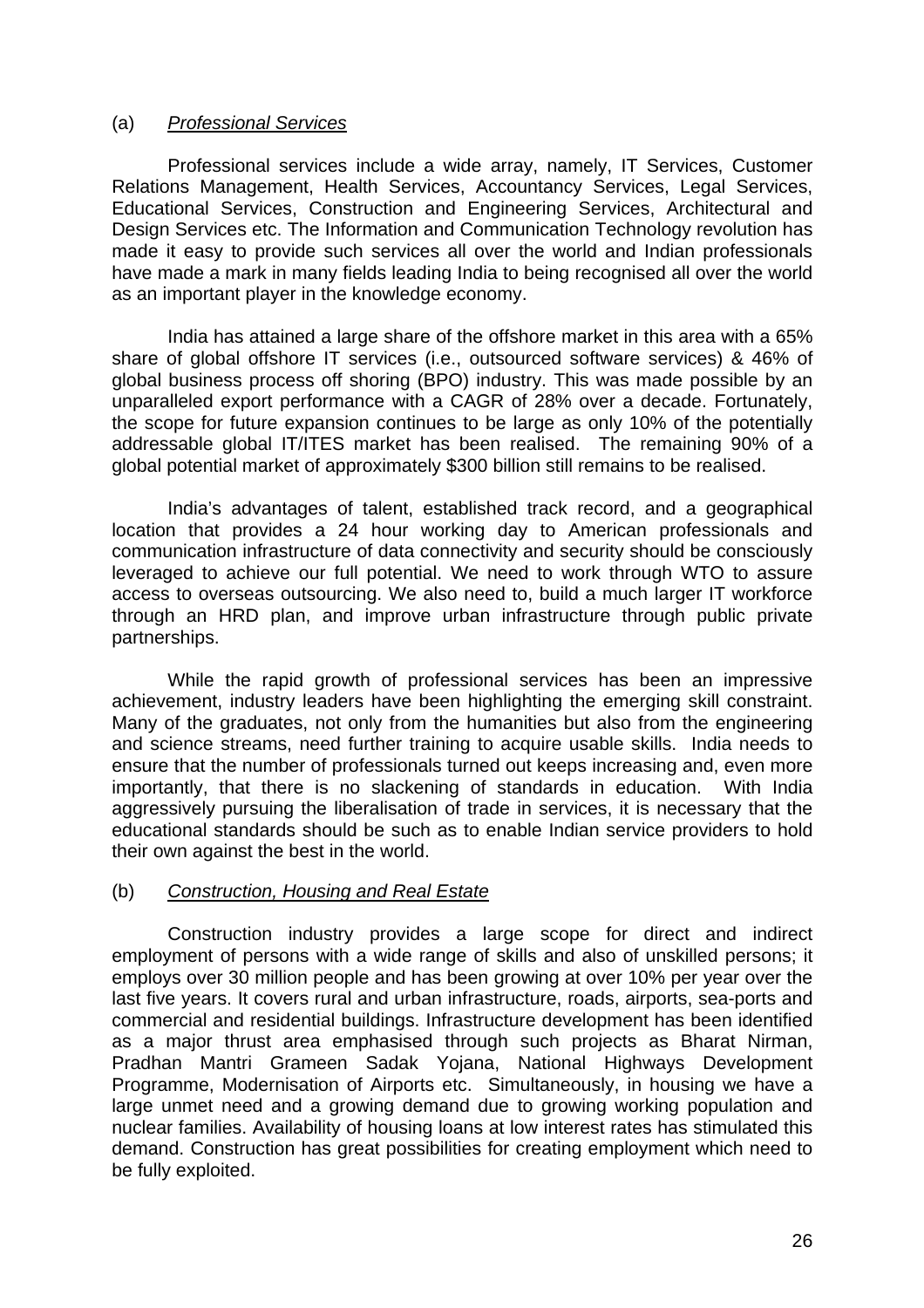(a) *Professional Services*

Professional services include a wide array, namely, IT Services, Customer Relations Management, Health Services, Accountancy Services, Legal Services, Educational Services, Construction and Engineering Services, Architectural and Design Services etc. The Information and Communication Technology revolution has made it easy to provide such services all over the world and Indian professionals have made a mark in many fields leading India to being recognised all over the world as an important player in the knowledge economy.

India has attained a large share of the offshore market in this area with a 65% share of global offshore IT services (i.e., outsourced software services) & 46% of global business process off shoring (BPO) industry. This was made possible by an unparalleled export performance with a CAGR of 28% over a decade. Fortunately, the scope for future expansion continues to be large as only 10% of the potentially addressable global IT/ITES market has been realised. The remaining 90% of a global potential market of approximately $300 billion still remains to be realised.

India's advantages of talent, established track record, and a geographical location that provides a 24 hour working day to American professionals and communication infrastructure of data connectivity and security should be consciously leveraged to achieve our full potential. We need to work through WTO to assure access to overseas outsourcing. We also need to, build a much larger IT workforce through an HRD plan, and improve urban infrastructure through public private partnerships.

While the rapid growth of professional services has been an impressive achievement, industry leaders have been highlighting the emerging skill constraint. Many of the graduates, not only from the humanities but also from the engineering and science streams, need further training to acquire usable skills. India needs to ensure that the number of professionals turned out keeps increasing and, even more importantly, that there is no slackening of standards in education. With India aggressively pursuing the liberalisation of trade in services, it is necessary that the educational standards should be such as to enable Indian service providers to hold their own against the best in the world.

(b) *Construction, Housing and Real Estate*

Construction industry provides a large scope for direct and indirect employment of persons with a wide range of skills and also of unskilled persons; it employs over 30 million people and has been growing at over 10% per year over the last five years. It covers rural and urban infrastructure, roads, airports, sea-ports and commercial and residential buildings. Infrastructure development has been identified as a major thrust area emphasised through such projects as Bharat Nirman, Pradhan Mantri Grameen Sadak Yojana, National Highways Development Programme, Modernisation of Airports etc. Simultaneously, in housing we have a large unmet need and a growing demand due to growing working population and nuclear families. Availability of housing loans at low interest rates has stimulated this demand. Construction has great possibilities for creating employment which need to be fully exploited.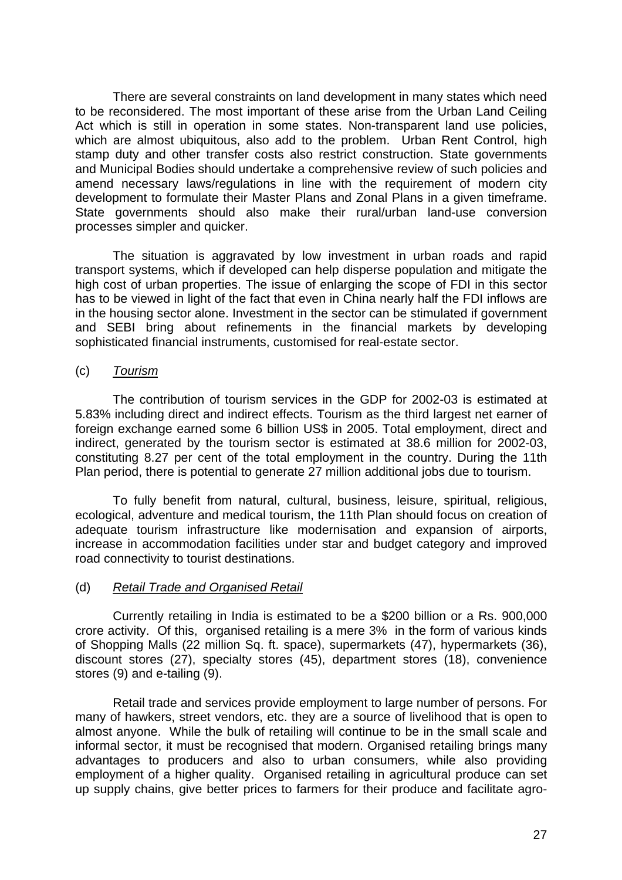There are several constraints on land development in many states which need to be reconsidered. The most important of these arise from the Urban Land Ceiling Act which is still in operation in some states. Non-transparent land use policies, which are almost ubiquitous, also add to the problem. Urban Rent Control, high stamp duty and other transfer costs also restrict construction. State governments and Municipal Bodies should undertake a comprehensive review of such policies and amend necessary laws/regulations in line with the requirement of modern city development to formulate their Master Plans and Zonal Plans in a given timeframe. State governments should also make their rural/urban land-use conversion processes simpler and quicker.

The situation is aggravated by low investment in urban roads and rapid transport systems, which if developed can help disperse population and mitigate the high cost of urban properties. The issue of enlarging the scope of FDI in this sector has to be viewed in light of the fact that even in China nearly half the FDI inflows are in the housing sector alone. Investment in the sector can be stimulated if government and SEBI bring about refinements in the financial markets by developing sophisticated financial instruments, customised for real-estate sector.

(c) *Tourism*

The contribution of tourism services in the GDP for 2002-03 is estimated at 5.83% including direct and indirect effects. Tourism as the third largest net earner of foreign exchange earned some 6 billion US$ in 2005. Total employment, direct and indirect, generated by the tourism sector is estimated at 38.6 million for 2002-03, constituting 8.27 per cent of the total employment in the country. During the 11th Plan period, there is potential to generate 27 million additional jobs due to tourism.

To fully benefit from natural, cultural, business, leisure, spiritual, religious, ecological, adventure and medical tourism, the 11th Plan should focus on creation of adequate tourism infrastructure like modernisation and expansion of airports, increase in accommodation facilities under star and budget category and improved road connectivity to tourist destinations.

(d) *Retail Trade and Organised Retail*

Currently retailing in India is estimated to be a $200 billion or a Rs. 900,000 crore activity. Of this, organised retailing is a mere 3% in the form of various kinds of Shopping Malls (22 million Sq. ft. space), supermarkets (47), hypermarkets (36), discount stores (27), specialty stores (45), department stores (18), convenience stores (9) and e-tailing (9).

Retail trade and services provide employment to large number of persons. For many of hawkers, street vendors, etc. they are a source of livelihood that is open to almost anyone. While the bulk of retailing will continue to be in the small scale and informal sector, it must be recognised that modern. Organised retailing brings many advantages to producers and also to urban consumers, while also providing employment of a higher quality. Organised retailing in agricultural produce can set up supply chains, give better prices to farmers for their produce and facilitate agro-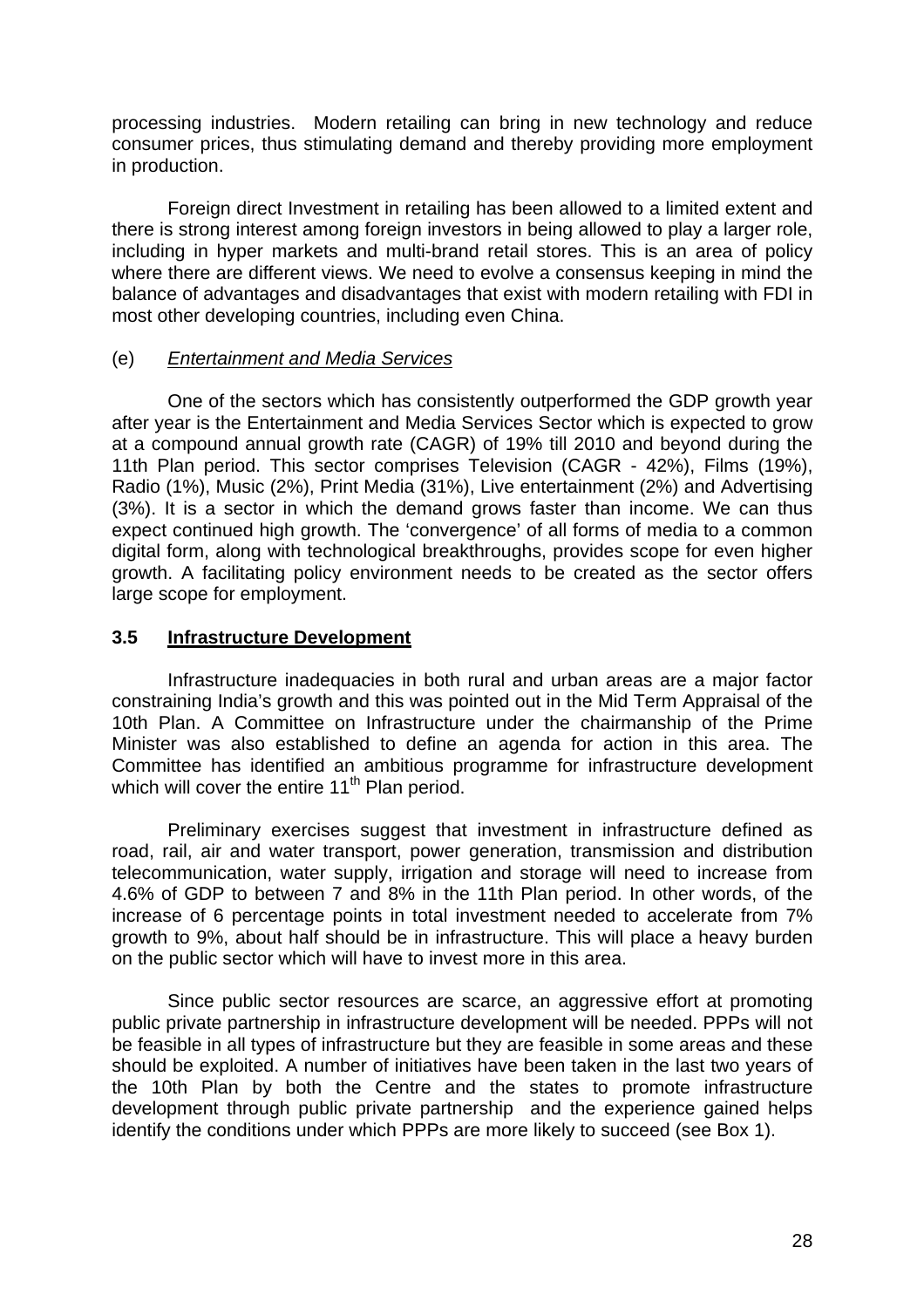processing industries. Modern retailing can bring in new technology and reduce consumer prices, thus stimulating demand and thereby providing more employment in production.

Foreign direct Investment in retailing has been allowed to a limited extent and there is strong interest among foreign investors in being allowed to play a larger role, including in hyper markets and multi-brand retail stores. This is an area of policy where there are different views. We need to evolve a consensus keeping in mind the balance of advantages and disadvantages that exist with modern retailing with FDI in most other developing countries, including even China.

(e) *Entertainment and Media Services*

One of the sectors which has consistently outperformed the GDP growth year after year is the Entertainment and Media Services Sector which is expected to grow at a compound annual growth rate (CAGR) of 19% till 2010 and beyond during the 11th Plan period. This sector comprises Television (CAGR - 42%), Films (19%), Radio (1%), Music (2%), Print Media (31%), Live entertainment (2%) and Advertising (3%). It is a sector in which the demand grows faster than income. We can thus expect continued high growth. The 'convergence' of all forms of media to a common digital form, along with technological breakthroughs, provides scope for even higher growth. A facilitating policy environment needs to be created as the sector offers large scope for employment.

### 3.5 Infrastructure Development

Infrastructure inadequacies in both rural and urban areas are a major factor constraining India's growth and this was pointed out in the Mid Term Appraisal of the 10th Plan. A Committee on Infrastructure under the chairmanship of the Prime Minister was also established to define an agenda for action in this area. The Committee has identified an ambitious programme for infrastructure development which will cover the entire 11th Plan period.

Preliminary exercises suggest that investment in infrastructure defined as road, rail, air and water transport, power generation, transmission and distribution telecommunication, water supply, irrigation and storage will need to increase from 4.6% of GDP to between 7 and 8% in the 11th Plan period. In other words, of the increase of 6 percentage points in total investment needed to accelerate from 7% growth to 9%, about half should be in infrastructure. This will place a heavy burden on the public sector which will have to invest more in this area.

Since public sector resources are scarce, an aggressive effort at promoting public private partnership in infrastructure development will be needed. PPPs will not be feasible in all types of infrastructure but they are feasible in some areas and these should be exploited. A number of initiatives have been taken in the last two years of the 10th Plan by both the Centre and the states to promote infrastructure development through public private partnership and the experience gained helps identify the conditions under which PPPs are more likely to succeed (see Box 1).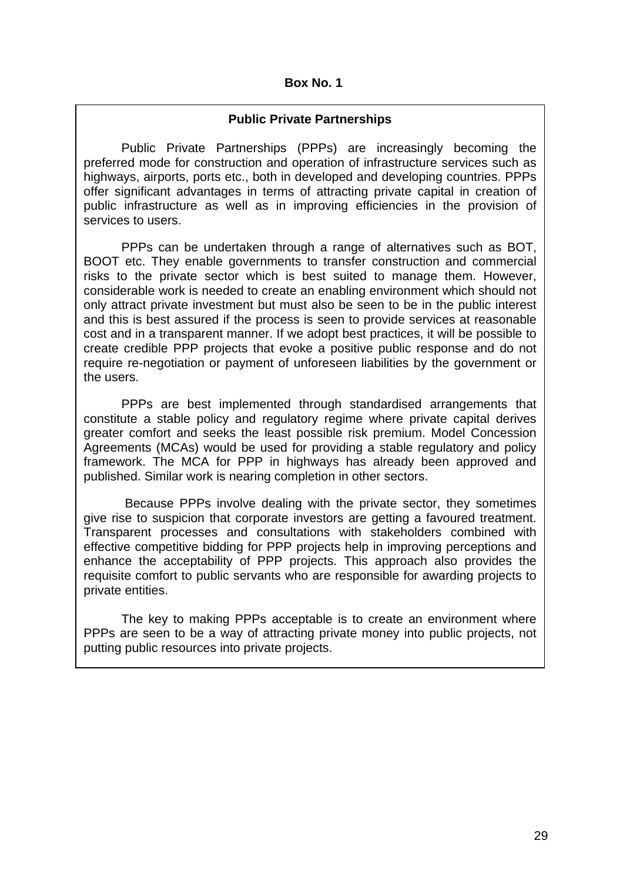**Box No. 1**

### Public Private Partnerships

Public Private Partnerships (PPPs) are increasingly becoming the preferred mode for construction and operation of infrastructure services such as highways, airports, ports etc., both in developed and developing countries. PPPs offer significant advantages in terms of attracting private capital in creation of public infrastructure as well as in improving efficiencies in the provision of services to users.

PPPs can be undertaken through a range of alternatives such as BOT, BOOT etc. They enable governments to transfer construction and commercial risks to the private sector which is best suited to manage them. However, considerable work is needed to create an enabling environment which should not only attract private investment but must also be seen to be in the public interest and this is best assured if the process is seen to provide services at reasonable cost and in a transparent manner. If we adopt best practices, it will be possible to create credible PPP projects that evoke a positive public response and do not require re-negotiation or payment of unforeseen liabilities by the government or the users.

PPPs are best implemented through standardised arrangements that constitute a stable policy and regulatory regime where private capital derives greater comfort and seeks the least possible risk premium. Model Concession Agreements (MCAs) would be used for providing a stable regulatory and policy framework. The MCA for PPP in highways has already been approved and published. Similar work is nearing completion in other sectors.

Because PPPs involve dealing with the private sector, they sometimes give rise to suspicion that corporate investors are getting a favoured treatment. Transparent processes and consultations with stakeholders combined with effective competitive bidding for PPP projects help in improving perceptions and enhance the acceptability of PPP projects. This approach also provides the requisite comfort to public servants who are responsible for awarding projects to private entities.

The key to making PPPs acceptable is to create an environment where PPPs are seen to be a way of attracting private money into public projects, not putting public resources into private projects.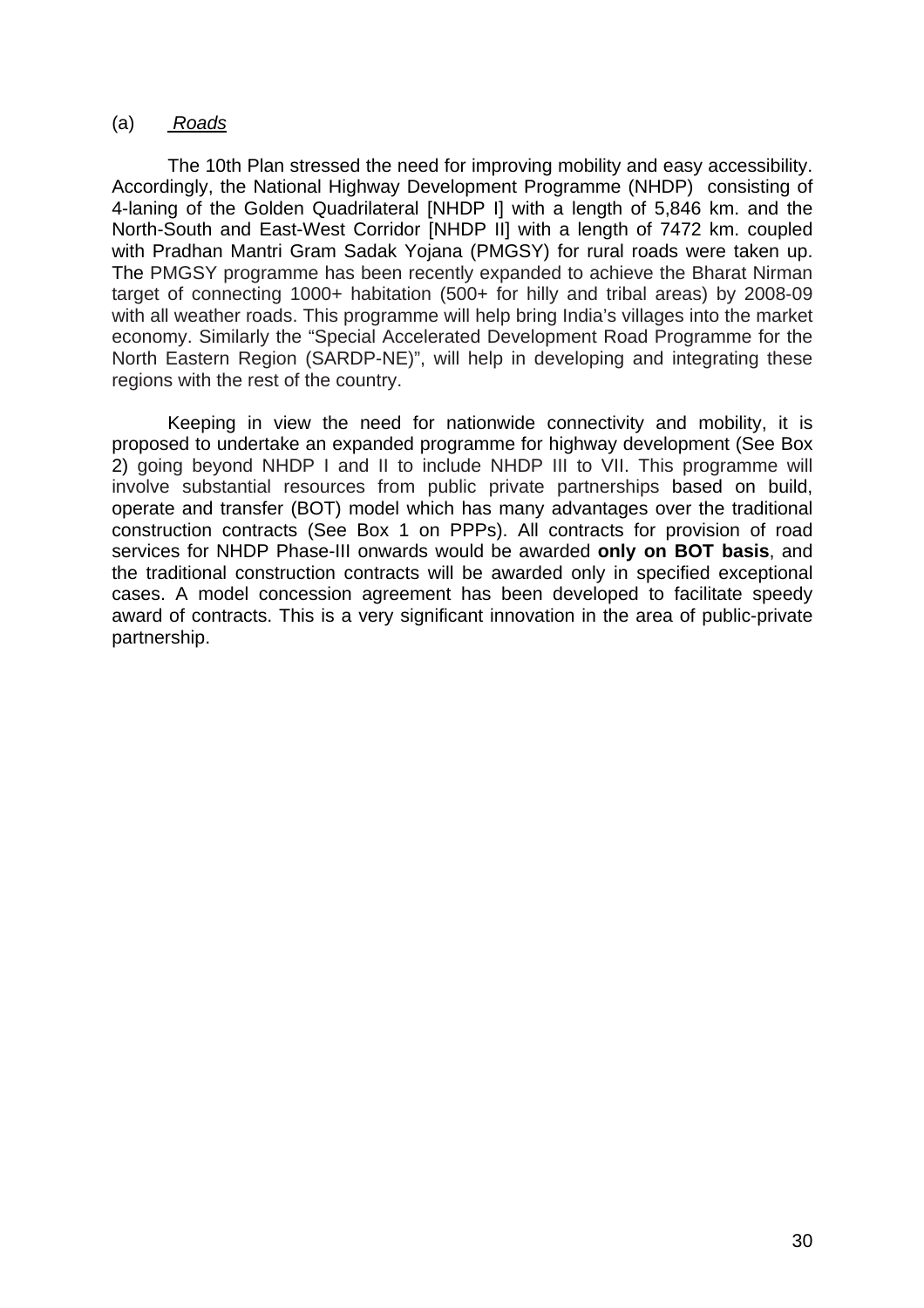(a) *Roads*

The 10th Plan stressed the need for improving mobility and easy accessibility. Accordingly, the National Highway Development Programme (NHDP) consisting of 4-laning of the Golden Quadrilateral [NHDP I] with a length of 5,846 km. and the North-South and East-West Corridor [NHDP II] with a length of 7472 km. coupled with Pradhan Mantri Gram Sadak Yojana (PMGSY) for rural roads were taken up. The PMGSY programme has been recently expanded to achieve the Bharat Nirman target of connecting 1000+ habitation (500+ for hilly and tribal areas) by 2008-09 with all weather roads. This programme will help bring India's villages into the market economy. Similarly the "Special Accelerated Development Road Programme for the North Eastern Region (SARDP-NE)", will help in developing and integrating these regions with the rest of the country.

Keeping in view the need for nationwide connectivity and mobility, it is proposed to undertake an expanded programme for highway development (See Box 2) going beyond NHDP I and II to include NHDP III to VII. This programme will involve substantial resources from public private partnerships based on build, operate and transfer (BOT) model which has many advantages over the traditional construction contracts (See Box 1 on PPPs). All contracts for provision of road services for NHDP Phase-III onwards would be awarded **only on BOT basis**, and the traditional construction contracts will be awarded only in specified exceptional cases. A model concession agreement has been developed to facilitate speedy award of contracts. This is a very significant innovation in the area of public-private partnership.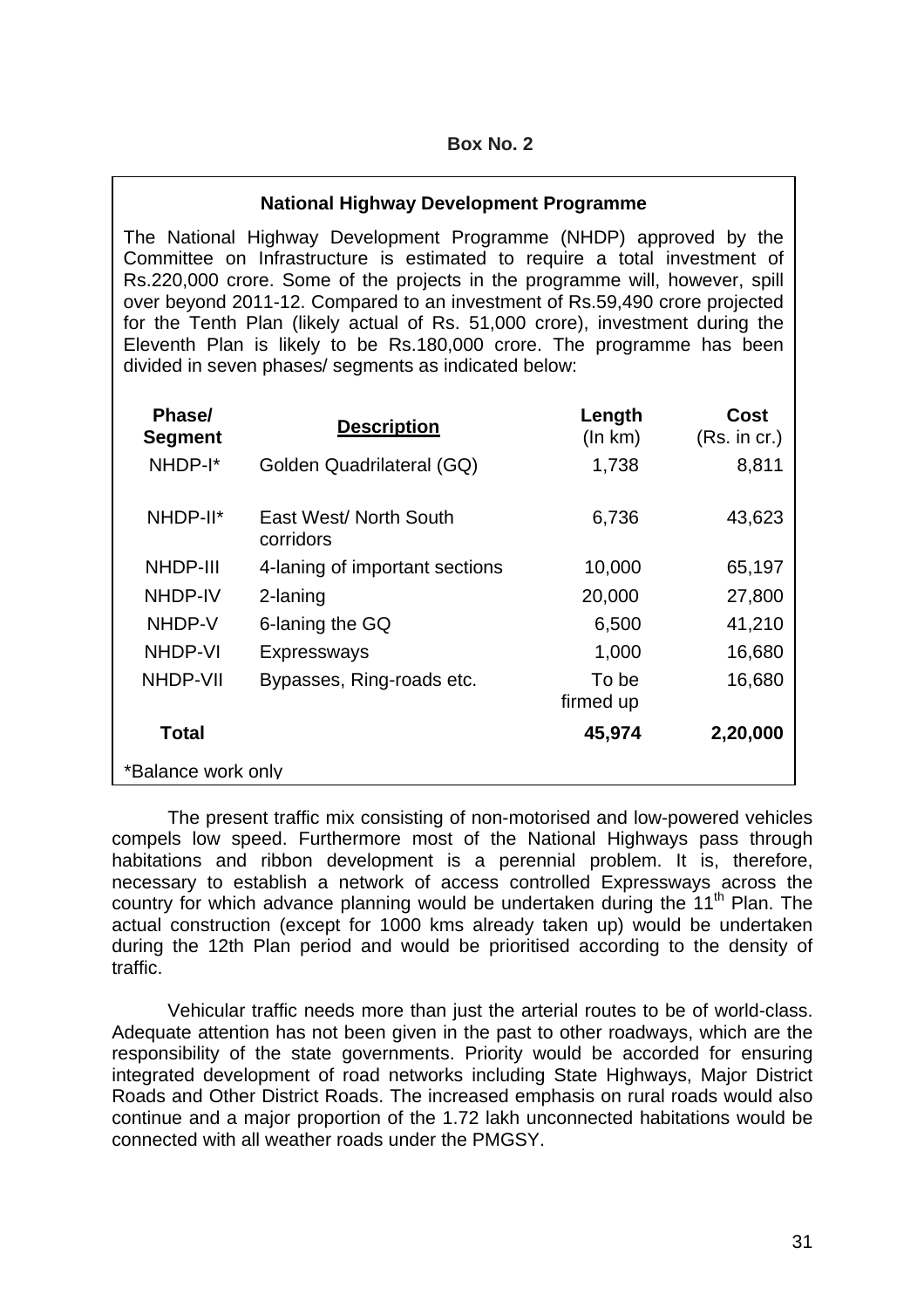**Box No. 2**

**National Highway Development Programme**

The National Highway Development Programme (NHDP) approved by the Committee on Infrastructure is estimated to require a total investment of Rs.220,000 crore. Some of the projects in the programme will, however, spill over beyond 2011-12. Compared to an investment of Rs.59,490 crore projected for the Tenth Plan (likely actual of Rs. 51,000 crore), investment during the Eleventh Plan is likely to be Rs.180,000 crore. The programme has been divided in seven phases/ segments as indicated below:

| **Phase/ Segment** | **Description** | **Length** (In km) | **Cost** (Rs. in cr.) |
|---|---|---|---|
| NHDP-I* | Golden Quadrilateral (GQ) | 1,738 | 8,811 |
| NHDP-II* | East West/ North South corridors | 6,736 | 43,623 |
| NHDP-III | 4-laning of important sections | 10,000 | 65,197 |
| NHDP-IV | 2-laning | 20,000 | 27,800 |
| NHDP-V | 6-laning the GQ | 6,500 | 41,210 |
| NHDP-VI | Expressways | 1,000 | 16,680 |
| NHDP-VII | Bypasses, Ring-roads etc. | To be firmed up | 16,680 |
| **Total** | | **45,974** | **2,20,000** |

*Balance work only

The present traffic mix consisting of non-motorised and low-powered vehicles compels low speed. Furthermore most of the National Highways pass through habitations and ribbon development is a perennial problem. It is, therefore, necessary to establish a network of access controlled Expressways across the country for which advance planning would be undertaken during the 11th Plan. The actual construction (except for 1000 kms already taken up) would be undertaken during the 12th Plan period and would be prioritised according to the density of traffic.

Vehicular traffic needs more than just the arterial routes to be of world-class. Adequate attention has not been given in the past to other roadways, which are the responsibility of the state governments. Priority would be accorded for ensuring integrated development of road networks including State Highways, Major District Roads and Other District Roads. The increased emphasis on rural roads would also continue and a major proportion of the 1.72 lakh unconnected habitations would be connected with all weather roads under the PMGSY.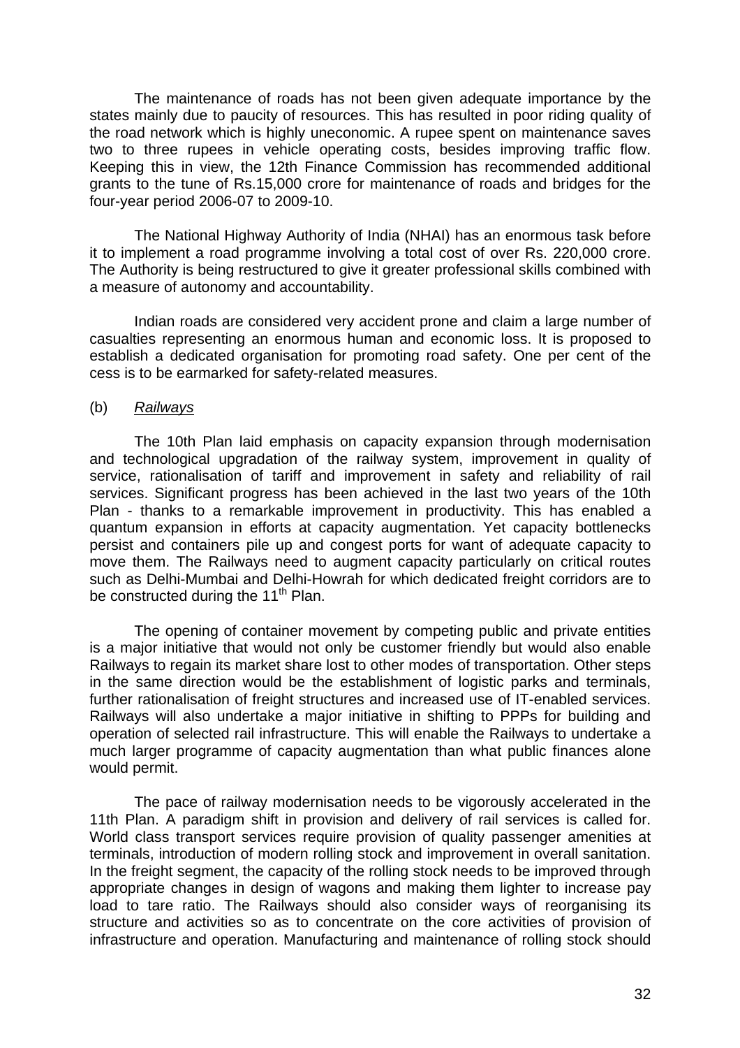The maintenance of roads has not been given adequate importance by the states mainly due to paucity of resources. This has resulted in poor riding quality of the road network which is highly uneconomic. A rupee spent on maintenance saves two to three rupees in vehicle operating costs, besides improving traffic flow. Keeping this in view, the 12th Finance Commission has recommended additional grants to the tune of Rs.15,000 crore for maintenance of roads and bridges for the four-year period 2006-07 to 2009-10.

The National Highway Authority of India (NHAI) has an enormous task before it to implement a road programme involving a total cost of over Rs. 220,000 crore. The Authority is being restructured to give it greater professional skills combined with a measure of autonomy and accountability.

Indian roads are considered very accident prone and claim a large number of casualties representing an enormous human and economic loss. It is proposed to establish a dedicated organisation for promoting road safety. One per cent of the cess is to be earmarked for safety-related measures.

(b) *Railways*

The 10th Plan laid emphasis on capacity expansion through modernisation and technological upgradation of the railway system, improvement in quality of service, rationalisation of tariff and improvement in safety and reliability of rail services. Significant progress has been achieved in the last two years of the 10th Plan - thanks to a remarkable improvement in productivity. This has enabled a quantum expansion in efforts at capacity augmentation. Yet capacity bottlenecks persist and containers pile up and congest ports for want of adequate capacity to move them. The Railways need to augment capacity particularly on critical routes such as Delhi-Mumbai and Delhi-Howrah for which dedicated freight corridors are to be constructed during the 11th Plan.

The opening of container movement by competing public and private entities is a major initiative that would not only be customer friendly but would also enable Railways to regain its market share lost to other modes of transportation. Other steps in the same direction would be the establishment of logistic parks and terminals, further rationalisation of freight structures and increased use of IT-enabled services. Railways will also undertake a major initiative in shifting to PPPs for building and operation of selected rail infrastructure. This will enable the Railways to undertake a much larger programme of capacity augmentation than what public finances alone would permit.

The pace of railway modernisation needs to be vigorously accelerated in the 11th Plan. A paradigm shift in provision and delivery of rail services is called for. World class transport services require provision of quality passenger amenities at terminals, introduction of modern rolling stock and improvement in overall sanitation. In the freight segment, the capacity of the rolling stock needs to be improved through appropriate changes in design of wagons and making them lighter to increase pay load to tare ratio. The Railways should also consider ways of reorganising its structure and activities so as to concentrate on the core activities of provision of infrastructure and operation. Manufacturing and maintenance of rolling stock should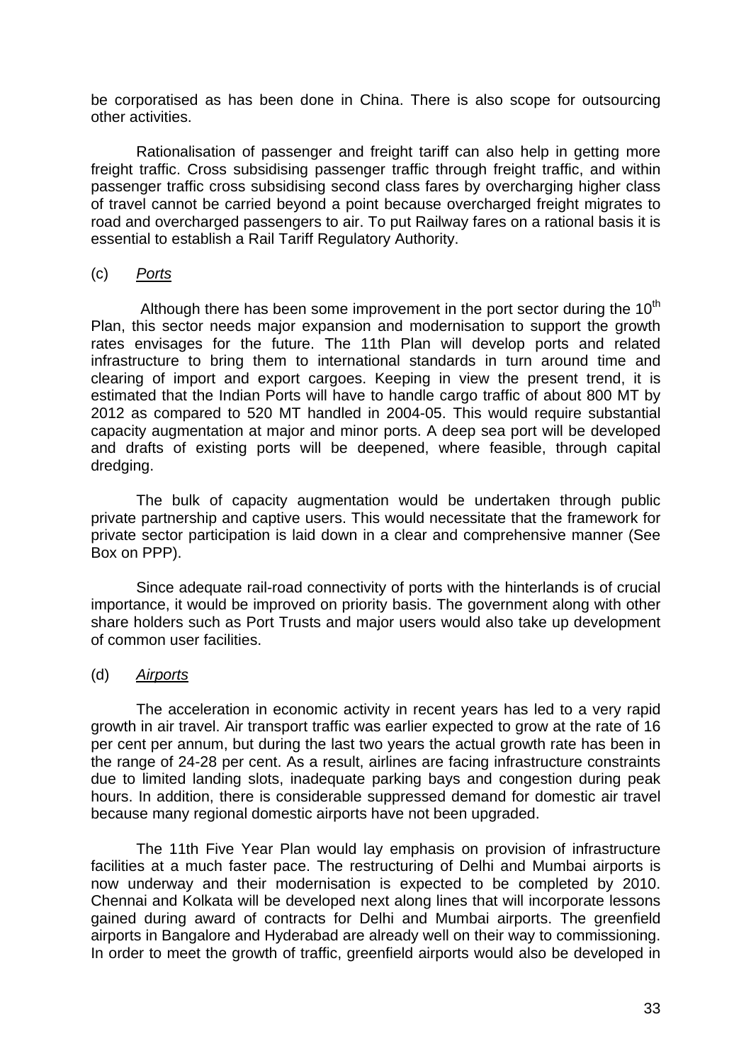be corporatised as has been done in China. There is also scope for outsourcing other activities.

Rationalisation of passenger and freight tariff can also help in getting more freight traffic. Cross subsidising passenger traffic through freight traffic, and within passenger traffic cross subsidising second class fares by overcharging higher class of travel cannot be carried beyond a point because overcharged freight migrates to road and overcharged passengers to air. To put Railway fares on a rational basis it is essential to establish a Rail Tariff Regulatory Authority.

(c) *Ports*

Although there has been some improvement in the port sector during the 10th Plan, this sector needs major expansion and modernisation to support the growth rates envisages for the future. The 11th Plan will develop ports and related infrastructure to bring them to international standards in turn around time and clearing of import and export cargoes. Keeping in view the present trend, it is estimated that the Indian Ports will have to handle cargo traffic of about 800 MT by 2012 as compared to 520 MT handled in 2004-05. This would require substantial capacity augmentation at major and minor ports. A deep sea port will be developed and drafts of existing ports will be deepened, where feasible, through capital dredging.

The bulk of capacity augmentation would be undertaken through public private partnership and captive users. This would necessitate that the framework for private sector participation is laid down in a clear and comprehensive manner (See Box on PPP).

Since adequate rail-road connectivity of ports with the hinterlands is of crucial importance, it would be improved on priority basis. The government along with other share holders such as Port Trusts and major users would also take up development of common user facilities.

(d) *Airports*

The acceleration in economic activity in recent years has led to a very rapid growth in air travel. Air transport traffic was earlier expected to grow at the rate of 16 per cent per annum, but during the last two years the actual growth rate has been in the range of 24-28 per cent. As a result, airlines are facing infrastructure constraints due to limited landing slots, inadequate parking bays and congestion during peak hours. In addition, there is considerable suppressed demand for domestic air travel because many regional domestic airports have not been upgraded.

The 11th Five Year Plan would lay emphasis on provision of infrastructure facilities at a much faster pace. The restructuring of Delhi and Mumbai airports is now underway and their modernisation is expected to be completed by 2010. Chennai and Kolkata will be developed next along lines that will incorporate lessons gained during award of contracts for Delhi and Mumbai airports. The greenfield airports in Bangalore and Hyderabad are already well on their way to commissioning. In order to meet the growth of traffic, greenfield airports would also be developed in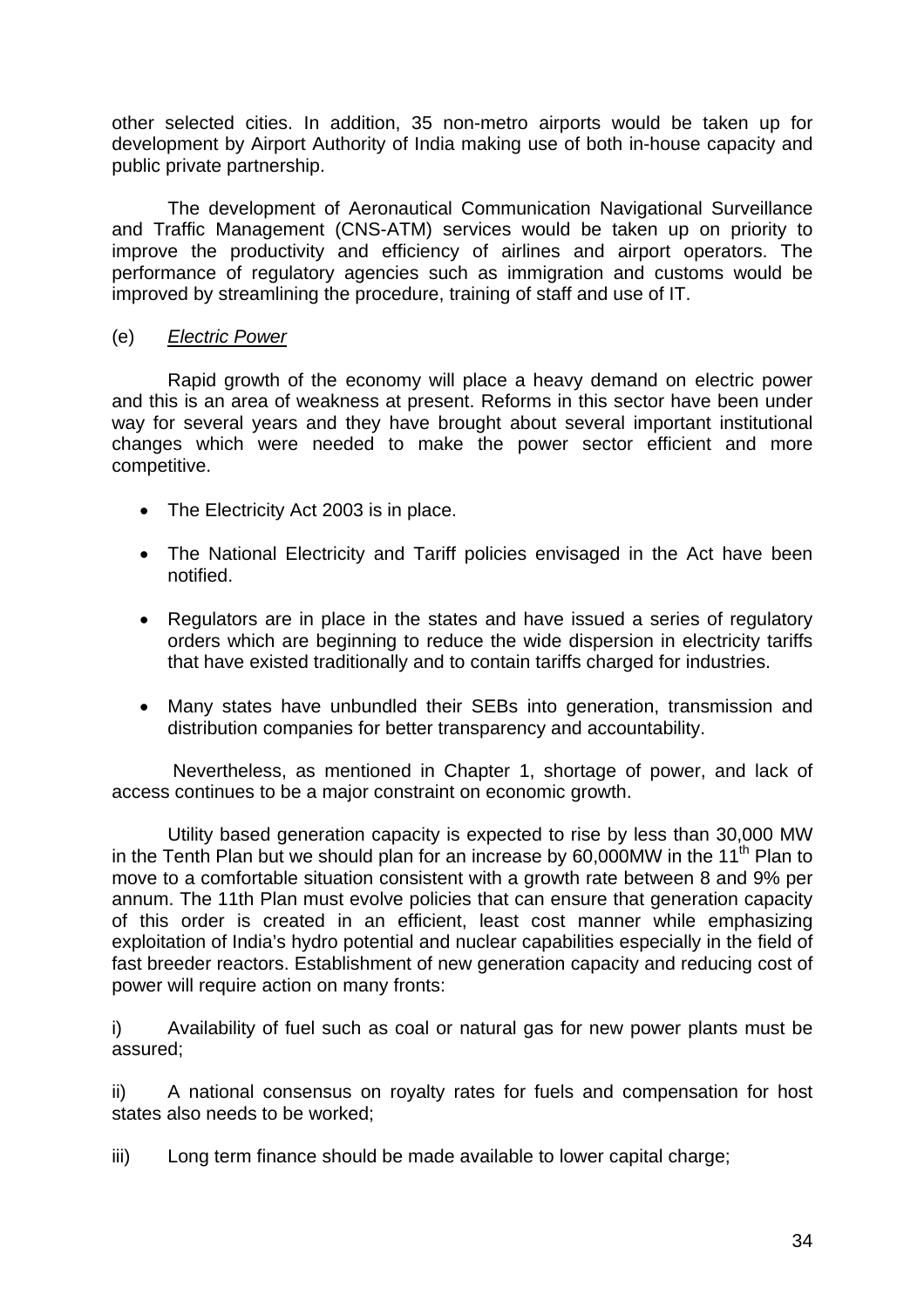other selected cities. In addition, 35 non-metro airports would be taken up for development by Airport Authority of India making use of both in-house capacity and public private partnership.

The development of Aeronautical Communication Navigational Surveillance and Traffic Management (CNS-ATM) services would be taken up on priority to improve the productivity and efficiency of airlines and airport operators. The performance of regulatory agencies such as immigration and customs would be improved by streamlining the procedure, training of staff and use of IT.

(e) *Electric Power*

Rapid growth of the economy will place a heavy demand on electric power and this is an area of weakness at present. Reforms in this sector have been under way for several years and they have brought about several important institutional changes which were needed to make the power sector efficient and more competitive.

- The Electricity Act 2003 is in place.
- The National Electricity and Tariff policies envisaged in the Act have been notified.
- Regulators are in place in the states and have issued a series of regulatory orders which are beginning to reduce the wide dispersion in electricity tariffs that have existed traditionally and to contain tariffs charged for industries.
- Many states have unbundled their SEBs into generation, transmission and distribution companies for better transparency and accountability.

Nevertheless, as mentioned in Chapter 1, shortage of power, and lack of access continues to be a major constraint on economic growth.

Utility based generation capacity is expected to rise by less than 30,000 MW in the Tenth Plan but we should plan for an increase by 60,000MW in the 11th Plan to move to a comfortable situation consistent with a growth rate between 8 and 9% per annum. The 11th Plan must evolve policies that can ensure that generation capacity of this order is created in an efficient, least cost manner while emphasizing exploitation of India's hydro potential and nuclear capabilities especially in the field of fast breeder reactors. Establishment of new generation capacity and reducing cost of power will require action on many fronts:

i) Availability of fuel such as coal or natural gas for new power plants must be assured;

ii) A national consensus on royalty rates for fuels and compensation for host states also needs to be worked;

iii) Long term finance should be made available to lower capital charge;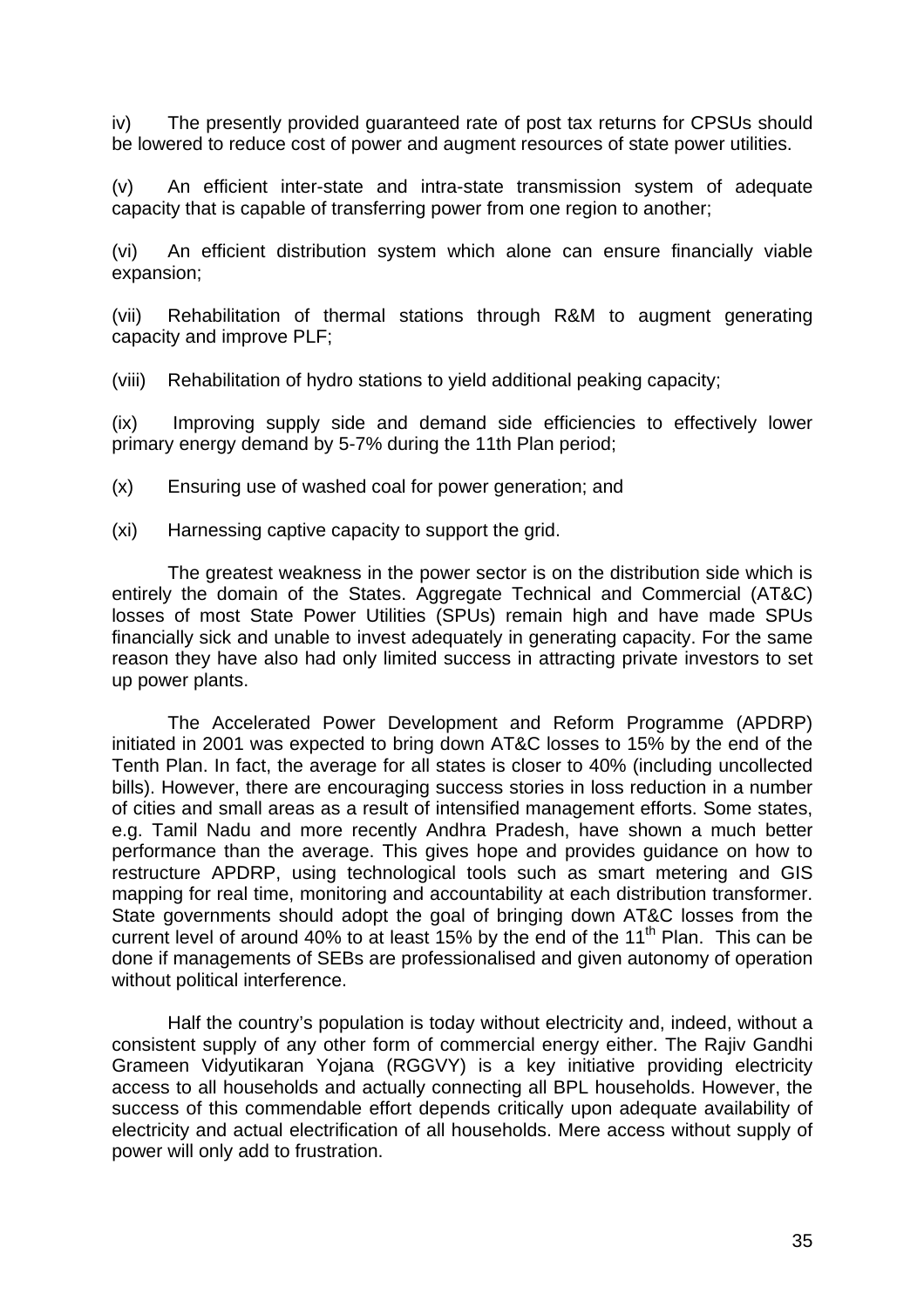iv) The presently provided guaranteed rate of post tax returns for CPSUs should be lowered to reduce cost of power and augment resources of state power utilities.

(v) An efficient inter-state and intra-state transmission system of adequate capacity that is capable of transferring power from one region to another;

(vi) An efficient distribution system which alone can ensure financially viable expansion;

(vii) Rehabilitation of thermal stations through R&M to augment generating capacity and improve PLF;

(viii) Rehabilitation of hydro stations to yield additional peaking capacity;

(ix) Improving supply side and demand side efficiencies to effectively lower primary energy demand by 5-7% during the 11th Plan period;

(x) Ensuring use of washed coal for power generation; and

(xi) Harnessing captive capacity to support the grid.

The greatest weakness in the power sector is on the distribution side which is entirely the domain of the States. Aggregate Technical and Commercial (AT&C) losses of most State Power Utilities (SPUs) remain high and have made SPUs financially sick and unable to invest adequately in generating capacity. For the same reason they have also had only limited success in attracting private investors to set up power plants.

The Accelerated Power Development and Reform Programme (APDRP) initiated in 2001 was expected to bring down AT&C losses to 15% by the end of the Tenth Plan. In fact, the average for all states is closer to 40% (including uncollected bills). However, there are encouraging success stories in loss reduction in a number of cities and small areas as a result of intensified management efforts. Some states, e.g. Tamil Nadu and more recently Andhra Pradesh, have shown a much better performance than the average. This gives hope and provides guidance on how to restructure APDRP, using technological tools such as smart metering and GIS mapping for real time, monitoring and accountability at each distribution transformer. State governments should adopt the goal of bringing down AT&C losses from the current level of around 40% to at least 15% by the end of the 11th Plan. This can be done if managements of SEBs are professionalised and given autonomy of operation without political interference.

Half the country's population is today without electricity and, indeed, without a consistent supply of any other form of commercial energy either. The Rajiv Gandhi Grameen Vidyutikaran Yojana (RGGVY) is a key initiative providing electricity access to all households and actually connecting all BPL households. However, the success of this commendable effort depends critically upon adequate availability of electricity and actual electrification of all households. Mere access without supply of power will only add to frustration.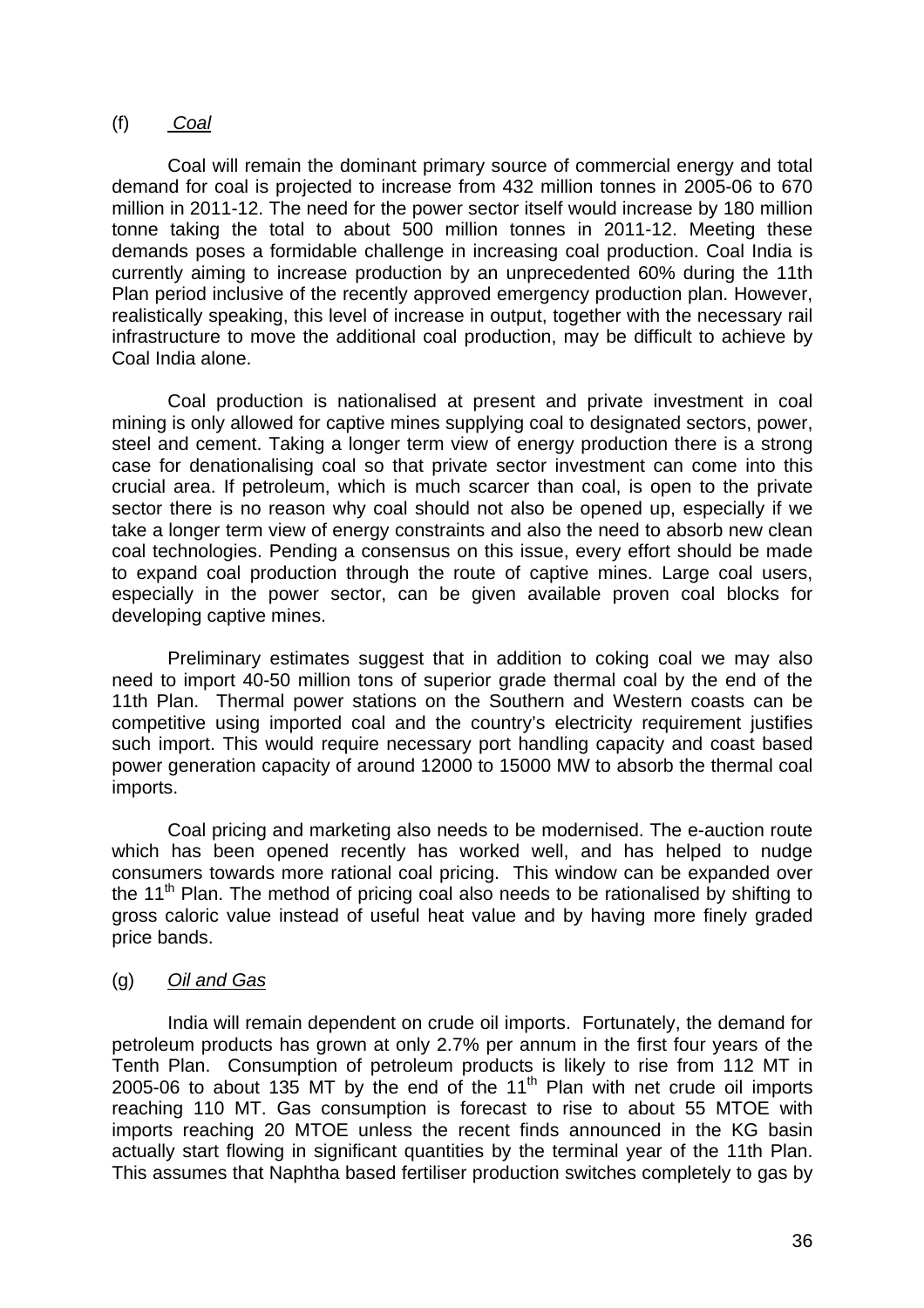(f) *Coal*

Coal will remain the dominant primary source of commercial energy and total demand for coal is projected to increase from 432 million tonnes in 2005-06 to 670 million in 2011-12. The need for the power sector itself would increase by 180 million tonne taking the total to about 500 million tonnes in 2011-12. Meeting these demands poses a formidable challenge in increasing coal production. Coal India is currently aiming to increase production by an unprecedented 60% during the 11th Plan period inclusive of the recently approved emergency production plan. However, realistically speaking, this level of increase in output, together with the necessary rail infrastructure to move the additional coal production, may be difficult to achieve by Coal India alone.

Coal production is nationalised at present and private investment in coal mining is only allowed for captive mines supplying coal to designated sectors, power, steel and cement. Taking a longer term view of energy production there is a strong case for denationalising coal so that private sector investment can come into this crucial area. If petroleum, which is much scarcer than coal, is open to the private sector there is no reason why coal should not also be opened up, especially if we take a longer term view of energy constraints and also the need to absorb new clean coal technologies. Pending a consensus on this issue, every effort should be made to expand coal production through the route of captive mines. Large coal users, especially in the power sector, can be given available proven coal blocks for developing captive mines.

Preliminary estimates suggest that in addition to coking coal we may also need to import 40-50 million tons of superior grade thermal coal by the end of the 11th Plan. Thermal power stations on the Southern and Western coasts can be competitive using imported coal and the country's electricity requirement justifies such import. This would require necessary port handling capacity and coast based power generation capacity of around 12000 to 15000 MW to absorb the thermal coal imports.

Coal pricing and marketing also needs to be modernised. The e-auction route which has been opened recently has worked well, and has helped to nudge consumers towards more rational coal pricing. This window can be expanded over the 11th Plan. The method of pricing coal also needs to be rationalised by shifting to gross caloric value instead of useful heat value and by having more finely graded price bands.

(g) *Oil and Gas*

India will remain dependent on crude oil imports. Fortunately, the demand for petroleum products has grown at only 2.7% per annum in the first four years of the Tenth Plan. Consumption of petroleum products is likely to rise from 112 MT in 2005-06 to about 135 MT by the end of the 11th Plan with net crude oil imports reaching 110 MT. Gas consumption is forecast to rise to about 55 MTOE with imports reaching 20 MTOE unless the recent finds announced in the KG basin actually start flowing in significant quantities by the terminal year of the 11th Plan. This assumes that Naphtha based fertiliser production switches completely to gas by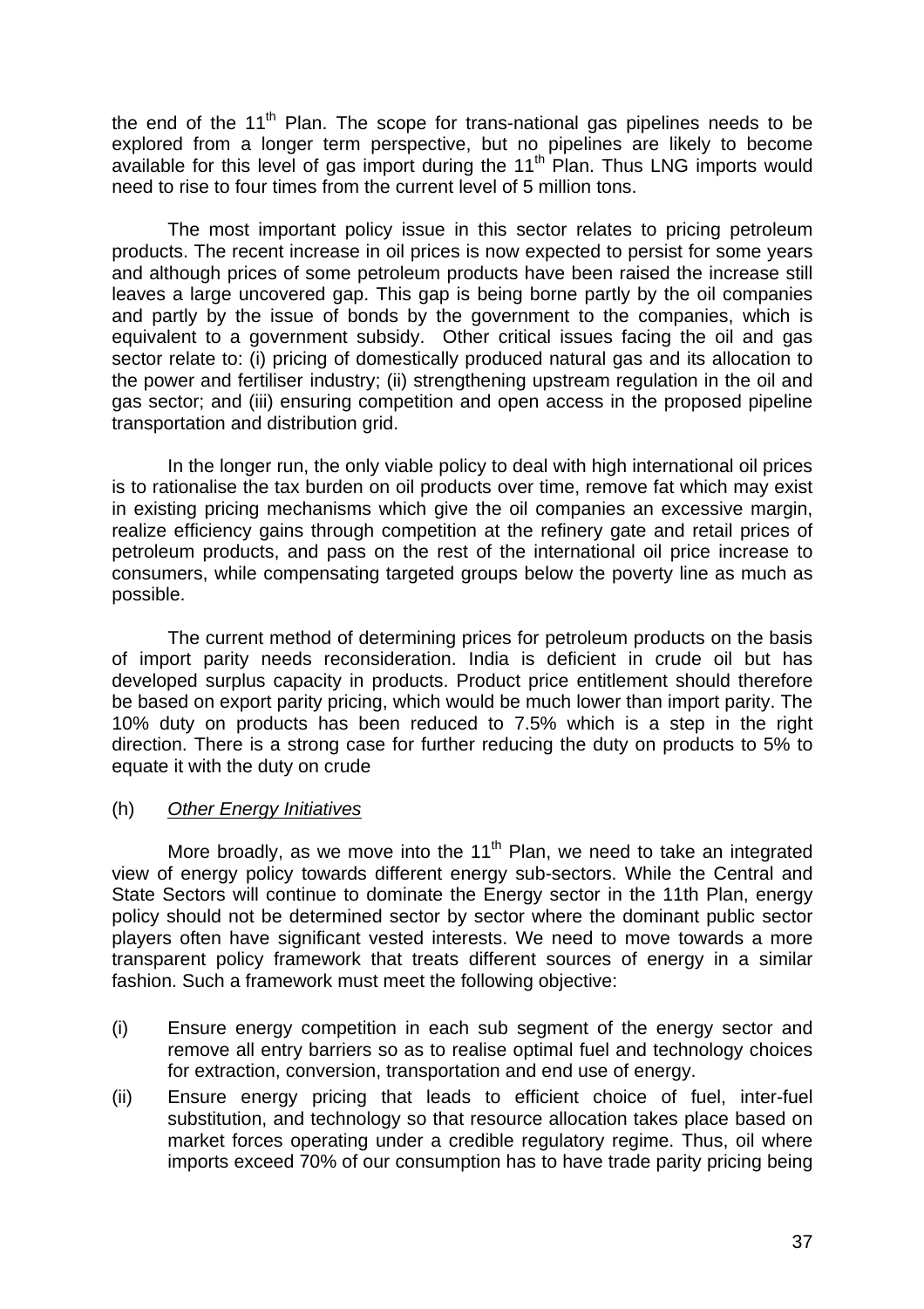the end of the 11th Plan. The scope for trans-national gas pipelines needs to be explored from a longer term perspective, but no pipelines are likely to become available for this level of gas import during the 11th Plan. Thus LNG imports would need to rise to four times from the current level of 5 million tons.

The most important policy issue in this sector relates to pricing petroleum products. The recent increase in oil prices is now expected to persist for some years and although prices of some petroleum products have been raised the increase still leaves a large uncovered gap. This gap is being borne partly by the oil companies and partly by the issue of bonds by the government to the companies, which is equivalent to a government subsidy. Other critical issues facing the oil and gas sector relate to: (i) pricing of domestically produced natural gas and its allocation to the power and fertiliser industry; (ii) strengthening upstream regulation in the oil and gas sector; and (iii) ensuring competition and open access in the proposed pipeline transportation and distribution grid.

In the longer run, the only viable policy to deal with high international oil prices is to rationalise the tax burden on oil products over time, remove fat which may exist in existing pricing mechanisms which give the oil companies an excessive margin, realize efficiency gains through competition at the refinery gate and retail prices of petroleum products, and pass on the rest of the international oil price increase to consumers, while compensating targeted groups below the poverty line as much as possible.

The current method of determining prices for petroleum products on the basis of import parity needs reconsideration. India is deficient in crude oil but has developed surplus capacity in products. Product price entitlement should therefore be based on export parity pricing, which would be much lower than import parity. The 10% duty on products has been reduced to 7.5% which is a step in the right direction. There is a strong case for further reducing the duty on products to 5% to equate it with the duty on crude

(h) *Other Energy Initiatives*

More broadly, as we move into the 11th Plan, we need to take an integrated view of energy policy towards different energy sub-sectors. While the Central and State Sectors will continue to dominate the Energy sector in the 11th Plan, energy policy should not be determined sector by sector where the dominant public sector players often have significant vested interests. We need to move towards a more transparent policy framework that treats different sources of energy in a similar fashion. Such a framework must meet the following objective:

(i) Ensure energy competition in each sub segment of the energy sector and remove all entry barriers so as to realise optimal fuel and technology choices for extraction, conversion, transportation and end use of energy.

(ii) Ensure energy pricing that leads to efficient choice of fuel, inter-fuel substitution, and technology so that resource allocation takes place based on market forces operating under a credible regulatory regime. Thus, oil where imports exceed 70% of our consumption has to have trade parity pricing being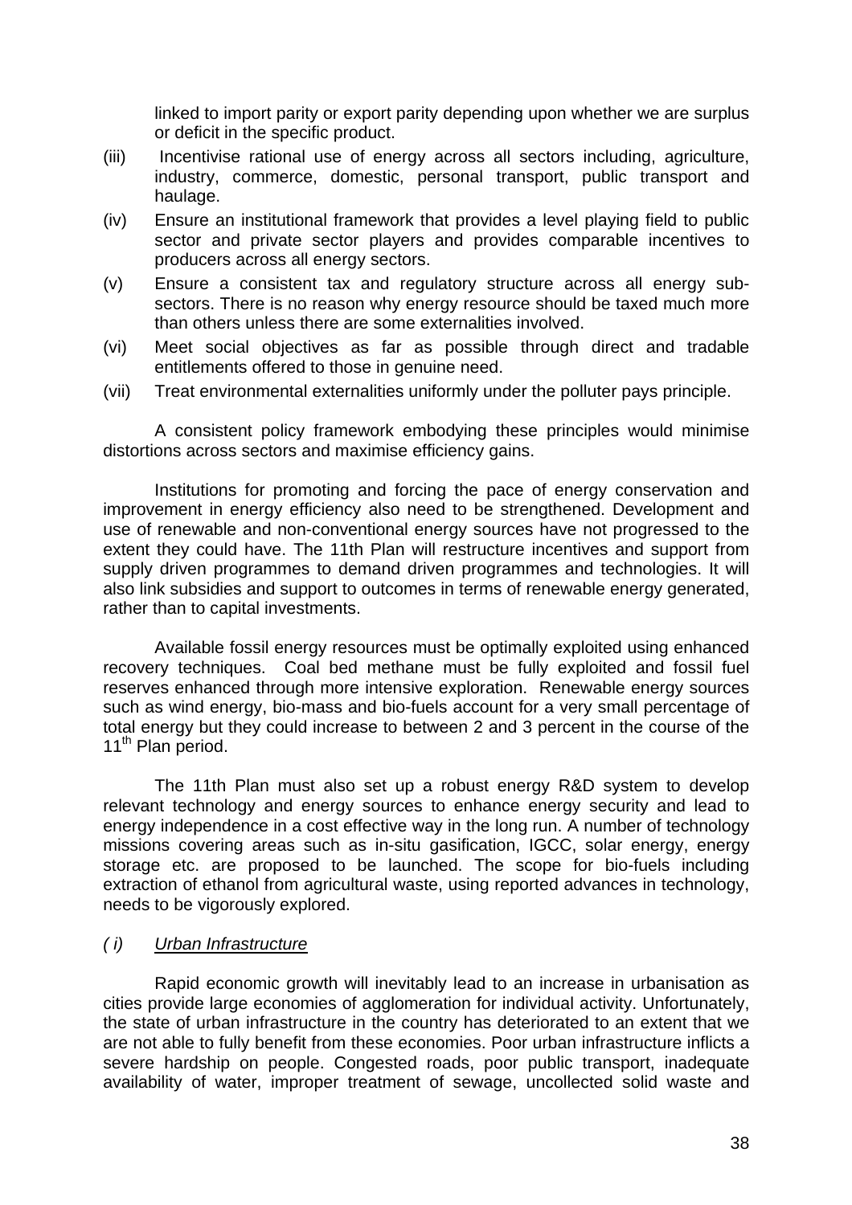linked to import parity or export parity depending upon whether we are surplus or deficit in the specific product.

(iii) Incentivise rational use of energy across all sectors including, agriculture, industry, commerce, domestic, personal transport, public transport and haulage.

(iv) Ensure an institutional framework that provides a level playing field to public sector and private sector players and provides comparable incentives to producers across all energy sectors.

(v) Ensure a consistent tax and regulatory structure across all energy sub-sectors. There is no reason why energy resource should be taxed much more than others unless there are some externalities involved.

(vi) Meet social objectives as far as possible through direct and tradable entitlements offered to those in genuine need.

(vii) Treat environmental externalities uniformly under the polluter pays principle.

A consistent policy framework embodying these principles would minimise distortions across sectors and maximise efficiency gains.

Institutions for promoting and forcing the pace of energy conservation and improvement in energy efficiency also need to be strengthened. Development and use of renewable and non-conventional energy sources have not progressed to the extent they could have. The 11th Plan will restructure incentives and support from supply driven programmes to demand driven programmes and technologies. It will also link subsidies and support to outcomes in terms of renewable energy generated, rather than to capital investments.

Available fossil energy resources must be optimally exploited using enhanced recovery techniques. Coal bed methane must be fully exploited and fossil fuel reserves enhanced through more intensive exploration. Renewable energy sources such as wind energy, bio-mass and bio-fuels account for a very small percentage of total energy but they could increase to between 2 and 3 percent in the course of the 11th Plan period.

The 11th Plan must also set up a robust energy R&D system to develop relevant technology and energy sources to enhance energy security and lead to energy independence in a cost effective way in the long run. A number of technology missions covering areas such as in-situ gasification, IGCC, solar energy, energy storage etc. are proposed to be launched. The scope for bio-fuels including extraction of ethanol from agricultural waste, using reported advances in technology, needs to be vigorously explored.

### *( i) <u>Urban Infrastructure</u>*

Rapid economic growth will inevitably lead to an increase in urbanisation as cities provide large economies of agglomeration for individual activity. Unfortunately, the state of urban infrastructure in the country has deteriorated to an extent that we are not able to fully benefit from these economies. Poor urban infrastructure inflicts a severe hardship on people. Congested roads, poor public transport, inadequate availability of water, improper treatment of sewage, uncollected solid waste and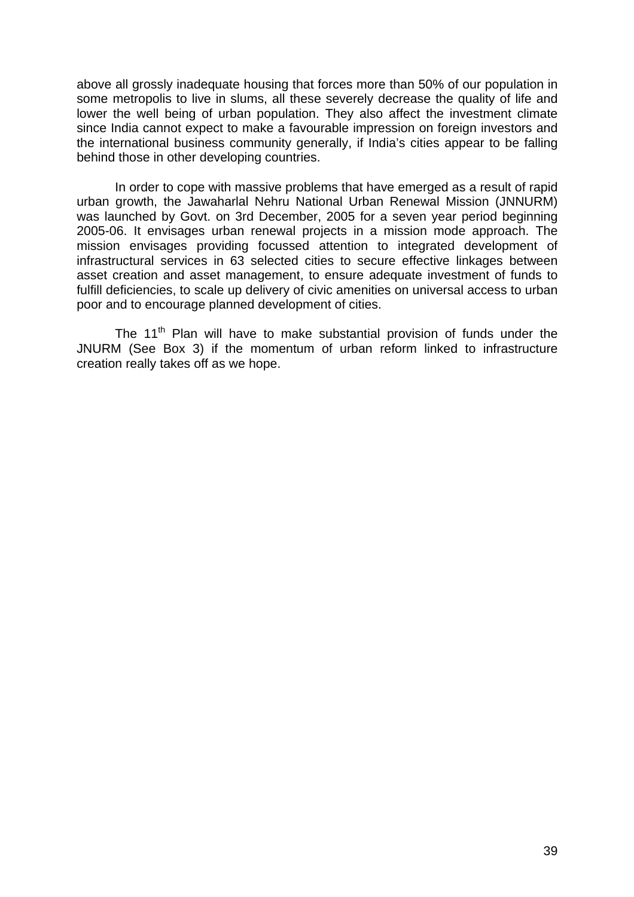above all grossly inadequate housing that forces more than 50% of our population in some metropolis to live in slums, all these severely decrease the quality of life and lower the well being of urban population. They also affect the investment climate since India cannot expect to make a favourable impression on foreign investors and the international business community generally, if India's cities appear to be falling behind those in other developing countries.

In order to cope with massive problems that have emerged as a result of rapid urban growth, the Jawaharlal Nehru National Urban Renewal Mission (JNNURM) was launched by Govt. on 3rd December, 2005 for a seven year period beginning 2005-06. It envisages urban renewal projects in a mission mode approach. The mission envisages providing focussed attention to integrated development of infrastructural services in 63 selected cities to secure effective linkages between asset creation and asset management, to ensure adequate investment of funds to fulfill deficiencies, to scale up delivery of civic amenities on universal access to urban poor and to encourage planned development of cities.

The 11th Plan will have to make substantial provision of funds under the JNURM (See Box 3) if the momentum of urban reform linked to infrastructure creation really takes off as we hope.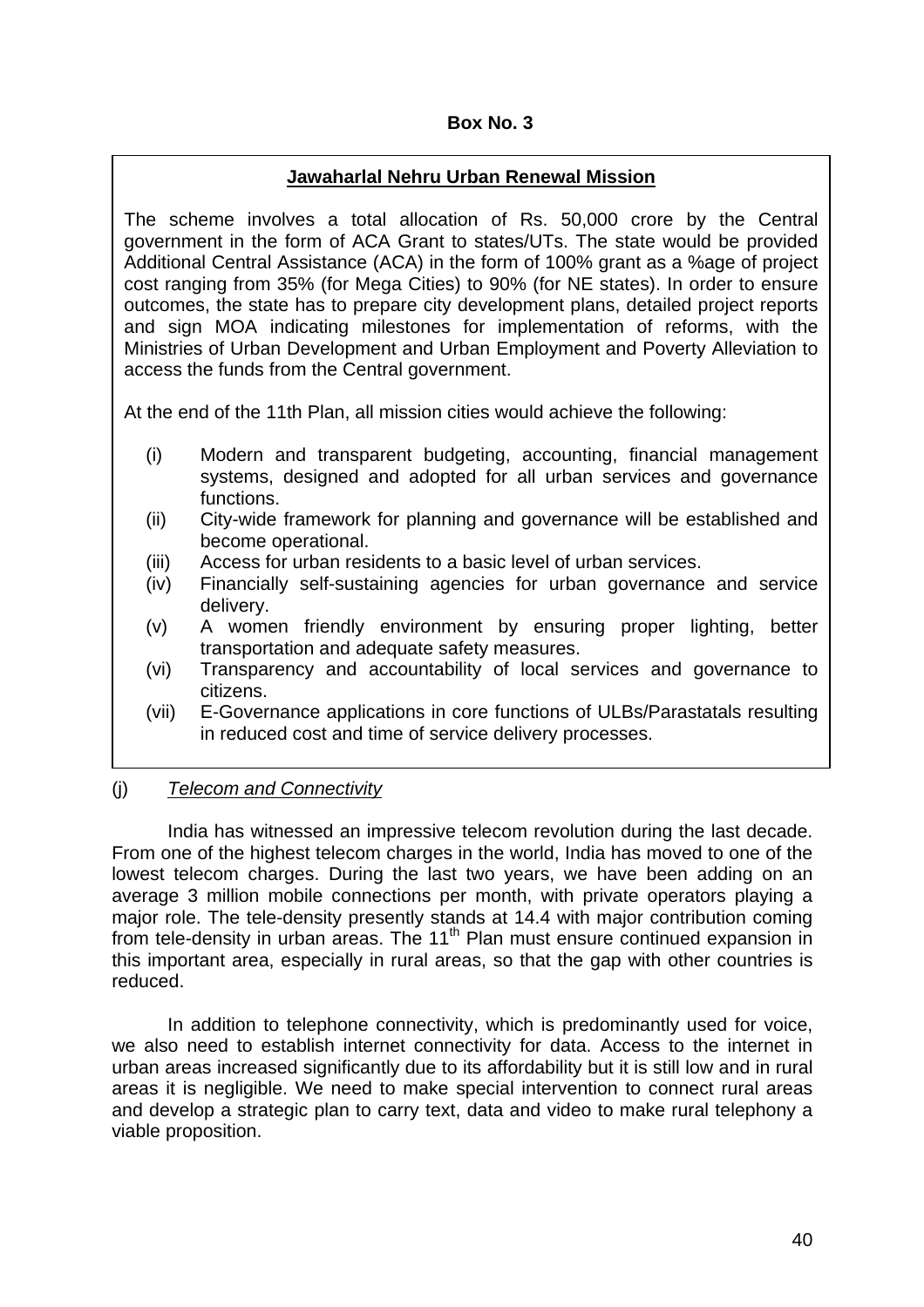**Box No. 3**

**Jawaharlal Nehru Urban Renewal Mission**

The scheme involves a total allocation of Rs. 50,000 crore by the Central government in the form of ACA Grant to states/UTs. The state would be provided Additional Central Assistance (ACA) in the form of 100% grant as a %age of project cost ranging from 35% (for Mega Cities) to 90% (for NE states). In order to ensure outcomes, the state has to prepare city development plans, detailed project reports and sign MOA indicating milestones for implementation of reforms, with the Ministries of Urban Development and Urban Employment and Poverty Alleviation to access the funds from the Central government.

At the end of the 11th Plan, all mission cities would achieve the following:

(i) Modern and transparent budgeting, accounting, financial management systems, designed and adopted for all urban services and governance functions.
(ii) City-wide framework for planning and governance will be established and become operational.
(iii) Access for urban residents to a basic level of urban services.
(iv) Financially self-sustaining agencies for urban governance and service delivery.
(v) A women friendly environment by ensuring proper lighting, better transportation and adequate safety measures.
(vi) Transparency and accountability of local services and governance to citizens.
(vii) E-Governance applications in core functions of ULBs/Parastatals resulting in reduced cost and time of service delivery processes.

(j) *Telecom and Connectivity*

India has witnessed an impressive telecom revolution during the last decade. From one of the highest telecom charges in the world, India has moved to one of the lowest telecom charges. During the last two years, we have been adding on an average 3 million mobile connections per month, with private operators playing a major role. The tele-density presently stands at 14.4 with major contribution coming from tele-density in urban areas. The 11th Plan must ensure continued expansion in this important area, especially in rural areas, so that the gap with other countries is reduced.

In addition to telephone connectivity, which is predominantly used for voice, we also need to establish internet connectivity for data. Access to the internet in urban areas increased significantly due to its affordability but it is still low and in rural areas it is negligible. We need to make special intervention to connect rural areas and develop a strategic plan to carry text, data and video to make rural telephony a viable proposition.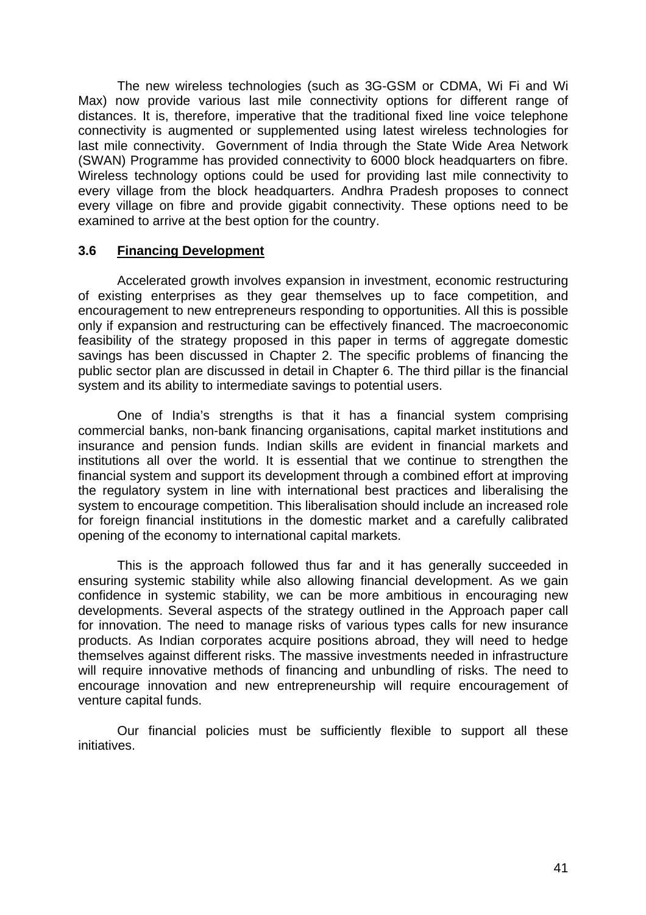The new wireless technologies (such as 3G-GSM or CDMA, Wi Fi and Wi Max) now provide various last mile connectivity options for different range of distances. It is, therefore, imperative that the traditional fixed line voice telephone connectivity is augmented or supplemented using latest wireless technologies for last mile connectivity. Government of India through the State Wide Area Network (SWAN) Programme has provided connectivity to 6000 block headquarters on fibre. Wireless technology options could be used for providing last mile connectivity to every village from the block headquarters. Andhra Pradesh proposes to connect every village on fibre and provide gigabit connectivity. These options need to be examined to arrive at the best option for the country.

### 3.6 Financing Development

Accelerated growth involves expansion in investment, economic restructuring of existing enterprises as they gear themselves up to face competition, and encouragement to new entrepreneurs responding to opportunities. All this is possible only if expansion and restructuring can be effectively financed. The macroeconomic feasibility of the strategy proposed in this paper in terms of aggregate domestic savings has been discussed in Chapter 2. The specific problems of financing the public sector plan are discussed in detail in Chapter 6. The third pillar is the financial system and its ability to intermediate savings to potential users.

One of India's strengths is that it has a financial system comprising commercial banks, non-bank financing organisations, capital market institutions and insurance and pension funds. Indian skills are evident in financial markets and institutions all over the world. It is essential that we continue to strengthen the financial system and support its development through a combined effort at improving the regulatory system in line with international best practices and liberalising the system to encourage competition. This liberalisation should include an increased role for foreign financial institutions in the domestic market and a carefully calibrated opening of the economy to international capital markets.

This is the approach followed thus far and it has generally succeeded in ensuring systemic stability while also allowing financial development. As we gain confidence in systemic stability, we can be more ambitious in encouraging new developments. Several aspects of the strategy outlined in the Approach paper call for innovation. The need to manage risks of various types calls for new insurance products. As Indian corporates acquire positions abroad, they will need to hedge themselves against different risks. The massive investments needed in infrastructure will require innovative methods of financing and unbundling of risks. The need to encourage innovation and new entrepreneurship will require encouragement of venture capital funds.

Our financial policies must be sufficiently flexible to support all these initiatives.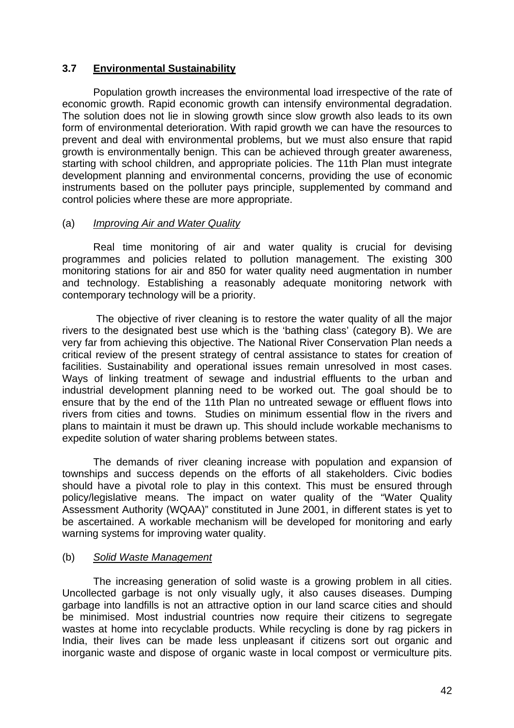### 3.7 Environmental Sustainability

Population growth increases the environmental load irrespective of the rate of economic growth. Rapid economic growth can intensify environmental degradation. The solution does not lie in slowing growth since slow growth also leads to its own form of environmental deterioration. With rapid growth we can have the resources to prevent and deal with environmental problems, but we must also ensure that rapid growth is environmentally benign. This can be achieved through greater awareness, starting with school children, and appropriate policies. The 11th Plan must integrate development planning and environmental concerns, providing the use of economic instruments based on the polluter pays principle, supplemented by command and control policies where these are more appropriate.

(a) *Improving Air and Water Quality*

Real time monitoring of air and water quality is crucial for devising programmes and policies related to pollution management. The existing 300 monitoring stations for air and 850 for water quality need augmentation in number and technology. Establishing a reasonably adequate monitoring network with contemporary technology will be a priority.

The objective of river cleaning is to restore the water quality of all the major rivers to the designated best use which is the 'bathing class' (category B). We are very far from achieving this objective. The National River Conservation Plan needs a critical review of the present strategy of central assistance to states for creation of facilities. Sustainability and operational issues remain unresolved in most cases. Ways of linking treatment of sewage and industrial effluents to the urban and industrial development planning need to be worked out. The goal should be to ensure that by the end of the 11th Plan no untreated sewage or effluent flows into rivers from cities and towns. Studies on minimum essential flow in the rivers and plans to maintain it must be drawn up. This should include workable mechanisms to expedite solution of water sharing problems between states.

The demands of river cleaning increase with population and expansion of townships and success depends on the efforts of all stakeholders. Civic bodies should have a pivotal role to play in this context. This must be ensured through policy/legislative means. The impact on water quality of the "Water Quality Assessment Authority (WQAA)" constituted in June 2001, in different states is yet to be ascertained. A workable mechanism will be developed for monitoring and early warning systems for improving water quality.

(b) *Solid Waste Management*

The increasing generation of solid waste is a growing problem in all cities. Uncollected garbage is not only visually ugly, it also causes diseases. Dumping garbage into landfills is not an attractive option in our land scarce cities and should be minimised. Most industrial countries now require their citizens to segregate wastes at home into recyclable products. While recycling is done by rag pickers in India, their lives can be made less unpleasant if citizens sort out organic and inorganic waste and dispose of organic waste in local compost or vermiculture pits.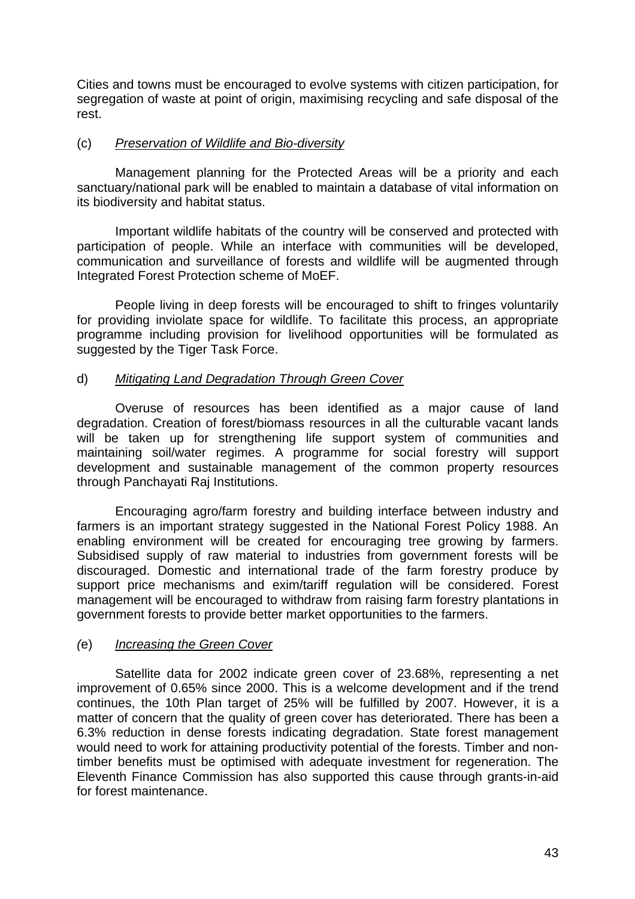Cities and towns must be encouraged to evolve systems with citizen participation, for segregation of waste at point of origin, maximising recycling and safe disposal of the rest.

(c) *Preservation of Wildlife and Bio-diversity*

Management planning for the Protected Areas will be a priority and each sanctuary/national park will be enabled to maintain a database of vital information on its biodiversity and habitat status.

Important wildlife habitats of the country will be conserved and protected with participation of people. While an interface with communities will be developed, communication and surveillance of forests and wildlife will be augmented through Integrated Forest Protection scheme of MoEF.

People living in deep forests will be encouraged to shift to fringes voluntarily for providing inviolate space for wildlife. To facilitate this process, an appropriate programme including provision for livelihood opportunities will be formulated as suggested by the Tiger Task Force.

d) *Mitigating Land Degradation Through Green Cover*

Overuse of resources has been identified as a major cause of land degradation. Creation of forest/biomass resources in all the culturable vacant lands will be taken up for strengthening life support system of communities and maintaining soil/water regimes. A programme for social forestry will support development and sustainable management of the common property resources through Panchayati Raj Institutions.

Encouraging agro/farm forestry and building interface between industry and farmers is an important strategy suggested in the National Forest Policy 1988. An enabling environment will be created for encouraging tree growing by farmers. Subsidised supply of raw material to industries from government forests will be discouraged. Domestic and international trade of the farm forestry produce by support price mechanisms and exim/tariff regulation will be considered. Forest management will be encouraged to withdraw from raising farm forestry plantations in government forests to provide better market opportunities to the farmers.

(e) *Increasing the Green Cover*

Satellite data for 2002 indicate green cover of 23.68%, representing a net improvement of 0.65% since 2000. This is a welcome development and if the trend continues, the 10th Plan target of 25% will be fulfilled by 2007. However, it is a matter of concern that the quality of green cover has deteriorated. There has been a 6.3% reduction in dense forests indicating degradation. State forest management would need to work for attaining productivity potential of the forests. Timber and non-timber benefits must be optimised with adequate investment for regeneration. The Eleventh Finance Commission has also supported this cause through grants-in-aid for forest maintenance.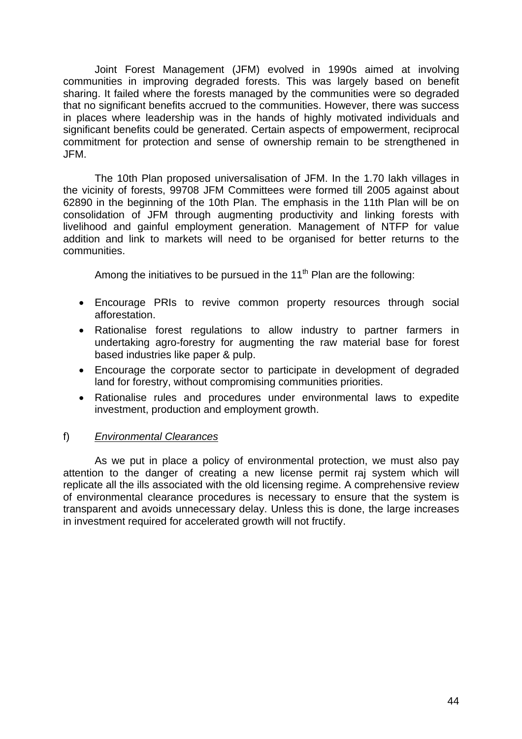Joint Forest Management (JFM) evolved in 1990s aimed at involving communities in improving degraded forests. This was largely based on benefit sharing. It failed where the forests managed by the communities were so degraded that no significant benefits accrued to the communities. However, there was success in places where leadership was in the hands of highly motivated individuals and significant benefits could be generated. Certain aspects of empowerment, reciprocal commitment for protection and sense of ownership remain to be strengthened in JFM.

The 10th Plan proposed universalisation of JFM. In the 1.70 lakh villages in the vicinity of forests, 99708 JFM Committees were formed till 2005 against about 62890 in the beginning of the 10th Plan. The emphasis in the 11th Plan will be on consolidation of JFM through augmenting productivity and linking forests with livelihood and gainful employment generation. Management of NTFP for value addition and link to markets will need to be organised for better returns to the communities.

Among the initiatives to be pursued in the 11th Plan are the following:

- Encourage PRIs to revive common property resources through social afforestation.
- Rationalise forest regulations to allow industry to partner farmers in undertaking agro-forestry for augmenting the raw material base for forest based industries like paper & pulp.
- Encourage the corporate sector to participate in development of degraded land for forestry, without compromising communities priorities.
- Rationalise rules and procedures under environmental laws to expedite investment, production and employment growth.

f) *Environmental Clearances*

As we put in place a policy of environmental protection, we must also pay attention to the danger of creating a new license permit raj system which will replicate all the ills associated with the old licensing regime. A comprehensive review of environmental clearance procedures is necessary to ensure that the system is transparent and avoids unnecessary delay. Unless this is done, the large increases in investment required for accelerated growth will not fructify.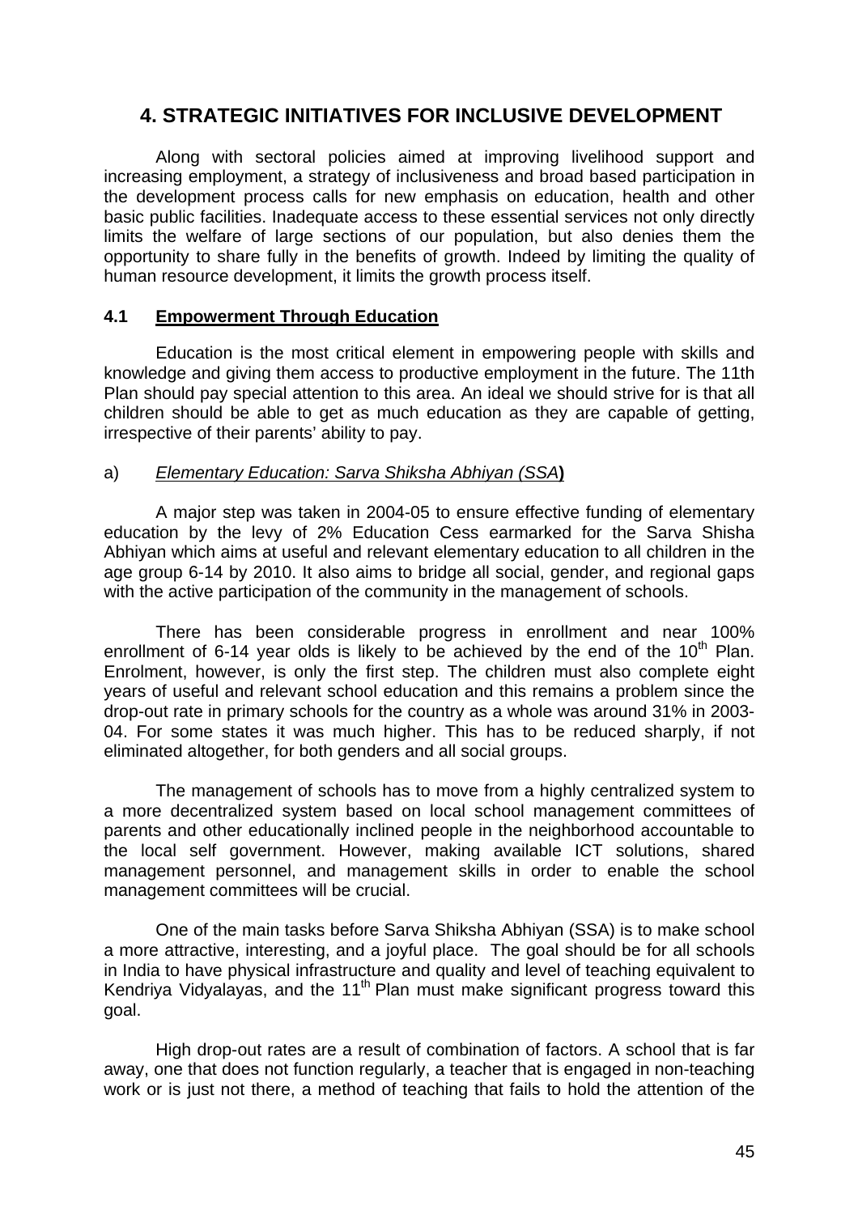## 4. STRATEGIC INITIATIVES FOR INCLUSIVE DEVELOPMENT

Along with sectoral policies aimed at improving livelihood support and increasing employment, a strategy of inclusiveness and broad based participation in the development process calls for new emphasis on education, health and other basic public facilities. Inadequate access to these essential services not only directly limits the welfare of large sections of our population, but also denies them the opportunity to share fully in the benefits of growth. Indeed by limiting the quality of human resource development, it limits the growth process itself.

### 4.1 Empowerment Through Education

Education is the most critical element in empowering people with skills and knowledge and giving them access to productive employment in the future. The 11th Plan should pay special attention to this area. An ideal we should strive for is that all children should be able to get as much education as they are capable of getting, irrespective of their parents' ability to pay.

a) *Elementary Education: Sarva Shiksha Abhiyan (SSA***)**

A major step was taken in 2004-05 to ensure effective funding of elementary education by the levy of 2% Education Cess earmarked for the Sarva Shisha Abhiyan which aims at useful and relevant elementary education to all children in the age group 6-14 by 2010. It also aims to bridge all social, gender, and regional gaps with the active participation of the community in the management of schools.

There has been considerable progress in enrollment and near 100% enrollment of 6-14 year olds is likely to be achieved by the end of the 10th Plan. Enrolment, however, is only the first step. The children must also complete eight years of useful and relevant school education and this remains a problem since the drop-out rate in primary schools for the country as a whole was around 31% in 2003-04. For some states it was much higher. This has to be reduced sharply, if not eliminated altogether, for both genders and all social groups.

The management of schools has to move from a highly centralized system to a more decentralized system based on local school management committees of parents and other educationally inclined people in the neighborhood accountable to the local self government. However, making available ICT solutions, shared management personnel, and management skills in order to enable the school management committees will be crucial.

One of the main tasks before Sarva Shiksha Abhiyan (SSA) is to make school a more attractive, interesting, and a joyful place. The goal should be for all schools in India to have physical infrastructure and quality and level of teaching equivalent to Kendriya Vidyalayas, and the 11th Plan must make significant progress toward this goal.

High drop-out rates are a result of combination of factors. A school that is far away, one that does not function regularly, a teacher that is engaged in non-teaching work or is just not there, a method of teaching that fails to hold the attention of the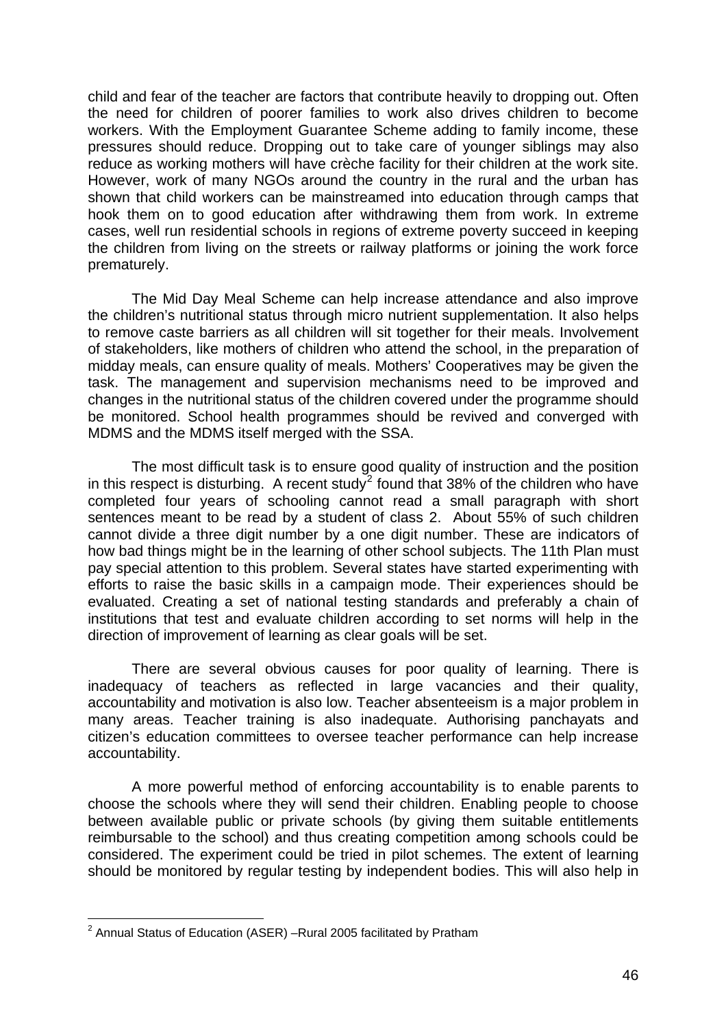child and fear of the teacher are factors that contribute heavily to dropping out. Often the need for children of poorer families to work also drives children to become workers. With the Employment Guarantee Scheme adding to family income, these pressures should reduce. Dropping out to take care of younger siblings may also reduce as working mothers will have crèche facility for their children at the work site. However, work of many NGOs around the country in the rural and the urban has shown that child workers can be mainstreamed into education through camps that hook them on to good education after withdrawing them from work. In extreme cases, well run residential schools in regions of extreme poverty succeed in keeping the children from living on the streets or railway platforms or joining the work force prematurely.

The Mid Day Meal Scheme can help increase attendance and also improve the children's nutritional status through micro nutrient supplementation. It also helps to remove caste barriers as all children will sit together for their meals. Involvement of stakeholders, like mothers of children who attend the school, in the preparation of midday meals, can ensure quality of meals. Mothers' Cooperatives may be given the task. The management and supervision mechanisms need to be improved and changes in the nutritional status of the children covered under the programme should be monitored. School health programmes should be revived and converged with MDMS and the MDMS itself merged with the SSA.

The most difficult task is to ensure good quality of instruction and the position in this respect is disturbing. A recent study[2] found that 38% of the children who have completed four years of schooling cannot read a small paragraph with short sentences meant to be read by a student of class 2. About 55% of such children cannot divide a three digit number by a one digit number. These are indicators of how bad things might be in the learning of other school subjects. The 11th Plan must pay special attention to this problem. Several states have started experimenting with efforts to raise the basic skills in a campaign mode. Their experiences should be evaluated. Creating a set of national testing standards and preferably a chain of institutions that test and evaluate children according to set norms will help in the direction of improvement of learning as clear goals will be set.

There are several obvious causes for poor quality of learning. There is inadequacy of teachers as reflected in large vacancies and their quality, accountability and motivation is also low. Teacher absenteeism is a major problem in many areas. Teacher training is also inadequate. Authorising panchayats and citizen's education committees to oversee teacher performance can help increase accountability.

A more powerful method of enforcing accountability is to enable parents to choose the schools where they will send their children. Enabling people to choose between available public or private schools (by giving them suitable entitlements reimbursable to the school) and thus creating competition among schools could be considered. The experiment could be tried in pilot schemes. The extent of learning should be monitored by regular testing by independent bodies. This will also help in

---

[2] Annual Status of Education (ASER) –Rural 2005 facilitated by Pratham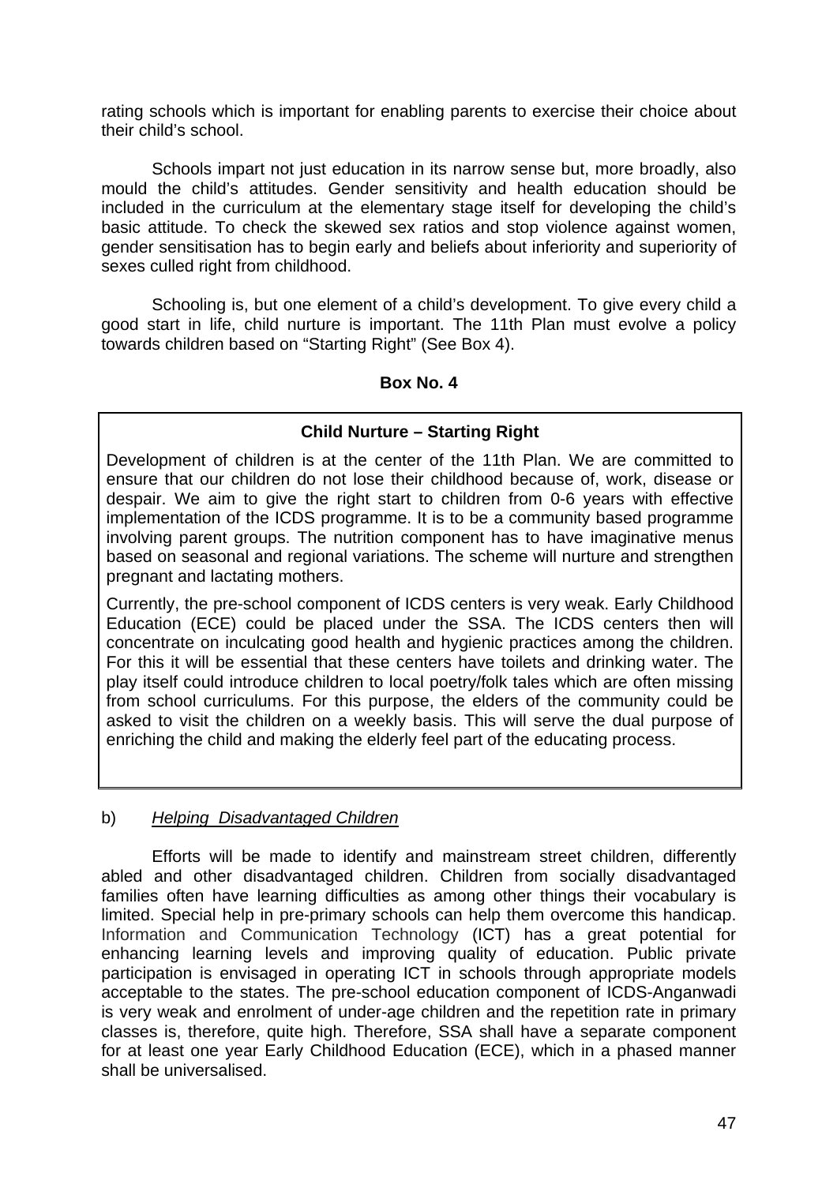rating schools which is important for enabling parents to exercise their choice about their child's school.

Schools impart not just education in its narrow sense but, more broadly, also mould the child's attitudes. Gender sensitivity and health education should be included in the curriculum at the elementary stage itself for developing the child's basic attitude. To check the skewed sex ratios and stop violence against women, gender sensitisation has to begin early and beliefs about inferiority and superiority of sexes culled right from childhood.

Schooling is, but one element of a child's development. To give every child a good start in life, child nurture is important. The 11th Plan must evolve a policy towards children based on "Starting Right" (See Box 4).

**Box No. 4**

**Child Nurture – Starting Right**

Development of children is at the center of the 11th Plan. We are committed to ensure that our children do not lose their childhood because of, work, disease or despair. We aim to give the right start to children from 0-6 years with effective implementation of the ICDS programme. It is to be a community based programme involving parent groups. The nutrition component has to have imaginative menus based on seasonal and regional variations. The scheme will nurture and strengthen pregnant and lactating mothers.

Currently, the pre-school component of ICDS centers is very weak. Early Childhood Education (ECE) could be placed under the SSA. The ICDS centers then will concentrate on inculcating good health and hygienic practices among the children. For this it will be essential that these centers have toilets and drinking water. The play itself could introduce children to local poetry/folk tales which are often missing from school curriculums. For this purpose, the elders of the community could be asked to visit the children on a weekly basis. This will serve the dual purpose of enriching the child and making the elderly feel part of the educating process.

b) *Helping Disadvantaged Children*

Efforts will be made to identify and mainstream street children, differently abled and other disadvantaged children. Children from socially disadvantaged families often have learning difficulties as among other things their vocabulary is limited. Special help in pre-primary schools can help them overcome this handicap. Information and Communication Technology (ICT) has a great potential for enhancing learning levels and improving quality of education. Public private participation is envisaged in operating ICT in schools through appropriate models acceptable to the states. The pre-school education component of ICDS-Anganwadi is very weak and enrolment of under-age children and the repetition rate in primary classes is, therefore, quite high. Therefore, SSA shall have a separate component for at least one year Early Childhood Education (ECE), which in a phased manner shall be universalised.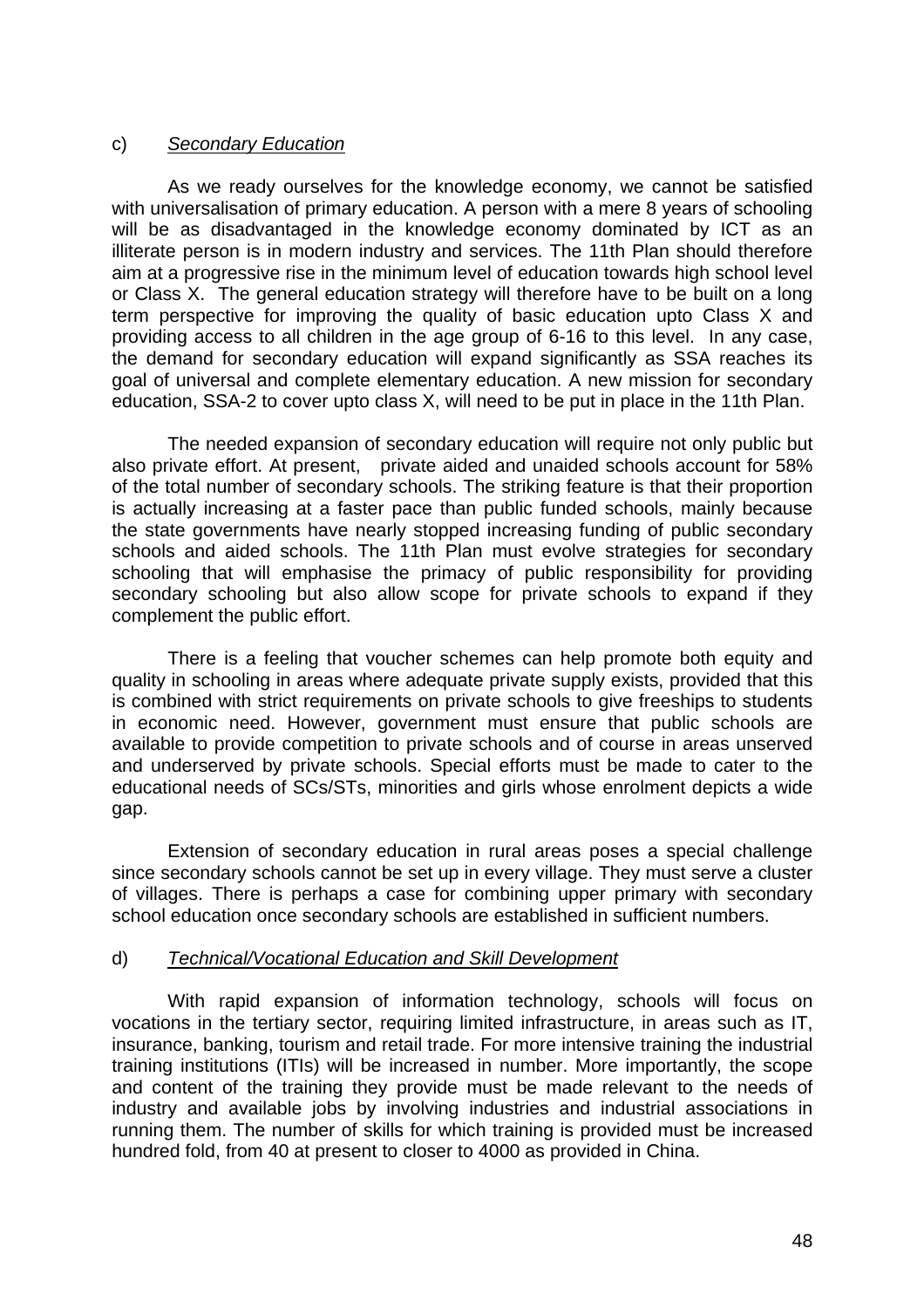c) *Secondary Education*

As we ready ourselves for the knowledge economy, we cannot be satisfied with universalisation of primary education. A person with a mere 8 years of schooling will be as disadvantaged in the knowledge economy dominated by ICT as an illiterate person is in modern industry and services. The 11th Plan should therefore aim at a progressive rise in the minimum level of education towards high school level or Class X. The general education strategy will therefore have to be built on a long term perspective for improving the quality of basic education upto Class X and providing access to all children in the age group of 6-16 to this level. In any case, the demand for secondary education will expand significantly as SSA reaches its goal of universal and complete elementary education. A new mission for secondary education, SSA-2 to cover upto class X, will need to be put in place in the 11th Plan.

The needed expansion of secondary education will require not only public but also private effort. At present, private aided and unaided schools account for 58% of the total number of secondary schools. The striking feature is that their proportion is actually increasing at a faster pace than public funded schools, mainly because the state governments have nearly stopped increasing funding of public secondary schools and aided schools. The 11th Plan must evolve strategies for secondary schooling that will emphasise the primacy of public responsibility for providing secondary schooling but also allow scope for private schools to expand if they complement the public effort.

There is a feeling that voucher schemes can help promote both equity and quality in schooling in areas where adequate private supply exists, provided that this is combined with strict requirements on private schools to give freeships to students in economic need. However, government must ensure that public schools are available to provide competition to private schools and of course in areas unserved and underserved by private schools. Special efforts must be made to cater to the educational needs of SCs/STs, minorities and girls whose enrolment depicts a wide gap.

Extension of secondary education in rural areas poses a special challenge since secondary schools cannot be set up in every village. They must serve a cluster of villages. There is perhaps a case for combining upper primary with secondary school education once secondary schools are established in sufficient numbers.

d) *Technical/Vocational Education and Skill Development*

With rapid expansion of information technology, schools will focus on vocations in the tertiary sector, requiring limited infrastructure, in areas such as IT, insurance, banking, tourism and retail trade. For more intensive training the industrial training institutions (ITIs) will be increased in number. More importantly, the scope and content of the training they provide must be made relevant to the needs of industry and available jobs by involving industries and industrial associations in running them. The number of skills for which training is provided must be increased hundred fold, from 40 at present to closer to 4000 as provided in China.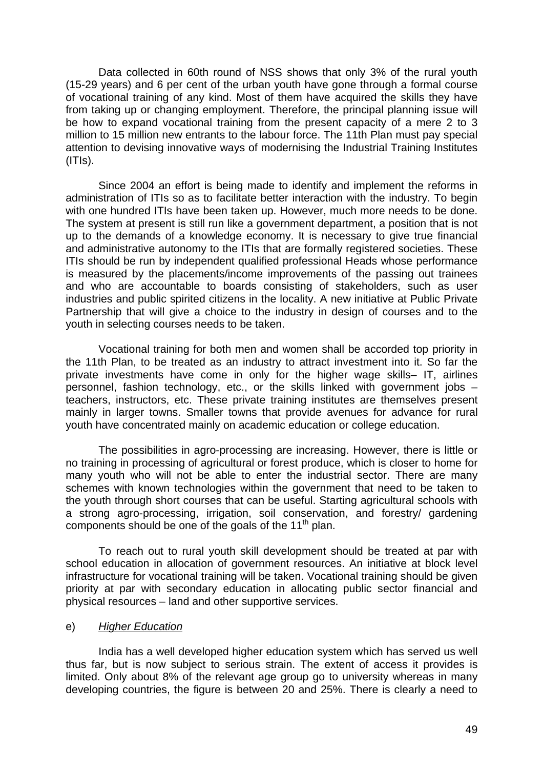Data collected in 60th round of NSS shows that only 3% of the rural youth (15-29 years) and 6 per cent of the urban youth have gone through a formal course of vocational training of any kind. Most of them have acquired the skills they have from taking up or changing employment. Therefore, the principal planning issue will be how to expand vocational training from the present capacity of a mere 2 to 3 million to 15 million new entrants to the labour force. The 11th Plan must pay special attention to devising innovative ways of modernising the Industrial Training Institutes (ITIs).

Since 2004 an effort is being made to identify and implement the reforms in administration of ITIs so as to facilitate better interaction with the industry. To begin with one hundred ITIs have been taken up. However, much more needs to be done. The system at present is still run like a government department, a position that is not up to the demands of a knowledge economy. It is necessary to give true financial and administrative autonomy to the ITIs that are formally registered societies. These ITIs should be run by independent qualified professional Heads whose performance is measured by the placements/income improvements of the passing out trainees and who are accountable to boards consisting of stakeholders, such as user industries and public spirited citizens in the locality. A new initiative at Public Private Partnership that will give a choice to the industry in design of courses and to the youth in selecting courses needs to be taken.

Vocational training for both men and women shall be accorded top priority in the 11th Plan, to be treated as an industry to attract investment into it. So far the private investments have come in only for the higher wage skills– IT, airlines personnel, fashion technology, etc., or the skills linked with government jobs – teachers, instructors, etc. These private training institutes are themselves present mainly in larger towns. Smaller towns that provide avenues for advance for rural youth have concentrated mainly on academic education or college education.

The possibilities in agro-processing are increasing. However, there is little or no training in processing of agricultural or forest produce, which is closer to home for many youth who will not be able to enter the industrial sector. There are many schemes with known technologies within the government that need to be taken to the youth through short courses that can be useful. Starting agricultural schools with a strong agro-processing, irrigation, soil conservation, and forestry/ gardening components should be one of the goals of the 11th plan.

To reach out to rural youth skill development should be treated at par with school education in allocation of government resources. An initiative at block level infrastructure for vocational training will be taken. Vocational training should be given priority at par with secondary education in allocating public sector financial and physical resources – land and other supportive services.

e) *Higher Education*

India has a well developed higher education system which has served us well thus far, but is now subject to serious strain. The extent of access it provides is limited. Only about 8% of the relevant age group go to university whereas in many developing countries, the figure is between 20 and 25%. There is clearly a need to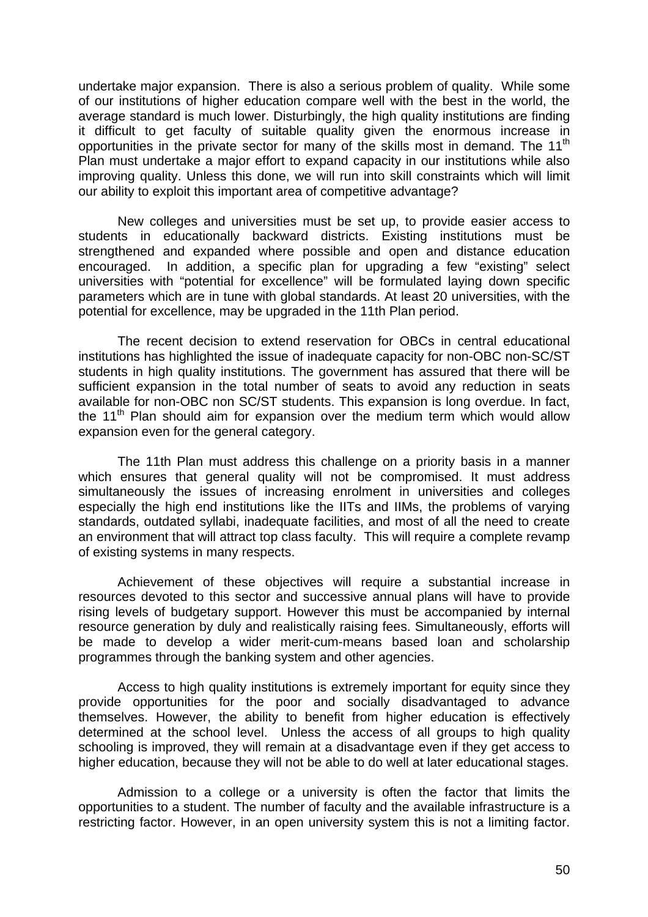undertake major expansion. There is also a serious problem of quality. While some of our institutions of higher education compare well with the best in the world, the average standard is much lower. Disturbingly, the high quality institutions are finding it difficult to get faculty of suitable quality given the enormous increase in opportunities in the private sector for many of the skills most in demand. The 11th Plan must undertake a major effort to expand capacity in our institutions while also improving quality. Unless this done, we will run into skill constraints which will limit our ability to exploit this important area of competitive advantage?

New colleges and universities must be set up, to provide easier access to students in educationally backward districts. Existing institutions must be strengthened and expanded where possible and open and distance education encouraged. In addition, a specific plan for upgrading a few "existing" select universities with "potential for excellence" will be formulated laying down specific parameters which are in tune with global standards. At least 20 universities, with the potential for excellence, may be upgraded in the 11th Plan period.

The recent decision to extend reservation for OBCs in central educational institutions has highlighted the issue of inadequate capacity for non-OBC non-SC/ST students in high quality institutions. The government has assured that there will be sufficient expansion in the total number of seats to avoid any reduction in seats available for non-OBC non SC/ST students. This expansion is long overdue. In fact, the 11th Plan should aim for expansion over the medium term which would allow expansion even for the general category.

The 11th Plan must address this challenge on a priority basis in a manner which ensures that general quality will not be compromised. It must address simultaneously the issues of increasing enrolment in universities and colleges especially the high end institutions like the IITs and IIMs, the problems of varying standards, outdated syllabi, inadequate facilities, and most of all the need to create an environment that will attract top class faculty. This will require a complete revamp of existing systems in many respects.

Achievement of these objectives will require a substantial increase in resources devoted to this sector and successive annual plans will have to provide rising levels of budgetary support. However this must be accompanied by internal resource generation by duly and realistically raising fees. Simultaneously, efforts will be made to develop a wider merit-cum-means based loan and scholarship programmes through the banking system and other agencies.

Access to high quality institutions is extremely important for equity since they provide opportunities for the poor and socially disadvantaged to advance themselves. However, the ability to benefit from higher education is effectively determined at the school level. Unless the access of all groups to high quality schooling is improved, they will remain at a disadvantage even if they get access to higher education, because they will not be able to do well at later educational stages.

Admission to a college or a university is often the factor that limits the opportunities to a student. The number of faculty and the available infrastructure is a restricting factor. However, in an open university system this is not a limiting factor.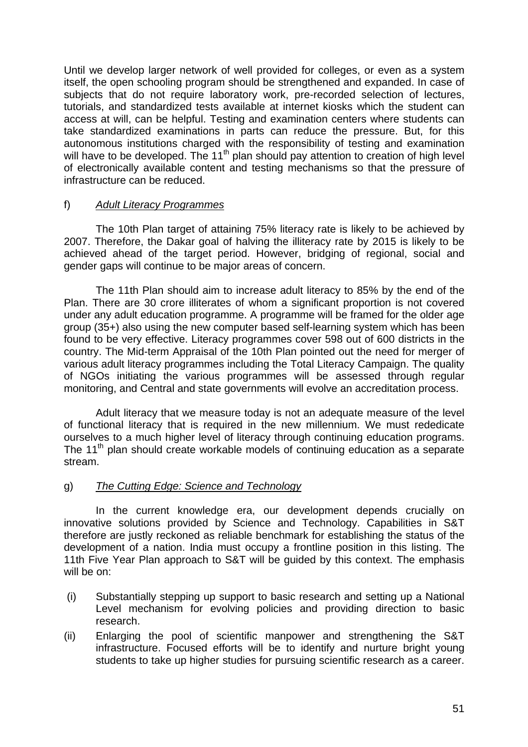Until we develop larger network of well provided for colleges, or even as a system itself, the open schooling program should be strengthened and expanded. In case of subjects that do not require laboratory work, pre-recorded selection of lectures, tutorials, and standardized tests available at internet kiosks which the student can access at will, can be helpful. Testing and examination centers where students can take standardized examinations in parts can reduce the pressure. But, for this autonomous institutions charged with the responsibility of testing and examination will have to be developed. The 11th plan should pay attention to creation of high level of electronically available content and testing mechanisms so that the pressure of infrastructure can be reduced.

f) *Adult Literacy Programmes*

The 10th Plan target of attaining 75% literacy rate is likely to be achieved by 2007. Therefore, the Dakar goal of halving the illiteracy rate by 2015 is likely to be achieved ahead of the target period. However, bridging of regional, social and gender gaps will continue to be major areas of concern.

The 11th Plan should aim to increase adult literacy to 85% by the end of the Plan. There are 30 crore illiterates of whom a significant proportion is not covered under any adult education programme. A programme will be framed for the older age group (35+) also using the new computer based self-learning system which has been found to be very effective. Literacy programmes cover 598 out of 600 districts in the country. The Mid-term Appraisal of the 10th Plan pointed out the need for merger of various adult literacy programmes including the Total Literacy Campaign. The quality of NGOs initiating the various programmes will be assessed through regular monitoring, and Central and state governments will evolve an accreditation process.

Adult literacy that we measure today is not an adequate measure of the level of functional literacy that is required in the new millennium. We must rededicate ourselves to a much higher level of literacy through continuing education programs. The 11th plan should create workable models of continuing education as a separate stream.

g) *The Cutting Edge: Science and Technology*

In the current knowledge era, our development depends crucially on innovative solutions provided by Science and Technology. Capabilities in S&T therefore are justly reckoned as reliable benchmark for establishing the status of the development of a nation. India must occupy a frontline position in this listing. The 11th Five Year Plan approach to S&T will be guided by this context. The emphasis will be on:

(i) Substantially stepping up support to basic research and setting up a National Level mechanism for evolving policies and providing direction to basic research.

(ii) Enlarging the pool of scientific manpower and strengthening the S&T infrastructure. Focused efforts will be to identify and nurture bright young students to take up higher studies for pursuing scientific research as a career.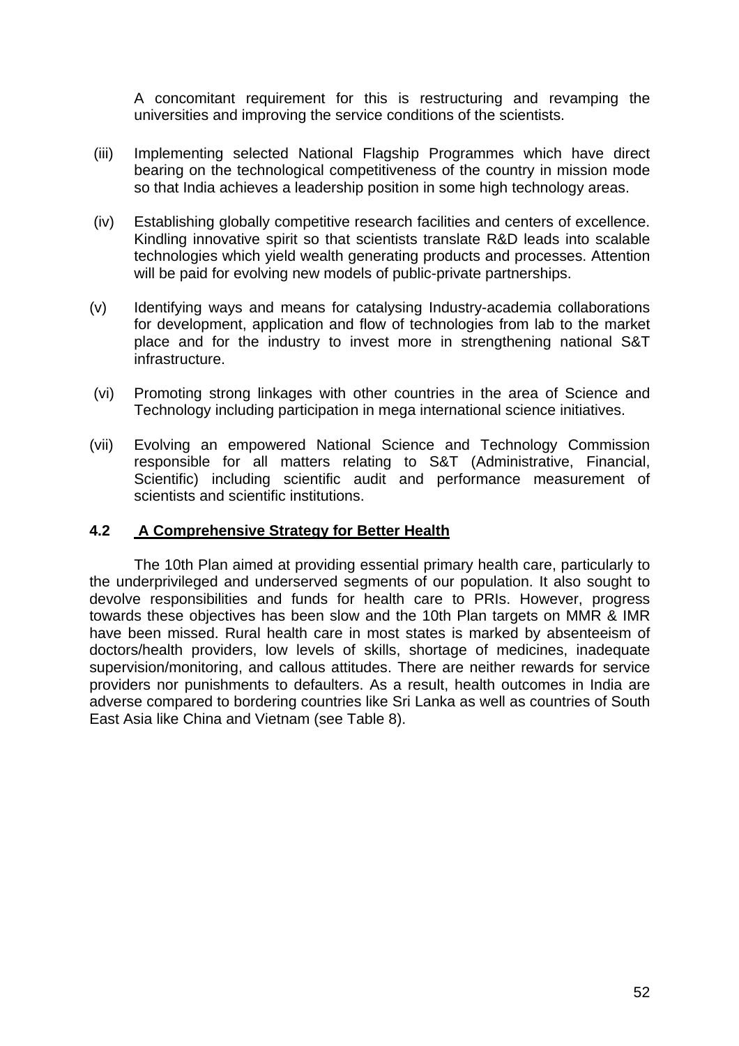A concomitant requirement for this is restructuring and revamping the universities and improving the service conditions of the scientists.

(iii) Implementing selected National Flagship Programmes which have direct bearing on the technological competitiveness of the country in mission mode so that India achieves a leadership position in some high technology areas.

(iv) Establishing globally competitive research facilities and centers of excellence. Kindling innovative spirit so that scientists translate R&D leads into scalable technologies which yield wealth generating products and processes. Attention will be paid for evolving new models of public-private partnerships.

(v) Identifying ways and means for catalysing Industry-academia collaborations for development, application and flow of technologies from lab to the market place and for the industry to invest more in strengthening national S&T infrastructure.

(vi) Promoting strong linkages with other countries in the area of Science and Technology including participation in mega international science initiatives.

(vii) Evolving an empowered National Science and Technology Commission responsible for all matters relating to S&T (Administrative, Financial, Scientific) including scientific audit and performance measurement of scientists and scientific institutions.

### 4.2 A Comprehensive Strategy for Better Health

The 10th Plan aimed at providing essential primary health care, particularly to the underprivileged and underserved segments of our population. It also sought to devolve responsibilities and funds for health care to PRIs. However, progress towards these objectives has been slow and the 10th Plan targets on MMR & IMR have been missed. Rural health care in most states is marked by absenteeism of doctors/health providers, low levels of skills, shortage of medicines, inadequate supervision/monitoring, and callous attitudes. There are neither rewards for service providers nor punishments to defaulters. As a result, health outcomes in India are adverse compared to bordering countries like Sri Lanka as well as countries of South East Asia like China and Vietnam (see Table 8).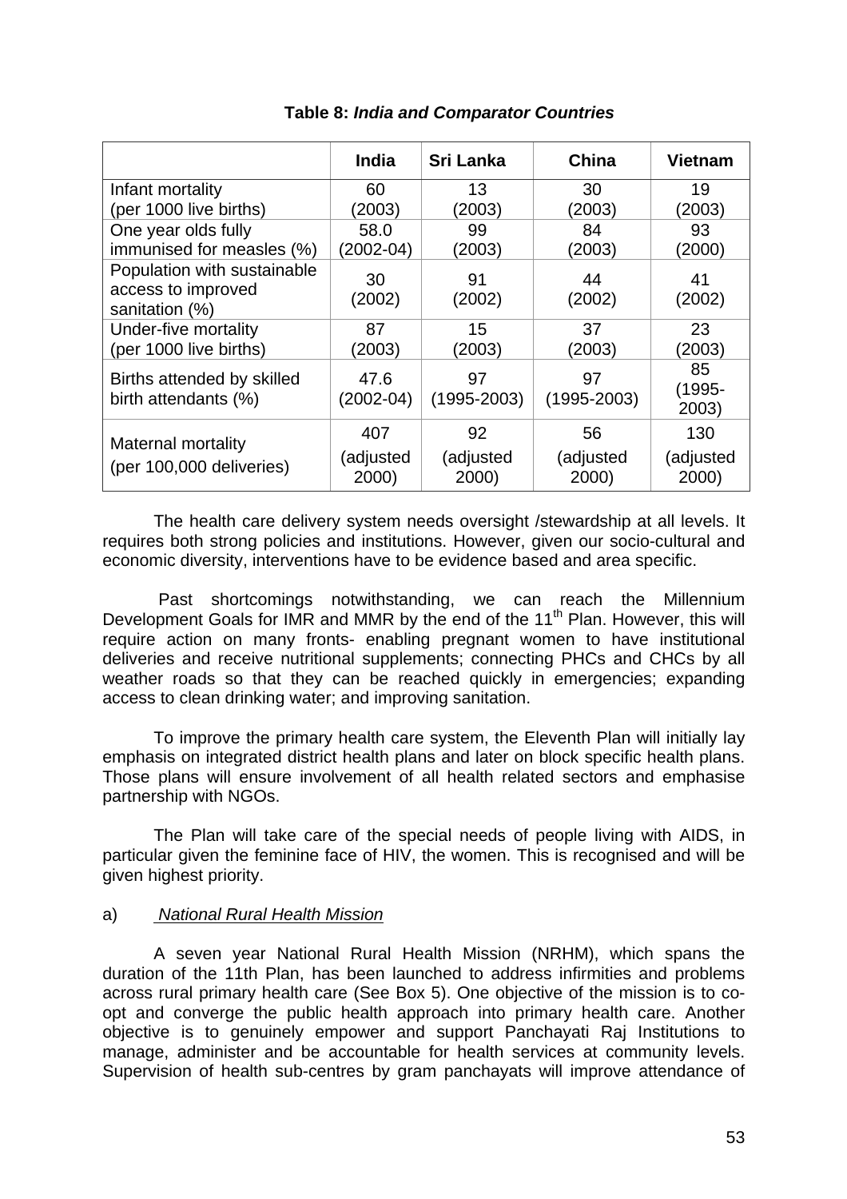**Table 8: *India and Comparator Countries***

| | India | Sri Lanka | China | Vietnam |
|---|---|---|---|---|
| Infant mortality (per 1000 live births) | 60 (2003) | 13 (2003) | 30 (2003) | 19 (2003) |
| One year olds fully immunised for measles (%) | 58.0 (2002-04) | 99 (2003) | 84 (2003) | 93 (2000) |
| Population with sustainable access to improved sanitation (%) | 30 (2002) | 91 (2002) | 44 (2002) | 41 (2002) |
| Under-five mortality (per 1000 live births) | 87 (2003) | 15 (2003) | 37 (2003) | 23 (2003) |
| Births attended by skilled birth attendants (%) | 47.6 (2002-04) | 97 (1995-2003) | 97 (1995-2003) | 85 (1995-2003) |
| Maternal mortality (per 100,000 deliveries) | 407 (adjusted 2000) | 92 (adjusted 2000) | 56 (adjusted 2000) | 130 (adjusted 2000) |

The health care delivery system needs oversight /stewardship at all levels. It requires both strong policies and institutions. However, given our socio-cultural and economic diversity, interventions have to be evidence based and area specific.

Past shortcomings notwithstanding, we can reach the Millennium Development Goals for IMR and MMR by the end of the 11th Plan. However, this will require action on many fronts- enabling pregnant women to have institutional deliveries and receive nutritional supplements; connecting PHCs and CHCs by all weather roads so that they can be reached quickly in emergencies; expanding access to clean drinking water; and improving sanitation.

To improve the primary health care system, the Eleventh Plan will initially lay emphasis on integrated district health plans and later on block specific health plans. Those plans will ensure involvement of all health related sectors and emphasise partnership with NGOs.

The Plan will take care of the special needs of people living with AIDS, in particular given the feminine face of HIV, the women. This is recognised and will be given highest priority.

a) *National Rural Health Mission*

A seven year National Rural Health Mission (NRHM), which spans the duration of the 11th Plan, has been launched to address infirmities and problems across rural primary health care (See Box 5). One objective of the mission is to co-opt and converge the public health approach into primary health care. Another objective is to genuinely empower and support Panchayati Raj Institutions to manage, administer and be accountable for health services at community levels. Supervision of health sub-centres by gram panchayats will improve attendance of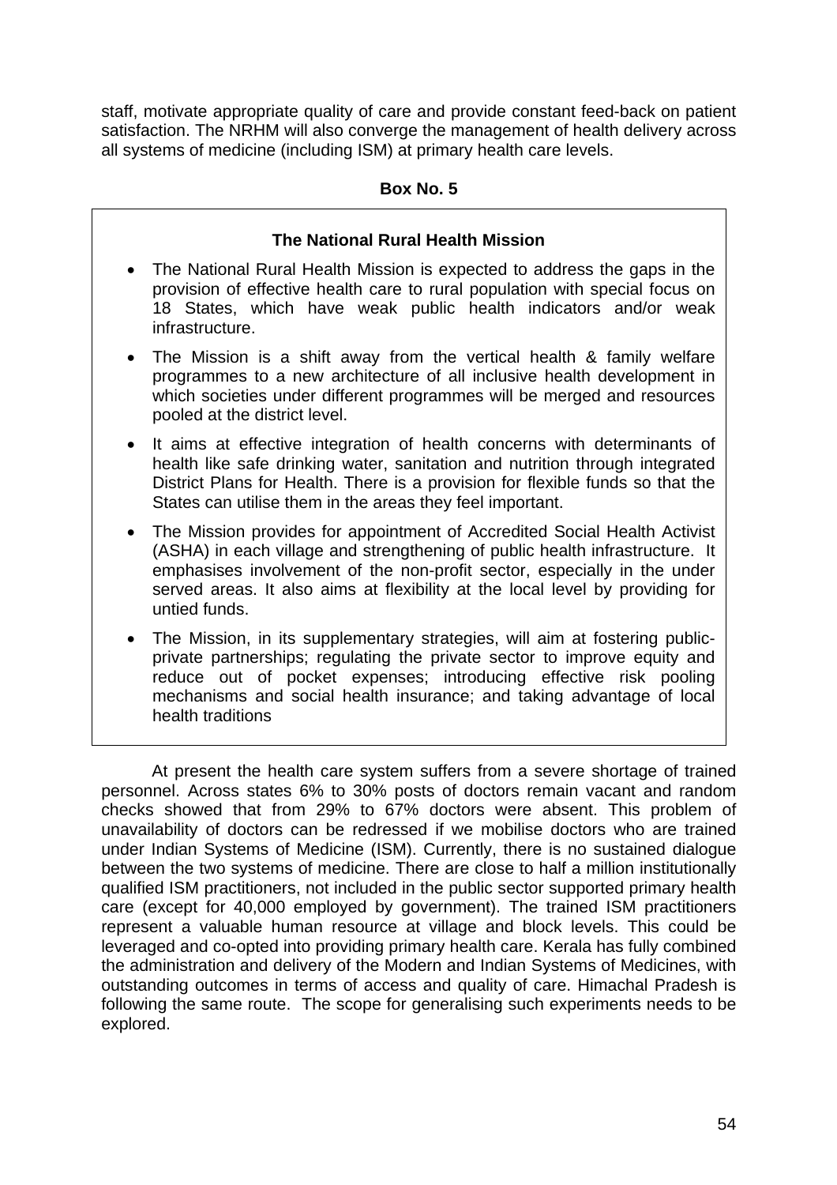staff, motivate appropriate quality of care and provide constant feed-back on patient satisfaction. The NRHM will also converge the management of health delivery across all systems of medicine (including ISM) at primary health care levels.

**Box No. 5**

**The National Rural Health Mission**

- The National Rural Health Mission is expected to address the gaps in the provision of effective health care to rural population with special focus on 18 States, which have weak public health indicators and/or weak infrastructure.
- The Mission is a shift away from the vertical health & family welfare programmes to a new architecture of all inclusive health development in which societies under different programmes will be merged and resources pooled at the district level.
- It aims at effective integration of health concerns with determinants of health like safe drinking water, sanitation and nutrition through integrated District Plans for Health. There is a provision for flexible funds so that the States can utilise them in the areas they feel important.
- The Mission provides for appointment of Accredited Social Health Activist (ASHA) in each village and strengthening of public health infrastructure. It emphasises involvement of the non-profit sector, especially in the under served areas. It also aims at flexibility at the local level by providing for untied funds.
- The Mission, in its supplementary strategies, will aim at fostering public-private partnerships; regulating the private sector to improve equity and reduce out of pocket expenses; introducing effective risk pooling mechanisms and social health insurance; and taking advantage of local health traditions

At present the health care system suffers from a severe shortage of trained personnel. Across states 6% to 30% posts of doctors remain vacant and random checks showed that from 29% to 67% doctors were absent. This problem of unavailability of doctors can be redressed if we mobilise doctors who are trained under Indian Systems of Medicine (ISM). Currently, there is no sustained dialogue between the two systems of medicine. There are close to half a million institutionally qualified ISM practitioners, not included in the public sector supported primary health care (except for 40,000 employed by government). The trained ISM practitioners represent a valuable human resource at village and block levels. This could be leveraged and co-opted into providing primary health care. Kerala has fully combined the administration and delivery of the Modern and Indian Systems of Medicines, with outstanding outcomes in terms of access and quality of care. Himachal Pradesh is following the same route. The scope for generalising such experiments needs to be explored.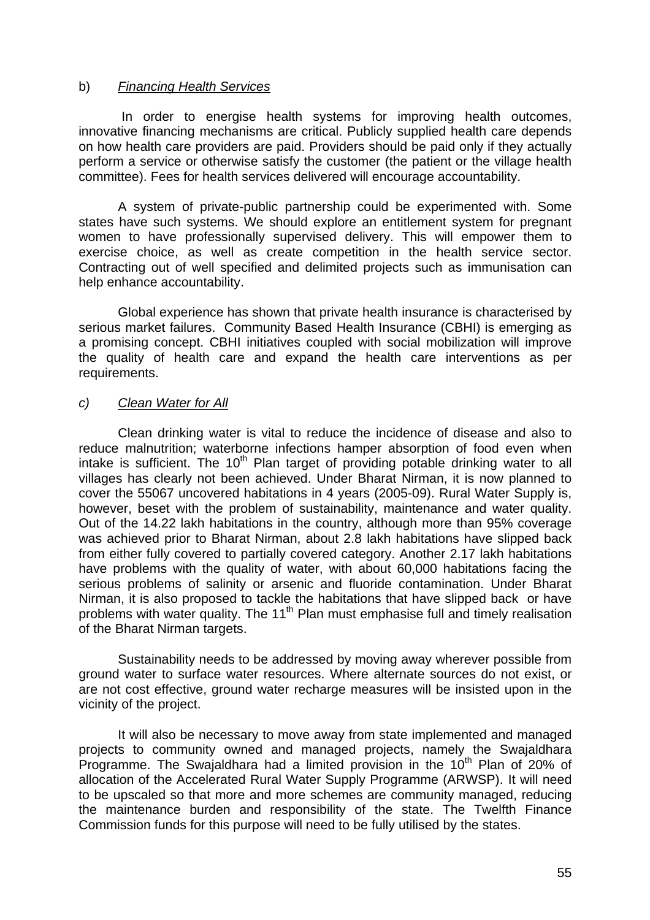b) *Financing Health Services*

In order to energise health systems for improving health outcomes, innovative financing mechanisms are critical. Publicly supplied health care depends on how health care providers are paid. Providers should be paid only if they actually perform a service or otherwise satisfy the customer (the patient or the village health committee). Fees for health services delivered will encourage accountability.

A system of private-public partnership could be experimented with. Some states have such systems. We should explore an entitlement system for pregnant women to have professionally supervised delivery. This will empower them to exercise choice, as well as create competition in the health service sector. Contracting out of well specified and delimited projects such as immunisation can help enhance accountability.

Global experience has shown that private health insurance is characterised by serious market failures. Community Based Health Insurance (CBHI) is emerging as a promising concept. CBHI initiatives coupled with social mobilization will improve the quality of health care and expand the health care interventions as per requirements.

*c) Clean Water for All*

Clean drinking water is vital to reduce the incidence of disease and also to reduce malnutrition; waterborne infections hamper absorption of food even when intake is sufficient. The 10th Plan target of providing potable drinking water to all villages has clearly not been achieved. Under Bharat Nirman, it is now planned to cover the 55067 uncovered habitations in 4 years (2005-09). Rural Water Supply is, however, beset with the problem of sustainability, maintenance and water quality. Out of the 14.22 lakh habitations in the country, although more than 95% coverage was achieved prior to Bharat Nirman, about 2.8 lakh habitations have slipped back from either fully covered to partially covered category. Another 2.17 lakh habitations have problems with the quality of water, with about 60,000 habitations facing the serious problems of salinity or arsenic and fluoride contamination. Under Bharat Nirman, it is also proposed to tackle the habitations that have slipped back or have problems with water quality. The 11th Plan must emphasise full and timely realisation of the Bharat Nirman targets.

Sustainability needs to be addressed by moving away wherever possible from ground water to surface water resources. Where alternate sources do not exist, or are not cost effective, ground water recharge measures will be insisted upon in the vicinity of the project.

It will also be necessary to move away from state implemented and managed projects to community owned and managed projects, namely the Swajaldhara Programme. The Swajaldhara had a limited provision in the 10th Plan of 20% of allocation of the Accelerated Rural Water Supply Programme (ARWSP). It will need to be upscaled so that more and more schemes are community managed, reducing the maintenance burden and responsibility of the state. The Twelfth Finance Commission funds for this purpose will need to be fully utilised by the states.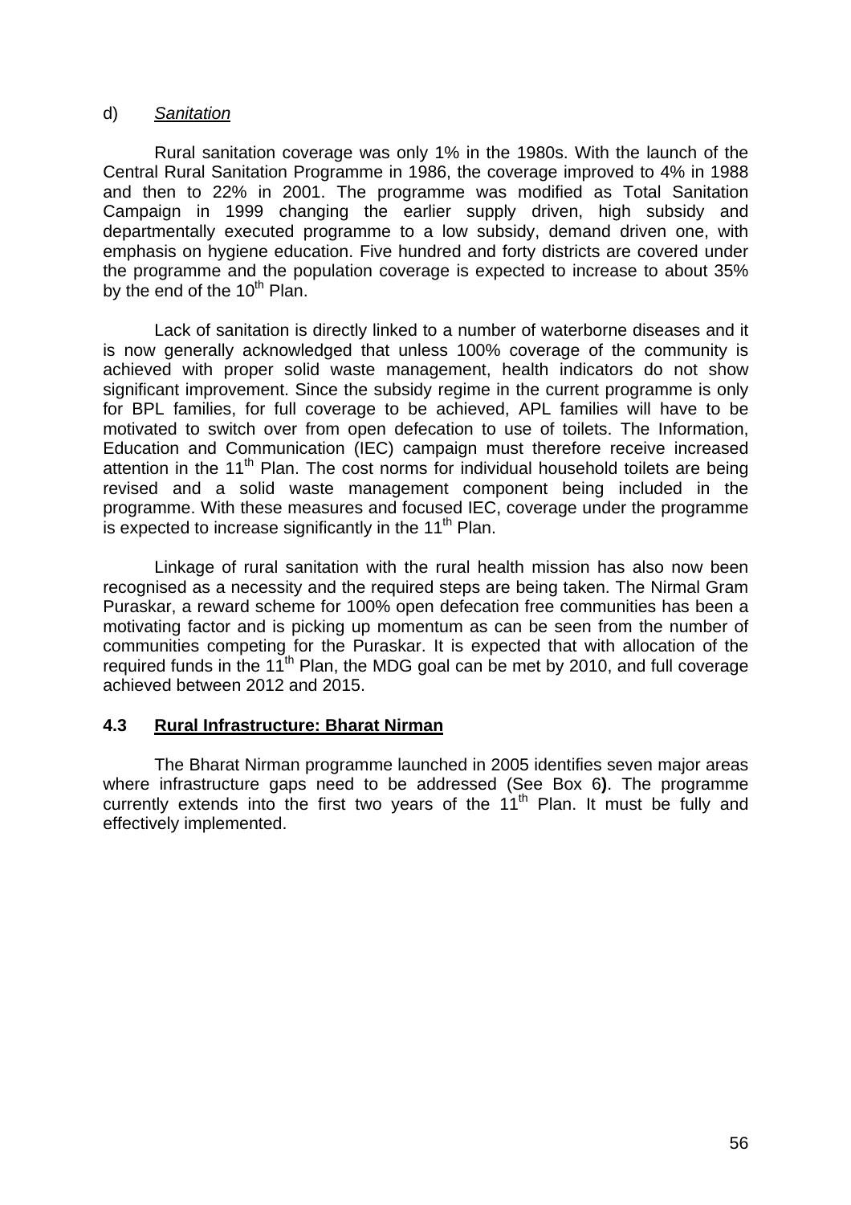d) *Sanitation*

Rural sanitation coverage was only 1% in the 1980s. With the launch of the Central Rural Sanitation Programme in 1986, the coverage improved to 4% in 1988 and then to 22% in 2001. The programme was modified as Total Sanitation Campaign in 1999 changing the earlier supply driven, high subsidy and departmentally executed programme to a low subsidy, demand driven one, with emphasis on hygiene education. Five hundred and forty districts are covered under the programme and the population coverage is expected to increase to about 35% by the end of the 10th Plan.

Lack of sanitation is directly linked to a number of waterborne diseases and it is now generally acknowledged that unless 100% coverage of the community is achieved with proper solid waste management, health indicators do not show significant improvement. Since the subsidy regime in the current programme is only for BPL families, for full coverage to be achieved, APL families will have to be motivated to switch over from open defecation to use of toilets. The Information, Education and Communication (IEC) campaign must therefore receive increased attention in the 11th Plan. The cost norms for individual household toilets are being revised and a solid waste management component being included in the programme. With these measures and focused IEC, coverage under the programme is expected to increase significantly in the 11th Plan.

Linkage of rural sanitation with the rural health mission has also now been recognised as a necessity and the required steps are being taken. The Nirmal Gram Puraskar, a reward scheme for 100% open defecation free communities has been a motivating factor and is picking up momentum as can be seen from the number of communities competing for the Puraskar. It is expected that with allocation of the required funds in the 11th Plan, the MDG goal can be met by 2010, and full coverage achieved between 2012 and 2015.

## 4.3 Rural Infrastructure: Bharat Nirman

The Bharat Nirman programme launched in 2005 identifies seven major areas where infrastructure gaps need to be addressed (See Box 6**)**. The programme currently extends into the first two years of the 11th Plan. It must be fully and effectively implemented.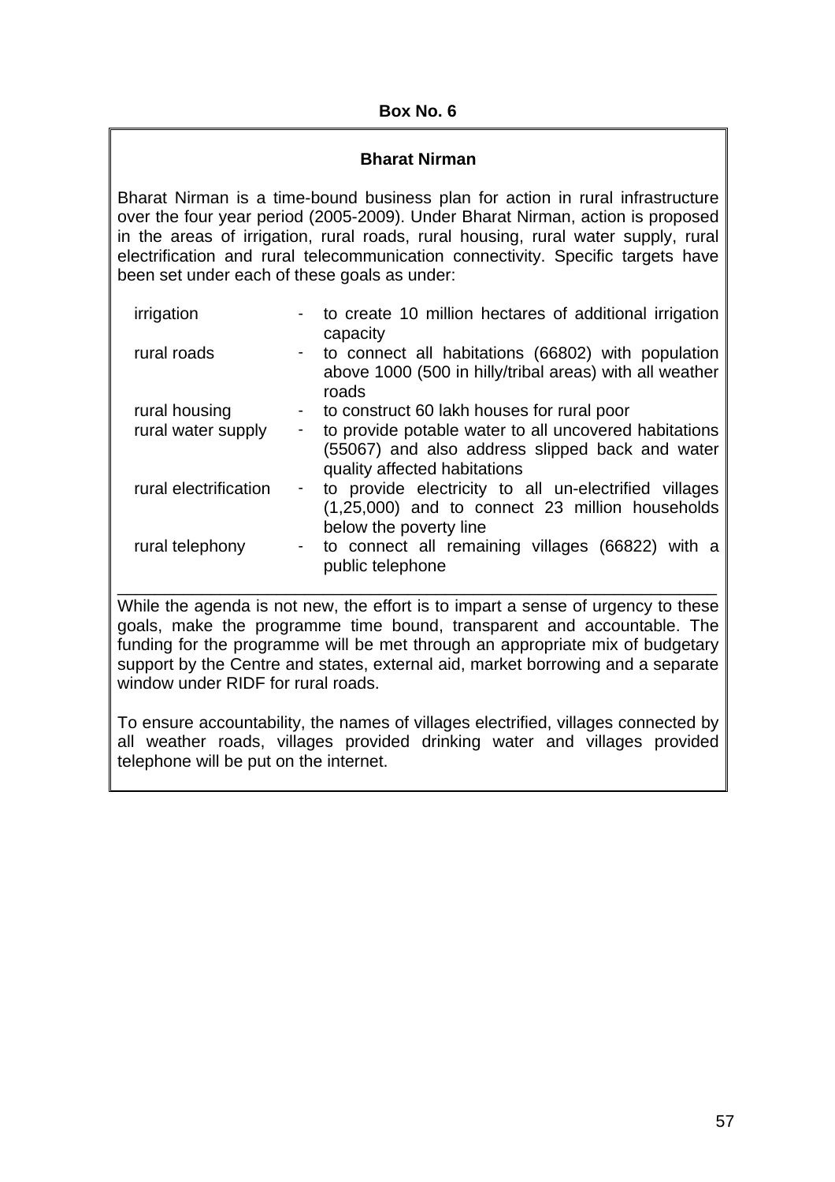**Box No. 6**

**Bharat Nirman**

Bharat Nirman is a time-bound business plan for action in rural infrastructure over the four year period (2005-2009). Under Bharat Nirman, action is proposed in the areas of irrigation, rural roads, rural housing, rural water supply, rural electrification and rural telecommunication connectivity. Specific targets have been set under each of these goals as under:

| | | |
|---|---|---|
| irrigation | - | to create 10 million hectares of additional irrigation capacity |
| rural roads | - | to connect all habitations (66802) with population above 1000 (500 in hilly/tribal areas) with all weather roads |
| rural housing | - | to construct 60 lakh houses for rural poor |
| rural water supply | - | to provide potable water to all uncovered habitations (55067) and also address slipped back and water quality affected habitations |
| rural electrification | - | to provide electricity to all un-electrified villages (1,25,000) and to connect 23 million households below the poverty line |
| rural telephony | - | to connect all remaining villages (66822) with a public telephone |

---

While the agenda is not new, the effort is to impart a sense of urgency to these goals, make the programme time bound, transparent and accountable. The funding for the programme will be met through an appropriate mix of budgetary support by the Centre and states, external aid, market borrowing and a separate window under RIDF for rural roads.

To ensure accountability, the names of villages electrified, villages connected by all weather roads, villages provided drinking water and villages provided telephone will be put on the internet.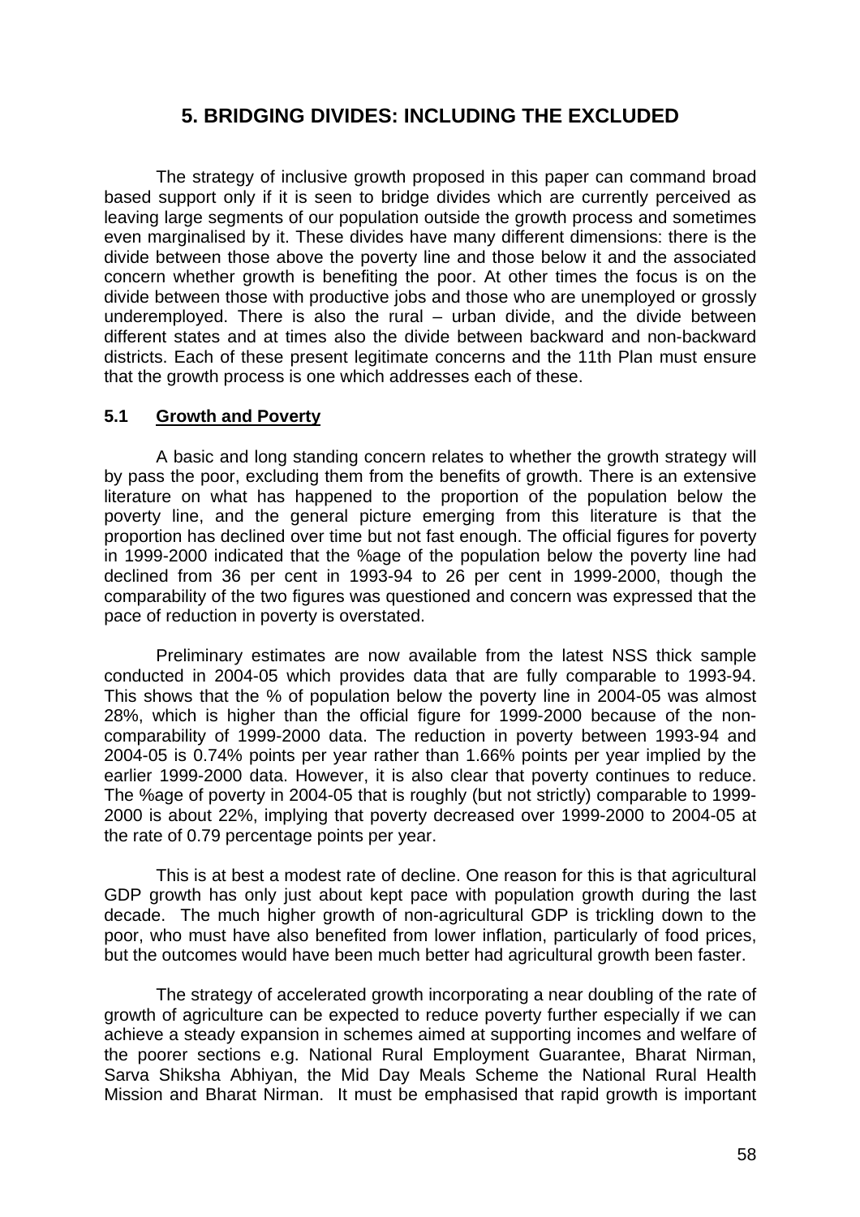## 5. BRIDGING DIVIDES: INCLUDING THE EXCLUDED

The strategy of inclusive growth proposed in this paper can command broad based support only if it is seen to bridge divides which are currently perceived as leaving large segments of our population outside the growth process and sometimes even marginalised by it. These divides have many different dimensions: there is the divide between those above the poverty line and those below it and the associated concern whether growth is benefiting the poor. At other times the focus is on the divide between those with productive jobs and those who are unemployed or grossly underemployed. There is also the rural – urban divide, and the divide between different states and at times also the divide between backward and non-backward districts. Each of these present legitimate concerns and the 11th Plan must ensure that the growth process is one which addresses each of these.

### 5.1 Growth and Poverty

A basic and long standing concern relates to whether the growth strategy will by pass the poor, excluding them from the benefits of growth. There is an extensive literature on what has happened to the proportion of the population below the poverty line, and the general picture emerging from this literature is that the proportion has declined over time but not fast enough. The official figures for poverty in 1999-2000 indicated that the %age of the population below the poverty line had declined from 36 per cent in 1993-94 to 26 per cent in 1999-2000, though the comparability of the two figures was questioned and concern was expressed that the pace of reduction in poverty is overstated.

Preliminary estimates are now available from the latest NSS thick sample conducted in 2004-05 which provides data that are fully comparable to 1993-94. This shows that the % of population below the poverty line in 2004-05 was almost 28%, which is higher than the official figure for 1999-2000 because of the non-comparability of 1999-2000 data. The reduction in poverty between 1993-94 and 2004-05 is 0.74% points per year rather than 1.66% points per year implied by the earlier 1999-2000 data. However, it is also clear that poverty continues to reduce. The %age of poverty in 2004-05 that is roughly (but not strictly) comparable to 1999-2000 is about 22%, implying that poverty decreased over 1999-2000 to 2004-05 at the rate of 0.79 percentage points per year.

This is at best a modest rate of decline. One reason for this is that agricultural GDP growth has only just about kept pace with population growth during the last decade. The much higher growth of non-agricultural GDP is trickling down to the poor, who must have also benefited from lower inflation, particularly of food prices, but the outcomes would have been much better had agricultural growth been faster.

The strategy of accelerated growth incorporating a near doubling of the rate of growth of agriculture can be expected to reduce poverty further especially if we can achieve a steady expansion in schemes aimed at supporting incomes and welfare of the poorer sections e.g. National Rural Employment Guarantee, Bharat Nirman, Sarva Shiksha Abhiyan, the Mid Day Meals Scheme the National Rural Health Mission and Bharat Nirman. It must be emphasised that rapid growth is important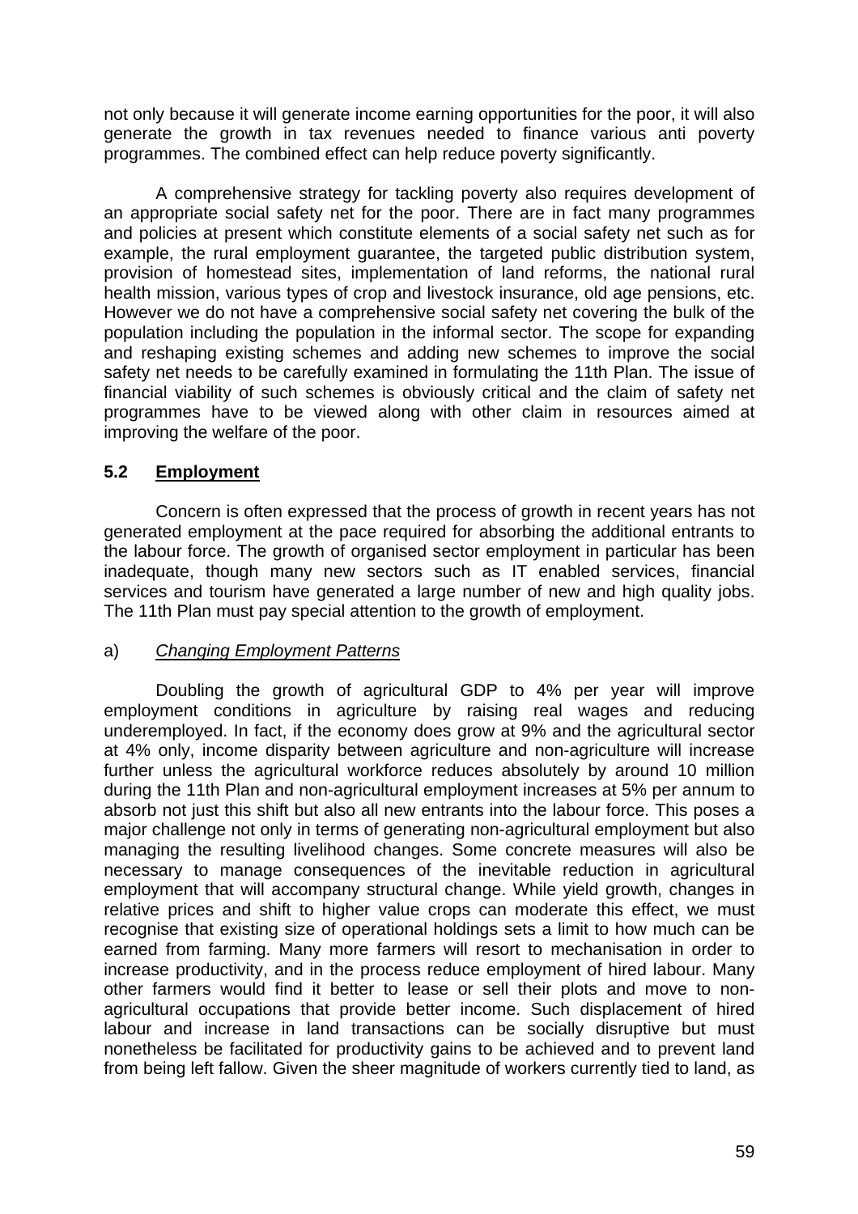not only because it will generate income earning opportunities for the poor, it will also generate the growth in tax revenues needed to finance various anti poverty programmes. The combined effect can help reduce poverty significantly.

A comprehensive strategy for tackling poverty also requires development of an appropriate social safety net for the poor. There are in fact many programmes and policies at present which constitute elements of a social safety net such as for example, the rural employment guarantee, the targeted public distribution system, provision of homestead sites, implementation of land reforms, the national rural health mission, various types of crop and livestock insurance, old age pensions, etc. However we do not have a comprehensive social safety net covering the bulk of the population including the population in the informal sector. The scope for expanding and reshaping existing schemes and adding new schemes to improve the social safety net needs to be carefully examined in formulating the 11th Plan. The issue of financial viability of such schemes is obviously critical and the claim of safety net programmes have to be viewed along with other claim in resources aimed at improving the welfare of the poor.

## 5.2 Employment

Concern is often expressed that the process of growth in recent years has not generated employment at the pace required for absorbing the additional entrants to the labour force. The growth of organised sector employment in particular has been inadequate, though many new sectors such as IT enabled services, financial services and tourism have generated a large number of new and high quality jobs. The 11th Plan must pay special attention to the growth of employment.

### a) *Changing Employment Patterns*

Doubling the growth of agricultural GDP to 4% per year will improve employment conditions in agriculture by raising real wages and reducing underemployed. In fact, if the economy does grow at 9% and the agricultural sector at 4% only, income disparity between agriculture and non-agriculture will increase further unless the agricultural workforce reduces absolutely by around 10 million during the 11th Plan and non-agricultural employment increases at 5% per annum to absorb not just this shift but also all new entrants into the labour force. This poses a major challenge not only in terms of generating non-agricultural employment but also managing the resulting livelihood changes. Some concrete measures will also be necessary to manage consequences of the inevitable reduction in agricultural employment that will accompany structural change. While yield growth, changes in relative prices and shift to higher value crops can moderate this effect, we must recognise that existing size of operational holdings sets a limit to how much can be earned from farming. Many more farmers will resort to mechanisation in order to increase productivity, and in the process reduce employment of hired labour. Many other farmers would find it better to lease or sell their plots and move to non-agricultural occupations that provide better income. Such displacement of hired labour and increase in land transactions can be socially disruptive but must nonetheless be facilitated for productivity gains to be achieved and to prevent land from being left fallow. Given the sheer magnitude of workers currently tied to land, as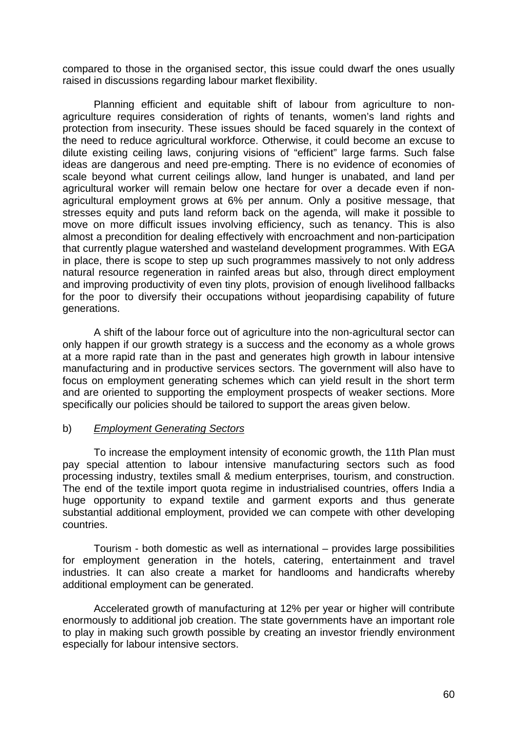compared to those in the organised sector, this issue could dwarf the ones usually raised in discussions regarding labour market flexibility.

Planning efficient and equitable shift of labour from agriculture to non-agriculture requires consideration of rights of tenants, women's land rights and protection from insecurity. These issues should be faced squarely in the context of the need to reduce agricultural workforce. Otherwise, it could become an excuse to dilute existing ceiling laws, conjuring visions of "efficient" large farms. Such false ideas are dangerous and need pre-empting. There is no evidence of economies of scale beyond what current ceilings allow, land hunger is unabated, and land per agricultural worker will remain below one hectare for over a decade even if non-agricultural employment grows at 6% per annum. Only a positive message, that stresses equity and puts land reform back on the agenda, will make it possible to move on more difficult issues involving efficiency, such as tenancy. This is also almost a precondition for dealing effectively with encroachment and non-participation that currently plague watershed and wasteland development programmes. With EGA in place, there is scope to step up such programmes massively to not only address natural resource regeneration in rainfed areas but also, through direct employment and improving productivity of even tiny plots, provision of enough livelihood fallbacks for the poor to diversify their occupations without jeopardising capability of future generations.

A shift of the labour force out of agriculture into the non-agricultural sector can only happen if our growth strategy is a success and the economy as a whole grows at a more rapid rate than in the past and generates high growth in labour intensive manufacturing and in productive services sectors. The government will also have to focus on employment generating schemes which can yield result in the short term and are oriented to supporting the employment prospects of weaker sections. More specifically our policies should be tailored to support the areas given below.

b) *Employment Generating Sectors*

To increase the employment intensity of economic growth, the 11th Plan must pay special attention to labour intensive manufacturing sectors such as food processing industry, textiles small & medium enterprises, tourism, and construction. The end of the textile import quota regime in industrialised countries, offers India a huge opportunity to expand textile and garment exports and thus generate substantial additional employment, provided we can compete with other developing countries.

Tourism - both domestic as well as international – provides large possibilities for employment generation in the hotels, catering, entertainment and travel industries. It can also create a market for handlooms and handicrafts whereby additional employment can be generated.

Accelerated growth of manufacturing at 12% per year or higher will contribute enormously to additional job creation. The state governments have an important role to play in making such growth possible by creating an investor friendly environment especially for labour intensive sectors.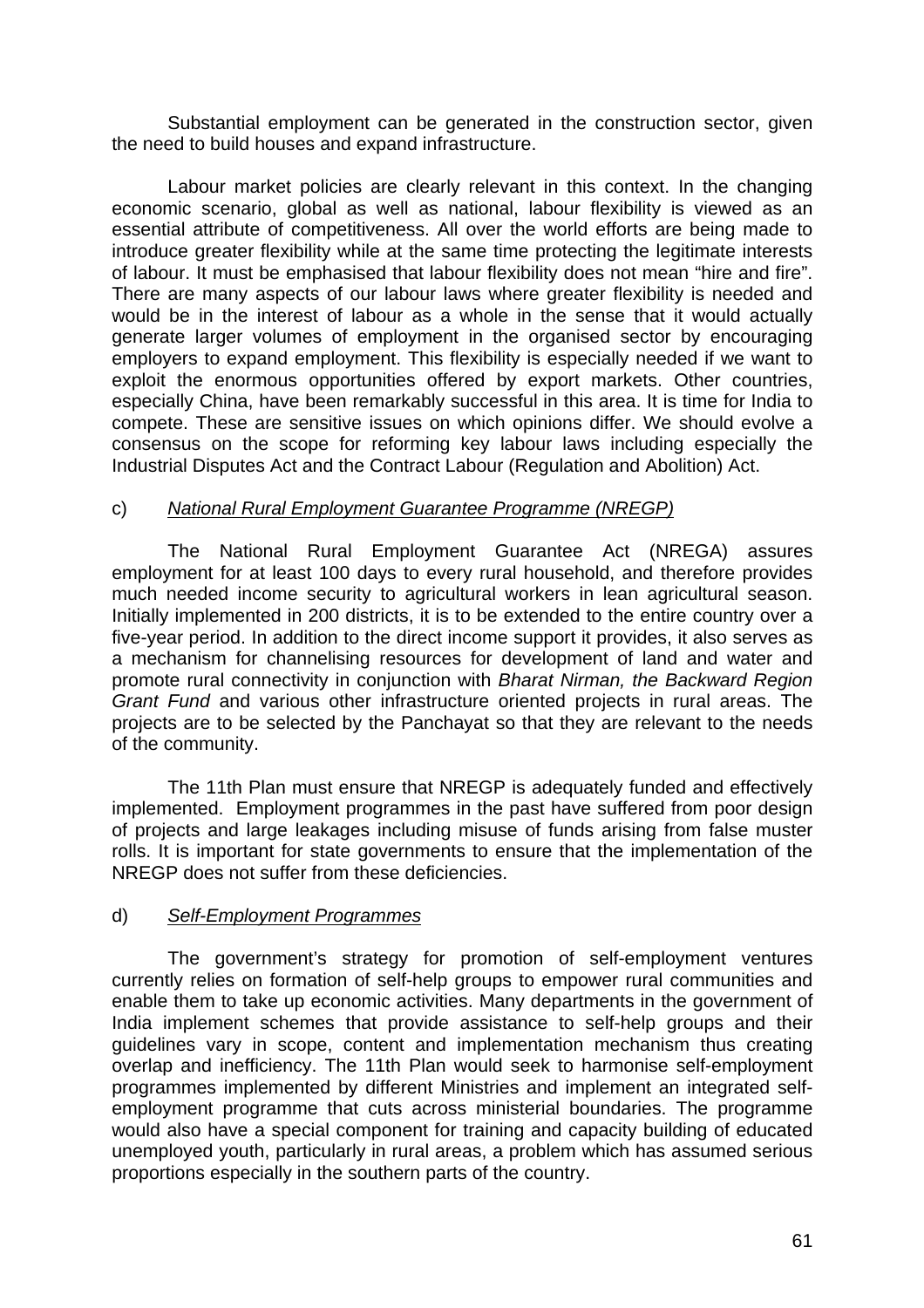Substantial employment can be generated in the construction sector, given the need to build houses and expand infrastructure.

Labour market policies are clearly relevant in this context. In the changing economic scenario, global as well as national, labour flexibility is viewed as an essential attribute of competitiveness. All over the world efforts are being made to introduce greater flexibility while at the same time protecting the legitimate interests of labour. It must be emphasised that labour flexibility does not mean "hire and fire". There are many aspects of our labour laws where greater flexibility is needed and would be in the interest of labour as a whole in the sense that it would actually generate larger volumes of employment in the organised sector by encouraging employers to expand employment. This flexibility is especially needed if we want to exploit the enormous opportunities offered by export markets. Other countries, especially China, have been remarkably successful in this area. It is time for India to compete. These are sensitive issues on which opinions differ. We should evolve a consensus on the scope for reforming key labour laws including especially the Industrial Disputes Act and the Contract Labour (Regulation and Abolition) Act.

c) *National Rural Employment Guarantee Programme (NREGP)*

The National Rural Employment Guarantee Act (NREGA) assures employment for at least 100 days to every rural household, and therefore provides much needed income security to agricultural workers in lean agricultural season. Initially implemented in 200 districts, it is to be extended to the entire country over a five-year period. In addition to the direct income support it provides, it also serves as a mechanism for channelising resources for development of land and water and promote rural connectivity in conjunction with *Bharat Nirman, the Backward Region Grant Fund* and various other infrastructure oriented projects in rural areas. The projects are to be selected by the Panchayat so that they are relevant to the needs of the community.

The 11th Plan must ensure that NREGP is adequately funded and effectively implemented. Employment programmes in the past have suffered from poor design of projects and large leakages including misuse of funds arising from false muster rolls. It is important for state governments to ensure that the implementation of the NREGP does not suffer from these deficiencies.

d) *Self-Employment Programmes*

The government's strategy for promotion of self-employment ventures currently relies on formation of self-help groups to empower rural communities and enable them to take up economic activities. Many departments in the government of India implement schemes that provide assistance to self-help groups and their guidelines vary in scope, content and implementation mechanism thus creating overlap and inefficiency. The 11th Plan would seek to harmonise self-employment programmes implemented by different Ministries and implement an integrated self-employment programme that cuts across ministerial boundaries. The programme would also have a special component for training and capacity building of educated unemployed youth, particularly in rural areas, a problem which has assumed serious proportions especially in the southern parts of the country.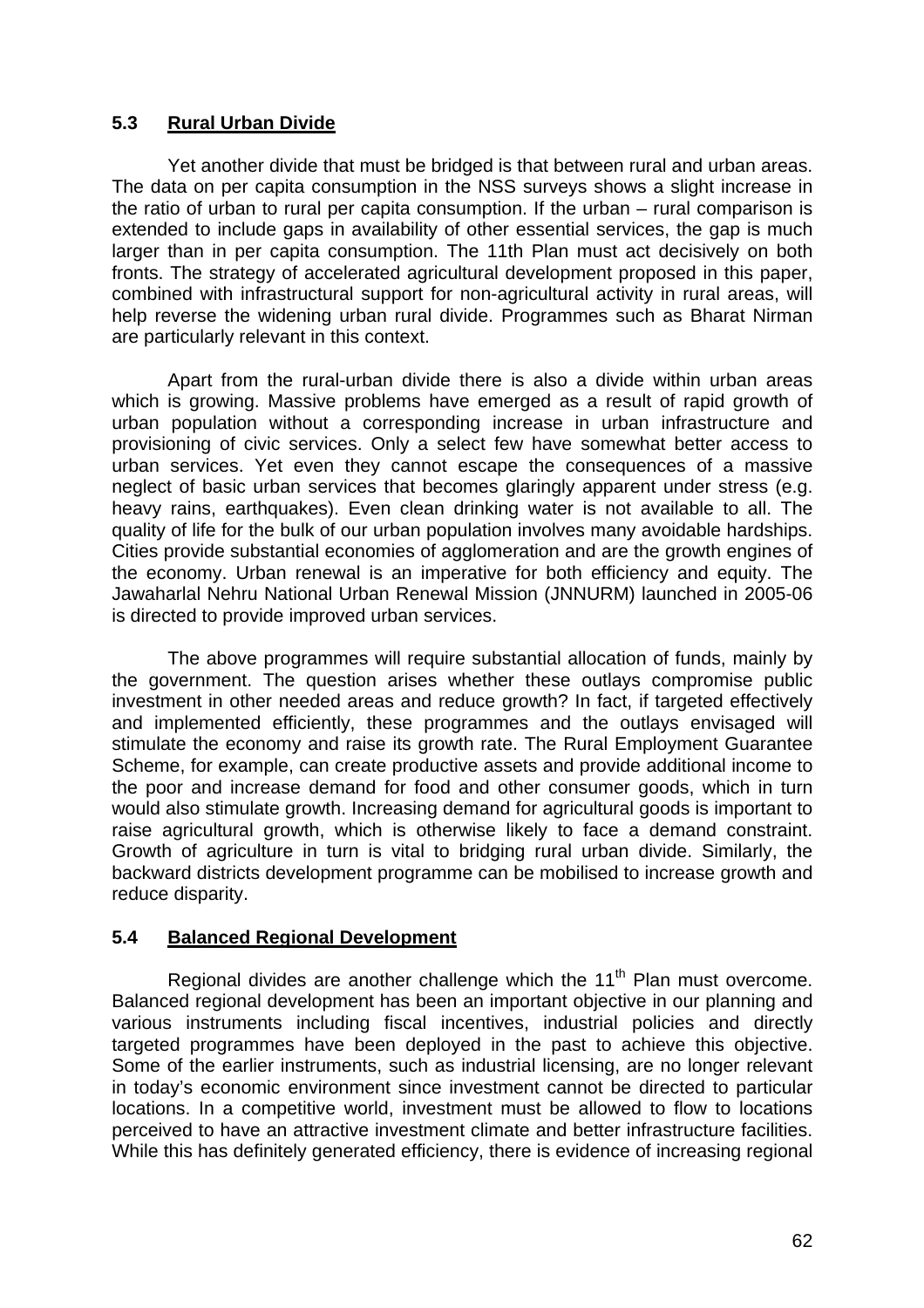## 5.3 Rural Urban Divide

Yet another divide that must be bridged is that between rural and urban areas. The data on per capita consumption in the NSS surveys shows a slight increase in the ratio of urban to rural per capita consumption. If the urban – rural comparison is extended to include gaps in availability of other essential services, the gap is much larger than in per capita consumption. The 11th Plan must act decisively on both fronts. The strategy of accelerated agricultural development proposed in this paper, combined with infrastructural support for non-agricultural activity in rural areas, will help reverse the widening urban rural divide. Programmes such as Bharat Nirman are particularly relevant in this context.

Apart from the rural-urban divide there is also a divide within urban areas which is growing. Massive problems have emerged as a result of rapid growth of urban population without a corresponding increase in urban infrastructure and provisioning of civic services. Only a select few have somewhat better access to urban services. Yet even they cannot escape the consequences of a massive neglect of basic urban services that becomes glaringly apparent under stress (e.g. heavy rains, earthquakes). Even clean drinking water is not available to all. The quality of life for the bulk of our urban population involves many avoidable hardships. Cities provide substantial economies of agglomeration and are the growth engines of the economy. Urban renewal is an imperative for both efficiency and equity. The Jawaharlal Nehru National Urban Renewal Mission (JNNURM) launched in 2005-06 is directed to provide improved urban services.

The above programmes will require substantial allocation of funds, mainly by the government. The question arises whether these outlays compromise public investment in other needed areas and reduce growth? In fact, if targeted effectively and implemented efficiently, these programmes and the outlays envisaged will stimulate the economy and raise its growth rate. The Rural Employment Guarantee Scheme, for example, can create productive assets and provide additional income to the poor and increase demand for food and other consumer goods, which in turn would also stimulate growth. Increasing demand for agricultural goods is important to raise agricultural growth, which is otherwise likely to face a demand constraint. Growth of agriculture in turn is vital to bridging rural urban divide. Similarly, the backward districts development programme can be mobilised to increase growth and reduce disparity.

## 5.4 Balanced Regional Development

Regional divides are another challenge which the 11th Plan must overcome. Balanced regional development has been an important objective in our planning and various instruments including fiscal incentives, industrial policies and directly targeted programmes have been deployed in the past to achieve this objective. Some of the earlier instruments, such as industrial licensing, are no longer relevant in today's economic environment since investment cannot be directed to particular locations. In a competitive world, investment must be allowed to flow to locations perceived to have an attractive investment climate and better infrastructure facilities. While this has definitely generated efficiency, there is evidence of increasing regional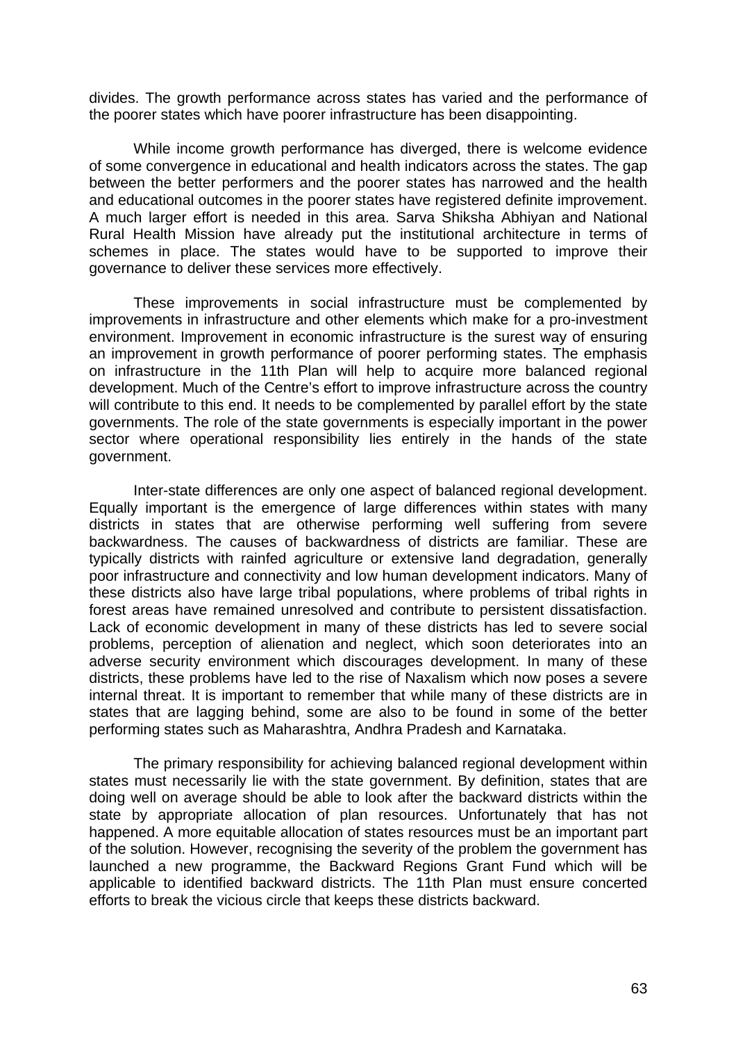divides. The growth performance across states has varied and the performance of the poorer states which have poorer infrastructure has been disappointing.

While income growth performance has diverged, there is welcome evidence of some convergence in educational and health indicators across the states. The gap between the better performers and the poorer states has narrowed and the health and educational outcomes in the poorer states have registered definite improvement. A much larger effort is needed in this area. Sarva Shiksha Abhiyan and National Rural Health Mission have already put the institutional architecture in terms of schemes in place. The states would have to be supported to improve their governance to deliver these services more effectively.

These improvements in social infrastructure must be complemented by improvements in infrastructure and other elements which make for a pro-investment environment. Improvement in economic infrastructure is the surest way of ensuring an improvement in growth performance of poorer performing states. The emphasis on infrastructure in the 11th Plan will help to acquire more balanced regional development. Much of the Centre's effort to improve infrastructure across the country will contribute to this end. It needs to be complemented by parallel effort by the state governments. The role of the state governments is especially important in the power sector where operational responsibility lies entirely in the hands of the state government.

Inter-state differences are only one aspect of balanced regional development. Equally important is the emergence of large differences within states with many districts in states that are otherwise performing well suffering from severe backwardness. The causes of backwardness of districts are familiar. These are typically districts with rainfed agriculture or extensive land degradation, generally poor infrastructure and connectivity and low human development indicators. Many of these districts also have large tribal populations, where problems of tribal rights in forest areas have remained unresolved and contribute to persistent dissatisfaction. Lack of economic development in many of these districts has led to severe social problems, perception of alienation and neglect, which soon deteriorates into an adverse security environment which discourages development. In many of these districts, these problems have led to the rise of Naxalism which now poses a severe internal threat. It is important to remember that while many of these districts are in states that are lagging behind, some are also to be found in some of the better performing states such as Maharashtra, Andhra Pradesh and Karnataka.

The primary responsibility for achieving balanced regional development within states must necessarily lie with the state government. By definition, states that are doing well on average should be able to look after the backward districts within the state by appropriate allocation of plan resources. Unfortunately that has not happened. A more equitable allocation of states resources must be an important part of the solution. However, recognising the severity of the problem the government has launched a new programme, the Backward Regions Grant Fund which will be applicable to identified backward districts. The 11th Plan must ensure concerted efforts to break the vicious circle that keeps these districts backward.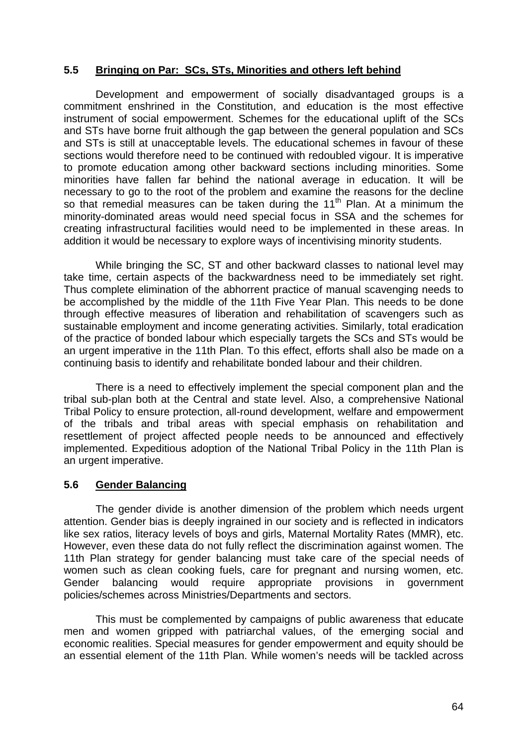## 5.5 Bringing on Par: SCs, STs, Minorities and others left behind

Development and empowerment of socially disadvantaged groups is a commitment enshrined in the Constitution, and education is the most effective instrument of social empowerment. Schemes for the educational uplift of the SCs and STs have borne fruit although the gap between the general population and SCs and STs is still at unacceptable levels. The educational schemes in favour of these sections would therefore need to be continued with redoubled vigour. It is imperative to promote education among other backward sections including minorities. Some minorities have fallen far behind the national average in education. It will be necessary to go to the root of the problem and examine the reasons for the decline so that remedial measures can be taken during the 11th Plan. At a minimum the minority-dominated areas would need special focus in SSA and the schemes for creating infrastructural facilities would need to be implemented in these areas. In addition it would be necessary to explore ways of incentivising minority students.

While bringing the SC, ST and other backward classes to national level may take time, certain aspects of the backwardness need to be immediately set right. Thus complete elimination of the abhorrent practice of manual scavenging needs to be accomplished by the middle of the 11th Five Year Plan. This needs to be done through effective measures of liberation and rehabilitation of scavengers such as sustainable employment and income generating activities. Similarly, total eradication of the practice of bonded labour which especially targets the SCs and STs would be an urgent imperative in the 11th Plan. To this effect, efforts shall also be made on a continuing basis to identify and rehabilitate bonded labour and their children.

There is a need to effectively implement the special component plan and the tribal sub-plan both at the Central and state level. Also, a comprehensive National Tribal Policy to ensure protection, all-round development, welfare and empowerment of the tribals and tribal areas with special emphasis on rehabilitation and resettlement of project affected people needs to be announced and effectively implemented. Expeditious adoption of the National Tribal Policy in the 11th Plan is an urgent imperative.

## 5.6 Gender Balancing

The gender divide is another dimension of the problem which needs urgent attention. Gender bias is deeply ingrained in our society and is reflected in indicators like sex ratios, literacy levels of boys and girls, Maternal Mortality Rates (MMR), etc. However, even these data do not fully reflect the discrimination against women. The 11th Plan strategy for gender balancing must take care of the special needs of women such as clean cooking fuels, care for pregnant and nursing women, etc. Gender balancing would require appropriate provisions in government policies/schemes across Ministries/Departments and sectors.

This must be complemented by campaigns of public awareness that educate men and women gripped with patriarchal values, of the emerging social and economic realities. Special measures for gender empowerment and equity should be an essential element of the 11th Plan. While women's needs will be tackled across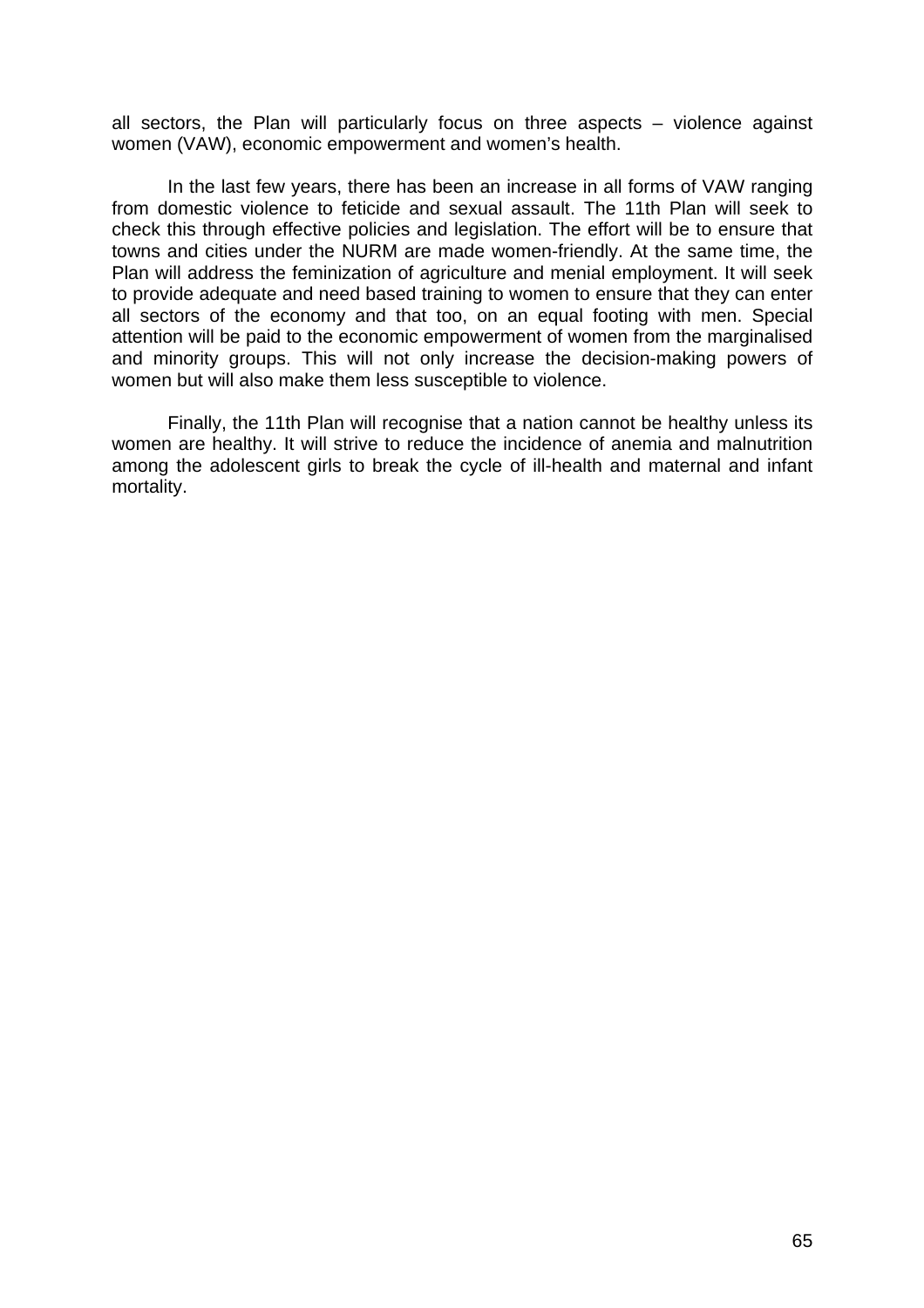all sectors, the Plan will particularly focus on three aspects – violence against women (VAW), economic empowerment and women's health.

In the last few years, there has been an increase in all forms of VAW ranging from domestic violence to feticide and sexual assault. The 11th Plan will seek to check this through effective policies and legislation. The effort will be to ensure that towns and cities under the NURM are made women-friendly. At the same time, the Plan will address the feminization of agriculture and menial employment. It will seek to provide adequate and need based training to women to ensure that they can enter all sectors of the economy and that too, on an equal footing with men. Special attention will be paid to the economic empowerment of women from the marginalised and minority groups. This will not only increase the decision-making powers of women but will also make them less susceptible to violence.

Finally, the 11th Plan will recognise that a nation cannot be healthy unless its women are healthy. It will strive to reduce the incidence of anemia and malnutrition among the adolescent girls to break the cycle of ill-health and maternal and infant mortality.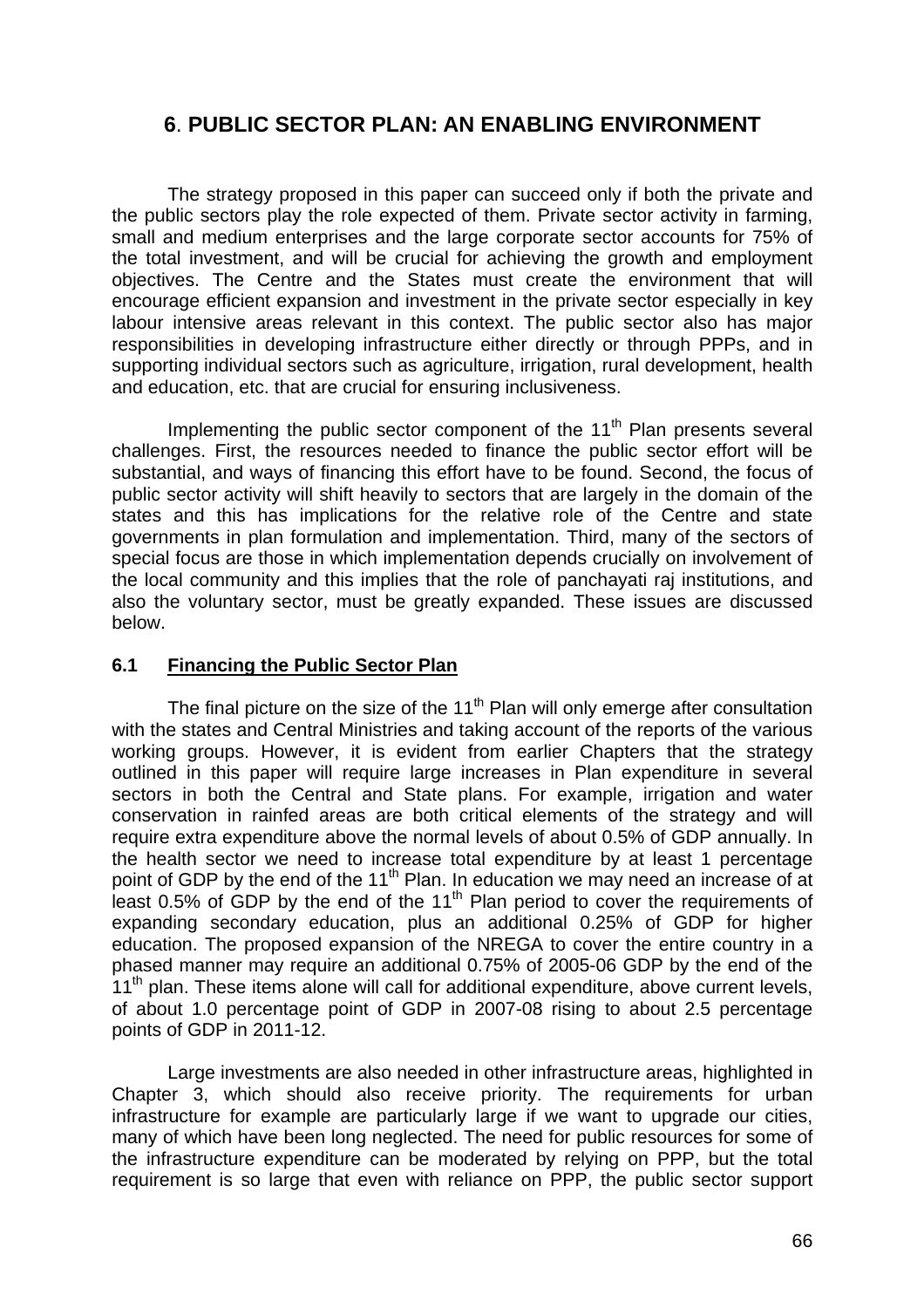## 6. PUBLIC SECTOR PLAN: AN ENABLING ENVIRONMENT

The strategy proposed in this paper can succeed only if both the private and the public sectors play the role expected of them. Private sector activity in farming, small and medium enterprises and the large corporate sector accounts for 75% of the total investment, and will be crucial for achieving the growth and employment objectives. The Centre and the States must create the environment that will encourage efficient expansion and investment in the private sector especially in key labour intensive areas relevant in this context. The public sector also has major responsibilities in developing infrastructure either directly or through PPPs, and in supporting individual sectors such as agriculture, irrigation, rural development, health and education, etc. that are crucial for ensuring inclusiveness.

Implementing the public sector component of the 11th Plan presents several challenges. First, the resources needed to finance the public sector effort will be substantial, and ways of financing this effort have to be found. Second, the focus of public sector activity will shift heavily to sectors that are largely in the domain of the states and this has implications for the relative role of the Centre and state governments in plan formulation and implementation. Third, many of the sectors of special focus are those in which implementation depends crucially on involvement of the local community and this implies that the role of panchayati raj institutions, and also the voluntary sector, must be greatly expanded. These issues are discussed below.

### 6.1 Financing the Public Sector Plan

The final picture on the size of the 11th Plan will only emerge after consultation with the states and Central Ministries and taking account of the reports of the various working groups. However, it is evident from earlier Chapters that the strategy outlined in this paper will require large increases in Plan expenditure in several sectors in both the Central and State plans. For example, irrigation and water conservation in rainfed areas are both critical elements of the strategy and will require extra expenditure above the normal levels of about 0.5% of GDP annually. In the health sector we need to increase total expenditure by at least 1 percentage point of GDP by the end of the 11th Plan. In education we may need an increase of at least 0.5% of GDP by the end of the 11th Plan period to cover the requirements of expanding secondary education, plus an additional 0.25% of GDP for higher education. The proposed expansion of the NREGA to cover the entire country in a phased manner may require an additional 0.75% of 2005-06 GDP by the end of the 11th plan. These items alone will call for additional expenditure, above current levels, of about 1.0 percentage point of GDP in 2007-08 rising to about 2.5 percentage points of GDP in 2011-12.

Large investments are also needed in other infrastructure areas, highlighted in Chapter 3, which should also receive priority. The requirements for urban infrastructure for example are particularly large if we want to upgrade our cities, many of which have been long neglected. The need for public resources for some of the infrastructure expenditure can be moderated by relying on PPP, but the total requirement is so large that even with reliance on PPP, the public sector support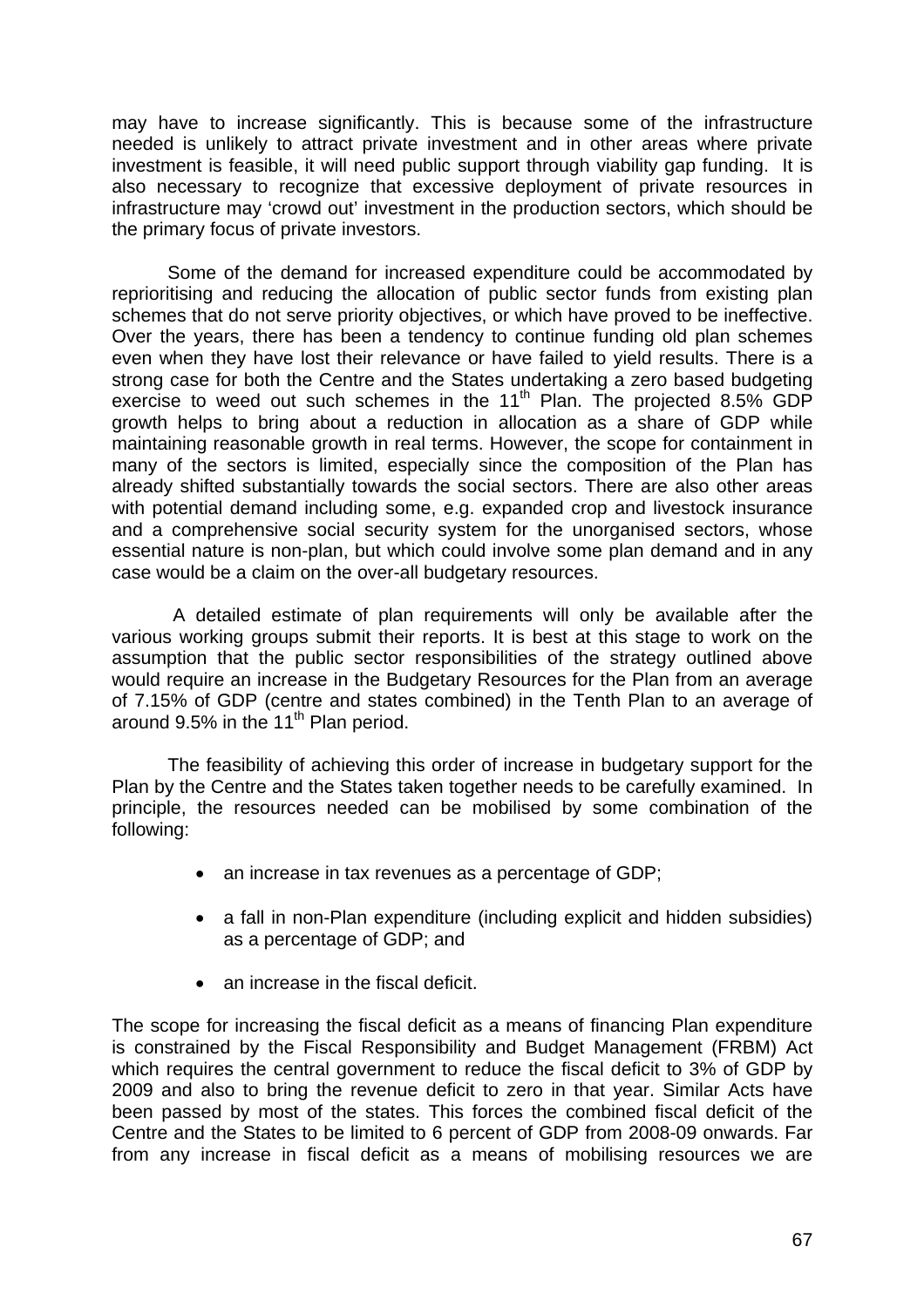may have to increase significantly. This is because some of the infrastructure needed is unlikely to attract private investment and in other areas where private investment is feasible, it will need public support through viability gap funding. It is also necessary to recognize that excessive deployment of private resources in infrastructure may 'crowd out' investment in the production sectors, which should be the primary focus of private investors.

Some of the demand for increased expenditure could be accommodated by reprioritising and reducing the allocation of public sector funds from existing plan schemes that do not serve priority objectives, or which have proved to be ineffective. Over the years, there has been a tendency to continue funding old plan schemes even when they have lost their relevance or have failed to yield results. There is a strong case for both the Centre and the States undertaking a zero based budgeting exercise to weed out such schemes in the 11th Plan. The projected 8.5% GDP growth helps to bring about a reduction in allocation as a share of GDP while maintaining reasonable growth in real terms. However, the scope for containment in many of the sectors is limited, especially since the composition of the Plan has already shifted substantially towards the social sectors. There are also other areas with potential demand including some, e.g. expanded crop and livestock insurance and a comprehensive social security system for the unorganised sectors, whose essential nature is non-plan, but which could involve some plan demand and in any case would be a claim on the over-all budgetary resources.

A detailed estimate of plan requirements will only be available after the various working groups submit their reports. It is best at this stage to work on the assumption that the public sector responsibilities of the strategy outlined above would require an increase in the Budgetary Resources for the Plan from an average of 7.15% of GDP (centre and states combined) in the Tenth Plan to an average of around 9.5% in the 11th Plan period.

The feasibility of achieving this order of increase in budgetary support for the Plan by the Centre and the States taken together needs to be carefully examined. In principle, the resources needed can be mobilised by some combination of the following:

- an increase in tax revenues as a percentage of GDP;
- a fall in non-Plan expenditure (including explicit and hidden subsidies) as a percentage of GDP; and
- an increase in the fiscal deficit.

The scope for increasing the fiscal deficit as a means of financing Plan expenditure is constrained by the Fiscal Responsibility and Budget Management (FRBM) Act which requires the central government to reduce the fiscal deficit to 3% of GDP by 2009 and also to bring the revenue deficit to zero in that year. Similar Acts have been passed by most of the states. This forces the combined fiscal deficit of the Centre and the States to be limited to 6 percent of GDP from 2008-09 onwards. Far from any increase in fiscal deficit as a means of mobilising resources we are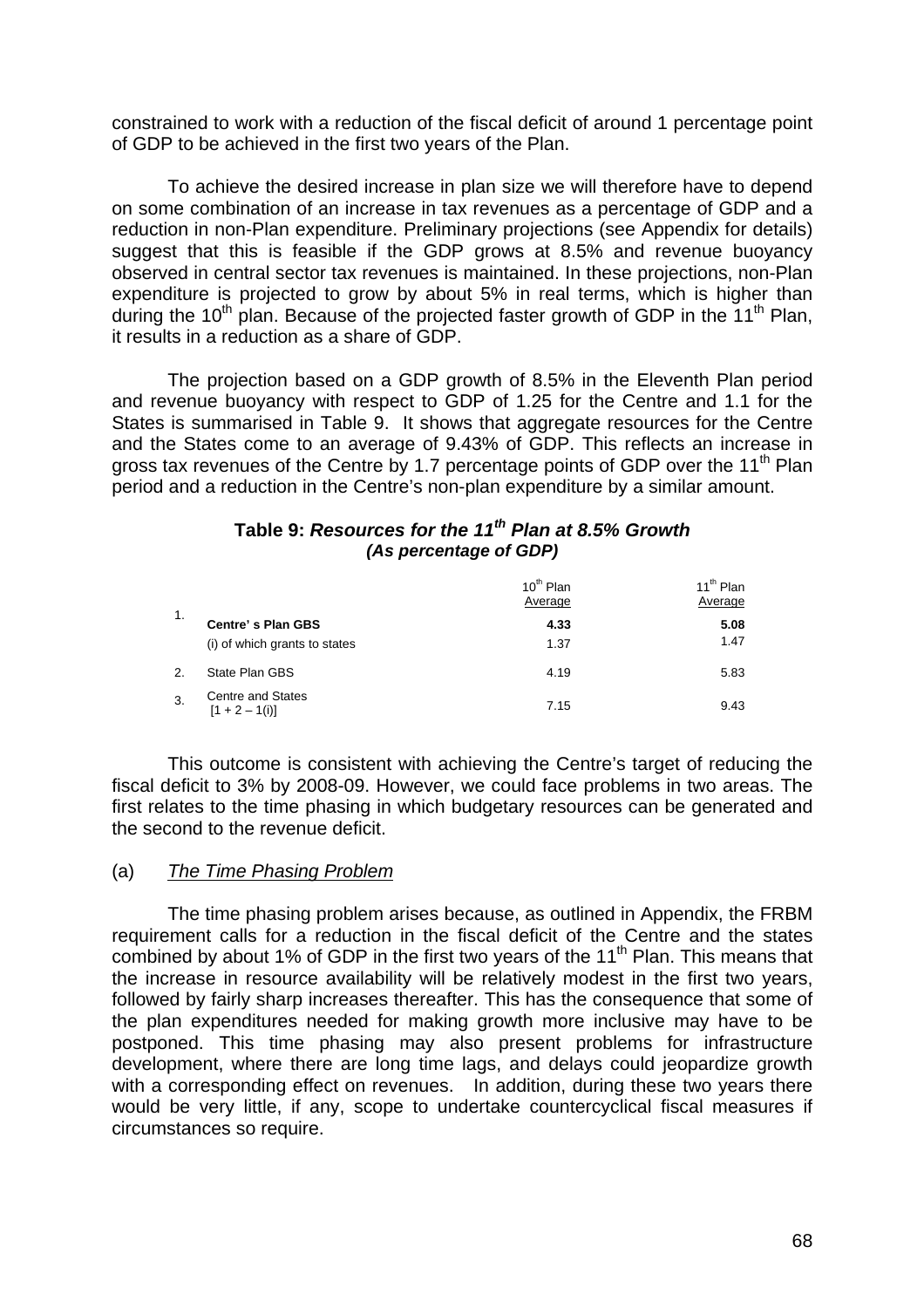constrained to work with a reduction of the fiscal deficit of around 1 percentage point of GDP to be achieved in the first two years of the Plan.

To achieve the desired increase in plan size we will therefore have to depend on some combination of an increase in tax revenues as a percentage of GDP and a reduction in non-Plan expenditure. Preliminary projections (see Appendix for details) suggest that this is feasible if the GDP grows at 8.5% and revenue buoyancy observed in central sector tax revenues is maintained. In these projections, non-Plan expenditure is projected to grow by about 5% in real terms, which is higher than during the 10th plan. Because of the projected faster growth of GDP in the 11th Plan, it results in a reduction as a share of GDP.

The projection based on a GDP growth of 8.5% in the Eleventh Plan period and revenue buoyancy with respect to GDP of 1.25 for the Centre and 1.1 for the States is summarised in Table 9. It shows that aggregate resources for the Centre and the States come to an average of 9.43% of GDP. This reflects an increase in gross tax revenues of the Centre by 1.7 percentage points of GDP over the 11th Plan period and a reduction in the Centre's non-plan expenditure by a similar amount.

**Table 9: *Resources for the 11th Plan at 8.5% Growth***
***(As percentage of GDP)***

| | | 10th Plan Average | 11th Plan Average |
|---|---|---|---|
| 1. | **Centre' s Plan GBS** | **4.33** | **5.08** |
| | (i) of which grants to states | 1.37 | 1.47 |
| 2. | State Plan GBS | 4.19 | 5.83 |
| 3. | Centre and States [1 + 2 – 1(i)] | 7.15 | 9.43 |

This outcome is consistent with achieving the Centre's target of reducing the fiscal deficit to 3% by 2008-09. However, we could face problems in two areas. The first relates to the time phasing in which budgetary resources can be generated and the second to the revenue deficit.

(a) *The Time Phasing Problem*

The time phasing problem arises because, as outlined in Appendix, the FRBM requirement calls for a reduction in the fiscal deficit of the Centre and the states combined by about 1% of GDP in the first two years of the 11th Plan. This means that the increase in resource availability will be relatively modest in the first two years, followed by fairly sharp increases thereafter. This has the consequence that some of the plan expenditures needed for making growth more inclusive may have to be postponed. This time phasing may also present problems for infrastructure development, where there are long time lags, and delays could jeopardize growth with a corresponding effect on revenues. In addition, during these two years there would be very little, if any, scope to undertake countercyclical fiscal measures if circumstances so require.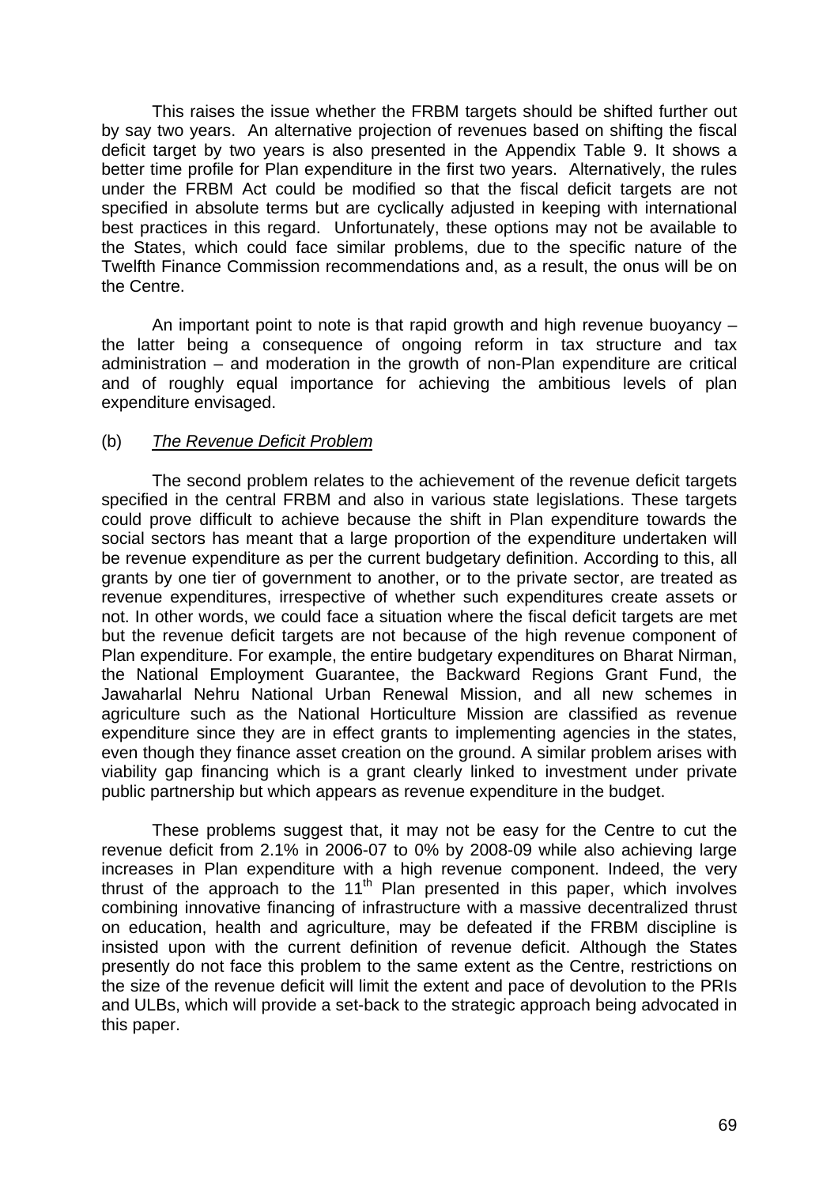This raises the issue whether the FRBM targets should be shifted further out by say two years. An alternative projection of revenues based on shifting the fiscal deficit target by two years is also presented in the Appendix Table 9. It shows a better time profile for Plan expenditure in the first two years. Alternatively, the rules under the FRBM Act could be modified so that the fiscal deficit targets are not specified in absolute terms but are cyclically adjusted in keeping with international best practices in this regard. Unfortunately, these options may not be available to the States, which could face similar problems, due to the specific nature of the Twelfth Finance Commission recommendations and, as a result, the onus will be on the Centre.

An important point to note is that rapid growth and high revenue buoyancy – the latter being a consequence of ongoing reform in tax structure and tax administration – and moderation in the growth of non-Plan expenditure are critical and of roughly equal importance for achieving the ambitious levels of plan expenditure envisaged.

(b) *The Revenue Deficit Problem*

The second problem relates to the achievement of the revenue deficit targets specified in the central FRBM and also in various state legislations. These targets could prove difficult to achieve because the shift in Plan expenditure towards the social sectors has meant that a large proportion of the expenditure undertaken will be revenue expenditure as per the current budgetary definition. According to this, all grants by one tier of government to another, or to the private sector, are treated as revenue expenditures, irrespective of whether such expenditures create assets or not. In other words, we could face a situation where the fiscal deficit targets are met but the revenue deficit targets are not because of the high revenue component of Plan expenditure. For example, the entire budgetary expenditures on Bharat Nirman, the National Employment Guarantee, the Backward Regions Grant Fund, the Jawaharlal Nehru National Urban Renewal Mission, and all new schemes in agriculture such as the National Horticulture Mission are classified as revenue expenditure since they are in effect grants to implementing agencies in the states, even though they finance asset creation on the ground. A similar problem arises with viability gap financing which is a grant clearly linked to investment under private public partnership but which appears as revenue expenditure in the budget.

These problems suggest that, it may not be easy for the Centre to cut the revenue deficit from 2.1% in 2006-07 to 0% by 2008-09 while also achieving large increases in Plan expenditure with a high revenue component. Indeed, the very thrust of the approach to the 11th Plan presented in this paper, which involves combining innovative financing of infrastructure with a massive decentralized thrust on education, health and agriculture, may be defeated if the FRBM discipline is insisted upon with the current definition of revenue deficit. Although the States presently do not face this problem to the same extent as the Centre, restrictions on the size of the revenue deficit will limit the extent and pace of devolution to the PRIs and ULBs, which will provide a set-back to the strategic approach being advocated in this paper.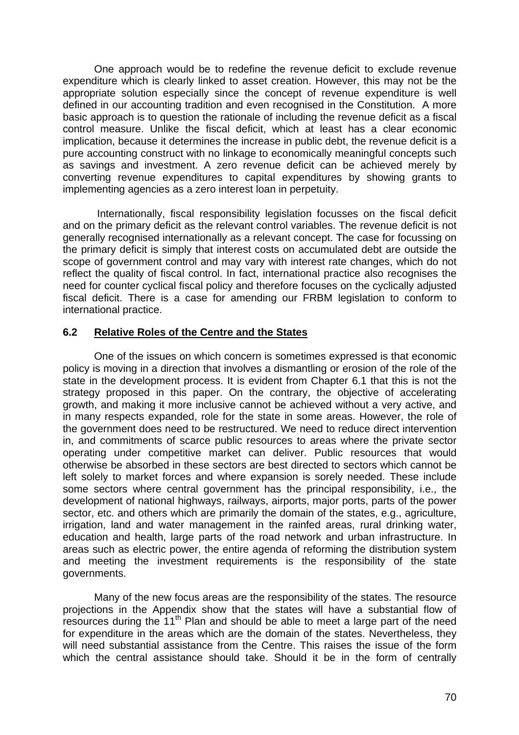One approach would be to redefine the revenue deficit to exclude revenue expenditure which is clearly linked to asset creation. However, this may not be the appropriate solution especially since the concept of revenue expenditure is well defined in our accounting tradition and even recognised in the Constitution. A more basic approach is to question the rationale of including the revenue deficit as a fiscal control measure. Unlike the fiscal deficit, which at least has a clear economic implication, because it determines the increase in public debt, the revenue deficit is a pure accounting construct with no linkage to economically meaningful concepts such as savings and investment. A zero revenue deficit can be achieved merely by converting revenue expenditures to capital expenditures by showing grants to implementing agencies as a zero interest loan in perpetuity.

Internationally, fiscal responsibility legislation focusses on the fiscal deficit and on the primary deficit as the relevant control variables. The revenue deficit is not generally recognised internationally as a relevant concept. The case for focussing on the primary deficit is simply that interest costs on accumulated debt are outside the scope of government control and may vary with interest rate changes, which do not reflect the quality of fiscal control. In fact, international practice also recognises the need for counter cyclical fiscal policy and therefore focuses on the cyclically adjusted fiscal deficit. There is a case for amending our FRBM legislation to conform to international practice.

## 6.2 Relative Roles of the Centre and the States

One of the issues on which concern is sometimes expressed is that economic policy is moving in a direction that involves a dismantling or erosion of the role of the state in the development process. It is evident from Chapter 6.1 that this is not the strategy proposed in this paper. On the contrary, the objective of accelerating growth, and making it more inclusive cannot be achieved without a very active, and in many respects expanded, role for the state in some areas. However, the role of the government does need to be restructured. We need to reduce direct intervention in, and commitments of scarce public resources to areas where the private sector operating under competitive market can deliver. Public resources that would otherwise be absorbed in these sectors are best directed to sectors which cannot be left solely to market forces and where expansion is sorely needed. These include some sectors where central government has the principal responsibility, i.e., the development of national highways, railways, airports, major ports, parts of the power sector, etc. and others which are primarily the domain of the states, e.g., agriculture, irrigation, land and water management in the rainfed areas, rural drinking water, education and health, large parts of the road network and urban infrastructure. In areas such as electric power, the entire agenda of reforming the distribution system and meeting the investment requirements is the responsibility of the state governments.

Many of the new focus areas are the responsibility of the states. The resource projections in the Appendix show that the states will have a substantial flow of resources during the 11th Plan and should be able to meet a large part of the need for expenditure in the areas which are the domain of the states. Nevertheless, they will need substantial assistance from the Centre. This raises the issue of the form which the central assistance should take. Should it be in the form of centrally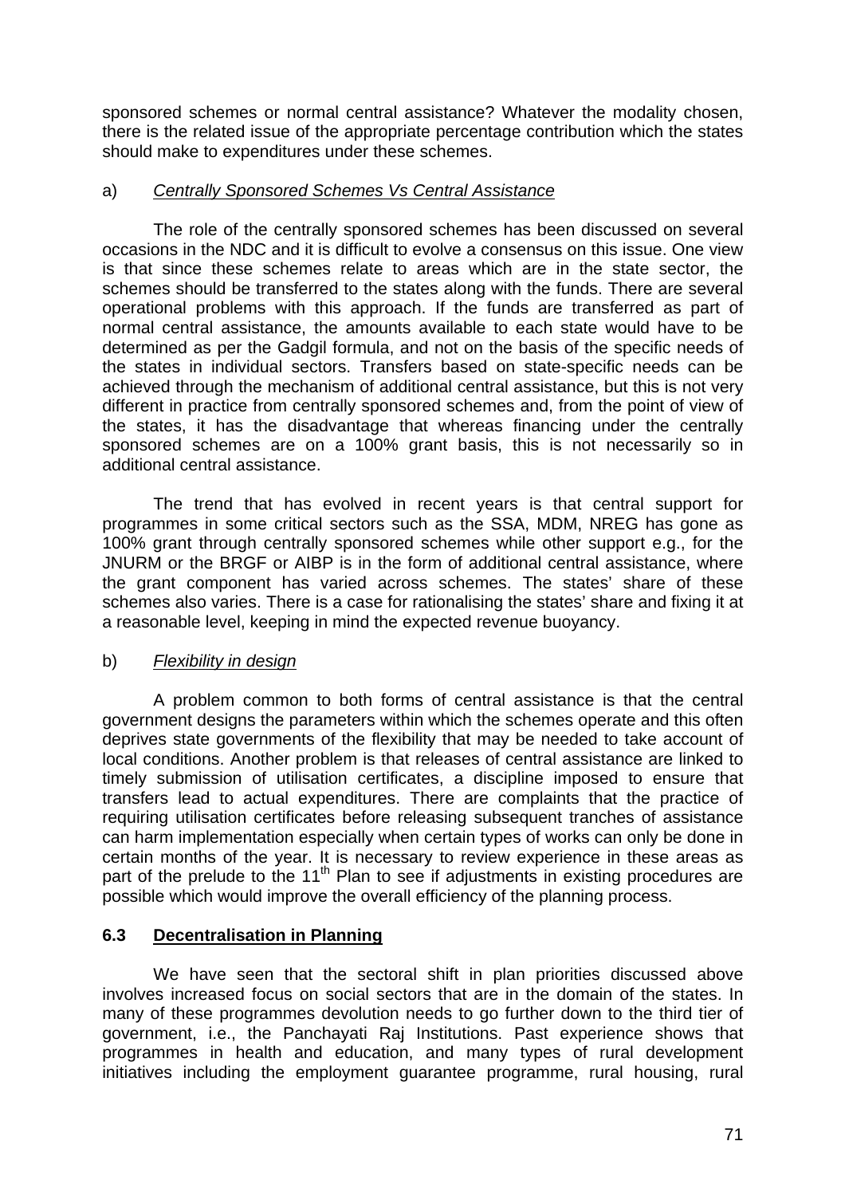sponsored schemes or normal central assistance? Whatever the modality chosen, there is the related issue of the appropriate percentage contribution which the states should make to expenditures under these schemes.

a) *Centrally Sponsored Schemes Vs Central Assistance*

The role of the centrally sponsored schemes has been discussed on several occasions in the NDC and it is difficult to evolve a consensus on this issue. One view is that since these schemes relate to areas which are in the state sector, the schemes should be transferred to the states along with the funds. There are several operational problems with this approach. If the funds are transferred as part of normal central assistance, the amounts available to each state would have to be determined as per the Gadgil formula, and not on the basis of the specific needs of the states in individual sectors. Transfers based on state-specific needs can be achieved through the mechanism of additional central assistance, but this is not very different in practice from centrally sponsored schemes and, from the point of view of the states, it has the disadvantage that whereas financing under the centrally sponsored schemes are on a 100% grant basis, this is not necessarily so in additional central assistance.

The trend that has evolved in recent years is that central support for programmes in some critical sectors such as the SSA, MDM, NREG has gone as 100% grant through centrally sponsored schemes while other support e.g., for the JNURM or the BRGF or AIBP is in the form of additional central assistance, where the grant component has varied across schemes. The states' share of these schemes also varies. There is a case for rationalising the states' share and fixing it at a reasonable level, keeping in mind the expected revenue buoyancy.

b) *Flexibility in design*

A problem common to both forms of central assistance is that the central government designs the parameters within which the schemes operate and this often deprives state governments of the flexibility that may be needed to take account of local conditions. Another problem is that releases of central assistance are linked to timely submission of utilisation certificates, a discipline imposed to ensure that transfers lead to actual expenditures. There are complaints that the practice of requiring utilisation certificates before releasing subsequent tranches of assistance can harm implementation especially when certain types of works can only be done in certain months of the year. It is necessary to review experience in these areas as part of the prelude to the 11th Plan to see if adjustments in existing procedures are possible which would improve the overall efficiency of the planning process.

### 6.3 Decentralisation in Planning

We have seen that the sectoral shift in plan priorities discussed above involves increased focus on social sectors that are in the domain of the states. In many of these programmes devolution needs to go further down to the third tier of government, i.e., the Panchayati Raj Institutions. Past experience shows that programmes in health and education, and many types of rural development initiatives including the employment guarantee programme, rural housing, rural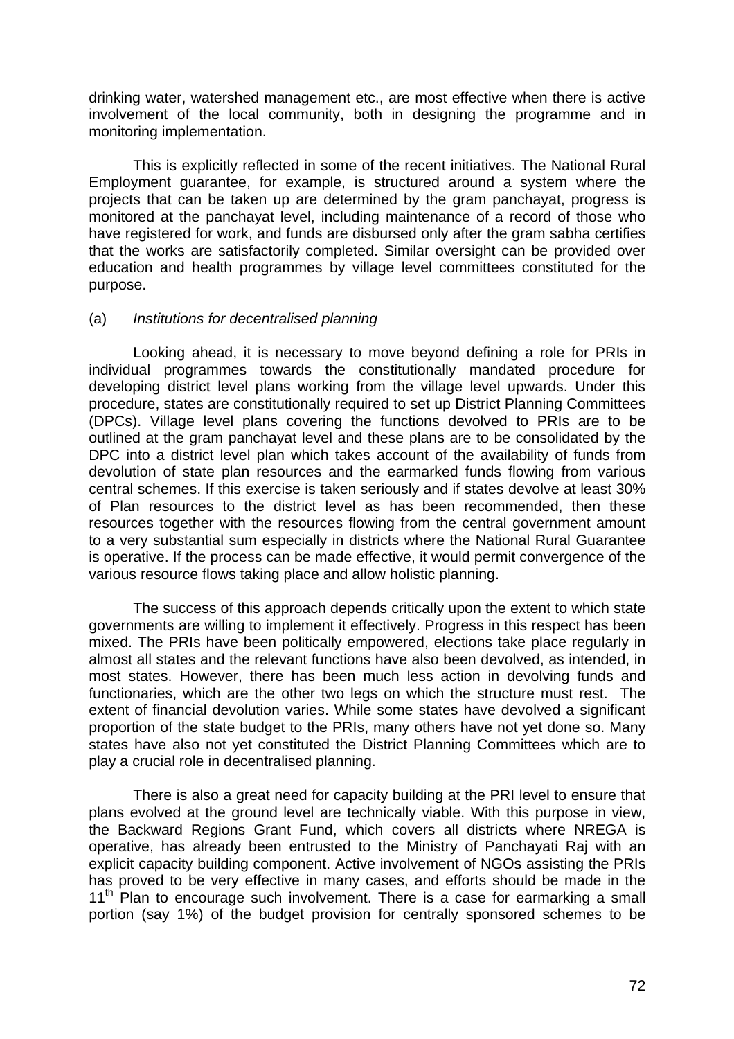drinking water, watershed management etc., are most effective when there is active involvement of the local community, both in designing the programme and in monitoring implementation.

This is explicitly reflected in some of the recent initiatives. The National Rural Employment guarantee, for example, is structured around a system where the projects that can be taken up are determined by the gram panchayat, progress is monitored at the panchayat level, including maintenance of a record of those who have registered for work, and funds are disbursed only after the gram sabha certifies that the works are satisfactorily completed. Similar oversight can be provided over education and health programmes by village level committees constituted for the purpose.

(a) *Institutions for decentralised planning*

Looking ahead, it is necessary to move beyond defining a role for PRIs in individual programmes towards the constitutionally mandated procedure for developing district level plans working from the village level upwards. Under this procedure, states are constitutionally required to set up District Planning Committees (DPCs). Village level plans covering the functions devolved to PRIs are to be outlined at the gram panchayat level and these plans are to be consolidated by the DPC into a district level plan which takes account of the availability of funds from devolution of state plan resources and the earmarked funds flowing from various central schemes. If this exercise is taken seriously and if states devolve at least 30% of Plan resources to the district level as has been recommended, then these resources together with the resources flowing from the central government amount to a very substantial sum especially in districts where the National Rural Guarantee is operative. If the process can be made effective, it would permit convergence of the various resource flows taking place and allow holistic planning.

The success of this approach depends critically upon the extent to which state governments are willing to implement it effectively. Progress in this respect has been mixed. The PRIs have been politically empowered, elections take place regularly in almost all states and the relevant functions have also been devolved, as intended, in most states. However, there has been much less action in devolving funds and functionaries, which are the other two legs on which the structure must rest. The extent of financial devolution varies. While some states have devolved a significant proportion of the state budget to the PRIs, many others have not yet done so. Many states have also not yet constituted the District Planning Committees which are to play a crucial role in decentralised planning.

There is also a great need for capacity building at the PRI level to ensure that plans evolved at the ground level are technically viable. With this purpose in view, the Backward Regions Grant Fund, which covers all districts where NREGA is operative, has already been entrusted to the Ministry of Panchayati Raj with an explicit capacity building component. Active involvement of NGOs assisting the PRIs has proved to be very effective in many cases, and efforts should be made in the 11th Plan to encourage such involvement. There is a case for earmarking a small portion (say 1%) of the budget provision for centrally sponsored schemes to be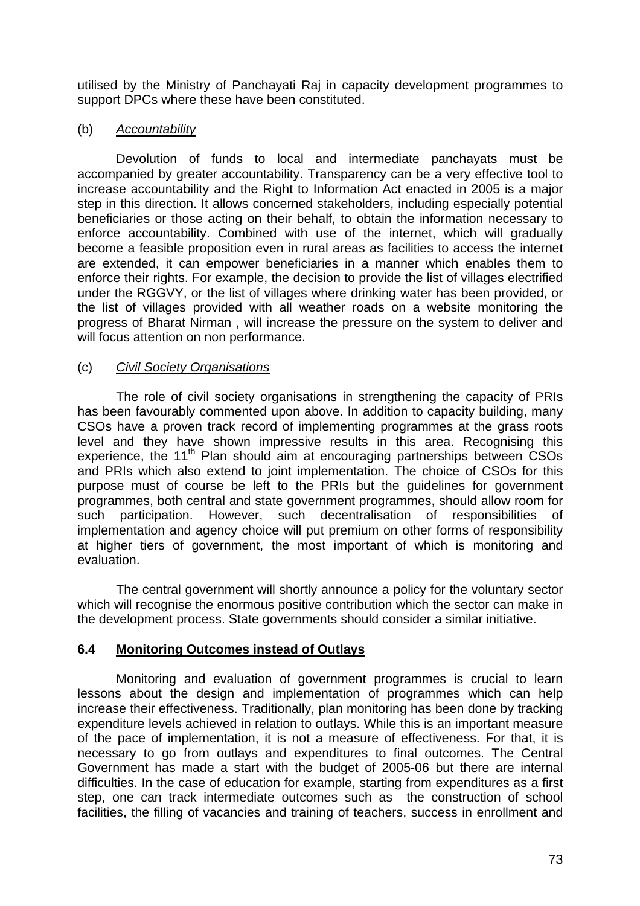utilised by the Ministry of Panchayati Raj in capacity development programmes to support DPCs where these have been constituted.

(b) *Accountability*

Devolution of funds to local and intermediate panchayats must be accompanied by greater accountability. Transparency can be a very effective tool to increase accountability and the Right to Information Act enacted in 2005 is a major step in this direction. It allows concerned stakeholders, including especially potential beneficiaries or those acting on their behalf, to obtain the information necessary to enforce accountability. Combined with use of the internet, which will gradually become a feasible proposition even in rural areas as facilities to access the internet are extended, it can empower beneficiaries in a manner which enables them to enforce their rights. For example, the decision to provide the list of villages electrified under the RGGVY, or the list of villages where drinking water has been provided, or the list of villages provided with all weather roads on a website monitoring the progress of Bharat Nirman , will increase the pressure on the system to deliver and will focus attention on non performance.

(c) *Civil Society Organisations*

The role of civil society organisations in strengthening the capacity of PRIs has been favourably commented upon above. In addition to capacity building, many CSOs have a proven track record of implementing programmes at the grass roots level and they have shown impressive results in this area. Recognising this experience, the 11th Plan should aim at encouraging partnerships between CSOs and PRIs which also extend to joint implementation. The choice of CSOs for this purpose must of course be left to the PRIs but the guidelines for government programmes, both central and state government programmes, should allow room for such participation. However, such decentralisation of responsibilities of implementation and agency choice will put premium on other forms of responsibility at higher tiers of government, the most important of which is monitoring and evaluation.

The central government will shortly announce a policy for the voluntary sector which will recognise the enormous positive contribution which the sector can make in the development process. State governments should consider a similar initiative.

### 6.4 Monitoring Outcomes instead of Outlays

Monitoring and evaluation of government programmes is crucial to learn lessons about the design and implementation of programmes which can help increase their effectiveness. Traditionally, plan monitoring has been done by tracking expenditure levels achieved in relation to outlays. While this is an important measure of the pace of implementation, it is not a measure of effectiveness. For that, it is necessary to go from outlays and expenditures to final outcomes. The Central Government has made a start with the budget of 2005-06 but there are internal difficulties. In the case of education for example, starting from expenditures as a first step, one can track intermediate outcomes such as the construction of school facilities, the filling of vacancies and training of teachers, success in enrollment and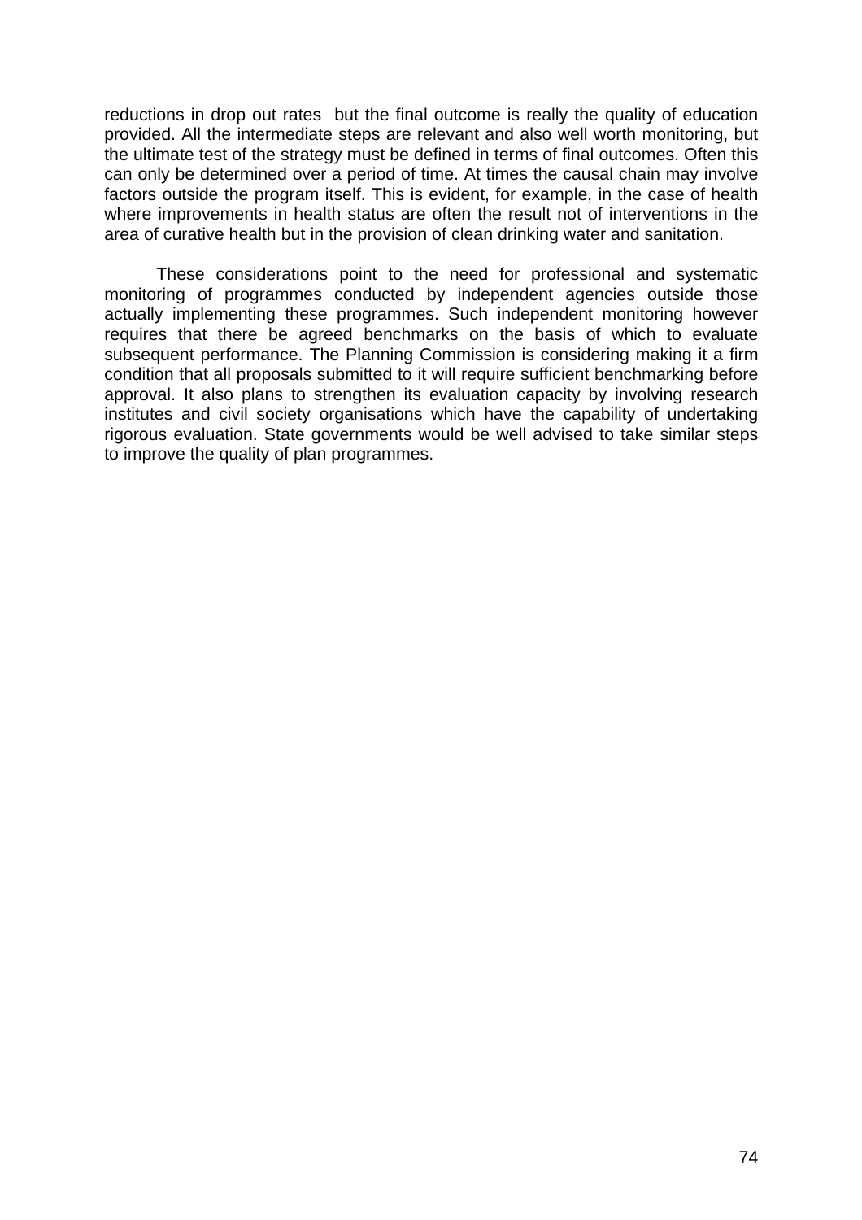reductions in drop out rates  but the final outcome is really the quality of education provided. All the intermediate steps are relevant and also well worth monitoring, but the ultimate test of the strategy must be defined in terms of final outcomes. Often this can only be determined over a period of time. At times the causal chain may involve factors outside the program itself. This is evident, for example, in the case of health where improvements in health status are often the result not of interventions in the area of curative health but in the provision of clean drinking water and sanitation.

These considerations point to the need for professional and systematic monitoring of programmes conducted by independent agencies outside those actually implementing these programmes. Such independent monitoring however requires that there be agreed benchmarks on the basis of which to evaluate subsequent performance. The Planning Commission is considering making it a firm condition that all proposals submitted to it will require sufficient benchmarking before approval. It also plans to strengthen its evaluation capacity by involving research institutes and civil society organisations which have the capability of undertaking rigorous evaluation. State governments would be well advised to take similar steps to improve the quality of plan programmes.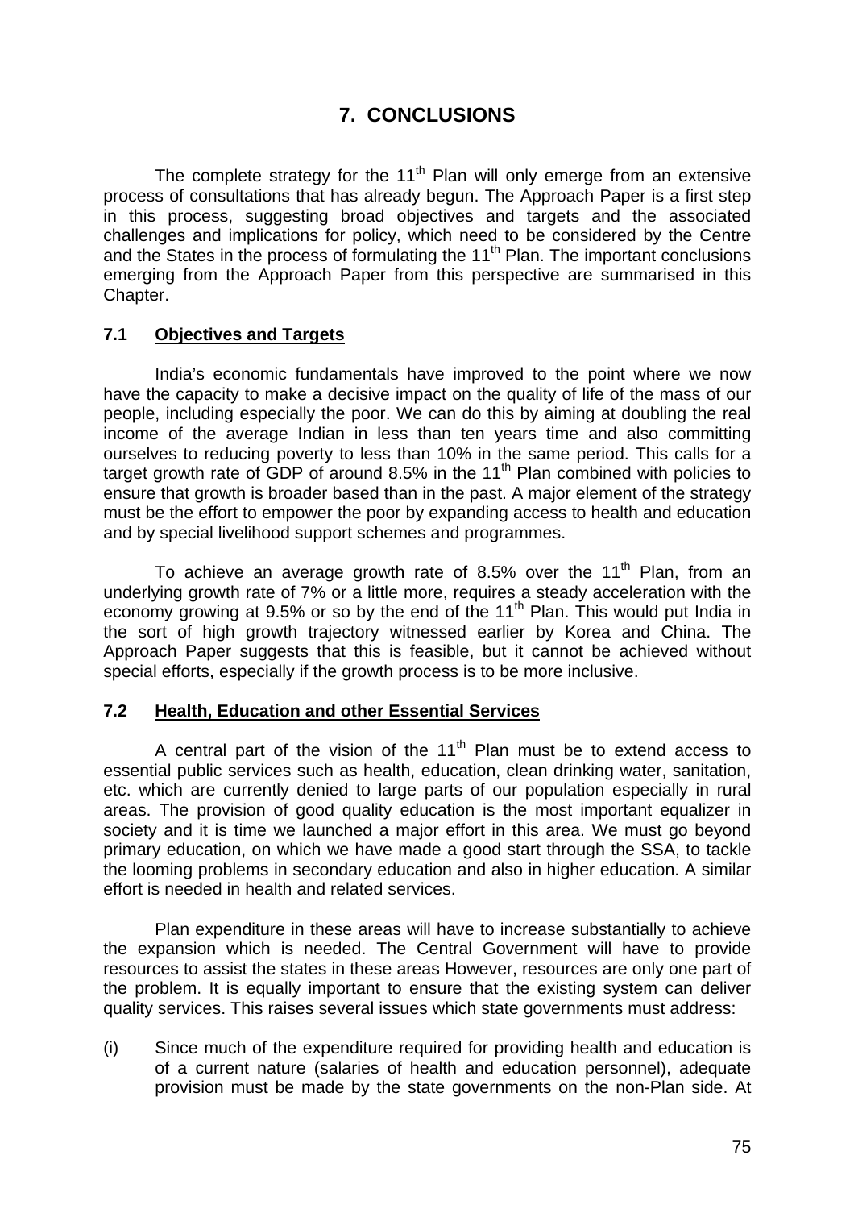# 7. CONCLUSIONS

The complete strategy for the 11th Plan will only emerge from an extensive process of consultations that has already begun. The Approach Paper is a first step in this process, suggesting broad objectives and targets and the associated challenges and implications for policy, which need to be considered by the Centre and the States in the process of formulating the 11th Plan. The important conclusions emerging from the Approach Paper from this perspective are summarised in this Chapter.

## 7.1 Objectives and Targets

India's economic fundamentals have improved to the point where we now have the capacity to make a decisive impact on the quality of life of the mass of our people, including especially the poor. We can do this by aiming at doubling the real income of the average Indian in less than ten years time and also committing ourselves to reducing poverty to less than 10% in the same period. This calls for a target growth rate of GDP of around 8.5% in the 11th Plan combined with policies to ensure that growth is broader based than in the past. A major element of the strategy must be the effort to empower the poor by expanding access to health and education and by special livelihood support schemes and programmes.

To achieve an average growth rate of 8.5% over the 11th Plan, from an underlying growth rate of 7% or a little more, requires a steady acceleration with the economy growing at 9.5% or so by the end of the 11th Plan. This would put India in the sort of high growth trajectory witnessed earlier by Korea and China. The Approach Paper suggests that this is feasible, but it cannot be achieved without special efforts, especially if the growth process is to be more inclusive.

## 7.2 Health, Education and other Essential Services

A central part of the vision of the 11th Plan must be to extend access to essential public services such as health, education, clean drinking water, sanitation, etc. which are currently denied to large parts of our population especially in rural areas. The provision of good quality education is the most important equalizer in society and it is time we launched a major effort in this area. We must go beyond primary education, on which we have made a good start through the SSA, to tackle the looming problems in secondary education and also in higher education. A similar effort is needed in health and related services.

Plan expenditure in these areas will have to increase substantially to achieve the expansion which is needed. The Central Government will have to provide resources to assist the states in these areas However, resources are only one part of the problem. It is equally important to ensure that the existing system can deliver quality services. This raises several issues which state governments must address:

(i) Since much of the expenditure required for providing health and education is of a current nature (salaries of health and education personnel), adequate provision must be made by the state governments on the non-Plan side. At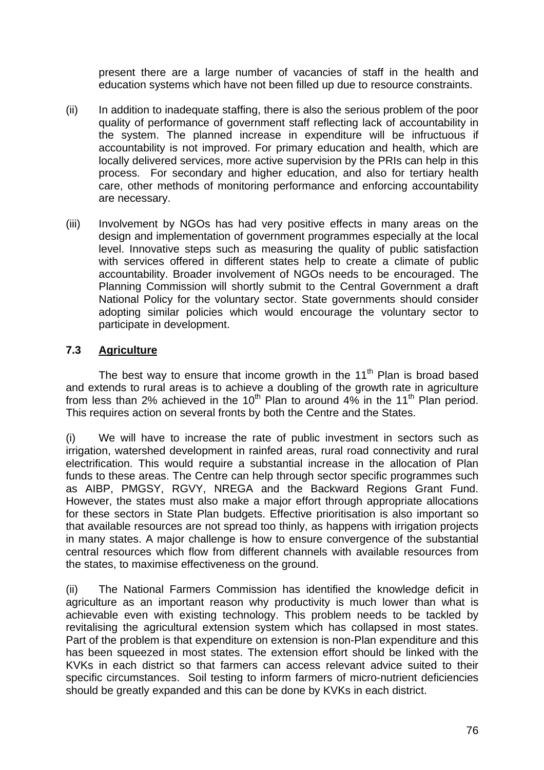present there are a large number of vacancies of staff in the health and education systems which have not been filled up due to resource constraints.

(ii) In addition to inadequate staffing, there is also the serious problem of the poor quality of performance of government staff reflecting lack of accountability in the system. The planned increase in expenditure will be infructuous if accountability is not improved. For primary education and health, which are locally delivered services, more active supervision by the PRIs can help in this process. For secondary and higher education, and also for tertiary health care, other methods of monitoring performance and enforcing accountability are necessary.

(iii) Involvement by NGOs has had very positive effects in many areas on the design and implementation of government programmes especially at the local level. Innovative steps such as measuring the quality of public satisfaction with services offered in different states help to create a climate of public accountability. Broader involvement of NGOs needs to be encouraged. The Planning Commission will shortly submit to the Central Government a draft National Policy for the voluntary sector. State governments should consider adopting similar policies which would encourage the voluntary sector to participate in development.

### 7.3 Agriculture

The best way to ensure that income growth in the 11th Plan is broad based and extends to rural areas is to achieve a doubling of the growth rate in agriculture from less than 2% achieved in the 10th Plan to around 4% in the 11th Plan period. This requires action on several fronts by both the Centre and the States.

(i) We will have to increase the rate of public investment in sectors such as irrigation, watershed development in rainfed areas, rural road connectivity and rural electrification. This would require a substantial increase in the allocation of Plan funds to these areas. The Centre can help through sector specific programmes such as AIBP, PMGSY, RGVY, NREGA and the Backward Regions Grant Fund. However, the states must also make a major effort through appropriate allocations for these sectors in State Plan budgets. Effective prioritisation is also important so that available resources are not spread too thinly, as happens with irrigation projects in many states. A major challenge is how to ensure convergence of the substantial central resources which flow from different channels with available resources from the states, to maximise effectiveness on the ground.

(ii) The National Farmers Commission has identified the knowledge deficit in agriculture as an important reason why productivity is much lower than what is achievable even with existing technology. This problem needs to be tackled by revitalising the agricultural extension system which has collapsed in most states. Part of the problem is that expenditure on extension is non-Plan expenditure and this has been squeezed in most states. The extension effort should be linked with the KVKs in each district so that farmers can access relevant advice suited to their specific circumstances. Soil testing to inform farmers of micro-nutrient deficiencies should be greatly expanded and this can be done by KVKs in each district.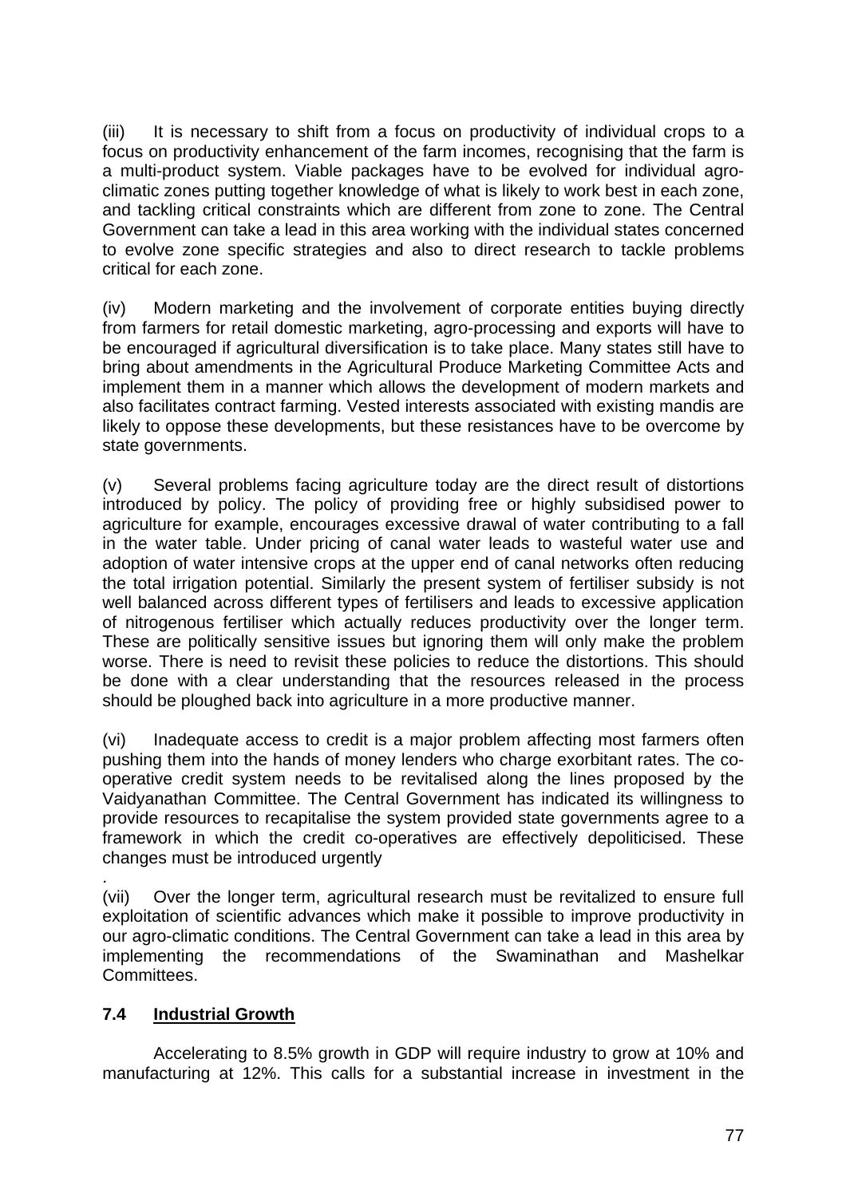(iii) It is necessary to shift from a focus on productivity of individual crops to a focus on productivity enhancement of the farm incomes, recognising that the farm is a multi-product system. Viable packages have to be evolved for individual agro-climatic zones putting together knowledge of what is likely to work best in each zone, and tackling critical constraints which are different from zone to zone. The Central Government can take a lead in this area working with the individual states concerned to evolve zone specific strategies and also to direct research to tackle problems critical for each zone.

(iv) Modern marketing and the involvement of corporate entities buying directly from farmers for retail domestic marketing, agro-processing and exports will have to be encouraged if agricultural diversification is to take place. Many states still have to bring about amendments in the Agricultural Produce Marketing Committee Acts and implement them in a manner which allows the development of modern markets and also facilitates contract farming. Vested interests associated with existing mandis are likely to oppose these developments, but these resistances have to be overcome by state governments.

(v) Several problems facing agriculture today are the direct result of distortions introduced by policy. The policy of providing free or highly subsidised power to agriculture for example, encourages excessive drawal of water contributing to a fall in the water table. Under pricing of canal water leads to wasteful water use and adoption of water intensive crops at the upper end of canal networks often reducing the total irrigation potential. Similarly the present system of fertiliser subsidy is not well balanced across different types of fertilisers and leads to excessive application of nitrogenous fertiliser which actually reduces productivity over the longer term. These are politically sensitive issues but ignoring them will only make the problem worse. There is need to revisit these policies to reduce the distortions. This should be done with a clear understanding that the resources released in the process should be ploughed back into agriculture in a more productive manner.

(vi) Inadequate access to credit is a major problem affecting most farmers often pushing them into the hands of money lenders who charge exorbitant rates. The co-operative credit system needs to be revitalised along the lines proposed by the Vaidyanathan Committee. The Central Government has indicated its willingness to provide resources to recapitalise the system provided state governments agree to a framework in which the credit co-operatives are effectively depoliticised. These changes must be introduced urgently

.

(vii) Over the longer term, agricultural research must be revitalized to ensure full exploitation of scientific advances which make it possible to improve productivity in our agro-climatic conditions. The Central Government can take a lead in this area by implementing the recommendations of the Swaminathan and Mashelkar Committees.

### 7.4 Industrial Growth

Accelerating to 8.5% growth in GDP will require industry to grow at 10% and manufacturing at 12%. This calls for a substantial increase in investment in the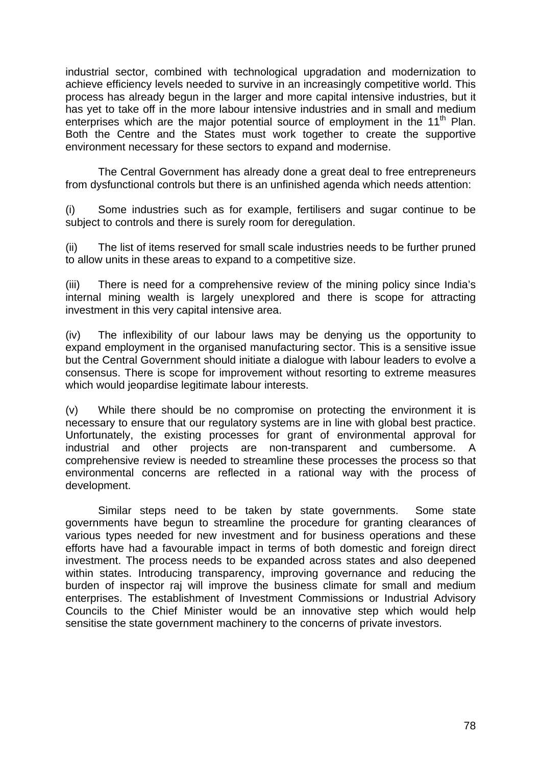industrial sector, combined with technological upgradation and modernization to achieve efficiency levels needed to survive in an increasingly competitive world. This process has already begun in the larger and more capital intensive industries, but it has yet to take off in the more labour intensive industries and in small and medium enterprises which are the major potential source of employment in the 11th Plan. Both the Centre and the States must work together to create the supportive environment necessary for these sectors to expand and modernise.

The Central Government has already done a great deal to free entrepreneurs from dysfunctional controls but there is an unfinished agenda which needs attention:

(i) Some industries such as for example, fertilisers and sugar continue to be subject to controls and there is surely room for deregulation.

(ii) The list of items reserved for small scale industries needs to be further pruned to allow units in these areas to expand to a competitive size.

(iii) There is need for a comprehensive review of the mining policy since India's internal mining wealth is largely unexplored and there is scope for attracting investment in this very capital intensive area.

(iv) The inflexibility of our labour laws may be denying us the opportunity to expand employment in the organised manufacturing sector. This is a sensitive issue but the Central Government should initiate a dialogue with labour leaders to evolve a consensus. There is scope for improvement without resorting to extreme measures which would jeopardise legitimate labour interests.

(v) While there should be no compromise on protecting the environment it is necessary to ensure that our regulatory systems are in line with global best practice. Unfortunately, the existing processes for grant of environmental approval for industrial and other projects are non-transparent and cumbersome. A comprehensive review is needed to streamline these processes the process so that environmental concerns are reflected in a rational way with the process of development.

Similar steps need to be taken by state governments. Some state governments have begun to streamline the procedure for granting clearances of various types needed for new investment and for business operations and these efforts have had a favourable impact in terms of both domestic and foreign direct investment. The process needs to be expanded across states and also deepened within states. Introducing transparency, improving governance and reducing the burden of inspector raj will improve the business climate for small and medium enterprises. The establishment of Investment Commissions or Industrial Advisory Councils to the Chief Minister would be an innovative step which would help sensitise the state government machinery to the concerns of private investors.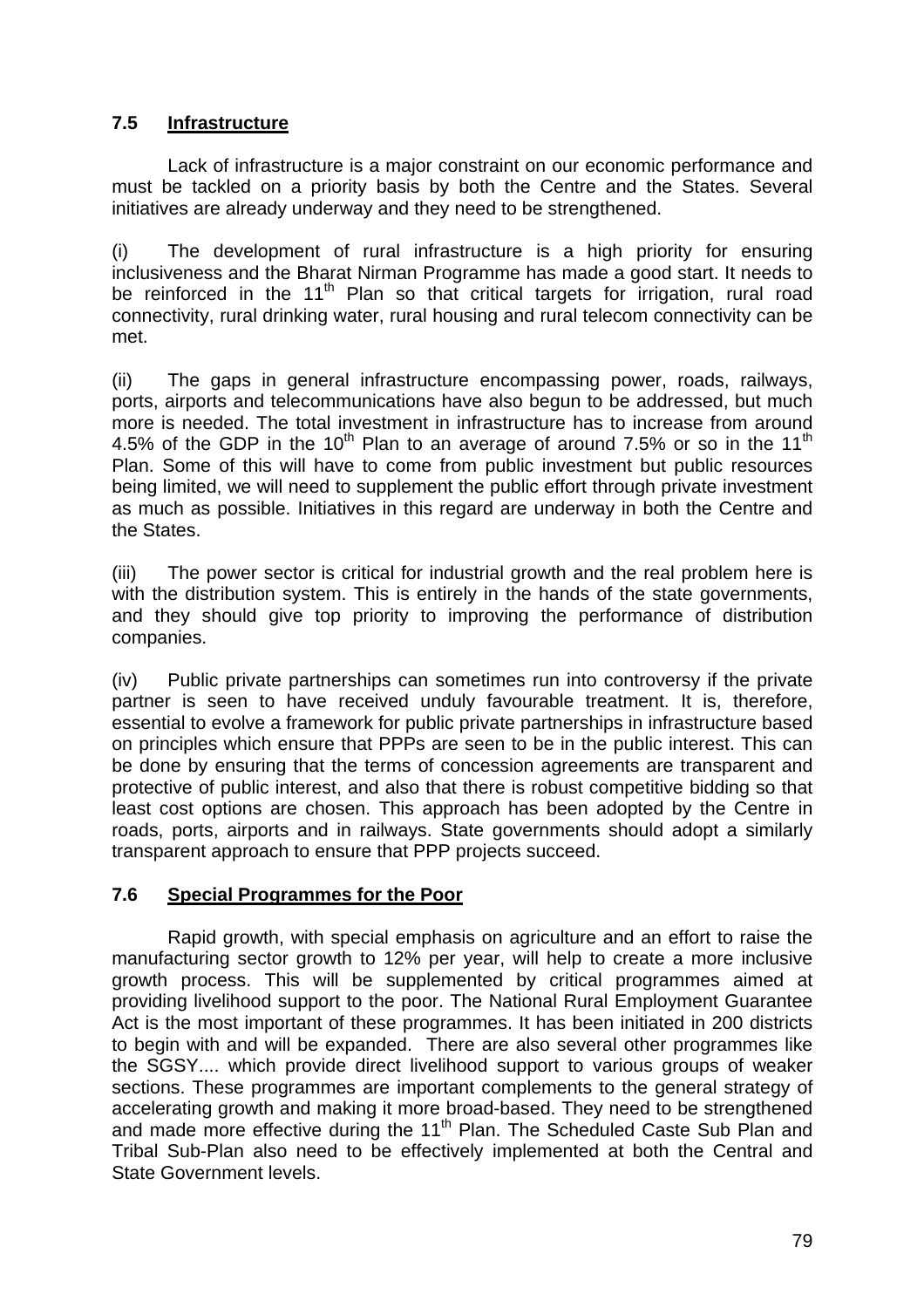### 7.5 Infrastructure

Lack of infrastructure is a major constraint on our economic performance and must be tackled on a priority basis by both the Centre and the States. Several initiatives are already underway and they need to be strengthened.

(i) The development of rural infrastructure is a high priority for ensuring inclusiveness and the Bharat Nirman Programme has made a good start. It needs to be reinforced in the 11th Plan so that critical targets for irrigation, rural road connectivity, rural drinking water, rural housing and rural telecom connectivity can be met.

(ii) The gaps in general infrastructure encompassing power, roads, railways, ports, airports and telecommunications have also begun to be addressed, but much more is needed. The total investment in infrastructure has to increase from around 4.5% of the GDP in the 10th Plan to an average of around 7.5% or so in the 11th Plan. Some of this will have to come from public investment but public resources being limited, we will need to supplement the public effort through private investment as much as possible. Initiatives in this regard are underway in both the Centre and the States.

(iii) The power sector is critical for industrial growth and the real problem here is with the distribution system. This is entirely in the hands of the state governments, and they should give top priority to improving the performance of distribution companies.

(iv) Public private partnerships can sometimes run into controversy if the private partner is seen to have received unduly favourable treatment. It is, therefore, essential to evolve a framework for public private partnerships in infrastructure based on principles which ensure that PPPs are seen to be in the public interest. This can be done by ensuring that the terms of concession agreements are transparent and protective of public interest, and also that there is robust competitive bidding so that least cost options are chosen. This approach has been adopted by the Centre in roads, ports, airports and in railways. State governments should adopt a similarly transparent approach to ensure that PPP projects succeed.

### 7.6 Special Programmes for the Poor

Rapid growth, with special emphasis on agriculture and an effort to raise the manufacturing sector growth to 12% per year, will help to create a more inclusive growth process. This will be supplemented by critical programmes aimed at providing livelihood support to the poor. The National Rural Employment Guarantee Act is the most important of these programmes. It has been initiated in 200 districts to begin with and will be expanded. There are also several other programmes like the SGSY.... which provide direct livelihood support to various groups of weaker sections. These programmes are important complements to the general strategy of accelerating growth and making it more broad-based. They need to be strengthened and made more effective during the 11th Plan. The Scheduled Caste Sub Plan and Tribal Sub-Plan also need to be effectively implemented at both the Central and State Government levels.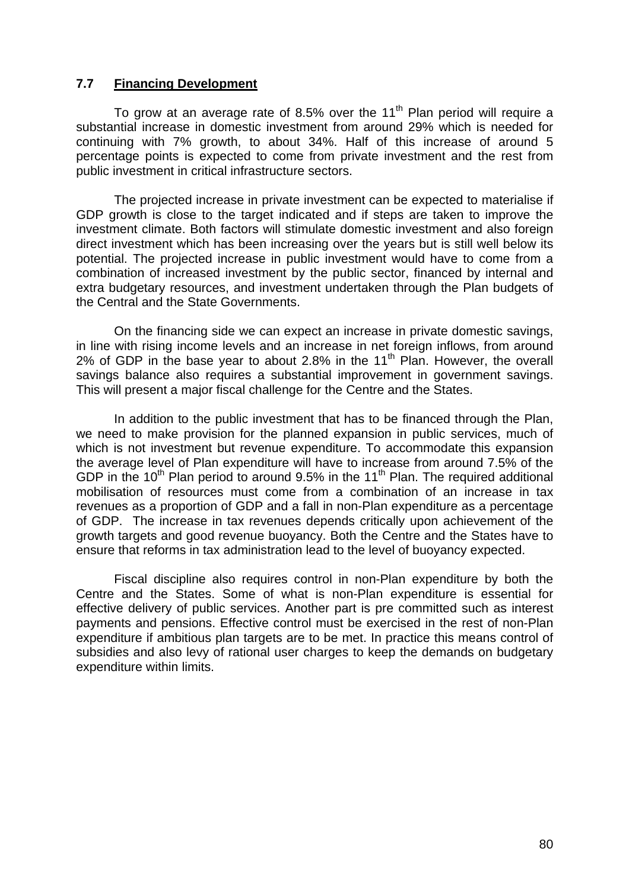### 7.7 Financing Development

To grow at an average rate of 8.5% over the 11th Plan period will require a substantial increase in domestic investment from around 29% which is needed for continuing with 7% growth, to about 34%. Half of this increase of around 5 percentage points is expected to come from private investment and the rest from public investment in critical infrastructure sectors.

The projected increase in private investment can be expected to materialise if GDP growth is close to the target indicated and if steps are taken to improve the investment climate. Both factors will stimulate domestic investment and also foreign direct investment which has been increasing over the years but is still well below its potential. The projected increase in public investment would have to come from a combination of increased investment by the public sector, financed by internal and extra budgetary resources, and investment undertaken through the Plan budgets of the Central and the State Governments.

On the financing side we can expect an increase in private domestic savings, in line with rising income levels and an increase in net foreign inflows, from around 2% of GDP in the base year to about 2.8% in the 11th Plan. However, the overall savings balance also requires a substantial improvement in government savings. This will present a major fiscal challenge for the Centre and the States.

In addition to the public investment that has to be financed through the Plan, we need to make provision for the planned expansion in public services, much of which is not investment but revenue expenditure. To accommodate this expansion the average level of Plan expenditure will have to increase from around 7.5% of the GDP in the 10th Plan period to around 9.5% in the 11th Plan. The required additional mobilisation of resources must come from a combination of an increase in tax revenues as a proportion of GDP and a fall in non-Plan expenditure as a percentage of GDP. The increase in tax revenues depends critically upon achievement of the growth targets and good revenue buoyancy. Both the Centre and the States have to ensure that reforms in tax administration lead to the level of buoyancy expected.

Fiscal discipline also requires control in non-Plan expenditure by both the Centre and the States. Some of what is non-Plan expenditure is essential for effective delivery of public services. Another part is pre committed such as interest payments and pensions. Effective control must be exercised in the rest of non-Plan expenditure if ambitious plan targets are to be met. In practice this means control of subsidies and also levy of rational user charges to keep the demands on budgetary expenditure within limits.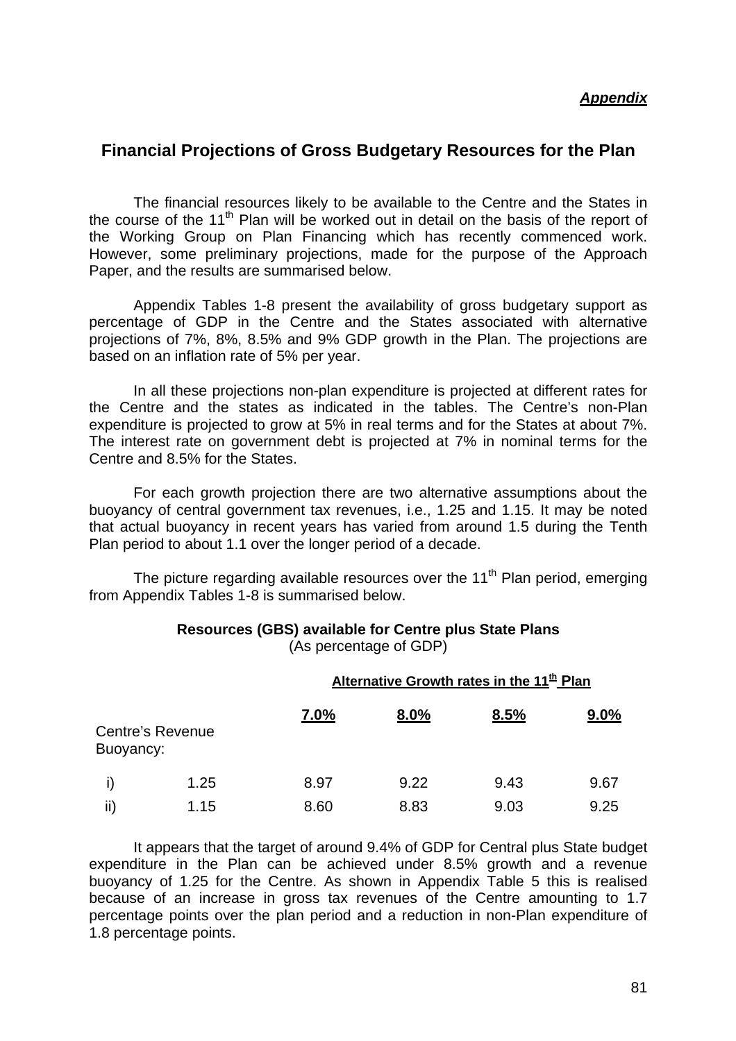***Appendix***

## Financial Projections of Gross Budgetary Resources for the Plan

The financial resources likely to be available to the Centre and the States in the course of the 11th Plan will be worked out in detail on the basis of the report of the Working Group on Plan Financing which has recently commenced work. However, some preliminary projections, made for the purpose of the Approach Paper, and the results are summarised below.

Appendix Tables 1-8 present the availability of gross budgetary support as percentage of GDP in the Centre and the States associated with alternative projections of 7%, 8%, 8.5% and 9% GDP growth in the Plan. The projections are based on an inflation rate of 5% per year.

In all these projections non-plan expenditure is projected at different rates for the Centre and the states as indicated in the tables. The Centre's non-Plan expenditure is projected to grow at 5% in real terms and for the States at about 7%. The interest rate on government debt is projected at 7% in nominal terms for the Centre and 8.5% for the States.

For each growth projection there are two alternative assumptions about the buoyancy of central government tax revenues, i.e., 1.25 and 1.15. It may be noted that actual buoyancy in recent years has varied from around 1.5 during the Tenth Plan period to about 1.1 over the longer period of a decade.

The picture regarding available resources over the 11th Plan period, emerging from Appendix Tables 1-8 is summarised below.

**Resources (GBS) available for Centre plus State Plans**
(As percentage of GDP)

| | | Alternative Growth rates in the 11th Plan | | | |
|---|---|---|---|---|---|
| Centre's Revenue Buoyancy: | | 7.0% | 8.0% | 8.5% | 9.0% |
| i) | 1.25 | 8.97 | 9.22 | 9.43 | 9.67 |
| ii) | 1.15 | 8.60 | 8.83 | 9.03 | 9.25 |

It appears that the target of around 9.4% of GDP for Central plus State budget expenditure in the Plan can be achieved under 8.5% growth and a revenue buoyancy of 1.25 for the Centre. As shown in Appendix Table 5 this is realised because of an increase in gross tax revenues of the Centre amounting to 1.7 percentage points over the plan period and a reduction in non-Plan expenditure of 1.8 percentage points.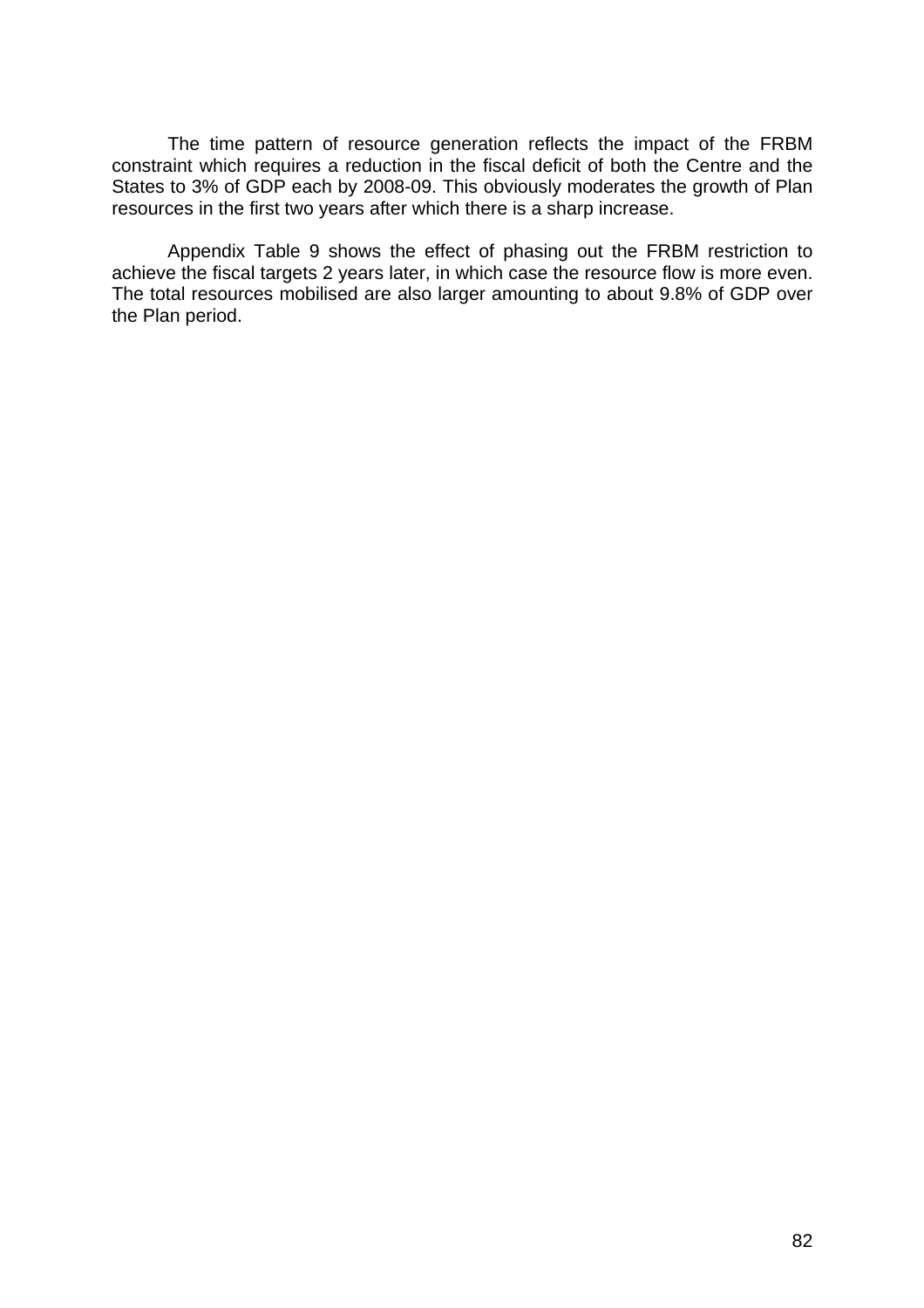The time pattern of resource generation reflects the impact of the FRBM constraint which requires a reduction in the fiscal deficit of both the Centre and the States to 3% of GDP each by 2008-09. This obviously moderates the growth of Plan resources in the first two years after which there is a sharp increase.

Appendix Table 9 shows the effect of phasing out the FRBM restriction to achieve the fiscal targets 2 years later, in which case the resource flow is more even. The total resources mobilised are also larger amounting to about 9.8% of GDP over the Plan period.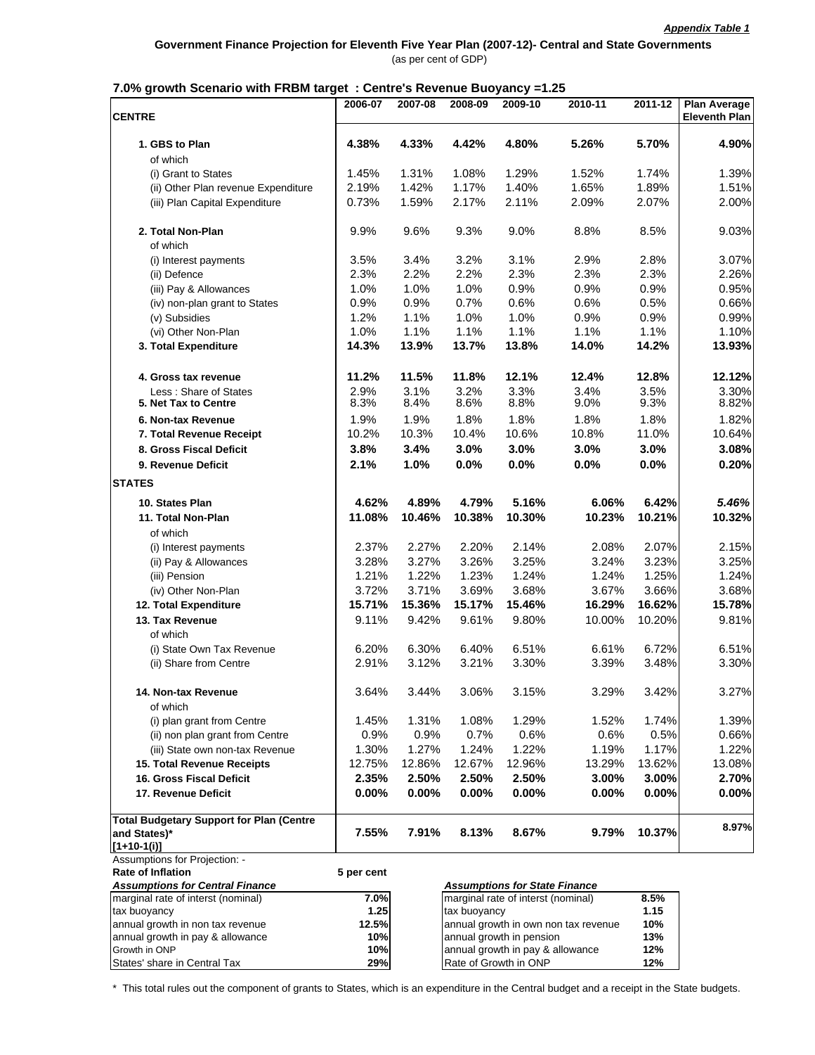*Appendix Table 1*

**Government Finance Projection for Eleventh Five Year Plan (2007-12)- Central and State Governments**

(as per cent of GDP)

**7.0% growth Scenario with FRBM target : Centre's Revenue Buoyancy =1.25**

| **CENTRE** | 2006-07 | 2007-08 | 2008-09 | 2009-10 | 2010-11 | 2011-12 | Plan Average Eleventh Plan |
|---|---|---|---|---|---|---|---|
| **1. GBS to Plan** | **4.38%** | **4.33%** | **4.42%** | **4.80%** | **5.26%** | **5.70%** | **4.90%** |
| of which | | | | | | | |
| (i) Grant to States | 1.45% | 1.31% | 1.08% | 1.29% | 1.52% | 1.74% | 1.39% |
| (ii) Other Plan revenue Expenditure | 2.19% | 1.42% | 1.17% | 1.40% | 1.65% | 1.89% | 1.51% |
| (iii) Plan Capital Expenditure | 0.73% | 1.59% | 2.17% | 2.11% | 2.09% | 2.07% | 2.00% |
| **2. Total Non-Plan** | 9.9% | 9.6% | 9.3% | 9.0% | 8.8% | 8.5% | 9.03% |
| of which | | | | | | | |
| (i) Interest payments | 3.5% | 3.4% | 3.2% | 3.1% | 2.9% | 2.8% | 3.07% |
| (ii) Defence | 2.3% | 2.2% | 2.2% | 2.3% | 2.3% | 2.3% | 2.26% |
| (iii) Pay & Allowances | 1.0% | 1.0% | 1.0% | 0.9% | 0.9% | 0.9% | 0.95% |
| (iv) non-plan grant to States | 0.9% | 0.9% | 0.7% | 0.6% | 0.6% | 0.5% | 0.66% |
| (v) Subsidies | 1.2% | 1.1% | 1.0% | 1.0% | 0.9% | 0.9% | 0.99% |
| (vi) Other Non-Plan | 1.0% | 1.1% | 1.1% | 1.1% | 1.1% | 1.1% | 1.10% |
| **3. Total Expenditure** | **14.3%** | **13.9%** | **13.7%** | **13.8%** | **14.0%** | **14.2%** | **13.93%** |
| **4. Gross tax revenue** | **11.2%** | **11.5%** | **11.8%** | **12.1%** | **12.4%** | **12.8%** | **12.12%** |
| Less : Share of States | 2.9% | 3.1% | 3.2% | 3.3% | 3.4% | 3.5% | 3.30% |
| **5. Net Tax to Centre** | 8.3% | 8.4% | 8.6% | 8.8% | 9.0% | 9.3% | 8.82% |
| **6. Non-tax Revenue** | 1.9% | 1.9% | 1.8% | 1.8% | 1.8% | 1.8% | 1.82% |
| **7. Total Revenue Receipt** | 10.2% | 10.3% | 10.4% | 10.6% | 10.8% | 11.0% | 10.64% |
| **8. Gross Fiscal Deficit** | **3.8%** | **3.4%** | **3.0%** | **3.0%** | **3.0%** | **3.0%** | **3.08%** |
| **9. Revenue Deficit** | **2.1%** | **1.0%** | **0.0%** | **0.0%** | **0.0%** | **0.0%** | **0.20%** |
| **STATES** | | | | | | | |
| **10. States Plan** | **4.62%** | **4.89%** | **4.79%** | **5.16%** | **6.06%** | **6.42%** | ***5.46%*** |
| **11. Total Non-Plan** | **11.08%** | **10.46%** | **10.38%** | **10.30%** | **10.23%** | **10.21%** | **10.32%** |
| of which | | | | | | | |
| (i) Interest payments | 2.37% | 2.27% | 2.20% | 2.14% | 2.08% | 2.07% | 2.15% |
| (ii) Pay & Allowances | 3.28% | 3.27% | 3.26% | 3.25% | 3.24% | 3.23% | 3.25% |
| (iii) Pension | 1.21% | 1.22% | 1.23% | 1.24% | 1.24% | 1.25% | 1.24% |
| (iv) Other Non-Plan | 3.72% | 3.71% | 3.69% | 3.68% | 3.67% | 3.66% | 3.68% |
| **12. Total Expenditure** | **15.71%** | **15.36%** | **15.17%** | **15.46%** | **16.29%** | **16.62%** | **15.78%** |
| **13. Tax Revenue** | 9.11% | 9.42% | 9.61% | 9.80% | 10.00% | 10.20% | 9.81% |
| of which | | | | | | | |
| (i) State Own Tax Revenue | 6.20% | 6.30% | 6.40% | 6.51% | 6.61% | 6.72% | 6.51% |
| (ii) Share from Centre | 2.91% | 3.12% | 3.21% | 3.30% | 3.39% | 3.48% | 3.30% |
| **14. Non-tax Revenue** | 3.64% | 3.44% | 3.06% | 3.15% | 3.29% | 3.42% | 3.27% |
| of which | | | | | | | |
| (i) plan grant from Centre | 1.45% | 1.31% | 1.08% | 1.29% | 1.52% | 1.74% | 1.39% |
| (ii) non plan grant from Centre | 0.9% | 0.9% | 0.7% | 0.6% | 0.6% | 0.5% | 0.66% |
| (iii) State own non-tax Revenue | 1.30% | 1.27% | 1.24% | 1.22% | 1.19% | 1.17% | 1.22% |
| **15. Total Revenue Receipts** | 12.75% | 12.86% | 12.67% | 12.96% | 13.29% | 13.62% | 13.08% |
| **16. Gross Fiscal Deficit** | **2.35%** | **2.50%** | **2.50%** | **2.50%** | **3.00%** | **3.00%** | **2.70%** |
| **17. Revenue Deficit** | **0.00%** | **0.00%** | **0.00%** | **0.00%** | **0.00%** | **0.00%** | **0.00%** |
| **Total Budgetary Support for Plan (Centre and States)* [1+10-1(i)]** | **7.55%** | **7.91%** | **8.13%** | **8.67%** | **9.79%** | **10.37%** | **8.97%** |

Assumptions for Projection: -

**Rate of Inflation** **5 per cent**

| ***Assumptions for Central Finance*** | | ***Assumptions for State Finance*** | |
|---|---|---|---|
| marginal rate of interst (nominal) | 7.0% | marginal rate of interst (nominal) | 8.5% |
| tax buoyancy | 1.25 | tax buoyancy | 1.15 |
| annual growth in non tax revenue | 12.5% | annual growth in own non tax revenue | 10% |
| annual growth in pay & allowance | 10% | annual growth in pension | 13% |
| Growth in ONP | 10% | annual growth in pay & allowance | 12% |
| States' share in Central Tax | 29% | Rate of Growth in ONP | 12% |

\* This total rules out the component of grants to States, which is an expenditure in the Central budget and a receipt in the State budgets.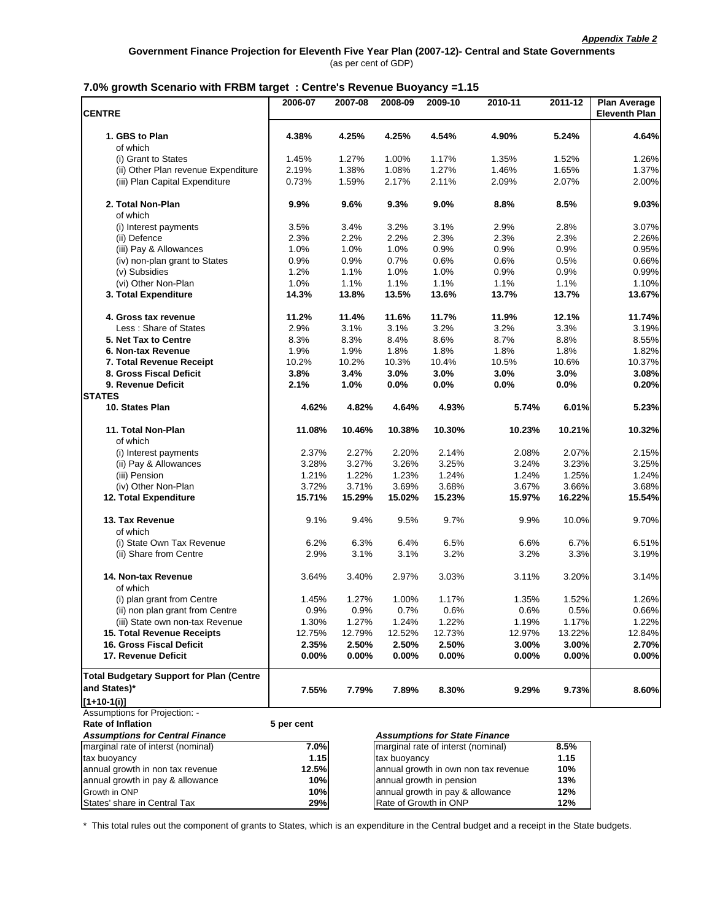*Appendix Table 2*

**Government Finance Projection for Eleventh Five Year Plan (2007-12)- Central and State Governments**

(as per cent of GDP)

**7.0% growth Scenario with FRBM target : Centre's Revenue Buoyancy =1.15**

| CENTRE | 2006-07 | 2007-08 | 2008-09 | 2009-10 | 2010-11 | 2011-12 | Plan Average Eleventh Plan |
|---|---|---|---|---|---|---|---|
| **1. GBS to Plan** | **4.38%** | **4.25%** | **4.25%** | **4.54%** | **4.90%** | **5.24%** | **4.64%** |
| of which | | | | | | | |
| (i) Grant to States | 1.45% | 1.27% | 1.00% | 1.17% | 1.35% | 1.52% | 1.26% |
| (ii) Other Plan revenue Expenditure | 2.19% | 1.38% | 1.08% | 1.27% | 1.46% | 1.65% | 1.37% |
| (iii) Plan Capital Expenditure | 0.73% | 1.59% | 2.17% | 2.11% | 2.09% | 2.07% | 2.00% |
| **2. Total Non-Plan** | **9.9%** | **9.6%** | **9.3%** | **9.0%** | **8.8%** | **8.5%** | **9.03%** |
| of which | | | | | | | |
| (i) Interest payments | 3.5% | 3.4% | 3.2% | 3.1% | 2.9% | 2.8% | 3.07% |
| (ii) Defence | 2.3% | 2.2% | 2.2% | 2.3% | 2.3% | 2.3% | 2.26% |
| (iii) Pay & Allowances | 1.0% | 1.0% | 1.0% | 0.9% | 0.9% | 0.9% | 0.95% |
| (iv) non-plan grant to States | 0.9% | 0.9% | 0.7% | 0.6% | 0.6% | 0.5% | 0.66% |
| (v) Subsidies | 1.2% | 1.1% | 1.0% | 1.0% | 0.9% | 0.9% | 0.99% |
| (vi) Other Non-Plan | 1.0% | 1.1% | 1.1% | 1.1% | 1.1% | 1.1% | 1.10% |
| **3. Total Expenditure** | **14.3%** | **13.8%** | **13.5%** | **13.6%** | **13.7%** | **13.7%** | **13.67%** |
| **4. Gross tax revenue** | **11.2%** | **11.4%** | **11.6%** | **11.7%** | **11.9%** | **12.1%** | **11.74%** |
| Less : Share of States | 2.9% | 3.1% | 3.1% | 3.2% | 3.2% | 3.3% | 3.19% |
| **5. Net Tax to Centre** | 8.3% | 8.3% | 8.4% | 8.6% | 8.7% | 8.8% | 8.55% |
| **6. Non-tax Revenue** | 1.9% | 1.9% | 1.8% | 1.8% | 1.8% | 1.8% | 1.82% |
| **7. Total Revenue Receipt** | 10.2% | 10.2% | 10.3% | 10.4% | 10.5% | 10.6% | 10.37% |
| **8. Gross Fiscal Deficit** | **3.8%** | **3.4%** | **3.0%** | **3.0%** | **3.0%** | **3.0%** | **3.08%** |
| **9. Revenue Deficit** | **2.1%** | **1.0%** | **0.0%** | **0.0%** | **0.0%** | **0.0%** | **0.20%** |
| **STATES** | | | | | | | |
| **10. States Plan** | **4.62%** | **4.82%** | **4.64%** | **4.93%** | **5.74%** | **6.01%** | **5.23%** |
| **11. Total Non-Plan** | **11.08%** | **10.46%** | **10.38%** | **10.30%** | **10.23%** | **10.21%** | **10.32%** |
| of which | | | | | | | |
| (i) Interest payments | 2.37% | 2.27% | 2.20% | 2.14% | 2.08% | 2.07% | 2.15% |
| (ii) Pay & Allowances | 3.28% | 3.27% | 3.26% | 3.25% | 3.24% | 3.23% | 3.25% |
| (iii) Pension | 1.21% | 1.22% | 1.23% | 1.24% | 1.24% | 1.25% | 1.24% |
| (iv) Other Non-Plan | 3.72% | 3.71% | 3.69% | 3.68% | 3.67% | 3.66% | 3.68% |
| **12. Total Expenditure** | **15.71%** | **15.29%** | **15.02%** | **15.23%** | **15.97%** | **16.22%** | **15.54%** |
| **13. Tax Revenue** | 9.1% | 9.4% | 9.5% | 9.7% | 9.9% | 10.0% | 9.70% |
| of which | | | | | | | |
| (i) State Own Tax Revenue | 6.2% | 6.3% | 6.4% | 6.5% | 6.6% | 6.7% | 6.51% |
| (ii) Share from Centre | 2.9% | 3.1% | 3.1% | 3.2% | 3.2% | 3.3% | 3.19% |
| **14. Non-tax Revenue** | 3.64% | 3.40% | 2.97% | 3.03% | 3.11% | 3.20% | 3.14% |
| of which | | | | | | | |
| (i) plan grant from Centre | 1.45% | 1.27% | 1.00% | 1.17% | 1.35% | 1.52% | 1.26% |
| (ii) non plan grant from Centre | 0.9% | 0.9% | 0.7% | 0.6% | 0.6% | 0.5% | 0.66% |
| (iii) State own non-tax Revenue | 1.30% | 1.27% | 1.24% | 1.22% | 1.19% | 1.17% | 1.22% |
| **15. Total Revenue Receipts** | 12.75% | 12.79% | 12.52% | 12.73% | 12.97% | 13.22% | 12.84% |
| **16. Gross Fiscal Deficit** | **2.35%** | **2.50%** | **2.50%** | **2.50%** | **3.00%** | **3.00%** | **2.70%** |
| **17. Revenue Deficit** | **0.00%** | **0.00%** | **0.00%** | **0.00%** | **0.00%** | **0.00%** | **0.00%** |
| **Total Budgetary Support for Plan (Centre and States)* [1+10-1(i)]** | **7.55%** | **7.79%** | **7.89%** | **8.30%** | **9.29%** | **9.73%** | **8.60%** |

Assumptions for Projection: -

**Rate of Inflation** **5 per cent**

| ***Assumptions for Central Finance*** | |
|---|---|
| marginal rate of interst (nominal) | **7.0%** |
| tax buoyancy | **1.15** |
| annual growth in non tax revenue | **12.5%** |
| annual growth in pay & allowance | **10%** |
| Growth in ONP | **10%** |
| States' share in Central Tax | **29%** |

| ***Assumptions for State Finance*** | |
|---|---|
| marginal rate of interst (nominal) | **8.5%** |
| tax buoyancy | **1.15** |
| annual growth in own non tax revenue | **10%** |
| annual growth in pension | **13%** |
| annual growth in pay & allowance | **12%** |
| Rate of Growth in ONP | **12%** |

\* This total rules out the component of grants to States, which is an expenditure in the Central budget and a receipt in the State budgets.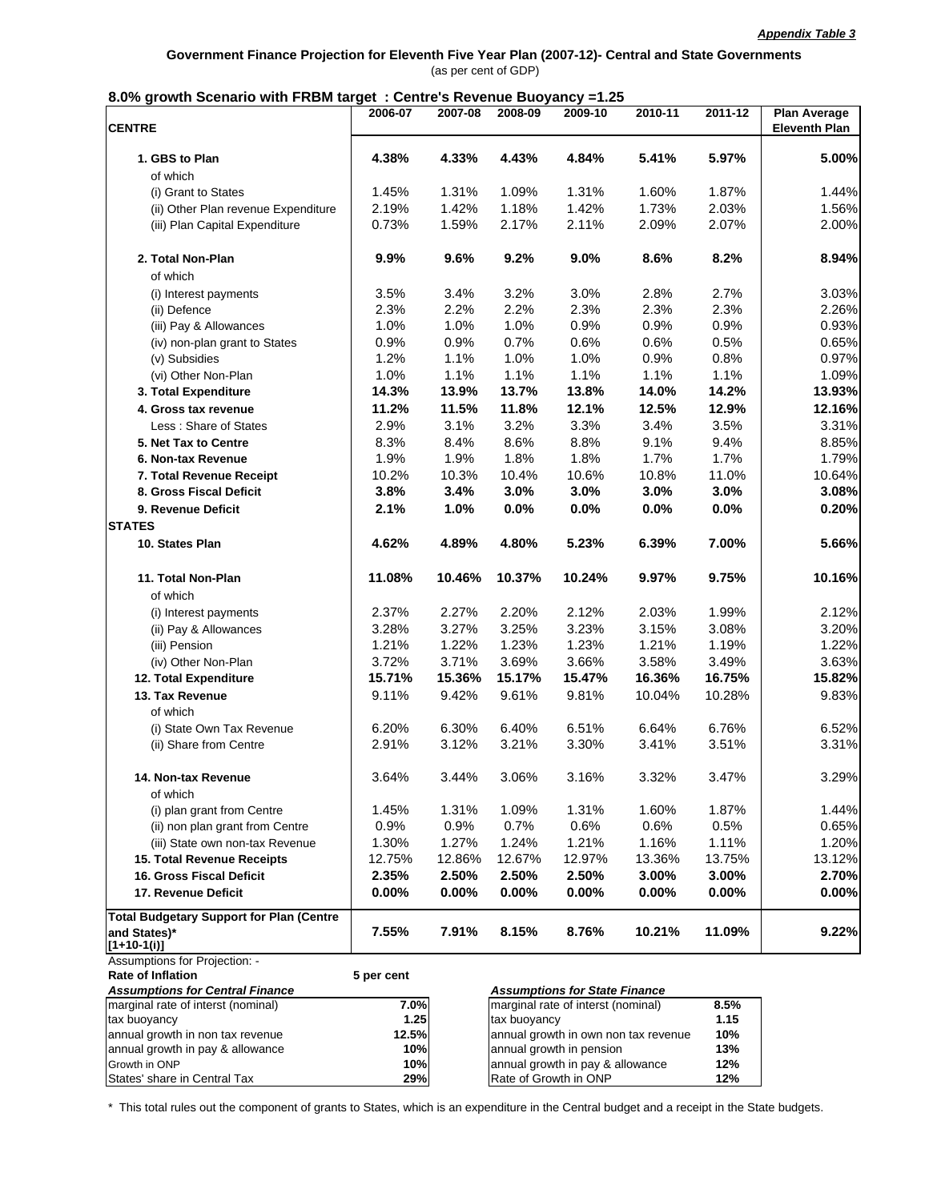*Appendix Table 3*

**Government Finance Projection for Eleventh Five Year Plan (2007-12)- Central and State Governments**

(as per cent of GDP)

**8.0% growth Scenario with FRBM target : Centre's Revenue Buoyancy =1.25**

| **CENTRE** | 2006-07 | 2007-08 | 2008-09 | 2009-10 | 2010-11 | 2011-12 | Plan Average Eleventh Plan |
|---|---|---|---|---|---|---|---|
| **1. GBS to Plan** | **4.38%** | **4.33%** | **4.43%** | **4.84%** | **5.41%** | **5.97%** | **5.00%** |
| of which | | | | | | | |
| (i) Grant to States | 1.45% | 1.31% | 1.09% | 1.31% | 1.60% | 1.87% | 1.44% |
| (ii) Other Plan revenue Expenditure | 2.19% | 1.42% | 1.18% | 1.42% | 1.73% | 2.03% | 1.56% |
| (iii) Plan Capital Expenditure | 0.73% | 1.59% | 2.17% | 2.11% | 2.09% | 2.07% | 2.00% |
| **2. Total Non-Plan** | **9.9%** | **9.6%** | **9.2%** | **9.0%** | **8.6%** | **8.2%** | **8.94%** |
| of which | | | | | | | |
| (i) Interest payments | 3.5% | 3.4% | 3.2% | 3.0% | 2.8% | 2.7% | 3.03% |
| (ii) Defence | 2.3% | 2.2% | 2.2% | 2.3% | 2.3% | 2.3% | 2.26% |
| (iii) Pay & Allowances | 1.0% | 1.0% | 1.0% | 0.9% | 0.9% | 0.9% | 0.93% |
| (iv) non-plan grant to States | 0.9% | 0.9% | 0.7% | 0.6% | 0.6% | 0.5% | 0.65% |
| (v) Subsidies | 1.2% | 1.1% | 1.0% | 1.0% | 0.9% | 0.8% | 0.97% |
| (vi) Other Non-Plan | 1.0% | 1.1% | 1.1% | 1.1% | 1.1% | 1.1% | 1.09% |
| **3. Total Expenditure** | **14.3%** | **13.9%** | **13.7%** | **13.8%** | **14.0%** | **14.2%** | **13.93%** |
| **4. Gross tax revenue** | **11.2%** | **11.5%** | **11.8%** | **12.1%** | **12.5%** | **12.9%** | **12.16%** |
| Less : Share of States | 2.9% | 3.1% | 3.2% | 3.3% | 3.4% | 3.5% | 3.31% |
| **5. Net Tax to Centre** | 8.3% | 8.4% | 8.6% | 8.8% | 9.1% | 9.4% | 8.85% |
| **6. Non-tax Revenue** | 1.9% | 1.9% | 1.8% | 1.8% | 1.7% | 1.7% | 1.79% |
| **7. Total Revenue Receipt** | 10.2% | 10.3% | 10.4% | 10.6% | 10.8% | 11.0% | 10.64% |
| **8. Gross Fiscal Deficit** | **3.8%** | **3.4%** | **3.0%** | **3.0%** | **3.0%** | **3.0%** | **3.08%** |
| **9. Revenue Deficit** | **2.1%** | **1.0%** | **0.0%** | **0.0%** | **0.0%** | **0.0%** | **0.20%** |
| **STATES** | | | | | | | |
| **10. States Plan** | **4.62%** | **4.89%** | **4.80%** | **5.23%** | **6.39%** | **7.00%** | **5.66%** |
| **11. Total Non-Plan** | **11.08%** | **10.46%** | **10.37%** | **10.24%** | **9.97%** | **9.75%** | **10.16%** |
| of which | | | | | | | |
| (i) Interest payments | 2.37% | 2.27% | 2.20% | 2.12% | 2.03% | 1.99% | 2.12% |
| (ii) Pay & Allowances | 3.28% | 3.27% | 3.25% | 3.23% | 3.15% | 3.08% | 3.20% |
| (iii) Pension | 1.21% | 1.22% | 1.23% | 1.23% | 1.21% | 1.19% | 1.22% |
| (iv) Other Non-Plan | 3.72% | 3.71% | 3.69% | 3.66% | 3.58% | 3.49% | 3.63% |
| **12. Total Expenditure** | **15.71%** | **15.36%** | **15.17%** | **15.47%** | **16.36%** | **16.75%** | **15.82%** |
| **13. Tax Revenue** | 9.11% | 9.42% | 9.61% | 9.81% | 10.04% | 10.28% | 9.83% |
| of which | | | | | | | |
| (i) State Own Tax Revenue | 6.20% | 6.30% | 6.40% | 6.51% | 6.64% | 6.76% | 6.52% |
| (ii) Share from Centre | 2.91% | 3.12% | 3.21% | 3.30% | 3.41% | 3.51% | 3.31% |
| **14. Non-tax Revenue** | 3.64% | 3.44% | 3.06% | 3.16% | 3.32% | 3.47% | 3.29% |
| of which | | | | | | | |
| (i) plan grant from Centre | 1.45% | 1.31% | 1.09% | 1.31% | 1.60% | 1.87% | 1.44% |
| (ii) non plan grant from Centre | 0.9% | 0.9% | 0.7% | 0.6% | 0.6% | 0.5% | 0.65% |
| (iii) State own non-tax Revenue | 1.30% | 1.27% | 1.24% | 1.21% | 1.16% | 1.11% | 1.20% |
| **15. Total Revenue Receipts** | 12.75% | 12.86% | 12.67% | 12.97% | 13.36% | 13.75% | 13.12% |
| **16. Gross Fiscal Deficit** | **2.35%** | **2.50%** | **2.50%** | **2.50%** | **3.00%** | **3.00%** | **2.70%** |
| **17. Revenue Deficit** | **0.00%** | **0.00%** | **0.00%** | **0.00%** | **0.00%** | **0.00%** | **0.00%** |
| **Total Budgetary Support for Plan (Centre and States)* [1+10-1(i)]** | **7.55%** | **7.91%** | **8.15%** | **8.76%** | **10.21%** | **11.09%** | **9.22%** |

Assumptions for Projection: -

**Rate of Inflation** **5 per cent**

| ***Assumptions for Central Finance*** | | ***Assumptions for State Finance*** | |
|---|---|---|---|
| marginal rate of interst (nominal) | **7.0%** | marginal rate of interst (nominal) | **8.5%** |
| tax buoyancy | **1.25** | tax buoyancy | **1.15** |
| annual growth in non tax revenue | **12.5%** | annual growth in own non tax revenue | **10%** |
| annual growth in pay & allowance | **10%** | annual growth in pension | **13%** |
| Growth in ONP | **10%** | annual growth in pay & allowance | **12%** |
| States' share in Central Tax | **29%** | Rate of Growth in ONP | **12%** |

\* This total rules out the component of grants to States, which is an expenditure in the Central budget and a receipt in the State budgets.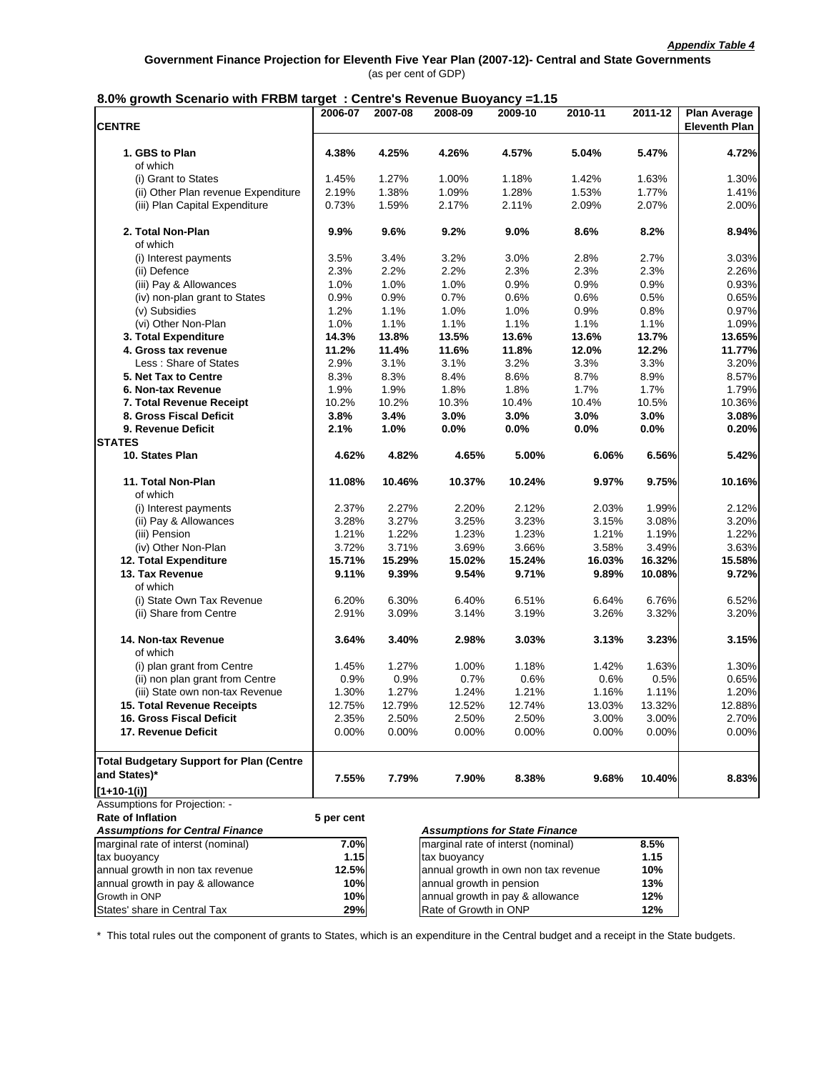*Appendix Table 4*

**Government Finance Projection for Eleventh Five Year Plan (2007-12)- Central and State Governments**

(as per cent of GDP)

**8.0% growth Scenario with FRBM target : Centre's Revenue Buoyancy =1.15**

| **CENTRE** | 2006-07 | 2007-08 | 2008-09 | 2009-10 | 2010-11 | 2011-12 | Plan Average Eleventh Plan |
|---|---|---|---|---|---|---|---|
| **1. GBS to Plan** | **4.38%** | **4.25%** | **4.26%** | **4.57%** | **5.04%** | **5.47%** | **4.72%** |
| of which | | | | | | | |
| (i) Grant to States | 1.45% | 1.27% | 1.00% | 1.18% | 1.42% | 1.63% | 1.30% |
| (ii) Other Plan revenue Expenditure | 2.19% | 1.38% | 1.09% | 1.28% | 1.53% | 1.77% | 1.41% |
| (iii) Plan Capital Expenditure | 0.73% | 1.59% | 2.17% | 2.11% | 2.09% | 2.07% | 2.00% |
| **2. Total Non-Plan** | **9.9%** | **9.6%** | **9.2%** | **9.0%** | **8.6%** | **8.2%** | **8.94%** |
| of which | | | | | | | |
| (i) Interest payments | 3.5% | 3.4% | 3.2% | 3.0% | 2.8% | 2.7% | 3.03% |
| (ii) Defence | 2.3% | 2.2% | 2.2% | 2.3% | 2.3% | 2.3% | 2.26% |
| (iii) Pay & Allowances | 1.0% | 1.0% | 1.0% | 0.9% | 0.9% | 0.9% | 0.93% |
| (iv) non-plan grant to States | 0.9% | 0.9% | 0.7% | 0.6% | 0.6% | 0.5% | 0.65% |
| (v) Subsidies | 1.2% | 1.1% | 1.0% | 1.0% | 0.9% | 0.8% | 0.97% |
| (vi) Other Non-Plan | 1.0% | 1.1% | 1.1% | 1.1% | 1.1% | 1.1% | 1.09% |
| **3. Total Expenditure** | **14.3%** | **13.8%** | **13.5%** | **13.6%** | **13.6%** | **13.7%** | **13.65%** |
| **4. Gross tax revenue** | **11.2%** | **11.4%** | **11.6%** | **11.8%** | **12.0%** | **12.2%** | **11.77%** |
| Less : Share of States | 2.9% | 3.1% | 3.1% | 3.2% | 3.3% | 3.3% | 3.20% |
| **5. Net Tax to Centre** | 8.3% | 8.3% | 8.4% | 8.6% | 8.7% | 8.9% | 8.57% |
| **6. Non-tax Revenue** | 1.9% | 1.9% | 1.8% | 1.8% | 1.7% | 1.7% | 1.79% |
| **7. Total Revenue Receipt** | 10.2% | 10.2% | 10.3% | 10.4% | 10.4% | 10.5% | 10.36% |
| **8. Gross Fiscal Deficit** | **3.8%** | **3.4%** | **3.0%** | **3.0%** | **3.0%** | **3.0%** | **3.08%** |
| **9. Revenue Deficit** | **2.1%** | **1.0%** | **0.0%** | **0.0%** | **0.0%** | **0.0%** | **0.20%** |
| **STATES** | | | | | | | |
| **10. States Plan** | **4.62%** | **4.82%** | **4.65%** | **5.00%** | **6.06%** | **6.56%** | **5.42%** |
| **11. Total Non-Plan** | **11.08%** | **10.46%** | **10.37%** | **10.24%** | **9.97%** | **9.75%** | **10.16%** |
| of which | | | | | | | |
| (i) Interest payments | 2.37% | 2.27% | 2.20% | 2.12% | 2.03% | 1.99% | 2.12% |
| (ii) Pay & Allowances | 3.28% | 3.27% | 3.25% | 3.23% | 3.15% | 3.08% | 3.20% |
| (iii) Pension | 1.21% | 1.22% | 1.23% | 1.23% | 1.21% | 1.19% | 1.22% |
| (iv) Other Non-Plan | 3.72% | 3.71% | 3.69% | 3.66% | 3.58% | 3.49% | 3.63% |
| **12. Total Expenditure** | **15.71%** | **15.29%** | **15.02%** | **15.24%** | **16.03%** | **16.32%** | **15.58%** |
| **13. Tax Revenue** | **9.11%** | **9.39%** | **9.54%** | **9.71%** | **9.89%** | **10.08%** | **9.72%** |
| of which | | | | | | | |
| (i) State Own Tax Revenue | 6.20% | 6.30% | 6.40% | 6.51% | 6.64% | 6.76% | 6.52% |
| (ii) Share from Centre | 2.91% | 3.09% | 3.14% | 3.19% | 3.26% | 3.32% | 3.20% |
| **14. Non-tax Revenue** | **3.64%** | **3.40%** | **2.98%** | **3.03%** | **3.13%** | **3.23%** | **3.15%** |
| of which | | | | | | | |
| (i) plan grant from Centre | 1.45% | 1.27% | 1.00% | 1.18% | 1.42% | 1.63% | 1.30% |
| (ii) non plan grant from Centre | 0.9% | 0.9% | 0.7% | 0.6% | 0.6% | 0.5% | 0.65% |
| (iii) State own non-tax Revenue | 1.30% | 1.27% | 1.24% | 1.21% | 1.16% | 1.11% | 1.20% |
| **15. Total Revenue Receipts** | 12.75% | 12.79% | 12.52% | 12.74% | 13.03% | 13.32% | 12.88% |
| **16. Gross Fiscal Deficit** | 2.35% | 2.50% | 2.50% | 2.50% | 3.00% | 3.00% | 2.70% |
| **17. Revenue Deficit** | 0.00% | 0.00% | 0.00% | 0.00% | 0.00% | 0.00% | 0.00% |
| **Total Budgetary Support for Plan (Centre and States)* [1+10-1(i)]** | **7.55%** | **7.79%** | **7.90%** | **8.38%** | **9.68%** | **10.40%** | **8.83%** |

Assumptions for Projection: -

**Rate of Inflation** **5 per cent**

| ***Assumptions for Central Finance*** | |
|---|---|
| marginal rate of interest (nominal) | **7.0%** |
| tax buoyancy | **1.15** |
| annual growth in non tax revenue | **12.5%** |
| annual growth in pay & allowance | **10%** |
| Growth in ONP | **10%** |
| States' share in Central Tax | **29%** |

| ***Assumptions for State Finance*** | |
|---|---|
| marginal rate of interst (nominal) | **8.5%** |
| tax buoyancy | **1.15** |
| annual growth in own non tax revenue | **10%** |
| annual growth in pension | **13%** |
| annual growth in pay & allowance | **12%** |
| Rate of Growth in ONP | **12%** |

\* This total rules out the component of grants to States, which is an expenditure in the Central budget and a receipt in the State budgets.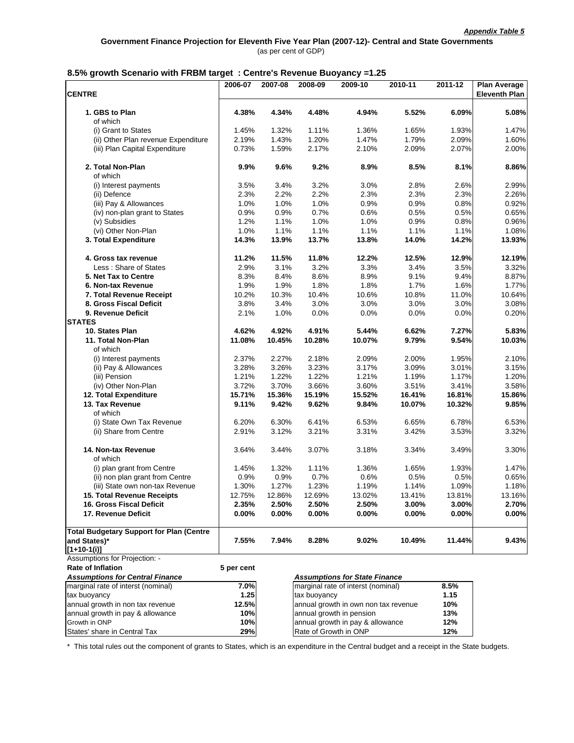*Appendix Table 5*

**Government Finance Projection for Eleventh Five Year Plan (2007-12)- Central and State Governments**

(as per cent of GDP)

**8.5% growth Scenario with FRBM target : Centre's Revenue Buoyancy =1.25**

| CENTRE | 2006-07 | 2007-08 | 2008-09 | 2009-10 | 2010-11 | 2011-12 | Plan Average Eleventh Plan |
|---|---|---|---|---|---|---|---|
| **1. GBS to Plan** | **4.38%** | **4.34%** | **4.48%** | **4.94%** | **5.52%** | **6.09%** | **5.08%** |
| of which | | | | | | | |
| (i) Grant to States | 1.45% | 1.32% | 1.11% | 1.36% | 1.65% | 1.93% | 1.47% |
| (ii) Other Plan revenue Expenditure | 2.19% | 1.43% | 1.20% | 1.47% | 1.79% | 2.09% | 1.60% |
| (iii) Plan Capital Expenditure | 0.73% | 1.59% | 2.17% | 2.10% | 2.09% | 2.07% | 2.00% |
| **2. Total Non-Plan** | **9.9%** | **9.6%** | **9.2%** | **8.9%** | **8.5%** | **8.1%** | **8.86%** |
| of which | | | | | | | |
| (i) Interest payments | 3.5% | 3.4% | 3.2% | 3.0% | 2.8% | 2.6% | 2.99% |
| (ii) Defence | 2.3% | 2.2% | 2.2% | 2.3% | 2.3% | 2.3% | 2.26% |
| (iii) Pay & Allowances | 1.0% | 1.0% | 1.0% | 0.9% | 0.9% | 0.8% | 0.92% |
| (iv) non-plan grant to States | 0.9% | 0.9% | 0.7% | 0.6% | 0.5% | 0.5% | 0.65% |
| (v) Subsidies | 1.2% | 1.1% | 1.0% | 1.0% | 0.9% | 0.8% | 0.96% |
| (vi) Other Non-Plan | 1.0% | 1.1% | 1.1% | 1.1% | 1.1% | 1.1% | 1.08% |
| **3. Total Expenditure** | **14.3%** | **13.9%** | **13.7%** | **13.8%** | **14.0%** | **14.2%** | **13.93%** |
| **4. Gross tax revenue** | **11.2%** | **11.5%** | **11.8%** | **12.2%** | **12.5%** | **12.9%** | **12.19%** |
| Less : Share of States | 2.9% | 3.1% | 3.2% | 3.3% | 3.4% | 3.5% | 3.32% |
| **5. Net Tax to Centre** | **8.3%** | **8.4%** | **8.6%** | **8.9%** | **9.1%** | **9.4%** | **8.87%** |
| **6. Non-tax Revenue** | **1.9%** | **1.9%** | **1.8%** | **1.8%** | **1.7%** | **1.6%** | **1.77%** |
| **7. Total Revenue Receipt** | **10.2%** | **10.3%** | **10.4%** | **10.6%** | **10.8%** | **11.0%** | **10.64%** |
| **8. Gross Fiscal Deficit** | **3.8%** | **3.4%** | **3.0%** | **3.0%** | **3.0%** | **3.0%** | **3.08%** |
| **9. Revenue Deficit** | **2.1%** | **1.0%** | **0.0%** | **0.0%** | **0.0%** | **0.0%** | **0.20%** |
| **STATES** | | | | | | | |
| **10. States Plan** | **4.62%** | **4.92%** | **4.91%** | **5.44%** | **6.62%** | **7.27%** | **5.83%** |
| **11. Total Non-Plan** | **11.08%** | **10.45%** | **10.28%** | **10.07%** | **9.79%** | **9.54%** | **10.03%** |
| of which | | | | | | | |
| (i) Interest payments | 2.37% | 2.27% | 2.18% | 2.09% | 2.00% | 1.95% | 2.10% |
| (ii) Pay & Allowances | 3.28% | 3.26% | 3.23% | 3.17% | 3.09% | 3.01% | 3.15% |
| (iii) Pension | 1.21% | 1.22% | 1.22% | 1.21% | 1.19% | 1.17% | 1.20% |
| (iv) Other Non-Plan | 3.72% | 3.70% | 3.66% | 3.60% | 3.51% | 3.41% | 3.58% |
| **12. Total Expenditure** | **15.71%** | **15.36%** | **15.19%** | **15.52%** | **16.41%** | **16.81%** | **15.86%** |
| **13. Tax Revenue** | **9.11%** | **9.42%** | **9.62%** | **9.84%** | **10.07%** | **10.32%** | **9.85%** |
| of which | | | | | | | |
| (i) State Own Tax Revenue | 6.20% | 6.30% | 6.41% | 6.53% | 6.65% | 6.78% | 6.53% |
| (ii) Share from Centre | 2.91% | 3.12% | 3.21% | 3.31% | 3.42% | 3.53% | 3.32% |
| **14. Non-tax Revenue** | 3.64% | 3.44% | 3.07% | 3.18% | 3.34% | 3.49% | 3.30% |
| of which | | | | | | | |
| (i) plan grant from Centre | 1.45% | 1.32% | 1.11% | 1.36% | 1.65% | 1.93% | 1.47% |
| (ii) non plan grant from Centre | 0.9% | 0.9% | 0.7% | 0.6% | 0.5% | 0.5% | 0.65% |
| (iii) State own non-tax Revenue | 1.30% | 1.27% | 1.23% | 1.19% | 1.14% | 1.09% | 1.18% |
| **15. Total Revenue Receipts** | 12.75% | 12.86% | 12.69% | 13.02% | 13.41% | 13.81% | 13.16% |
| **16. Gross Fiscal Deficit** | **2.35%** | **2.50%** | **2.50%** | **2.50%** | **3.00%** | **3.00%** | **2.70%** |
| **17. Revenue Deficit** | **0.00%** | **0.00%** | **0.00%** | **0.00%** | **0.00%** | **0.00%** | **0.00%** |
| **Total Budgetary Support for Plan (Centre and States)* [1+10-1(i)]** | **7.55%** | **7.94%** | **8.28%** | **9.02%** | **10.49%** | **11.44%** | **9.43%** |

Assumptions for Projection: -

**Rate of Inflation** **5 per cent**

| ***Assumptions for Central Finance*** | |
|---|---|
| marginal rate of interst (nominal) | **7.0%** |
| tax buoyancy | **1.25** |
| annual growth in non tax revenue | **12.5%** |
| annual growth in pay & allowance | **10%** |
| Growth in ONP | **10%** |
| States' share in Central Tax | **29%** |

| ***Assumptions for State Finance*** | |
|---|---|
| marginal rate of interst (nominal) | **8.5%** |
| tax buoyancy | **1.15** |
| annual growth in own non tax revenue | **10%** |
| annual growth in pension | **13%** |
| annual growth in pay & allowance | **12%** |
| Rate of Growth in ONP | **12%** |

\* This total rules out the component of grants to States, which is an expenditure in the Central budget and a receipt in the State budgets.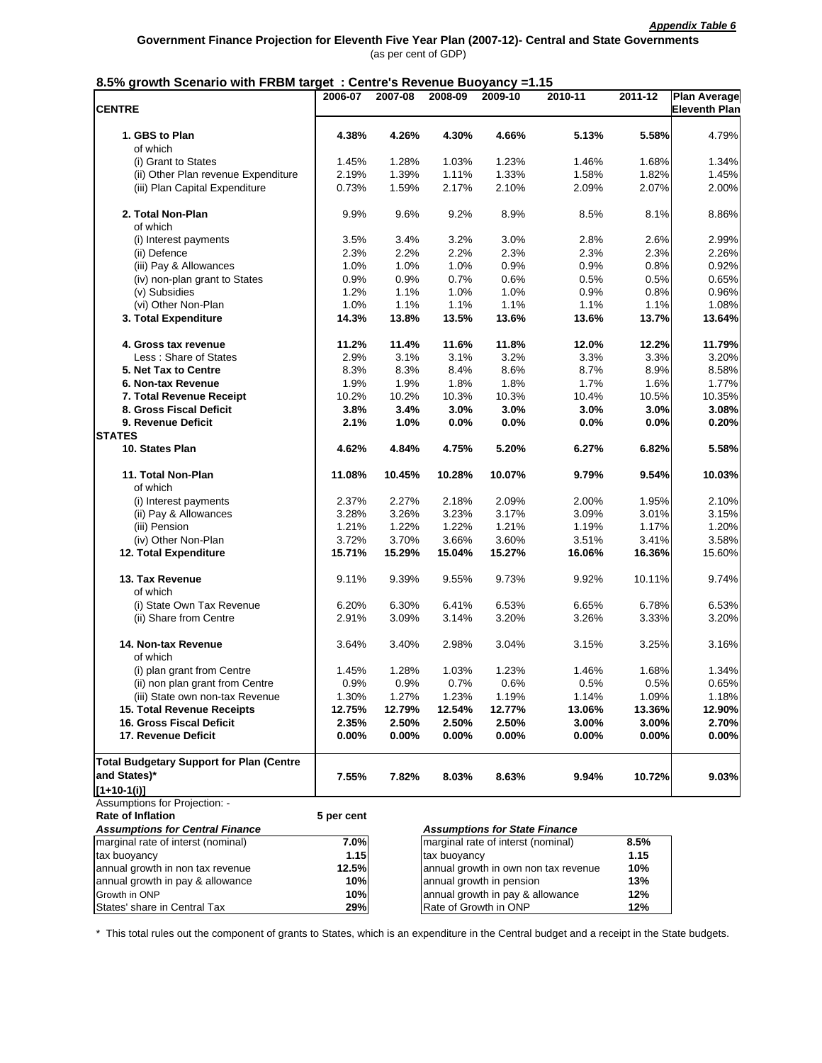*Appendix Table 6*

**Government Finance Projection for Eleventh Five Year Plan (2007-12)- Central and State Governments**

(as per cent of GDP)

**8.5% growth Scenario with FRBM target : Centre's Revenue Buoyancy =1.15**

| **CENTRE** | **2006-07** | **2007-08** | **2008-09** | **2009-10** | **2010-11** | **2011-12** | **Plan Average Eleventh Plan** |
|---|---|---|---|---|---|---|---|
| **1. GBS to Plan** | **4.38%** | **4.26%** | **4.30%** | **4.66%** | **5.13%** | **5.58%** | 4.79% |
| of which | | | | | | | |
| (i) Grant to States | 1.45% | 1.28% | 1.03% | 1.23% | 1.46% | 1.68% | 1.34% |
| (ii) Other Plan revenue Expenditure | 2.19% | 1.39% | 1.11% | 1.33% | 1.58% | 1.82% | 1.45% |
| (iii) Plan Capital Expenditure | 0.73% | 1.59% | 2.17% | 2.10% | 2.09% | 2.07% | 2.00% |
| **2. Total Non-Plan** | 9.9% | 9.6% | 9.2% | 8.9% | 8.5% | 8.1% | 8.86% |
| of which | | | | | | | |
| (i) Interest payments | 3.5% | 3.4% | 3.2% | 3.0% | 2.8% | 2.6% | 2.99% |
| (ii) Defence | 2.3% | 2.2% | 2.2% | 2.3% | 2.3% | 2.3% | 2.26% |
| (iii) Pay & Allowances | 1.0% | 1.0% | 1.0% | 0.9% | 0.9% | 0.8% | 0.92% |
| (iv) non-plan grant to States | 0.9% | 0.9% | 0.7% | 0.6% | 0.5% | 0.5% | 0.65% |
| (v) Subsidies | 1.2% | 1.1% | 1.0% | 1.0% | 0.9% | 0.8% | 0.96% |
| (vi) Other Non-Plan | 1.0% | 1.1% | 1.1% | 1.1% | 1.1% | 1.1% | 1.08% |
| **3. Total Expenditure** | **14.3%** | **13.8%** | **13.5%** | **13.6%** | **13.6%** | **13.7%** | **13.64%** |
| **4. Gross tax revenue** | **11.2%** | **11.4%** | **11.6%** | **11.8%** | **12.0%** | **12.2%** | **11.79%** |
| Less : Share of States | 2.9% | 3.1% | 3.1% | 3.2% | 3.3% | 3.3% | 3.20% |
| **5. Net Tax to Centre** | 8.3% | 8.3% | 8.4% | 8.6% | 8.7% | 8.9% | 8.58% |
| **6. Non-tax Revenue** | 1.9% | 1.9% | 1.8% | 1.8% | 1.7% | 1.6% | 1.77% |
| **7. Total Revenue Receipt** | 10.2% | 10.2% | 10.3% | 10.3% | 10.4% | 10.5% | 10.35% |
| **8. Gross Fiscal Deficit** | **3.8%** | **3.4%** | **3.0%** | **3.0%** | **3.0%** | **3.0%** | **3.08%** |
| **9. Revenue Deficit** | **2.1%** | **1.0%** | **0.0%** | **0.0%** | **0.0%** | **0.0%** | **0.20%** |
| **STATES** | | | | | | | |
| **10. States Plan** | **4.62%** | **4.84%** | **4.75%** | **5.20%** | **6.27%** | **6.82%** | **5.58%** |
| **11. Total Non-Plan** | **11.08%** | **10.45%** | **10.28%** | **10.07%** | **9.79%** | **9.54%** | **10.03%** |
| of which | | | | | | | |
| (i) Interest payments | 2.37% | 2.27% | 2.18% | 2.09% | 2.00% | 1.95% | 2.10% |
| (ii) Pay & Allowances | 3.28% | 3.26% | 3.23% | 3.17% | 3.09% | 3.01% | 3.15% |
| (iii) Pension | 1.21% | 1.22% | 1.22% | 1.21% | 1.19% | 1.17% | 1.20% |
| (iv) Other Non-Plan | 3.72% | 3.70% | 3.66% | 3.60% | 3.51% | 3.41% | 3.58% |
| **12. Total Expenditure** | **15.71%** | **15.29%** | **15.04%** | **15.27%** | **16.06%** | **16.36%** | 15.60% |
| **13. Tax Revenue** | 9.11% | 9.39% | 9.55% | 9.73% | 9.92% | 10.11% | 9.74% |
| of which | | | | | | | |
| (i) State Own Tax Revenue | 6.20% | 6.30% | 6.41% | 6.53% | 6.65% | 6.78% | 6.53% |
| (ii) Share from Centre | 2.91% | 3.09% | 3.14% | 3.20% | 3.26% | 3.33% | 3.20% |
| **14. Non-tax Revenue** | 3.64% | 3.40% | 2.98% | 3.04% | 3.15% | 3.25% | 3.16% |
| of which | | | | | | | |
| (i) plan grant from Centre | 1.45% | 1.28% | 1.03% | 1.23% | 1.46% | 1.68% | 1.34% |
| (ii) non plan grant from Centre | 0.9% | 0.9% | 0.7% | 0.6% | 0.5% | 0.5% | 0.65% |
| (iii) State own non-tax Revenue | 1.30% | 1.27% | 1.23% | 1.19% | 1.14% | 1.09% | 1.18% |
| **15. Total Revenue Receipts** | **12.75%** | **12.79%** | **12.54%** | **12.77%** | **13.06%** | **13.36%** | **12.90%** |
| **16. Gross Fiscal Deficit** | **2.35%** | **2.50%** | **2.50%** | **2.50%** | **3.00%** | **3.00%** | **2.70%** |
| **17. Revenue Deficit** | **0.00%** | **0.00%** | **0.00%** | **0.00%** | **0.00%** | **0.00%** | **0.00%** |
| **Total Budgetary Support for Plan (Centre and States)* [1+10-1(i)]** | **7.55%** | **7.82%** | **8.03%** | **8.63%** | **9.94%** | **10.72%** | **9.03%** |

Assumptions for Projection: -

**Rate of Inflation** — **5 per cent**

| ***Assumptions for Central Finance*** | |
|---|---|
| marginal rate of interst (nominal) | **7.0%** |
| tax buoyancy | **1.15** |
| annual growth in non tax revenue | **12.5%** |
| annual growth in pay & allowance | **10%** |
| Growth in ONP | **10%** |
| States' share in Central Tax | **29%** |

| ***Assumptions for State Finance*** | |
|---|---|
| marginal rate of interst (nominal) | **8.5%** |
| tax buoyancy | **1.15** |
| annual growth in own non tax revenue | **10%** |
| annual growth in pension | **13%** |
| annual growth in pay & allowance | **12%** |
| Rate of Growth in ONP | **12%** |

\* This total rules out the component of grants to States, which is an expenditure in the Central budget and a receipt in the State budgets.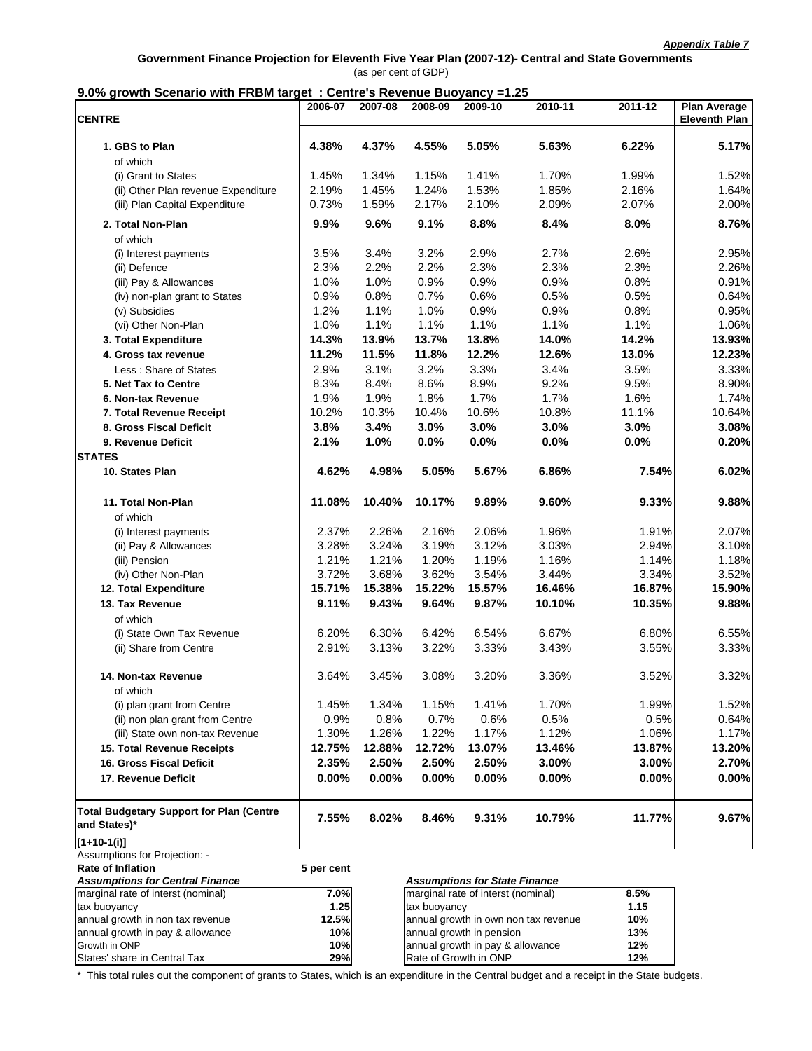*Appendix Table 7*

**Government Finance Projection for Eleventh Five Year Plan (2007-12)- Central and State Governments**

(as per cent of GDP)

**9.0% growth Scenario with FRBM target : Centre's Revenue Buoyancy =1.25**

| CENTRE | 2006-07 | 2007-08 | 2008-09 | 2009-10 | 2010-11 | 2011-12 | Plan Average Eleventh Plan |
|---|---|---|---|---|---|---|---|
| **1. GBS to Plan** | **4.38%** | **4.37%** | **4.55%** | **5.05%** | **5.63%** | **6.22%** | **5.17%** |
| of which | | | | | | | |
| (i) Grant to States | 1.45% | 1.34% | 1.15% | 1.41% | 1.70% | 1.99% | 1.52% |
| (ii) Other Plan revenue Expenditure | 2.19% | 1.45% | 1.24% | 1.53% | 1.85% | 2.16% | 1.64% |
| (iii) Plan Capital Expenditure | 0.73% | 1.59% | 2.17% | 2.10% | 2.09% | 2.07% | 2.00% |
| **2. Total Non-Plan** | **9.9%** | **9.6%** | **9.1%** | **8.8%** | **8.4%** | **8.0%** | **8.76%** |
| of which | | | | | | | |
| (i) Interest payments | 3.5% | 3.4% | 3.2% | 2.9% | 2.7% | 2.6% | 2.95% |
| (ii) Defence | 2.3% | 2.2% | 2.2% | 2.3% | 2.3% | 2.3% | 2.26% |
| (iii) Pay & Allowances | 1.0% | 1.0% | 0.9% | 0.9% | 0.9% | 0.8% | 0.91% |
| (iv) non-plan grant to States | 0.9% | 0.8% | 0.7% | 0.6% | 0.5% | 0.5% | 0.64% |
| (v) Subsidies | 1.2% | 1.1% | 1.0% | 0.9% | 0.9% | 0.8% | 0.95% |
| (vi) Other Non-Plan | 1.0% | 1.1% | 1.1% | 1.1% | 1.1% | 1.1% | 1.06% |
| **3. Total Expenditure** | **14.3%** | **13.9%** | **13.7%** | **13.8%** | **14.0%** | **14.2%** | **13.93%** |
| **4. Gross tax revenue** | **11.2%** | **11.5%** | **11.8%** | **12.2%** | **12.6%** | **13.0%** | **12.23%** |
| Less : Share of States | 2.9% | 3.1% | 3.2% | 3.3% | 3.4% | 3.5% | 3.33% |
| **5. Net Tax to Centre** | 8.3% | 8.4% | 8.6% | 8.9% | 9.2% | 9.5% | 8.90% |
| **6. Non-tax Revenue** | 1.9% | 1.9% | 1.8% | 1.7% | 1.7% | 1.6% | 1.74% |
| **7. Total Revenue Receipt** | 10.2% | 10.3% | 10.4% | 10.6% | 10.8% | 11.1% | 10.64% |
| **8. Gross Fiscal Deficit** | **3.8%** | **3.4%** | **3.0%** | **3.0%** | **3.0%** | **3.0%** | **3.08%** |
| **9. Revenue Deficit** | **2.1%** | **1.0%** | **0.0%** | **0.0%** | **0.0%** | **0.0%** | **0.20%** |
| **STATES** | | | | | | | |
| **10. States Plan** | **4.62%** | **4.98%** | **5.05%** | **5.67%** | **6.86%** | **7.54%** | **6.02%** |
| **11. Total Non-Plan** | **11.08%** | **10.40%** | **10.17%** | **9.89%** | **9.60%** | **9.33%** | **9.88%** |
| of which | | | | | | | |
| (i) Interest payments | 2.37% | 2.26% | 2.16% | 2.06% | 1.96% | 1.91% | 2.07% |
| (ii) Pay & Allowances | 3.28% | 3.24% | 3.19% | 3.12% | 3.03% | 2.94% | 3.10% |
| (iii) Pension | 1.21% | 1.21% | 1.20% | 1.19% | 1.16% | 1.14% | 1.18% |
| (iv) Other Non-Plan | 3.72% | 3.68% | 3.62% | 3.54% | 3.44% | 3.34% | 3.52% |
| **12. Total Expenditure** | **15.71%** | **15.38%** | **15.22%** | **15.57%** | **16.46%** | **16.87%** | **15.90%** |
| **13. Tax Revenue** | **9.11%** | **9.43%** | **9.64%** | **9.87%** | **10.10%** | **10.35%** | **9.88%** |
| of which | | | | | | | |
| (i) State Own Tax Revenue | 6.20% | 6.30% | 6.42% | 6.54% | 6.67% | 6.80% | 6.55% |
| (ii) Share from Centre | 2.91% | 3.13% | 3.22% | 3.33% | 3.43% | 3.55% | 3.33% |
| **14. Non-tax Revenue** | 3.64% | 3.45% | 3.08% | 3.20% | 3.36% | 3.52% | 3.32% |
| of which | | | | | | | |
| (i) plan grant from Centre | 1.45% | 1.34% | 1.15% | 1.41% | 1.70% | 1.99% | 1.52% |
| (ii) non plan grant from Centre | 0.9% | 0.8% | 0.7% | 0.6% | 0.5% | 0.5% | 0.64% |
| (iii) State own non-tax Revenue | 1.30% | 1.26% | 1.22% | 1.17% | 1.12% | 1.06% | 1.17% |
| **15. Total Revenue Receipts** | **12.75%** | **12.88%** | **12.72%** | **13.07%** | **13.46%** | **13.87%** | **13.20%** |
| **16. Gross Fiscal Deficit** | **2.35%** | **2.50%** | **2.50%** | **2.50%** | **3.00%** | **3.00%** | **2.70%** |
| **17. Revenue Deficit** | **0.00%** | **0.00%** | **0.00%** | **0.00%** | **0.00%** | **0.00%** | **0.00%** |
| **Total Budgetary Support for Plan (Centre and States)* [1+10-1(i)]** | **7.55%** | **8.02%** | **8.46%** | **9.31%** | **10.79%** | **11.77%** | **9.67%** |

Assumptions for Projection: -

**Rate of Inflation** 5 per cent

| ***Assumptions for Central Finance*** | | ***Assumptions for State Finance*** | |
|---|---|---|---|
| marginal rate of interst (nominal) | 7.0% | marginal rate of interst (nominal) | 8.5% |
| tax buoyancy | 1.25 | tax buoyancy | 1.15 |
| annual growth in non tax revenue | 12.5% | annual growth in own non tax revenue | 10% |
| annual growth in pay & allowance | 10% | annual growth in pension | 13% |
| Growth in ONP | 10% | annual growth in pay & allowance | 12% |
| States' share in Central Tax | 29% | Rate of Growth in ONP | 12% |

\* This total rules out the component of grants to States, which is an expenditure in the Central budget and a receipt in the State budgets.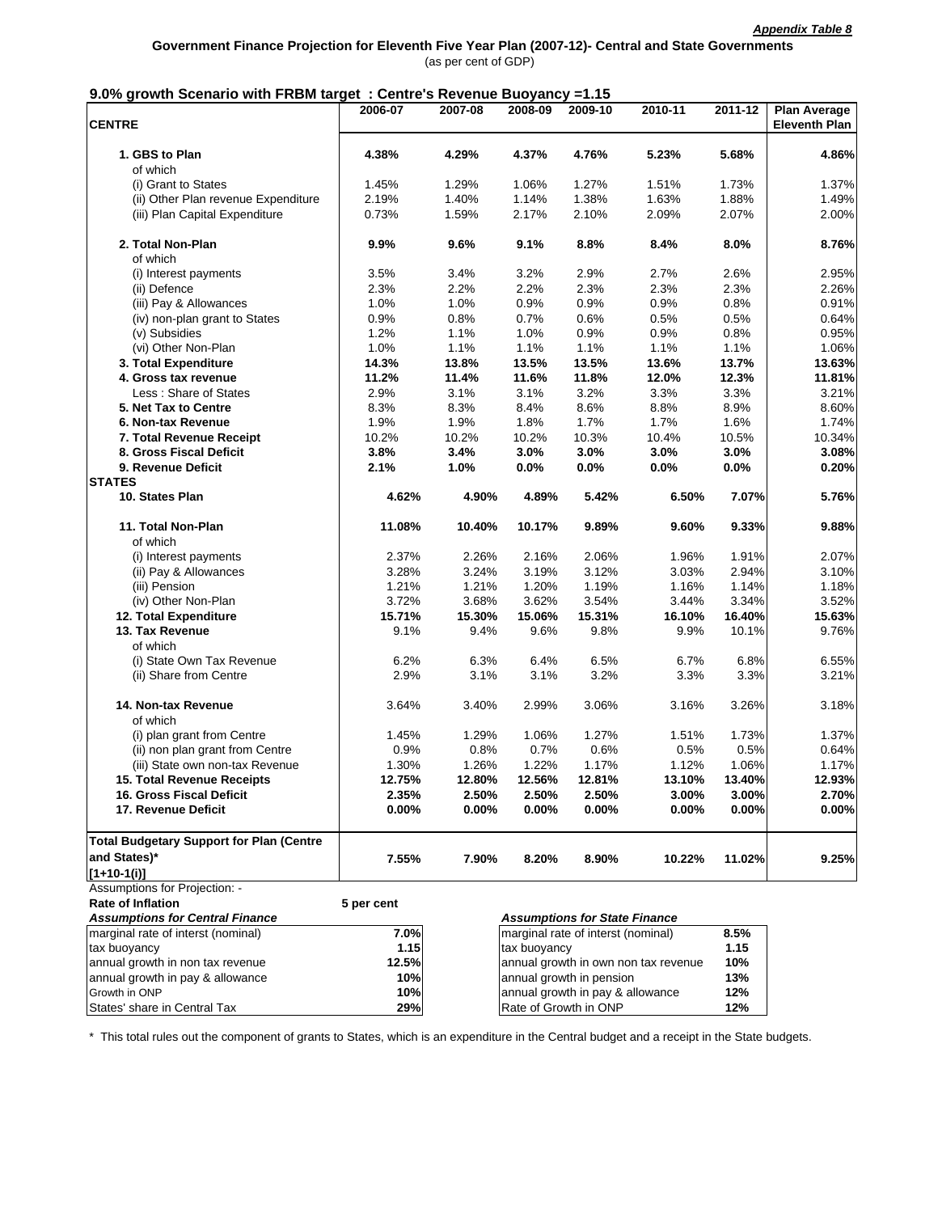*Appendix Table 8*

**Government Finance Projection for Eleventh Five Year Plan (2007-12)- Central and State Governments**

(as per cent of GDP)

**9.0% growth Scenario with FRBM target : Centre's Revenue Buoyancy =1.15**

| CENTRE | 2006-07 | 2007-08 | 2008-09 | 2009-10 | 2010-11 | 2011-12 | Plan Average Eleventh Plan |
|---|---|---|---|---|---|---|---|
| **1. GBS to Plan** | **4.38%** | **4.29%** | **4.37%** | **4.76%** | **5.23%** | **5.68%** | **4.86%** |
| of which | | | | | | | |
| (i) Grant to States | 1.45% | 1.29% | 1.06% | 1.27% | 1.51% | 1.73% | 1.37% |
| (ii) Other Plan revenue Expenditure | 2.19% | 1.40% | 1.14% | 1.38% | 1.63% | 1.88% | 1.49% |
| (iii) Plan Capital Expenditure | 0.73% | 1.59% | 2.17% | 2.10% | 2.09% | 2.07% | 2.00% |
| **2. Total Non-Plan** | **9.9%** | **9.6%** | **9.1%** | **8.8%** | **8.4%** | **8.0%** | **8.76%** |
| of which | | | | | | | |
| (i) Interest payments | 3.5% | 3.4% | 3.2% | 2.9% | 2.7% | 2.6% | 2.95% |
| (ii) Defence | 2.3% | 2.2% | 2.2% | 2.3% | 2.3% | 2.3% | 2.26% |
| (iii) Pay & Allowances | 1.0% | 1.0% | 0.9% | 0.9% | 0.9% | 0.8% | 0.91% |
| (iv) non-plan grant to States | 0.9% | 0.8% | 0.7% | 0.6% | 0.5% | 0.5% | 0.64% |
| (v) Subsidies | 1.2% | 1.1% | 1.0% | 0.9% | 0.9% | 0.8% | 0.95% |
| (vi) Other Non-Plan | 1.0% | 1.1% | 1.1% | 1.1% | 1.1% | 1.1% | 1.06% |
| **3. Total Expenditure** | **14.3%** | **13.8%** | **13.5%** | **13.5%** | **13.6%** | **13.7%** | **13.63%** |
| **4. Gross tax revenue** | **11.2%** | **11.4%** | **11.6%** | **11.8%** | **12.0%** | **12.3%** | **11.81%** |
| Less : Share of States | 2.9% | 3.1% | 3.1% | 3.2% | 3.3% | 3.3% | 3.21% |
| **5. Net Tax to Centre** | 8.3% | 8.3% | 8.4% | 8.6% | 8.8% | 8.9% | 8.60% |
| **6. Non-tax Revenue** | 1.9% | 1.9% | 1.8% | 1.7% | 1.7% | 1.6% | 1.74% |
| **7. Total Revenue Receipt** | 10.2% | 10.2% | 10.2% | 10.3% | 10.4% | 10.5% | 10.34% |
| **8. Gross Fiscal Deficit** | **3.8%** | **3.4%** | **3.0%** | **3.0%** | **3.0%** | **3.0%** | **3.08%** |
| **9. Revenue Deficit** | **2.1%** | **1.0%** | **0.0%** | **0.0%** | **0.0%** | **0.0%** | **0.20%** |
| **STATES** | | | | | | | |
| **10. States Plan** | **4.62%** | **4.90%** | **4.89%** | **5.42%** | **6.50%** | **7.07%** | **5.76%** |
| **11. Total Non-Plan** | **11.08%** | **10.40%** | **10.17%** | **9.89%** | **9.60%** | **9.33%** | **9.88%** |
| of which | | | | | | | |
| (i) Interest payments | 2.37% | 2.26% | 2.16% | 2.06% | 1.96% | 1.91% | 2.07% |
| (ii) Pay & Allowances | 3.28% | 3.24% | 3.19% | 3.12% | 3.03% | 2.94% | 3.10% |
| (iii) Pension | 1.21% | 1.21% | 1.20% | 1.19% | 1.16% | 1.14% | 1.18% |
| (iv) Other Non-Plan | 3.72% | 3.68% | 3.62% | 3.54% | 3.44% | 3.34% | 3.52% |
| **12. Total Expenditure** | **15.71%** | **15.30%** | **15.06%** | **15.31%** | **16.10%** | **16.40%** | **15.63%** |
| **13. Tax Revenue** | 9.1% | 9.4% | 9.6% | 9.8% | 9.9% | 10.1% | 9.76% |
| of which | | | | | | | |
| (i) State Own Tax Revenue | 6.2% | 6.3% | 6.4% | 6.5% | 6.7% | 6.8% | 6.55% |
| (ii) Share from Centre | 2.9% | 3.1% | 3.1% | 3.2% | 3.3% | 3.3% | 3.21% |
| **14. Non-tax Revenue** | 3.64% | 3.40% | 2.99% | 3.06% | 3.16% | 3.26% | 3.18% |
| of which | | | | | | | |
| (i) plan grant from Centre | 1.45% | 1.29% | 1.06% | 1.27% | 1.51% | 1.73% | 1.37% |
| (ii) non plan grant from Centre | 0.9% | 0.8% | 0.7% | 0.6% | 0.5% | 0.5% | 0.64% |
| (iii) State own non-tax Revenue | 1.30% | 1.26% | 1.22% | 1.17% | 1.12% | 1.06% | 1.17% |
| **15. Total Revenue Receipts** | **12.75%** | **12.80%** | **12.56%** | **12.81%** | **13.10%** | **13.40%** | **12.93%** |
| **16. Gross Fiscal Deficit** | **2.35%** | **2.50%** | **2.50%** | **2.50%** | **3.00%** | **3.00%** | **2.70%** |
| **17. Revenue Deficit** | **0.00%** | **0.00%** | **0.00%** | **0.00%** | **0.00%** | **0.00%** | **0.00%** |
| **Total Budgetary Support for Plan (Centre and States)* [1+10-1(i)]** | **7.55%** | **7.90%** | **8.20%** | **8.90%** | **10.22%** | **11.02%** | **9.25%** |

Assumptions for Projection: -

**Rate of Inflation** **5 per cent**

| ***Assumptions for Central Finance*** | |
|---|---|
| marginal rate of interst (nominal) | **7.0%** |
| tax buoyancy | **1.15** |
| annual growth in non tax revenue | **12.5%** |
| annual growth in pay & allowance | **10%** |
| Growth in ONP | **10%** |
| States' share in Central Tax | **29%** |

| ***Assumptions for State Finance*** | |
|---|---|
| marginal rate of interst (nominal) | **8.5%** |
| tax buoyancy | **1.15** |
| annual growth in own non tax revenue | **10%** |
| annual growth in pension | **13%** |
| annual growth in pay & allowance | **12%** |
| Rate of Growth in ONP | **12%** |

\* This total rules out the component of grants to States, which is an expenditure in the Central budget and a receipt in the State budgets.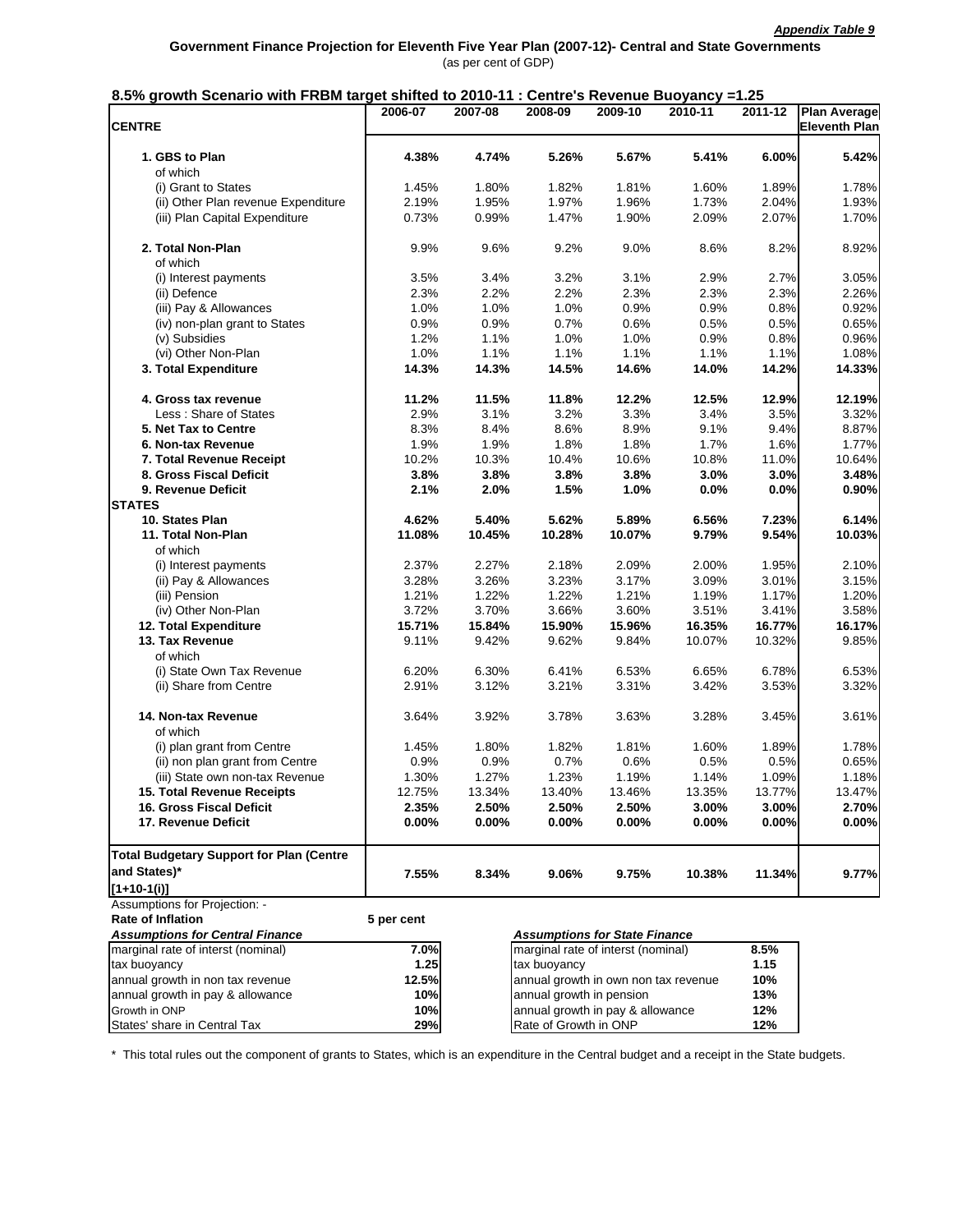*Appendix Table 9*

**Government Finance Projection for Eleventh Five Year Plan (2007-12)- Central and State Governments**

(as per cent of GDP)

**8.5% growth Scenario with FRBM target shifted to 2010-11 : Centre's Revenue Buoyancy =1.25**

| CENTRE | 2006-07 | 2007-08 | 2008-09 | 2009-10 | 2010-11 | 2011-12 | Plan Average Eleventh Plan |
|---|---|---|---|---|---|---|---|
| **1. GBS to Plan** | **4.38%** | **4.74%** | **5.26%** | **5.67%** | **5.41%** | **6.00%** | **5.42%** |
| of which | | | | | | | |
| (i) Grant to States | 1.45% | 1.80% | 1.82% | 1.81% | 1.60% | 1.89% | 1.78% |
| (ii) Other Plan revenue Expenditure | 2.19% | 1.95% | 1.97% | 1.96% | 1.73% | 2.04% | 1.93% |
| (iii) Plan Capital Expenditure | 0.73% | 0.99% | 1.47% | 1.90% | 2.09% | 2.07% | 1.70% |
| **2. Total Non-Plan** | 9.9% | 9.6% | 9.2% | 9.0% | 8.6% | 8.2% | 8.92% |
| of which | | | | | | | |
| (i) Interest payments | 3.5% | 3.4% | 3.2% | 3.1% | 2.9% | 2.7% | 3.05% |
| (ii) Defence | 2.3% | 2.2% | 2.2% | 2.3% | 2.3% | 2.3% | 2.26% |
| (iii) Pay & Allowances | 1.0% | 1.0% | 1.0% | 0.9% | 0.9% | 0.8% | 0.92% |
| (iv) non-plan grant to States | 0.9% | 0.9% | 0.7% | 0.6% | 0.5% | 0.5% | 0.65% |
| (v) Subsidies | 1.2% | 1.1% | 1.0% | 1.0% | 0.9% | 0.8% | 0.96% |
| (vi) Other Non-Plan | 1.0% | 1.1% | 1.1% | 1.1% | 1.1% | 1.1% | 1.08% |
| **3. Total Expenditure** | **14.3%** | **14.3%** | **14.5%** | **14.6%** | **14.0%** | **14.2%** | **14.33%** |
| **4. Gross tax revenue** | **11.2%** | **11.5%** | **11.8%** | **12.2%** | **12.5%** | **12.9%** | **12.19%** |
| Less : Share of States | 2.9% | 3.1% | 3.2% | 3.3% | 3.4% | 3.5% | 3.32% |
| **5. Net Tax to Centre** | 8.3% | 8.4% | 8.6% | 8.9% | 9.1% | 9.4% | 8.87% |
| **6. Non-tax Revenue** | 1.9% | 1.9% | 1.8% | 1.8% | 1.7% | 1.6% | 1.77% |
| **7. Total Revenue Receipt** | 10.2% | 10.3% | 10.4% | 10.6% | 10.8% | 11.0% | 10.64% |
| **8. Gross Fiscal Deficit** | **3.8%** | **3.8%** | **3.8%** | **3.8%** | **3.0%** | **3.0%** | **3.48%** |
| **9. Revenue Deficit** | **2.1%** | **2.0%** | **1.5%** | **1.0%** | **0.0%** | **0.0%** | **0.90%** |
| **STATES** | | | | | | | |
| **10. States Plan** | **4.62%** | **5.40%** | **5.62%** | **5.89%** | **6.56%** | **7.23%** | **6.14%** |
| **11. Total Non-Plan** | **11.08%** | **10.45%** | **10.28%** | **10.07%** | **9.79%** | **9.54%** | **10.03%** |
| of which | | | | | | | |
| (i) Interest payments | 2.37% | 2.27% | 2.18% | 2.09% | 2.00% | 1.95% | 2.10% |
| (ii) Pay & Allowances | 3.28% | 3.26% | 3.23% | 3.17% | 3.09% | 3.01% | 3.15% |
| (iii) Pension | 1.21% | 1.22% | 1.22% | 1.21% | 1.19% | 1.17% | 1.20% |
| (iv) Other Non-Plan | 3.72% | 3.70% | 3.66% | 3.60% | 3.51% | 3.41% | 3.58% |
| **12. Total Expenditure** | **15.71%** | **15.84%** | **15.90%** | **15.96%** | **16.35%** | **16.77%** | **16.17%** |
| **13. Tax Revenue** | 9.11% | 9.42% | 9.62% | 9.84% | 10.07% | 10.32% | 9.85% |
| of which | | | | | | | |
| (i) State Own Tax Revenue | 6.20% | 6.30% | 6.41% | 6.53% | 6.65% | 6.78% | 6.53% |
| (ii) Share from Centre | 2.91% | 3.12% | 3.21% | 3.31% | 3.42% | 3.53% | 3.32% |
| **14. Non-tax Revenue** | 3.64% | 3.92% | 3.78% | 3.63% | 3.28% | 3.45% | 3.61% |
| of which | | | | | | | |
| (i) plan grant from Centre | 1.45% | 1.80% | 1.82% | 1.81% | 1.60% | 1.89% | 1.78% |
| (ii) non plan grant from Centre | 0.9% | 0.9% | 0.7% | 0.6% | 0.5% | 0.5% | 0.65% |
| (iii) State own non-tax Revenue | 1.30% | 1.27% | 1.23% | 1.19% | 1.14% | 1.09% | 1.18% |
| **15. Total Revenue Receipts** | 12.75% | 13.34% | 13.40% | 13.46% | 13.35% | 13.77% | 13.47% |
| **16. Gross Fiscal Deficit** | 2.35% | 2.50% | 2.50% | 2.50% | 3.00% | 3.00% | 2.70% |
| **17. Revenue Deficit** | **0.00%** | **0.00%** | **0.00%** | **0.00%** | **0.00%** | **0.00%** | **0.00%** |
| **Total Budgetary Support for Plan (Centre and States)* [1+10-1(i)]** | **7.55%** | **8.34%** | **9.06%** | **9.75%** | **10.38%** | **11.34%** | **9.77%** |

Assumptions for Projection: -

**Rate of Inflation** **5 per cent**

| ***Assumptions for Central Finance*** | | ***Assumptions for State Finance*** | |
|---|---|---|---|
| marginal rate of interst (nominal) | **7.0%** | marginal rate of interst (nominal) | **8.5%** |
| tax buoyancy | **1.25** | tax buoyancy | **1.15** |
| annual growth in non tax revenue | **12.5%** | annual growth in own non tax revenue | **10%** |
| annual growth in pay & allowance | **10%** | annual growth in pension | **13%** |
| Growth in ONP | **10%** | annual growth in pay & allowance | **12%** |
| States' share in Central Tax | **29%** | Rate of Growth in ONP | **12%** |

\* This total rules out the component of grants to States, which is an expenditure in the Central budget and a receipt in the State budgets.